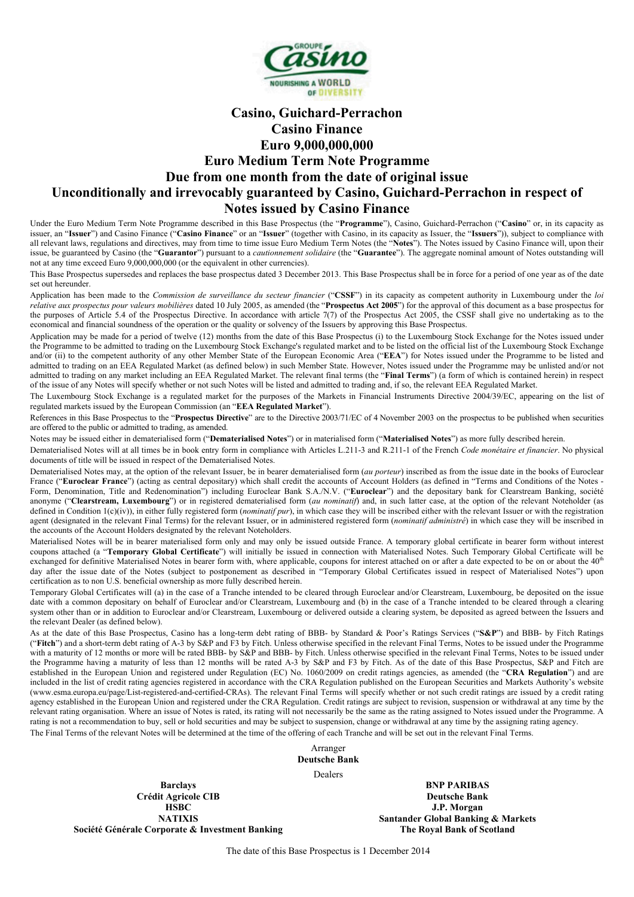# Casino, Guichard-Perrachon
# Casino Finance
# Euro 9,000,000,000
# Euro Medium Term Note Programme
## Due from one month from the date of original issue
## Unconditionally and irrevocably guaranteed by Casino, Guichard-Perrachon in respect of Notes issued by Casino Finance

Under the Euro Medium Term Note Programme described in this Base Prospectus (the "**Programme**"), Casino, Guichard-Perrachon ("**Casino**" or, in its capacity as issuer, an "**Issuer**") and Casino Finance ("**Casino Finance**" or an "**Issuer**" (together with Casino, in its capacity as Issuer, the "**Issuers**")), subject to compliance with all relevant laws, regulations and directives, may from time to time issue Euro Medium Term Notes (the "**Notes**"). The Notes issued by Casino Finance will, upon their issue, be guaranteed by Casino (the "**Guarantor**") pursuant to a *cautionnement solidaire* (the "**Guarantee**"). The aggregate nominal amount of Notes outstanding will not at any time exceed Euro 9,000,000,000 (or the equivalent in other currencies).

This Base Prospectus supersedes and replaces the base prospectus dated 3 December 2013. This Base Prospectus shall be in force for a period of one year as of the date set out hereunder.

Application has been made to the *Commission de surveillance du secteur financier* ("**CSSF**") in its capacity as competent authority in Luxembourg under the *loi relative aux prospectus pour valeurs mobilières* dated 10 July 2005, as amended (the "**Prospectus Act 2005**") for the approval of this document as a base prospectus for the purposes of Article 5.4 of the Prospectus Directive. In accordance with article 7(7) of the Prospectus Act 2005, the CSSF shall give no undertaking as to the economical and financial soundness of the operation or the quality or solvency of the Issuers by approving this Base Prospectus.

Application may be made for a period of twelve (12) months from the date of this Base Prospectus (i) to the Luxembourg Stock Exchange for the Notes issued under the Programme to be admitted to trading on the Luxembourg Stock Exchange's regulated market and to be listed on the official list of the Luxembourg Stock Exchange and/or (ii) to the competent authority of any other Member State of the European Economic Area ("**EEA**") for Notes issued under the Programme to be listed and admitted to trading on an EEA Regulated Market (as defined below) in such Member State. However, Notes issued under the Programme may be unlisted and/or not admitted to trading on any market including an EEA Regulated Market. The relevant final terms (the "**Final Terms**") (a form of which is contained herein) in respect of the issue of any Notes will specify whether or not such Notes will be listed and admitted to trading and, if so, the relevant EEA Regulated Market.

The Luxembourg Stock Exchange is a regulated market for the purposes of the Markets in Financial Instruments Directive 2004/39/EC, appearing on the list of regulated markets issued by the European Commission (an "**EEA Regulated Market**").

References in this Base Prospectus to the "**Prospectus Directive**" are to the Directive 2003/71/EC of 4 November 2003 on the prospectus to be published when securities are offered to the public or admitted to trading, as amended.

Notes may be issued either in dematerialised form ("**Dematerialised Notes**") or in materialised form ("**Materialised Notes**") as more fully described herein.

Dematerialised Notes will at all times be in book entry form in compliance with Articles L.211-3 and R.211-1 of the French *Code monétaire et financier*. No physical documents of title will be issued in respect of the Dematerialised Notes.

Dematerialised Notes may, at the option of the relevant Issuer, be in bearer dematerialised form (*au porteur*) inscribed as from the issue date in the books of Euroclear France ("**Euroclear France**") (acting as central depositary) which shall credit the accounts of Account Holders (as defined in "Terms and Conditions of the Notes - Form, Denomination, Title and Redenomination") including Euroclear Bank S.A./N.V. ("**Euroclear**") and the depositary bank for Clearstream Banking, société anonyme ("**Clearstream, Luxembourg**") or in registered dematerialised form (*au nominatif*) and, in such latter case, at the option of the relevant Noteholder (as defined in Condition 1(c)(iv)), in either fully registered form (*nominatif pur*), in which case they will be inscribed either with the relevant Issuer or with the registration agent (designated in the relevant Final Terms) for the relevant Issuer, or in administered registered form (*nominatif administré*) in which case they will be inscribed in the accounts of the Account Holders designated by the relevant Noteholders.

Materialised Notes will be in bearer materialised form only and may only be issued outside France. A temporary global certificate in bearer form without interest coupons attached (a "**Temporary Global Certificate**") will initially be issued in connection with Materialised Notes. Such Temporary Global Certificate will be exchanged for definitive Materialised Notes in bearer form with, where applicable, coupons for interest attached on or after a date expected to be on or about the 40th day after the issue date of the Notes (subject to postponement as described in "Temporary Global Certificates issued in respect of Materialised Notes") upon certification as to non U.S. beneficial ownership as more fully described herein.

Temporary Global Certificates will (a) in the case of a Tranche intended to be cleared through Euroclear and/or Clearstream, Luxembourg, be deposited on the issue date with a common depositary on behalf of Euroclear and/or Clearstream, Luxembourg and (b) in the case of a Tranche intended to be cleared through a clearing system other than or in addition to Euroclear and/or Clearstream, Luxembourg or delivered outside a clearing system, be deposited as agreed between the Issuers and the relevant Dealer (as defined below).

As at the date of this Base Prospectus, Casino has a long-term debt rating of BBB- by Standard & Poor's Ratings Services ("**S&P**") and BBB- by Fitch Ratings ("**Fitch**") and a short-term debt rating of A-3 by S&P and F3 by Fitch. Unless otherwise specified in the relevant Final Terms, Notes to be issued under the Programme with a maturity of 12 months or more will be rated BBB- by S&P and BBB- by Fitch. Unless otherwise specified in the relevant Final Terms, Notes to be issued under the Programme having a maturity of less than 12 months will be rated A-3 by S&P and F3 by Fitch. As of the date of this Base Prospectus, S&P and Fitch are established in the European Union and registered under Regulation (EC) No. 1060/2009 on credit ratings agencies, as amended (the "**CRA Regulation**") and are included in the list of credit rating agencies registered in accordance with the CRA Regulation published on the European Securities and Markets Authority's website (www.esma.europa.eu/page/List-registered-and-certified-CRAs). The relevant Final Terms will specify whether or not such credit ratings are issued by a credit rating agency established in the European Union and registered under the CRA Regulation. Credit ratings are subject to revision, suspension or withdrawal at any time by the relevant rating organisation. Where an issue of Notes is rated, its rating will not necessarily be the same as the rating assigned to Notes issued under the Programme. A rating is not a recommendation to buy, sell or hold securities and may be subject to suspension, change or withdrawal at any time by the assigning rating agency.

The Final Terms of the relevant Notes will be determined at the time of the offering of each Tranche and will be set out in the relevant Final Terms.

Arranger

**Deutsche Bank**

Dealers

**Barclays**
**BNP PARIBAS**
**Crédit Agricole CIB**
**Deutsche Bank**
**HSBC**
**J.P. Morgan**
**NATIXIS**
**Santander Global Banking & Markets**
**Société Générale Corporate & Investment Banking**
**The Royal Bank of Scotland**

The date of this Base Prospectus is 1 December 2014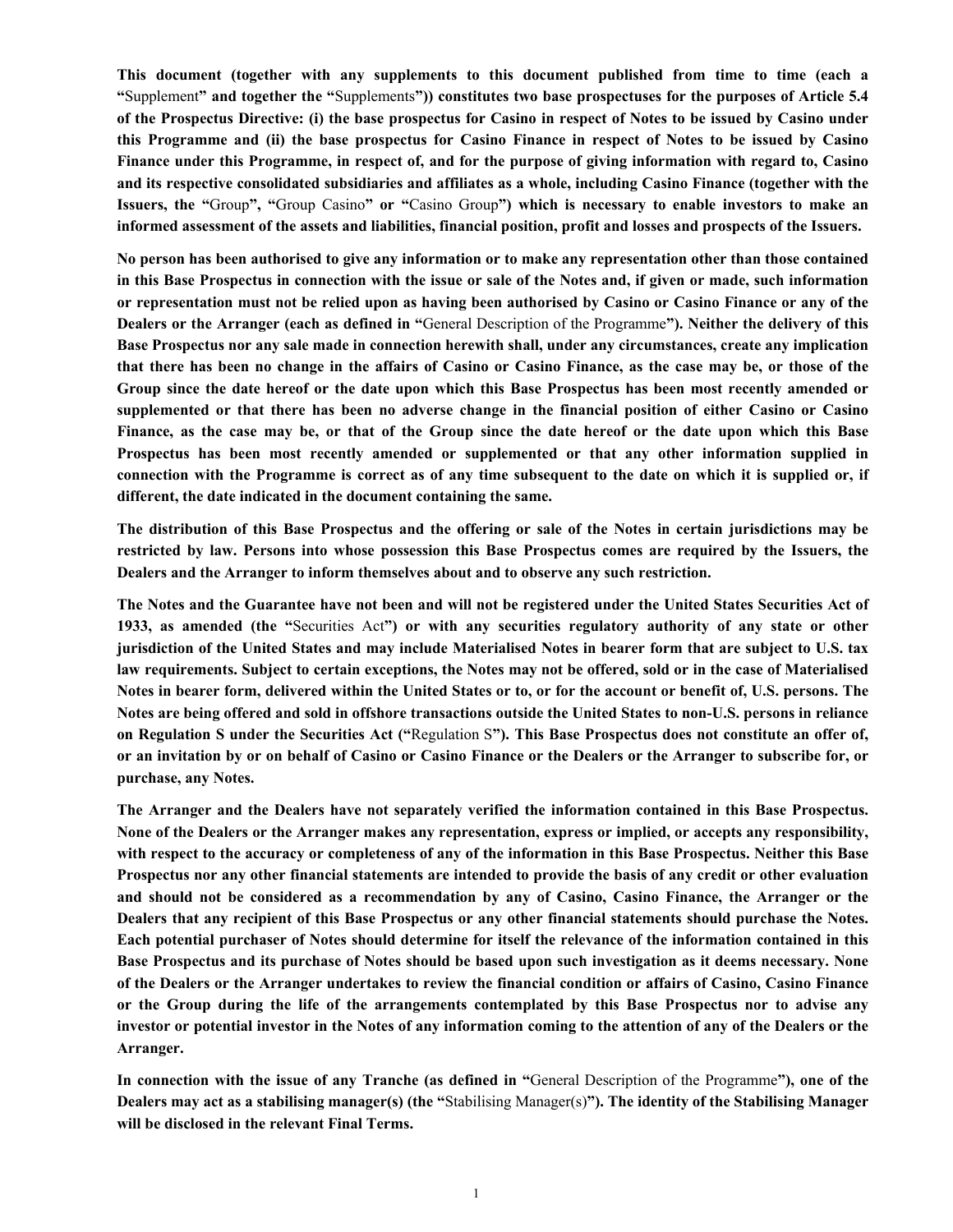**This document (together with any supplements to this document published from time to time (each a "**Supplement**" and together the "**Supplements**")) constitutes two base prospectuses for the purposes of Article 5.4 of the Prospectus Directive: (i) the base prospectus for Casino in respect of Notes to be issued by Casino under this Programme and (ii) the base prospectus for Casino Finance in respect of Notes to be issued by Casino Finance under this Programme, in respect of, and for the purpose of giving information with regard to, Casino and its respective consolidated subsidiaries and affiliates as a whole, including Casino Finance (together with the Issuers, the "**Group**", "**Group Casino**" or "**Casino Group**") which is necessary to enable investors to make an informed assessment of the assets and liabilities, financial position, profit and losses and prospects of the Issuers.**

**No person has been authorised to give any information or to make any representation other than those contained in this Base Prospectus in connection with the issue or sale of the Notes and, if given or made, such information or representation must not be relied upon as having been authorised by Casino or Casino Finance or any of the Dealers or the Arranger (each as defined in "**General Description of the Programme**"). Neither the delivery of this Base Prospectus nor any sale made in connection herewith shall, under any circumstances, create any implication that there has been no change in the affairs of Casino or Casino Finance, as the case may be, or those of the Group since the date hereof or the date upon which this Base Prospectus has been most recently amended or supplemented or that there has been no adverse change in the financial position of either Casino or Casino Finance, as the case may be, or that of the Group since the date hereof or the date upon which this Base Prospectus has been most recently amended or supplemented or that any other information supplied in connection with the Programme is correct as of any time subsequent to the date on which it is supplied or, if different, the date indicated in the document containing the same.**

**The distribution of this Base Prospectus and the offering or sale of the Notes in certain jurisdictions may be restricted by law. Persons into whose possession this Base Prospectus comes are required by the Issuers, the Dealers and the Arranger to inform themselves about and to observe any such restriction.**

**The Notes and the Guarantee have not been and will not be registered under the United States Securities Act of 1933, as amended (the "**Securities Act**") or with any securities regulatory authority of any state or other jurisdiction of the United States and may include Materialised Notes in bearer form that are subject to U.S. tax law requirements. Subject to certain exceptions, the Notes may not be offered, sold or in the case of Materialised Notes in bearer form, delivered within the United States or to, or for the account or benefit of, U.S. persons. The Notes are being offered and sold in offshore transactions outside the United States to non-U.S. persons in reliance on Regulation S under the Securities Act ("**Regulation S**"). This Base Prospectus does not constitute an offer of, or an invitation by or on behalf of Casino or Casino Finance or the Dealers or the Arranger to subscribe for, or purchase, any Notes.**

**The Arranger and the Dealers have not separately verified the information contained in this Base Prospectus. None of the Dealers or the Arranger makes any representation, express or implied, or accepts any responsibility, with respect to the accuracy or completeness of any of the information in this Base Prospectus. Neither this Base Prospectus nor any other financial statements are intended to provide the basis of any credit or other evaluation and should not be considered as a recommendation by any of Casino, Casino Finance, the Arranger or the Dealers that any recipient of this Base Prospectus or any other financial statements should purchase the Notes. Each potential purchaser of Notes should determine for itself the relevance of the information contained in this Base Prospectus and its purchase of Notes should be based upon such investigation as it deems necessary. None of the Dealers or the Arranger undertakes to review the financial condition or affairs of Casino, Casino Finance or the Group during the life of the arrangements contemplated by this Base Prospectus nor to advise any investor or potential investor in the Notes of any information coming to the attention of any of the Dealers or the Arranger.**

**In connection with the issue of any Tranche (as defined in "**General Description of the Programme**"), one of the Dealers may act as a stabilising manager(s) (the "**Stabilising Manager(s)**"). The identity of the Stabilising Manager will be disclosed in the relevant Final Terms.**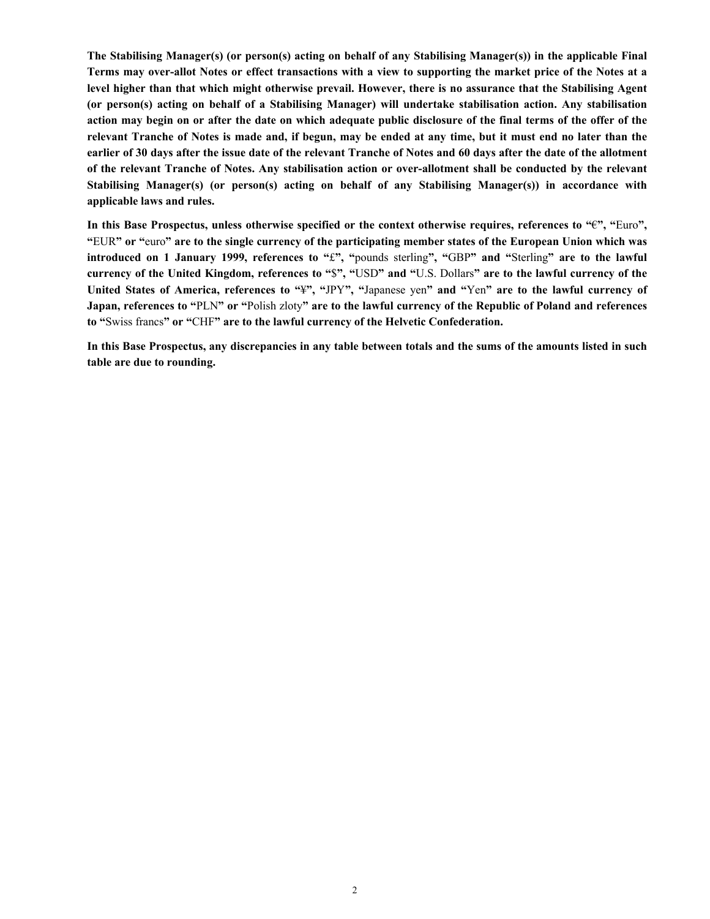**The Stabilising Manager(s) (or person(s) acting on behalf of any Stabilising Manager(s)) in the applicable Final Terms may over-allot Notes or effect transactions with a view to supporting the market price of the Notes at a level higher than that which might otherwise prevail. However, there is no assurance that the Stabilising Agent (or person(s) acting on behalf of a Stabilising Manager) will undertake stabilisation action. Any stabilisation action may begin on or after the date on which adequate public disclosure of the final terms of the offer of the relevant Tranche of Notes is made and, if begun, may be ended at any time, but it must end no later than the earlier of 30 days after the issue date of the relevant Tranche of Notes and 60 days after the date of the allotment of the relevant Tranche of Notes. Any stabilisation action or over-allotment shall be conducted by the relevant Stabilising Manager(s) (or person(s) acting on behalf of any Stabilising Manager(s)) in accordance with applicable laws and rules.**

**In this Base Prospectus, unless otherwise specified or the context otherwise requires, references to "€", "**Euro**", "**EUR**" or "**euro**" are to the single currency of the participating member states of the European Union which was introduced on 1 January 1999, references to "£", "**pounds sterling**", "**GBP**" and "**Sterling**" are to the lawful currency of the United Kingdom, references to "$", "**USD**" and "**U.S. Dollars**" are to the lawful currency of the United States of America, references to "¥", "**JPY**", "**Japanese yen**" and "**Yen**" are to the lawful currency of Japan, references to "**PLN**" or "**Polish zloty**" are to the lawful currency of the Republic of Poland and references to "**Swiss francs**" or "**CHF**" are to the lawful currency of the Helvetic Confederation.**

**In this Base Prospectus, any discrepancies in any table between totals and the sums of the amounts listed in such table are due to rounding.**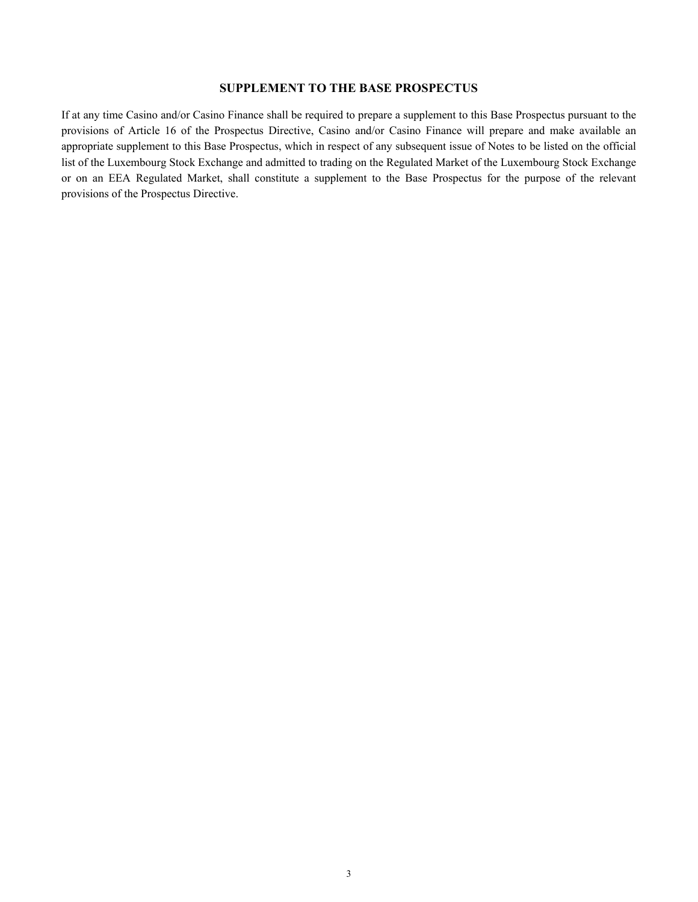## SUPPLEMENT TO THE BASE PROSPECTUS

If at any time Casino and/or Casino Finance shall be required to prepare a supplement to this Base Prospectus pursuant to the provisions of Article 16 of the Prospectus Directive, Casino and/or Casino Finance will prepare and make available an appropriate supplement to this Base Prospectus, which in respect of any subsequent issue of Notes to be listed on the official list of the Luxembourg Stock Exchange and admitted to trading on the Regulated Market of the Luxembourg Stock Exchange or on an EEA Regulated Market, shall constitute a supplement to the Base Prospectus for the purpose of the relevant provisions of the Prospectus Directive.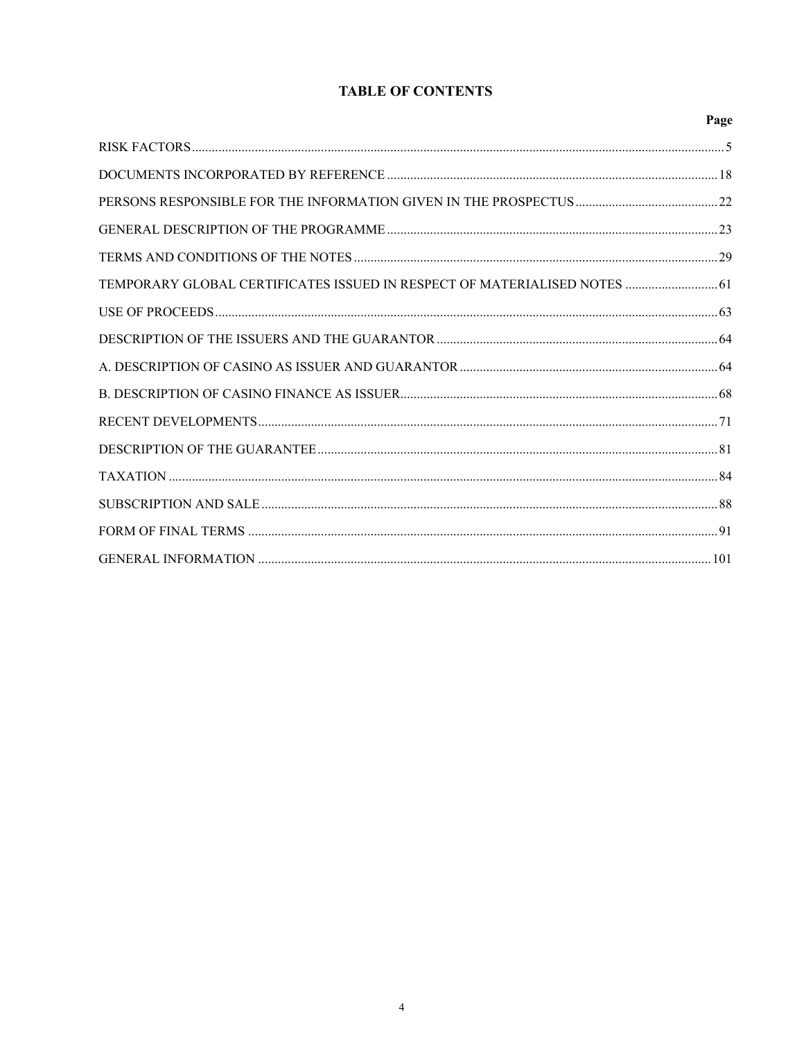# TABLE OF CONTENTS

| | Page |
|---|---|
| RISK FACTORS | 5 |
| DOCUMENTS INCORPORATED BY REFERENCE | 18 |
| PERSONS RESPONSIBLE FOR THE INFORMATION GIVEN IN THE PROSPECTUS | 22 |
| GENERAL DESCRIPTION OF THE PROGRAMME | 23 |
| TERMS AND CONDITIONS OF THE NOTES | 29 |
| TEMPORARY GLOBAL CERTIFICATES ISSUED IN RESPECT OF MATERIALISED NOTES | 61 |
| USE OF PROCEEDS | 63 |
| DESCRIPTION OF THE ISSUERS AND THE GUARANTOR | 64 |
| A. DESCRIPTION OF CASINO AS ISSUER AND GUARANTOR | 64 |
| B. DESCRIPTION OF CASINO FINANCE AS ISSUER | 68 |
| RECENT DEVELOPMENTS | 71 |
| DESCRIPTION OF THE GUARANTEE | 81 |
| TAXATION | 84 |
| SUBSCRIPTION AND SALE | 88 |
| FORM OF FINAL TERMS | 91 |
| GENERAL INFORMATION | 101 |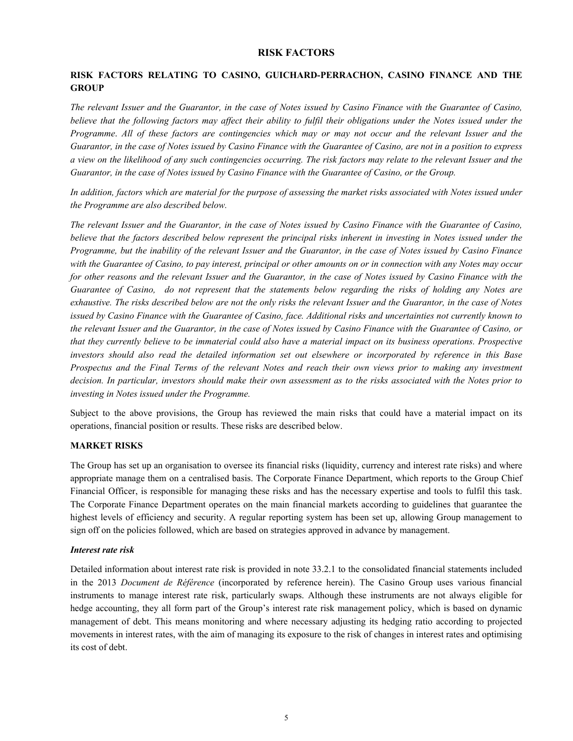# RISK FACTORS

## RISK FACTORS RELATING TO CASINO, GUICHARD-PERRACHON, CASINO FINANCE AND THE GROUP

*The relevant Issuer and the Guarantor, in the case of Notes issued by Casino Finance with the Guarantee of Casino, believe that the following factors may affect their ability to fulfil their obligations under the Notes issued under the Programme. All of these factors are contingencies which may or may not occur and the relevant Issuer and the Guarantor, in the case of Notes issued by Casino Finance with the Guarantee of Casino, are not in a position to express a view on the likelihood of any such contingencies occurring. The risk factors may relate to the relevant Issuer and the Guarantor, in the case of Notes issued by Casino Finance with the Guarantee of Casino, or the Group.*

*In addition, factors which are material for the purpose of assessing the market risks associated with Notes issued under the Programme are also described below.*

*The relevant Issuer and the Guarantor, in the case of Notes issued by Casino Finance with the Guarantee of Casino, believe that the factors described below represent the principal risks inherent in investing in Notes issued under the Programme, but the inability of the relevant Issuer and the Guarantor, in the case of Notes issued by Casino Finance with the Guarantee of Casino, to pay interest, principal or other amounts on or in connection with any Notes may occur for other reasons and the relevant Issuer and the Guarantor, in the case of Notes issued by Casino Finance with the Guarantee of Casino, do not represent that the statements below regarding the risks of holding any Notes are exhaustive. The risks described below are not the only risks the relevant Issuer and the Guarantor, in the case of Notes issued by Casino Finance with the Guarantee of Casino, face. Additional risks and uncertainties not currently known to the relevant Issuer and the Guarantor, in the case of Notes issued by Casino Finance with the Guarantee of Casino, or that they currently believe to be immaterial could also have a material impact on its business operations. Prospective investors should also read the detailed information set out elsewhere or incorporated by reference in this Base Prospectus and the Final Terms of the relevant Notes and reach their own views prior to making any investment decision. In particular, investors should make their own assessment as to the risks associated with the Notes prior to investing in Notes issued under the Programme.*

Subject to the above provisions, the Group has reviewed the main risks that could have a material impact on its operations, financial position or results. These risks are described below.

### MARKET RISKS

The Group has set up an organisation to oversee its financial risks (liquidity, currency and interest rate risks) and where appropriate manage them on a centralised basis. The Corporate Finance Department, which reports to the Group Chief Financial Officer, is responsible for managing these risks and has the necessary expertise and tools to fulfil this task. The Corporate Finance Department operates on the main financial markets according to guidelines that guarantee the highest levels of efficiency and security. A regular reporting system has been set up, allowing Group management to sign off on the policies followed, which are based on strategies approved in advance by management.

#### *Interest rate risk*

Detailed information about interest rate risk is provided in note 33.2.1 to the consolidated financial statements included in the 2013 *Document de Référence* (incorporated by reference herein). The Casino Group uses various financial instruments to manage interest rate risk, particularly swaps. Although these instruments are not always eligible for hedge accounting, they all form part of the Group's interest rate risk management policy, which is based on dynamic management of debt. This means monitoring and where necessary adjusting its hedging ratio according to projected movements in interest rates, with the aim of managing its exposure to the risk of changes in interest rates and optimising its cost of debt.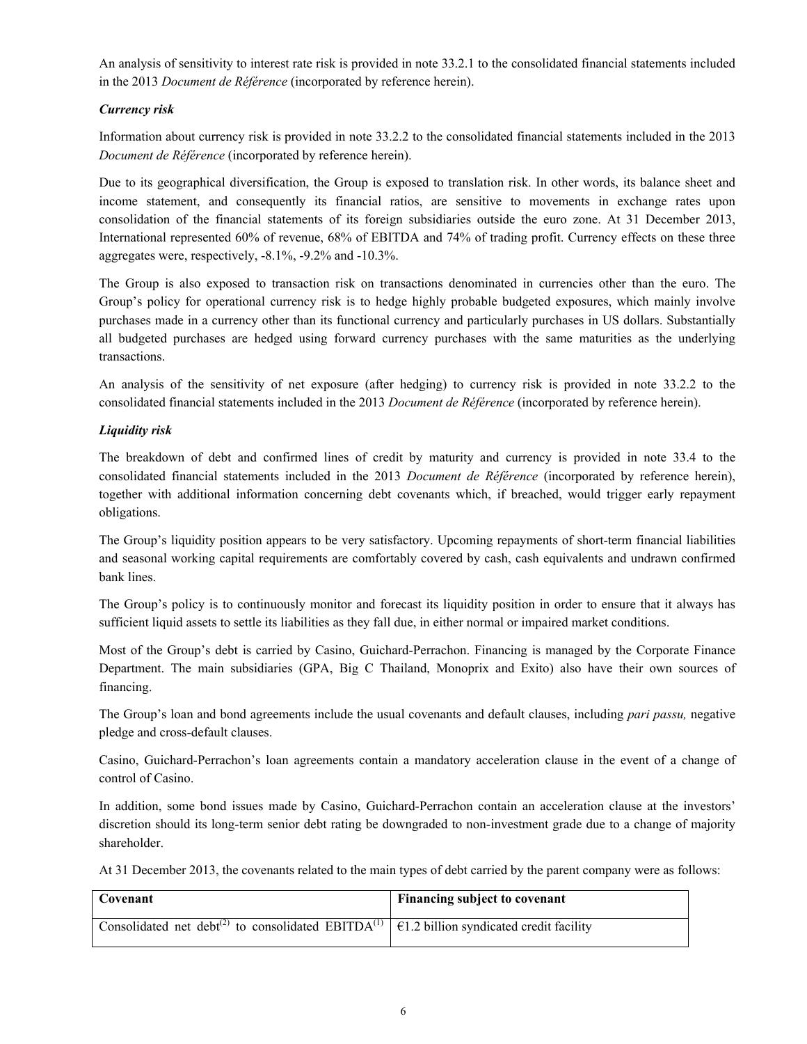An analysis of sensitivity to interest rate risk is provided in note 33.2.1 to the consolidated financial statements included in the 2013 *Document de Référence* (incorporated by reference herein).

***Currency risk***

Information about currency risk is provided in note 33.2.2 to the consolidated financial statements included in the 2013 *Document de Référence* (incorporated by reference herein).

Due to its geographical diversification, the Group is exposed to translation risk. In other words, its balance sheet and income statement, and consequently its financial ratios, are sensitive to movements in exchange rates upon consolidation of the financial statements of its foreign subsidiaries outside the euro zone. At 31 December 2013, International represented 60% of revenue, 68% of EBITDA and 74% of trading profit. Currency effects on these three aggregates were, respectively, -8.1%, -9.2% and -10.3%.

The Group is also exposed to transaction risk on transactions denominated in currencies other than the euro. The Group's policy for operational currency risk is to hedge highly probable budgeted exposures, which mainly involve purchases made in a currency other than its functional currency and particularly purchases in US dollars. Substantially all budgeted purchases are hedged using forward currency purchases with the same maturities as the underlying transactions.

An analysis of the sensitivity of net exposure (after hedging) to currency risk is provided in note 33.2.2 to the consolidated financial statements included in the 2013 *Document de Référence* (incorporated by reference herein).

***Liquidity risk***

The breakdown of debt and confirmed lines of credit by maturity and currency is provided in note 33.4 to the consolidated financial statements included in the 2013 *Document de Référence* (incorporated by reference herein), together with additional information concerning debt covenants which, if breached, would trigger early repayment obligations.

The Group's liquidity position appears to be very satisfactory. Upcoming repayments of short-term financial liabilities and seasonal working capital requirements are comfortably covered by cash, cash equivalents and undrawn confirmed bank lines.

The Group's policy is to continuously monitor and forecast its liquidity position in order to ensure that it always has sufficient liquid assets to settle its liabilities as they fall due, in either normal or impaired market conditions.

Most of the Group's debt is carried by Casino, Guichard-Perrachon. Financing is managed by the Corporate Finance Department. The main subsidiaries (GPA, Big C Thailand, Monoprix and Exito) also have their own sources of financing.

The Group's loan and bond agreements include the usual covenants and default clauses, including *pari passu,* negative pledge and cross-default clauses.

Casino, Guichard-Perrachon's loan agreements contain a mandatory acceleration clause in the event of a change of control of Casino.

In addition, some bond issues made by Casino, Guichard-Perrachon contain an acceleration clause at the investors' discretion should its long-term senior debt rating be downgraded to non-investment grade due to a change of majority shareholder.

At 31 December 2013, the covenants related to the main types of debt carried by the parent company were as follows:

| Covenant | Financing subject to covenant |
|---|---|
| Consolidated net debt[(2)] to consolidated EBITDA[(1)] | €1.2 billion syndicated credit facility |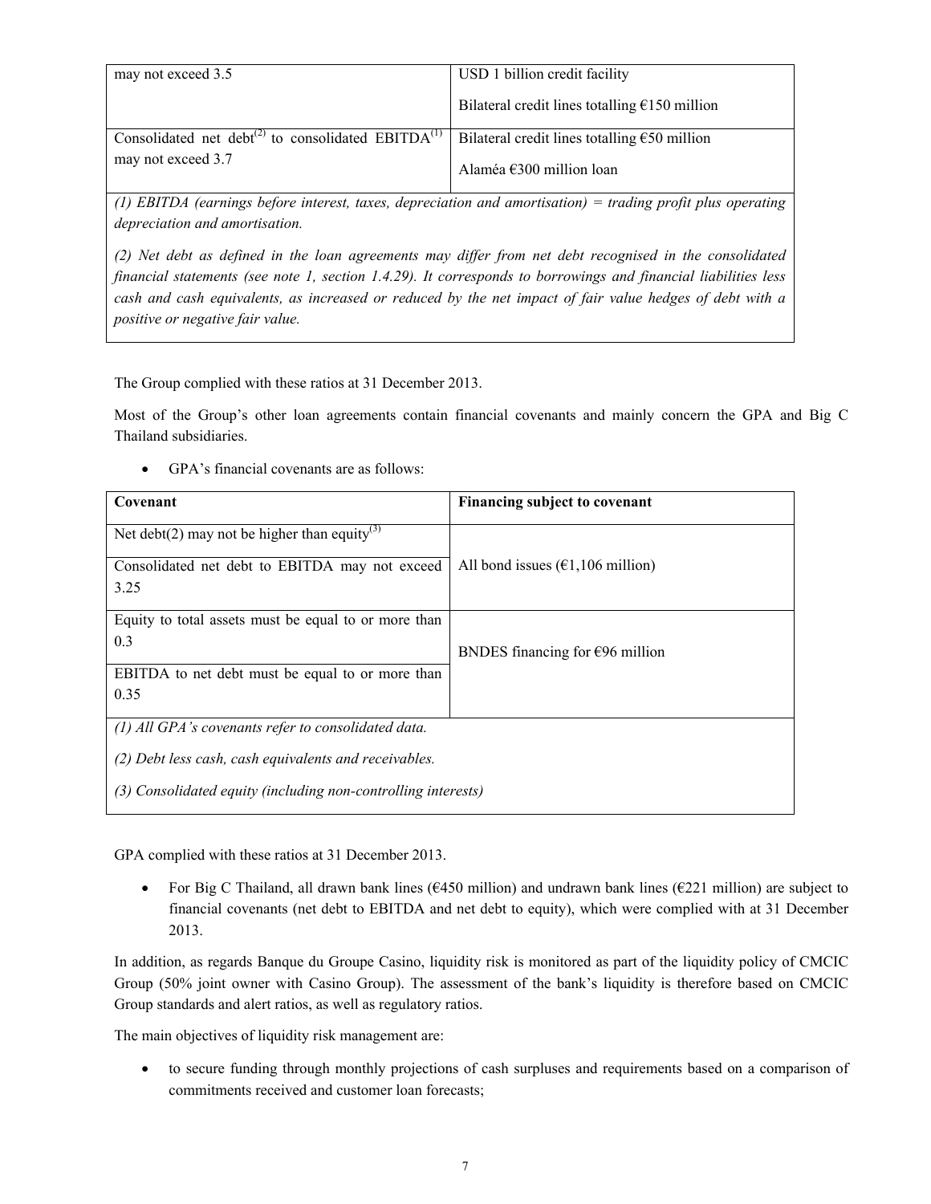| | |
|---|---|
| may not exceed 3.5 | USD 1 billion credit facility<br>Bilateral credit lines totalling €150 million |
| Consolidated net debt[(2)] to consolidated EBITDA[(1)] may not exceed 3.7 | Bilateral credit lines totalling €50 million<br>Alaméa €300 million loan |
| *(1) EBITDA (earnings before interest, taxes, depreciation and amortisation) = trading profit plus operating depreciation and amortisation.*<br>*(2) Net debt as defined in the loan agreements may differ from net debt recognised in the consolidated financial statements (see note 1, section 1.4.29). It corresponds to borrowings and financial liabilities less cash and cash equivalents, as increased or reduced by the net impact of fair value hedges of debt with a positive or negative fair value.* | |

The Group complied with these ratios at 31 December 2013.

Most of the Group's other loan agreements contain financial covenants and mainly concern the GPA and Big C Thailand subsidiaries.

- GPA's financial covenants are as follows:

| Covenant | Financing subject to covenant |
|---|---|
| Net debt(2) may not be higher than equity[(3)] | All bond issues (€1,106 million) |
| Consolidated net debt to EBITDA may not exceed 3.25 | |
| Equity to total assets must be equal to or more than 0.3 | BNDES financing for €96 million |
| EBITDA to net debt must be equal to or more than 0.35 | |
| *(1) All GPA's covenants refer to consolidated data.*<br>*(2) Debt less cash, cash equivalents and receivables.*<br>*(3) Consolidated equity (including non-controlling interests)* | |

GPA complied with these ratios at 31 December 2013.

- For Big C Thailand, all drawn bank lines (€450 million) and undrawn bank lines (€221 million) are subject to financial covenants (net debt to EBITDA and net debt to equity), which were complied with at 31 December 2013.

In addition, as regards Banque du Groupe Casino, liquidity risk is monitored as part of the liquidity policy of CMCIC Group (50% joint owner with Casino Group). The assessment of the bank's liquidity is therefore based on CMCIC Group standards and alert ratios, as well as regulatory ratios.

The main objectives of liquidity risk management are:

- to secure funding through monthly projections of cash surpluses and requirements based on a comparison of commitments received and customer loan forecasts;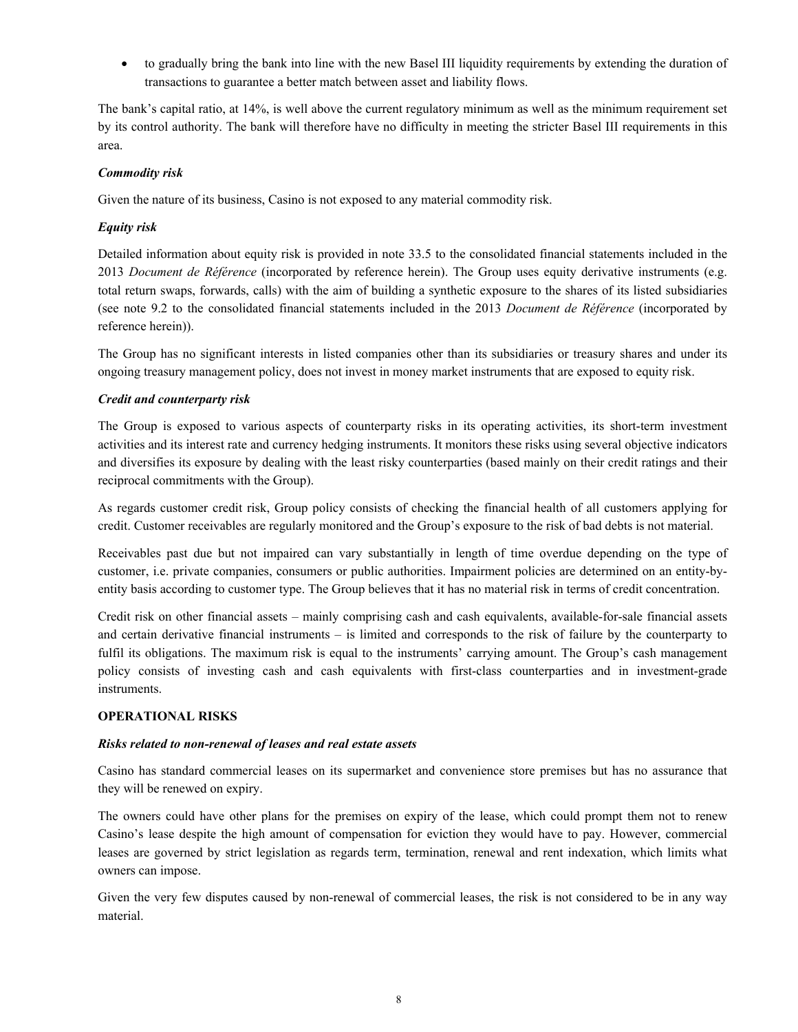- to gradually bring the bank into line with the new Basel III liquidity requirements by extending the duration of transactions to guarantee a better match between asset and liability flows.

The bank's capital ratio, at 14%, is well above the current regulatory minimum as well as the minimum requirement set by its control authority. The bank will therefore have no difficulty in meeting the stricter Basel III requirements in this area.

***Commodity risk***

Given the nature of its business, Casino is not exposed to any material commodity risk.

***Equity risk***

Detailed information about equity risk is provided in note 33.5 to the consolidated financial statements included in the 2013 *Document de Référence* (incorporated by reference herein). The Group uses equity derivative instruments (e.g. total return swaps, forwards, calls) with the aim of building a synthetic exposure to the shares of its listed subsidiaries (see note 9.2 to the consolidated financial statements included in the 2013 *Document de Référence* (incorporated by reference herein)).

The Group has no significant interests in listed companies other than its subsidiaries or treasury shares and under its ongoing treasury management policy, does not invest in money market instruments that are exposed to equity risk.

***Credit and counterparty risk***

The Group is exposed to various aspects of counterparty risks in its operating activities, its short-term investment activities and its interest rate and currency hedging instruments. It monitors these risks using several objective indicators and diversifies its exposure by dealing with the least risky counterparties (based mainly on their credit ratings and their reciprocal commitments with the Group).

As regards customer credit risk, Group policy consists of checking the financial health of all customers applying for credit. Customer receivables are regularly monitored and the Group's exposure to the risk of bad debts is not material.

Receivables past due but not impaired can vary substantially in length of time overdue depending on the type of customer, i.e. private companies, consumers or public authorities. Impairment policies are determined on an entity-by-entity basis according to customer type. The Group believes that it has no material risk in terms of credit concentration.

Credit risk on other financial assets – mainly comprising cash and cash equivalents, available-for-sale financial assets and certain derivative financial instruments – is limited and corresponds to the risk of failure by the counterparty to fulfil its obligations. The maximum risk is equal to the instruments' carrying amount. The Group's cash management policy consists of investing cash and cash equivalents with first-class counterparties and in investment-grade instruments.

**OPERATIONAL RISKS**

***Risks related to non-renewal of leases and real estate assets***

Casino has standard commercial leases on its supermarket and convenience store premises but has no assurance that they will be renewed on expiry.

The owners could have other plans for the premises on expiry of the lease, which could prompt them not to renew Casino's lease despite the high amount of compensation for eviction they would have to pay. However, commercial leases are governed by strict legislation as regards term, termination, renewal and rent indexation, which limits what owners can impose.

Given the very few disputes caused by non-renewal of commercial leases, the risk is not considered to be in any way material.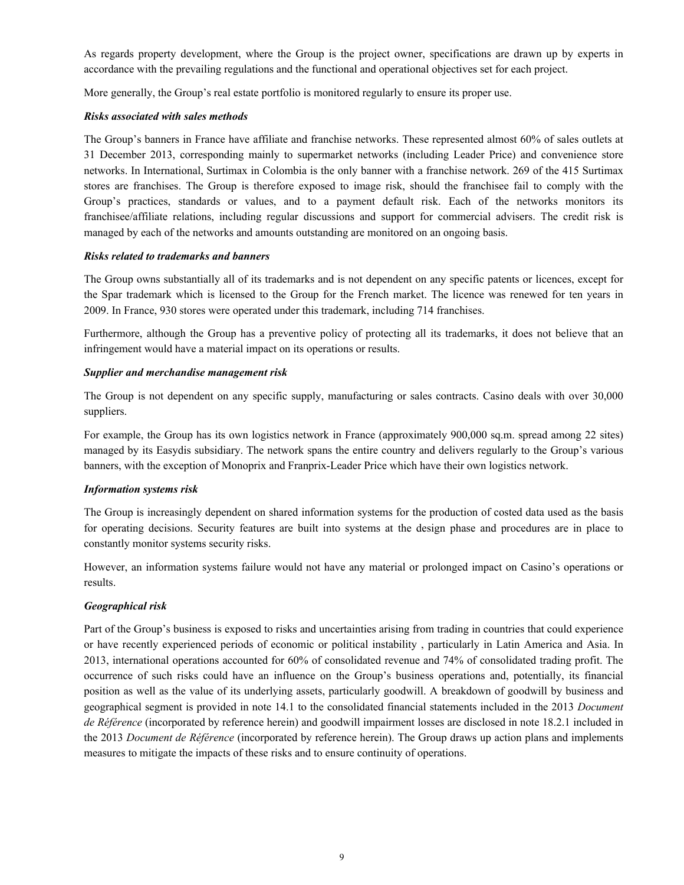As regards property development, where the Group is the project owner, specifications are drawn up by experts in accordance with the prevailing regulations and the functional and operational objectives set for each project.

More generally, the Group's real estate portfolio is monitored regularly to ensure its proper use.

***Risks associated with sales methods***

The Group's banners in France have affiliate and franchise networks. These represented almost 60% of sales outlets at 31 December 2013, corresponding mainly to supermarket networks (including Leader Price) and convenience store networks. In International, Surtimax in Colombia is the only banner with a franchise network. 269 of the 415 Surtimax stores are franchises. The Group is therefore exposed to image risk, should the franchisee fail to comply with the Group's practices, standards or values, and to a payment default risk. Each of the networks monitors its franchisee/affiliate relations, including regular discussions and support for commercial advisers. The credit risk is managed by each of the networks and amounts outstanding are monitored on an ongoing basis.

***Risks related to trademarks and banners***

The Group owns substantially all of its trademarks and is not dependent on any specific patents or licences, except for the Spar trademark which is licensed to the Group for the French market. The licence was renewed for ten years in 2009. In France, 930 stores were operated under this trademark, including 714 franchises.

Furthermore, although the Group has a preventive policy of protecting all its trademarks, it does not believe that an infringement would have a material impact on its operations or results.

***Supplier and merchandise management risk***

The Group is not dependent on any specific supply, manufacturing or sales contracts. Casino deals with over 30,000 suppliers.

For example, the Group has its own logistics network in France (approximately 900,000 sq.m. spread among 22 sites) managed by its Easydis subsidiary. The network spans the entire country and delivers regularly to the Group's various banners, with the exception of Monoprix and Franprix-Leader Price which have their own logistics network.

***Information systems risk***

The Group is increasingly dependent on shared information systems for the production of costed data used as the basis for operating decisions. Security features are built into systems at the design phase and procedures are in place to constantly monitor systems security risks.

However, an information systems failure would not have any material or prolonged impact on Casino's operations or results.

***Geographical risk***

Part of the Group's business is exposed to risks and uncertainties arising from trading in countries that could experience or have recently experienced periods of economic or political instability , particularly in Latin America and Asia. In 2013, international operations accounted for 60% of consolidated revenue and 74% of consolidated trading profit. The occurrence of such risks could have an influence on the Group's business operations and, potentially, its financial position as well as the value of its underlying assets, particularly goodwill. A breakdown of goodwill by business and geographical segment is provided in note 14.1 to the consolidated financial statements included in the 2013 *Document de Référence* (incorporated by reference herein) and goodwill impairment losses are disclosed in note 18.2.1 included in the 2013 *Document de Référence* (incorporated by reference herein). The Group draws up action plans and implements measures to mitigate the impacts of these risks and to ensure continuity of operations.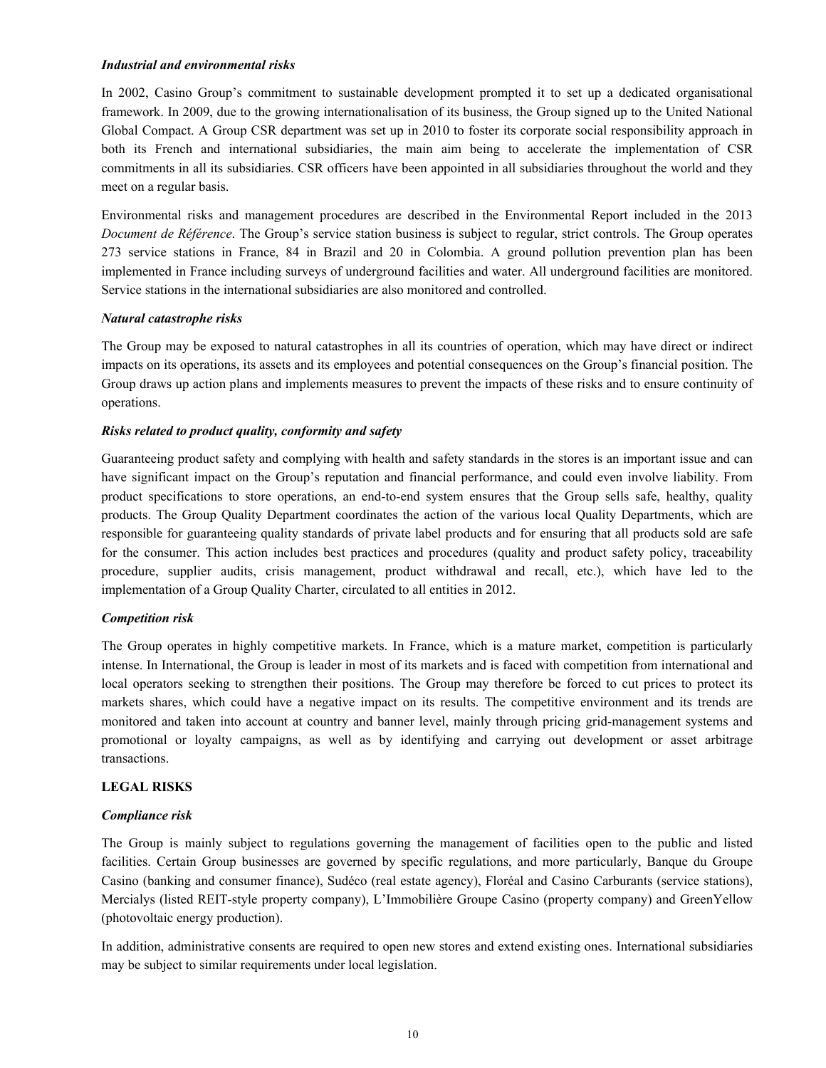*Industrial and environmental risks*

In 2002, Casino Group's commitment to sustainable development prompted it to set up a dedicated organisational framework. In 2009, due to the growing internationalisation of its business, the Group signed up to the United National Global Compact. A Group CSR department was set up in 2010 to foster its corporate social responsibility approach in both its French and international subsidiaries, the main aim being to accelerate the implementation of CSR commitments in all its subsidiaries. CSR officers have been appointed in all subsidiaries throughout the world and they meet on a regular basis.

Environmental risks and management procedures are described in the Environmental Report included in the 2013 *Document de Référence*. The Group's service station business is subject to regular, strict controls. The Group operates 273 service stations in France, 84 in Brazil and 20 in Colombia. A ground pollution prevention plan has been implemented in France including surveys of underground facilities and water. All underground facilities are monitored. Service stations in the international subsidiaries are also monitored and controlled.

*Natural catastrophe risks*

The Group may be exposed to natural catastrophes in all its countries of operation, which may have direct or indirect impacts on its operations, its assets and its employees and potential consequences on the Group's financial position. The Group draws up action plans and implements measures to prevent the impacts of these risks and to ensure continuity of operations.

*Risks related to product quality, conformity and safety*

Guaranteeing product safety and complying with health and safety standards in the stores is an important issue and can have significant impact on the Group's reputation and financial performance, and could even involve liability. From product specifications to store operations, an end-to-end system ensures that the Group sells safe, healthy, quality products. The Group Quality Department coordinates the action of the various local Quality Departments, which are responsible for guaranteeing quality standards of private label products and for ensuring that all products sold are safe for the consumer. This action includes best practices and procedures (quality and product safety policy, traceability procedure, supplier audits, crisis management, product withdrawal and recall, etc.), which have led to the implementation of a Group Quality Charter, circulated to all entities in 2012.

*Competition risk*

The Group operates in highly competitive markets. In France, which is a mature market, competition is particularly intense. In International, the Group is leader in most of its markets and is faced with competition from international and local operators seeking to strengthen their positions. The Group may therefore be forced to cut prices to protect its markets shares, which could have a negative impact on its results. The competitive environment and its trends are monitored and taken into account at country and banner level, mainly through pricing grid-management systems and promotional or loyalty campaigns, as well as by identifying and carrying out development or asset arbitrage transactions.

**LEGAL RISKS**

*Compliance risk*

The Group is mainly subject to regulations governing the management of facilities open to the public and listed facilities. Certain Group businesses are governed by specific regulations, and more particularly, Banque du Groupe Casino (banking and consumer finance), Sudéco (real estate agency), Floréal and Casino Carburants (service stations), Mercialys (listed REIT-style property company), L'Immobilière Groupe Casino (property company) and GreenYellow (photovoltaic energy production).

In addition, administrative consents are required to open new stores and extend existing ones. International subsidiaries may be subject to similar requirements under local legislation.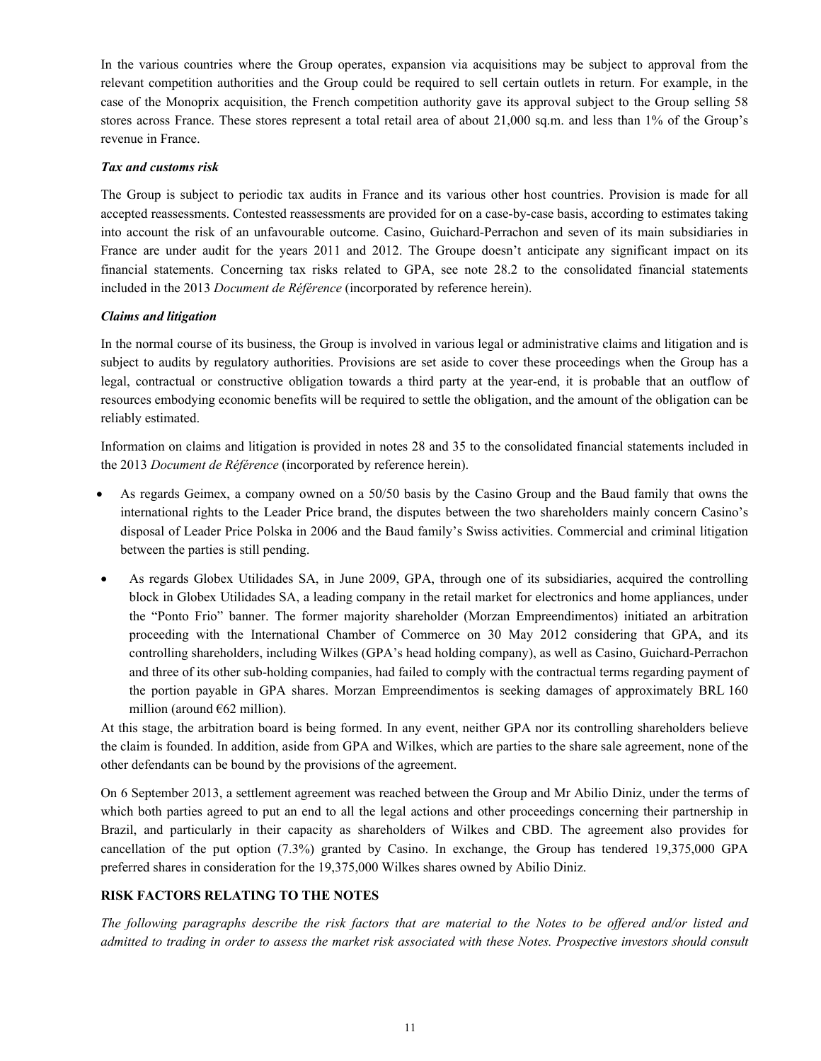In the various countries where the Group operates, expansion via acquisitions may be subject to approval from the relevant competition authorities and the Group could be required to sell certain outlets in return. For example, in the case of the Monoprix acquisition, the French competition authority gave its approval subject to the Group selling 58 stores across France. These stores represent a total retail area of about 21,000 sq.m. and less than 1% of the Group's revenue in France.

***Tax and customs risk***

The Group is subject to periodic tax audits in France and its various other host countries. Provision is made for all accepted reassessments. Contested reassessments are provided for on a case-by-case basis, according to estimates taking into account the risk of an unfavourable outcome. Casino, Guichard-Perrachon and seven of its main subsidiaries in France are under audit for the years 2011 and 2012. The Groupe doesn't anticipate any significant impact on its financial statements. Concerning tax risks related to GPA, see note 28.2 to the consolidated financial statements included in the 2013 *Document de Référence* (incorporated by reference herein).

***Claims and litigation***

In the normal course of its business, the Group is involved in various legal or administrative claims and litigation and is subject to audits by regulatory authorities. Provisions are set aside to cover these proceedings when the Group has a legal, contractual or constructive obligation towards a third party at the year-end, it is probable that an outflow of resources embodying economic benefits will be required to settle the obligation, and the amount of the obligation can be reliably estimated.

Information on claims and litigation is provided in notes 28 and 35 to the consolidated financial statements included in the 2013 *Document de Référence* (incorporated by reference herein).

- As regards Geimex, a company owned on a 50/50 basis by the Casino Group and the Baud family that owns the international rights to the Leader Price brand, the disputes between the two shareholders mainly concern Casino's disposal of Leader Price Polska in 2006 and the Baud family's Swiss activities. Commercial and criminal litigation between the parties is still pending.
- As regards Globex Utilidades SA, in June 2009, GPA, through one of its subsidiaries, acquired the controlling block in Globex Utilidades SA, a leading company in the retail market for electronics and home appliances, under the "Ponto Frio" banner. The former majority shareholder (Morzan Empreendimentos) initiated an arbitration proceeding with the International Chamber of Commerce on 30 May 2012 considering that GPA, and its controlling shareholders, including Wilkes (GPA's head holding company), as well as Casino, Guichard-Perrachon and three of its other sub-holding companies, had failed to comply with the contractual terms regarding payment of the portion payable in GPA shares. Morzan Empreendimentos is seeking damages of approximately BRL 160 million (around €62 million).

At this stage, the arbitration board is being formed. In any event, neither GPA nor its controlling shareholders believe the claim is founded. In addition, aside from GPA and Wilkes, which are parties to the share sale agreement, none of the other defendants can be bound by the provisions of the agreement.

On 6 September 2013, a settlement agreement was reached between the Group and Mr Abilio Diniz, under the terms of which both parties agreed to put an end to all the legal actions and other proceedings concerning their partnership in Brazil, and particularly in their capacity as shareholders of Wilkes and CBD. The agreement also provides for cancellation of the put option (7.3%) granted by Casino. In exchange, the Group has tendered 19,375,000 GPA preferred shares in consideration for the 19,375,000 Wilkes shares owned by Abilio Diniz.

**RISK FACTORS RELATING TO THE NOTES**

*The following paragraphs describe the risk factors that are material to the Notes to be offered and/or listed and admitted to trading in order to assess the market risk associated with these Notes. Prospective investors should consult*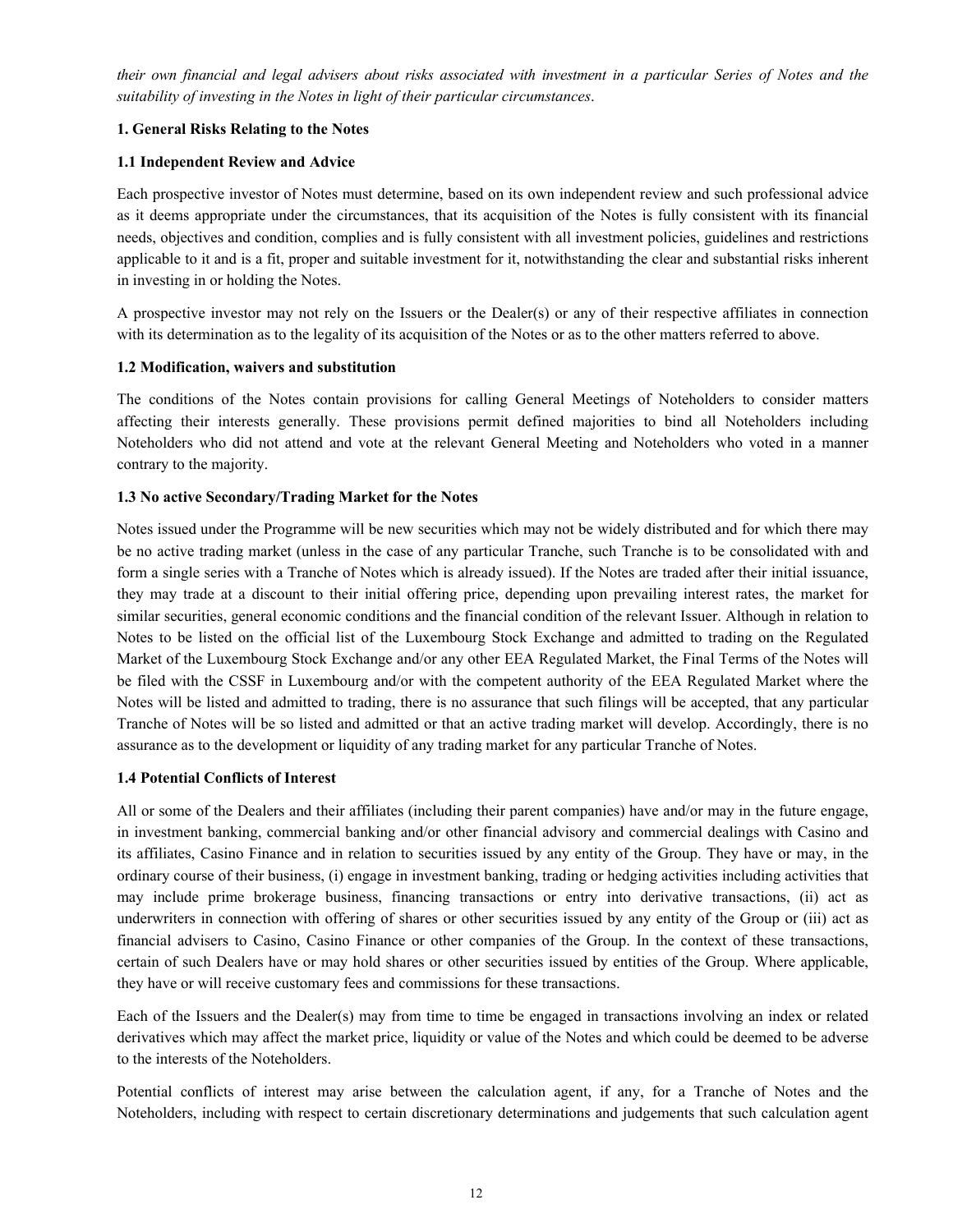*their own financial and legal advisers about risks associated with investment in a particular Series of Notes and the suitability of investing in the Notes in light of their particular circumstances*.

**1. General Risks Relating to the Notes**

**1.1 Independent Review and Advice**

Each prospective investor of Notes must determine, based on its own independent review and such professional advice as it deems appropriate under the circumstances, that its acquisition of the Notes is fully consistent with its financial needs, objectives and condition, complies and is fully consistent with all investment policies, guidelines and restrictions applicable to it and is a fit, proper and suitable investment for it, notwithstanding the clear and substantial risks inherent in investing in or holding the Notes.

A prospective investor may not rely on the Issuers or the Dealer(s) or any of their respective affiliates in connection with its determination as to the legality of its acquisition of the Notes or as to the other matters referred to above.

**1.2 Modification, waivers and substitution**

The conditions of the Notes contain provisions for calling General Meetings of Noteholders to consider matters affecting their interests generally. These provisions permit defined majorities to bind all Noteholders including Noteholders who did not attend and vote at the relevant General Meeting and Noteholders who voted in a manner contrary to the majority.

**1.3 No active Secondary/Trading Market for the Notes**

Notes issued under the Programme will be new securities which may not be widely distributed and for which there may be no active trading market (unless in the case of any particular Tranche, such Tranche is to be consolidated with and form a single series with a Tranche of Notes which is already issued). If the Notes are traded after their initial issuance, they may trade at a discount to their initial offering price, depending upon prevailing interest rates, the market for similar securities, general economic conditions and the financial condition of the relevant Issuer. Although in relation to Notes to be listed on the official list of the Luxembourg Stock Exchange and admitted to trading on the Regulated Market of the Luxembourg Stock Exchange and/or any other EEA Regulated Market, the Final Terms of the Notes will be filed with the CSSF in Luxembourg and/or with the competent authority of the EEA Regulated Market where the Notes will be listed and admitted to trading, there is no assurance that such filings will be accepted, that any particular Tranche of Notes will be so listed and admitted or that an active trading market will develop. Accordingly, there is no assurance as to the development or liquidity of any trading market for any particular Tranche of Notes.

**1.4 Potential Conflicts of Interest**

All or some of the Dealers and their affiliates (including their parent companies) have and/or may in the future engage, in investment banking, commercial banking and/or other financial advisory and commercial dealings with Casino and its affiliates, Casino Finance and in relation to securities issued by any entity of the Group. They have or may, in the ordinary course of their business, (i) engage in investment banking, trading or hedging activities including activities that may include prime brokerage business, financing transactions or entry into derivative transactions, (ii) act as underwriters in connection with offering of shares or other securities issued by any entity of the Group or (iii) act as financial advisers to Casino, Casino Finance or other companies of the Group. In the context of these transactions, certain of such Dealers have or may hold shares or other securities issued by entities of the Group. Where applicable, they have or will receive customary fees and commissions for these transactions.

Each of the Issuers and the Dealer(s) may from time to time be engaged in transactions involving an index or related derivatives which may affect the market price, liquidity or value of the Notes and which could be deemed to be adverse to the interests of the Noteholders.

Potential conflicts of interest may arise between the calculation agent, if any, for a Tranche of Notes and the Noteholders, including with respect to certain discretionary determinations and judgements that such calculation agent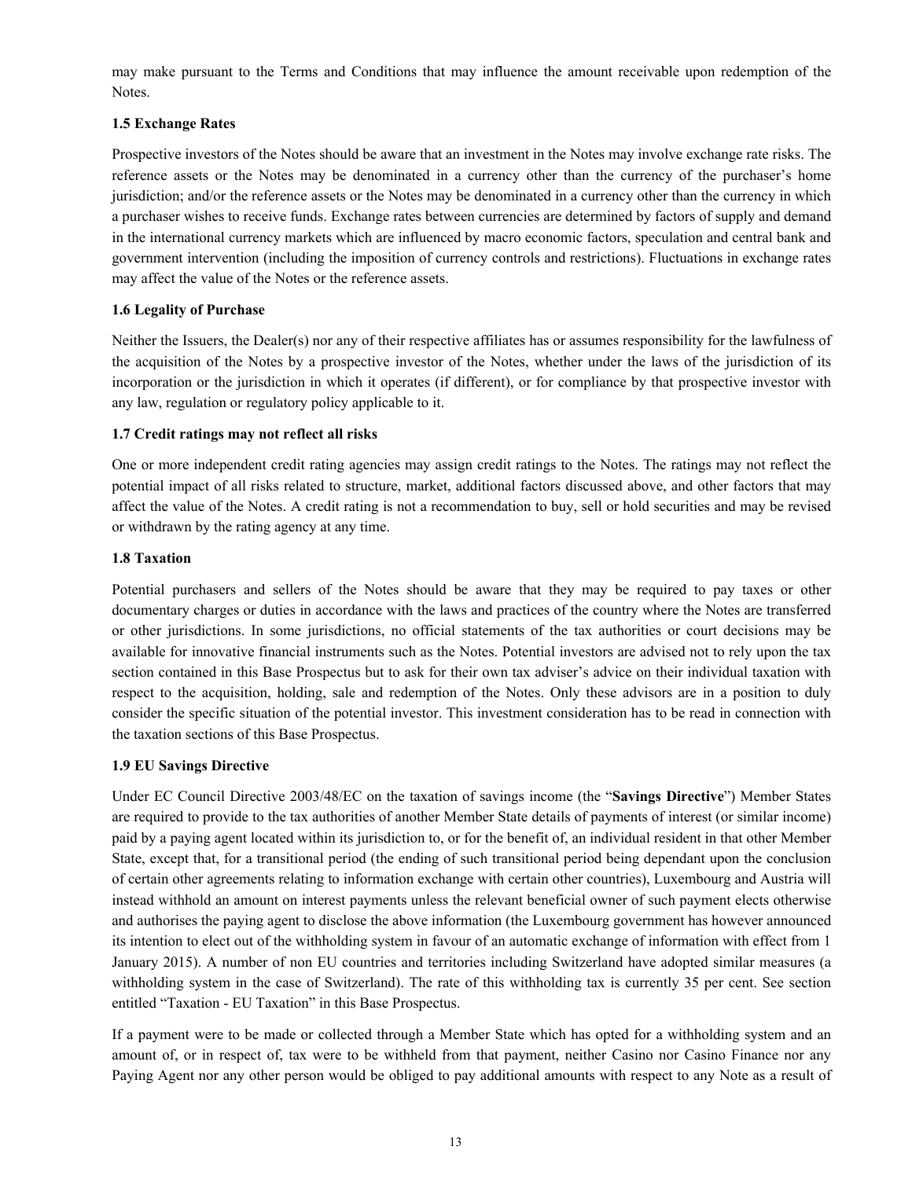may make pursuant to the Terms and Conditions that may influence the amount receivable upon redemption of the Notes.

**1.5 Exchange Rates**

Prospective investors of the Notes should be aware that an investment in the Notes may involve exchange rate risks. The reference assets or the Notes may be denominated in a currency other than the currency of the purchaser's home jurisdiction; and/or the reference assets or the Notes may be denominated in a currency other than the currency in which a purchaser wishes to receive funds. Exchange rates between currencies are determined by factors of supply and demand in the international currency markets which are influenced by macro economic factors, speculation and central bank and government intervention (including the imposition of currency controls and restrictions). Fluctuations in exchange rates may affect the value of the Notes or the reference assets.

**1.6 Legality of Purchase**

Neither the Issuers, the Dealer(s) nor any of their respective affiliates has or assumes responsibility for the lawfulness of the acquisition of the Notes by a prospective investor of the Notes, whether under the laws of the jurisdiction of its incorporation or the jurisdiction in which it operates (if different), or for compliance by that prospective investor with any law, regulation or regulatory policy applicable to it.

**1.7 Credit ratings may not reflect all risks**

One or more independent credit rating agencies may assign credit ratings to the Notes. The ratings may not reflect the potential impact of all risks related to structure, market, additional factors discussed above, and other factors that may affect the value of the Notes. A credit rating is not a recommendation to buy, sell or hold securities and may be revised or withdrawn by the rating agency at any time.

**1.8 Taxation**

Potential purchasers and sellers of the Notes should be aware that they may be required to pay taxes or other documentary charges or duties in accordance with the laws and practices of the country where the Notes are transferred or other jurisdictions. In some jurisdictions, no official statements of the tax authorities or court decisions may be available for innovative financial instruments such as the Notes. Potential investors are advised not to rely upon the tax section contained in this Base Prospectus but to ask for their own tax adviser's advice on their individual taxation with respect to the acquisition, holding, sale and redemption of the Notes. Only these advisors are in a position to duly consider the specific situation of the potential investor. This investment consideration has to be read in connection with the taxation sections of this Base Prospectus.

**1.9 EU Savings Directive**

Under EC Council Directive 2003/48/EC on the taxation of savings income (the "**Savings Directive**") Member States are required to provide to the tax authorities of another Member State details of payments of interest (or similar income) paid by a paying agent located within its jurisdiction to, or for the benefit of, an individual resident in that other Member State, except that, for a transitional period (the ending of such transitional period being dependant upon the conclusion of certain other agreements relating to information exchange with certain other countries), Luxembourg and Austria will instead withhold an amount on interest payments unless the relevant beneficial owner of such payment elects otherwise and authorises the paying agent to disclose the above information (the Luxembourg government has however announced its intention to elect out of the withholding system in favour of an automatic exchange of information with effect from 1 January 2015). A number of non EU countries and territories including Switzerland have adopted similar measures (a withholding system in the case of Switzerland). The rate of this withholding tax is currently 35 per cent. See section entitled "Taxation - EU Taxation" in this Base Prospectus.

If a payment were to be made or collected through a Member State which has opted for a withholding system and an amount of, or in respect of, tax were to be withheld from that payment, neither Casino nor Casino Finance nor any Paying Agent nor any other person would be obliged to pay additional amounts with respect to any Note as a result of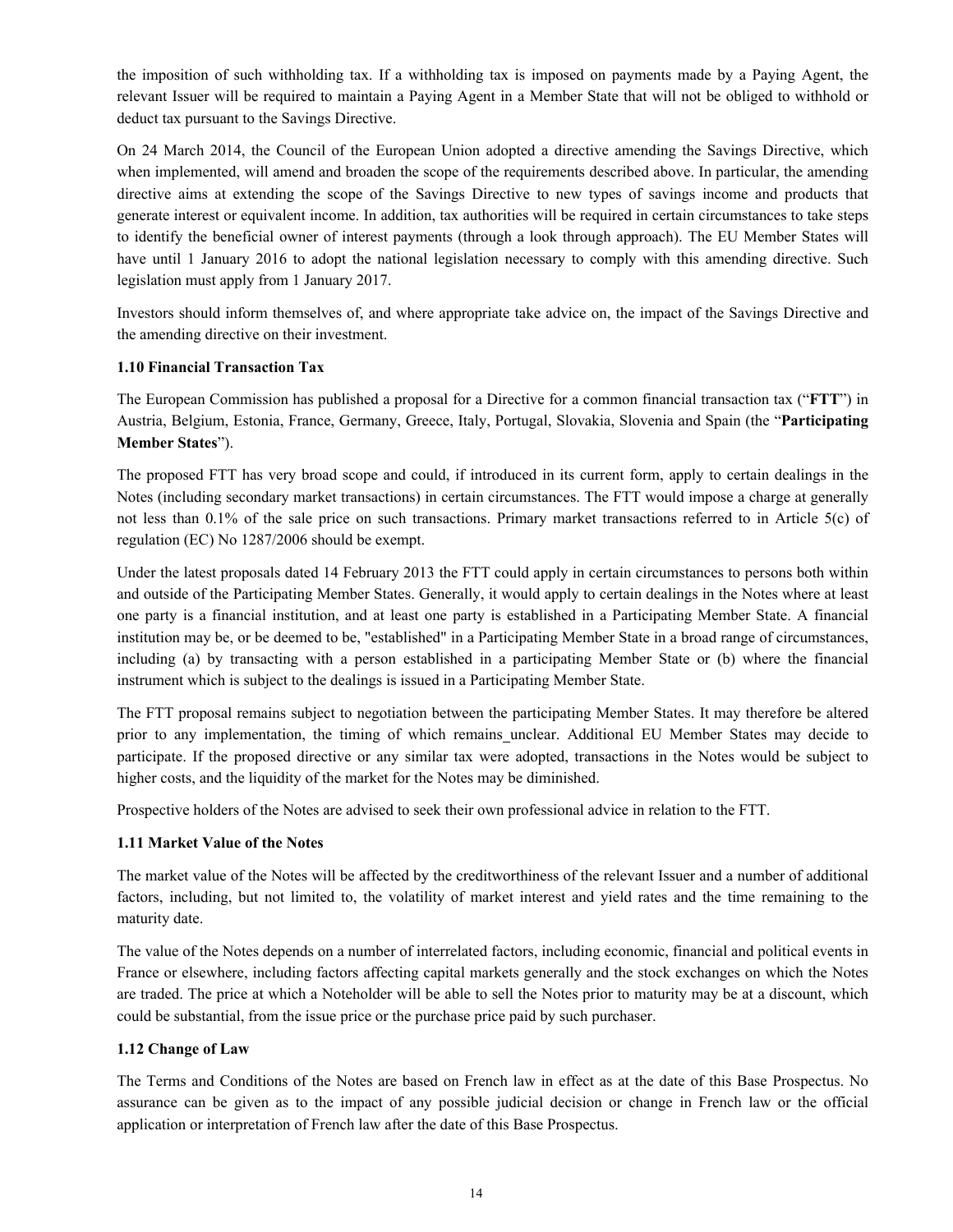the imposition of such withholding tax. If a withholding tax is imposed on payments made by a Paying Agent, the relevant Issuer will be required to maintain a Paying Agent in a Member State that will not be obliged to withhold or deduct tax pursuant to the Savings Directive.

On 24 March 2014, the Council of the European Union adopted a directive amending the Savings Directive, which when implemented, will amend and broaden the scope of the requirements described above. In particular, the amending directive aims at extending the scope of the Savings Directive to new types of savings income and products that generate interest or equivalent income. In addition, tax authorities will be required in certain circumstances to take steps to identify the beneficial owner of interest payments (through a look through approach). The EU Member States will have until 1 January 2016 to adopt the national legislation necessary to comply with this amending directive. Such legislation must apply from 1 January 2017.

Investors should inform themselves of, and where appropriate take advice on, the impact of the Savings Directive and the amending directive on their investment.

**1.10 Financial Transaction Tax**

The European Commission has published a proposal for a Directive for a common financial transaction tax ("**FTT**") in Austria, Belgium, Estonia, France, Germany, Greece, Italy, Portugal, Slovakia, Slovenia and Spain (the "**Participating Member States**").

The proposed FTT has very broad scope and could, if introduced in its current form, apply to certain dealings in the Notes (including secondary market transactions) in certain circumstances. The FTT would impose a charge at generally not less than 0.1% of the sale price on such transactions. Primary market transactions referred to in Article 5(c) of regulation (EC) No 1287/2006 should be exempt.

Under the latest proposals dated 14 February 2013 the FTT could apply in certain circumstances to persons both within and outside of the Participating Member States. Generally, it would apply to certain dealings in the Notes where at least one party is a financial institution, and at least one party is established in a Participating Member State. A financial institution may be, or be deemed to be, "established" in a Participating Member State in a broad range of circumstances, including (a) by transacting with a person established in a participating Member State or (b) where the financial instrument which is subject to the dealings is issued in a Participating Member State.

The FTT proposal remains subject to negotiation between the participating Member States. It may therefore be altered prior to any implementation, the timing of which remains unclear. Additional EU Member States may decide to participate. If the proposed directive or any similar tax were adopted, transactions in the Notes would be subject to higher costs, and the liquidity of the market for the Notes may be diminished.

Prospective holders of the Notes are advised to seek their own professional advice in relation to the FTT.

**1.11 Market Value of the Notes**

The market value of the Notes will be affected by the creditworthiness of the relevant Issuer and a number of additional factors, including, but not limited to, the volatility of market interest and yield rates and the time remaining to the maturity date.

The value of the Notes depends on a number of interrelated factors, including economic, financial and political events in France or elsewhere, including factors affecting capital markets generally and the stock exchanges on which the Notes are traded. The price at which a Noteholder will be able to sell the Notes prior to maturity may be at a discount, which could be substantial, from the issue price or the purchase price paid by such purchaser.

**1.12 Change of Law**

The Terms and Conditions of the Notes are based on French law in effect as at the date of this Base Prospectus. No assurance can be given as to the impact of any possible judicial decision or change in French law or the official application or interpretation of French law after the date of this Base Prospectus.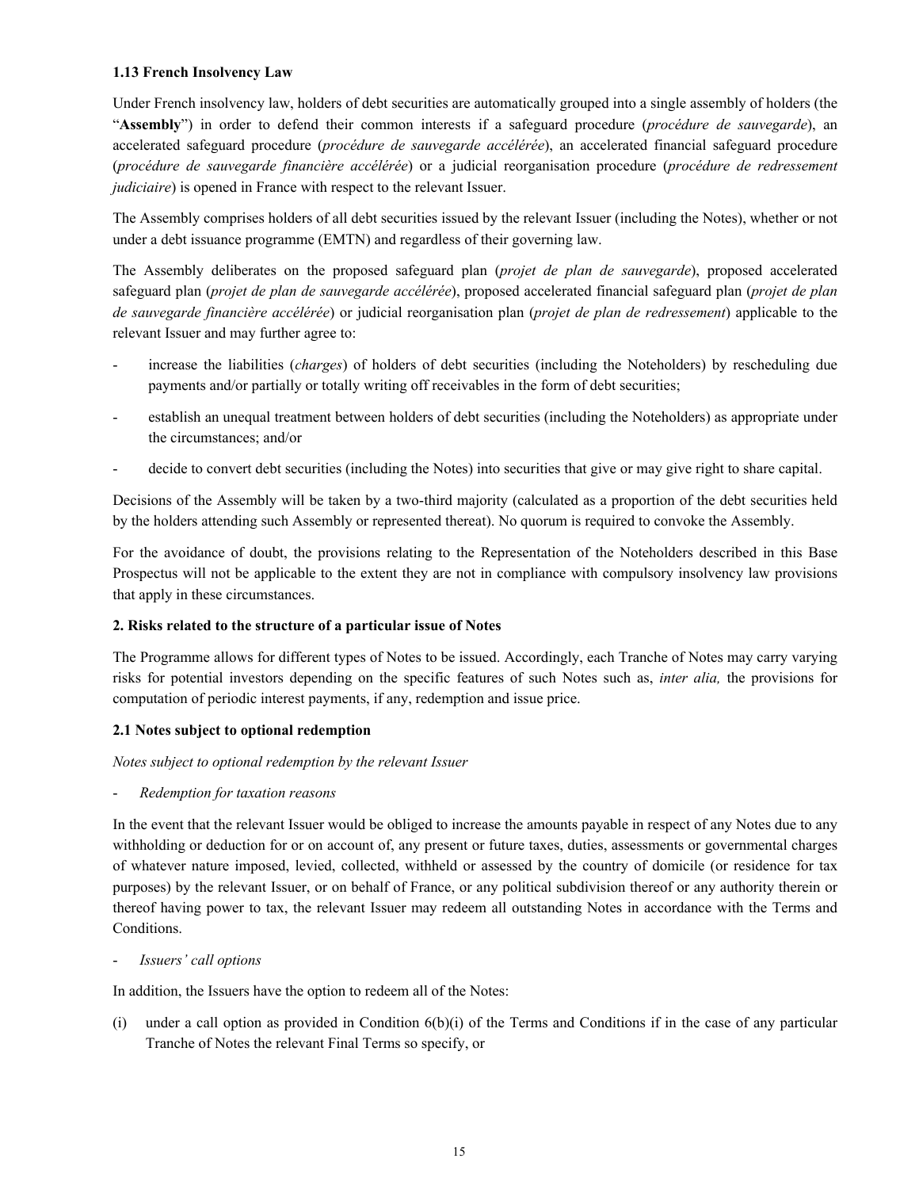**1.13 French Insolvency Law**

Under French insolvency law, holders of debt securities are automatically grouped into a single assembly of holders (the "**Assembly**") in order to defend their common interests if a safeguard procedure (*procédure de sauvegarde*), an accelerated safeguard procedure (*procédure de sauvegarde accélérée*), an accelerated financial safeguard procedure (*procédure de sauvegarde financière accélérée*) or a judicial reorganisation procedure (*procédure de redressement judiciaire*) is opened in France with respect to the relevant Issuer.

The Assembly comprises holders of all debt securities issued by the relevant Issuer (including the Notes), whether or not under a debt issuance programme (EMTN) and regardless of their governing law.

The Assembly deliberates on the proposed safeguard plan (*projet de plan de sauvegarde*), proposed accelerated safeguard plan (*projet de plan de sauvegarde accélérée*), proposed accelerated financial safeguard plan (*projet de plan de sauvegarde financière accélérée*) or judicial reorganisation plan (*projet de plan de redressement*) applicable to the relevant Issuer and may further agree to:

- increase the liabilities (*charges*) of holders of debt securities (including the Noteholders) by rescheduling due payments and/or partially or totally writing off receivables in the form of debt securities;
- establish an unequal treatment between holders of debt securities (including the Noteholders) as appropriate under the circumstances; and/or
- decide to convert debt securities (including the Notes) into securities that give or may give right to share capital.

Decisions of the Assembly will be taken by a two-third majority (calculated as a proportion of the debt securities held by the holders attending such Assembly or represented thereat). No quorum is required to convoke the Assembly.

For the avoidance of doubt, the provisions relating to the Representation of the Noteholders described in this Base Prospectus will not be applicable to the extent they are not in compliance with compulsory insolvency law provisions that apply in these circumstances.

**2. Risks related to the structure of a particular issue of Notes**

The Programme allows for different types of Notes to be issued. Accordingly, each Tranche of Notes may carry varying risks for potential investors depending on the specific features of such Notes such as, *inter alia,* the provisions for computation of periodic interest payments, if any, redemption and issue price.

**2.1 Notes subject to optional redemption**

*Notes subject to optional redemption by the relevant Issuer*

- *Redemption for taxation reasons*

In the event that the relevant Issuer would be obliged to increase the amounts payable in respect of any Notes due to any withholding or deduction for or on account of, any present or future taxes, duties, assessments or governmental charges of whatever nature imposed, levied, collected, withheld or assessed by the country of domicile (or residence for tax purposes) by the relevant Issuer, or on behalf of France, or any political subdivision thereof or any authority therein or thereof having power to tax, the relevant Issuer may redeem all outstanding Notes in accordance with the Terms and Conditions.

- *Issuers' call options*

In addition, the Issuers have the option to redeem all of the Notes:

(i) under a call option as provided in Condition 6(b)(i) of the Terms and Conditions if in the case of any particular Tranche of Notes the relevant Final Terms so specify, or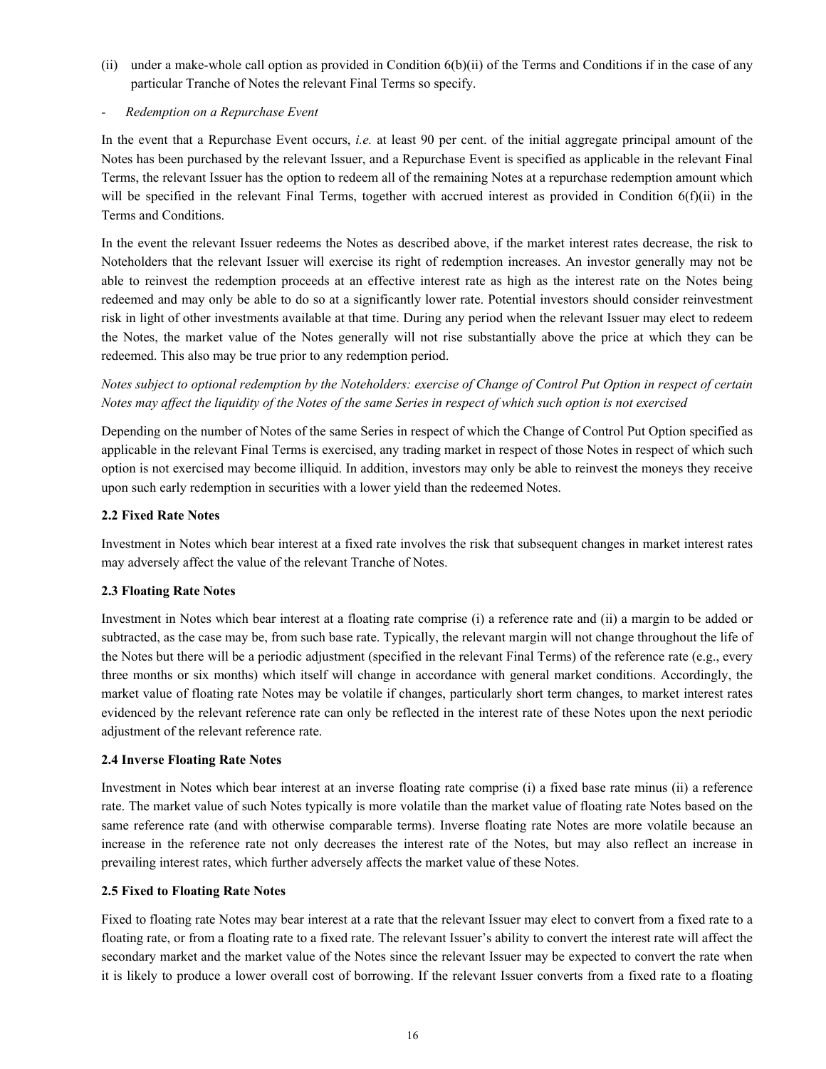(ii) under a make-whole call option as provided in Condition 6(b)(ii) of the Terms and Conditions if in the case of any particular Tranche of Notes the relevant Final Terms so specify.

- *Redemption on a Repurchase Event*

In the event that a Repurchase Event occurs, *i.e.* at least 90 per cent. of the initial aggregate principal amount of the Notes has been purchased by the relevant Issuer, and a Repurchase Event is specified as applicable in the relevant Final Terms, the relevant Issuer has the option to redeem all of the remaining Notes at a repurchase redemption amount which will be specified in the relevant Final Terms, together with accrued interest as provided in Condition 6(f)(ii) in the Terms and Conditions.

In the event the relevant Issuer redeems the Notes as described above, if the market interest rates decrease, the risk to Noteholders that the relevant Issuer will exercise its right of redemption increases. An investor generally may not be able to reinvest the redemption proceeds at an effective interest rate as high as the interest rate on the Notes being redeemed and may only be able to do so at a significantly lower rate. Potential investors should consider reinvestment risk in light of other investments available at that time. During any period when the relevant Issuer may elect to redeem the Notes, the market value of the Notes generally will not rise substantially above the price at which they can be redeemed. This also may be true prior to any redemption period.

*Notes subject to optional redemption by the Noteholders: exercise of Change of Control Put Option in respect of certain Notes may affect the liquidity of the Notes of the same Series in respect of which such option is not exercised*

Depending on the number of Notes of the same Series in respect of which the Change of Control Put Option specified as applicable in the relevant Final Terms is exercised, any trading market in respect of those Notes in respect of which such option is not exercised may become illiquid. In addition, investors may only be able to reinvest the moneys they receive upon such early redemption in securities with a lower yield than the redeemed Notes.

**2.2 Fixed Rate Notes**

Investment in Notes which bear interest at a fixed rate involves the risk that subsequent changes in market interest rates may adversely affect the value of the relevant Tranche of Notes.

**2.3 Floating Rate Notes**

Investment in Notes which bear interest at a floating rate comprise (i) a reference rate and (ii) a margin to be added or subtracted, as the case may be, from such base rate. Typically, the relevant margin will not change throughout the life of the Notes but there will be a periodic adjustment (specified in the relevant Final Terms) of the reference rate (e.g., every three months or six months) which itself will change in accordance with general market conditions. Accordingly, the market value of floating rate Notes may be volatile if changes, particularly short term changes, to market interest rates evidenced by the relevant reference rate can only be reflected in the interest rate of these Notes upon the next periodic adjustment of the relevant reference rate.

**2.4 Inverse Floating Rate Notes**

Investment in Notes which bear interest at an inverse floating rate comprise (i) a fixed base rate minus (ii) a reference rate. The market value of such Notes typically is more volatile than the market value of floating rate Notes based on the same reference rate (and with otherwise comparable terms). Inverse floating rate Notes are more volatile because an increase in the reference rate not only decreases the interest rate of the Notes, but may also reflect an increase in prevailing interest rates, which further adversely affects the market value of these Notes.

**2.5 Fixed to Floating Rate Notes**

Fixed to floating rate Notes may bear interest at a rate that the relevant Issuer may elect to convert from a fixed rate to a floating rate, or from a floating rate to a fixed rate. The relevant Issuer's ability to convert the interest rate will affect the secondary market and the market value of the Notes since the relevant Issuer may be expected to convert the rate when it is likely to produce a lower overall cost of borrowing. If the relevant Issuer converts from a fixed rate to a floating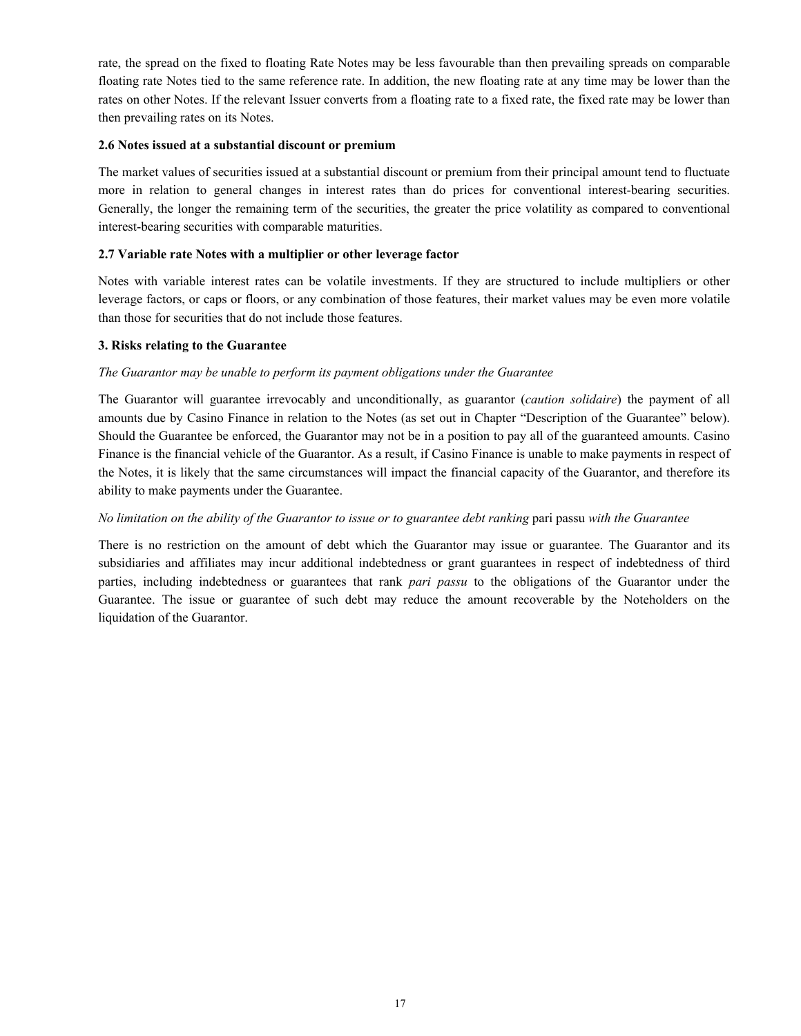rate, the spread on the fixed to floating Rate Notes may be less favourable than then prevailing spreads on comparable floating rate Notes tied to the same reference rate. In addition, the new floating rate at any time may be lower than the rates on other Notes. If the relevant Issuer converts from a floating rate to a fixed rate, the fixed rate may be lower than then prevailing rates on its Notes.

**2.6 Notes issued at a substantial discount or premium**

The market values of securities issued at a substantial discount or premium from their principal amount tend to fluctuate more in relation to general changes in interest rates than do prices for conventional interest-bearing securities. Generally, the longer the remaining term of the securities, the greater the price volatility as compared to conventional interest-bearing securities with comparable maturities.

**2.7 Variable rate Notes with a multiplier or other leverage factor**

Notes with variable interest rates can be volatile investments. If they are structured to include multipliers or other leverage factors, or caps or floors, or any combination of those features, their market values may be even more volatile than those for securities that do not include those features.

**3. Risks relating to the Guarantee**

*The Guarantor may be unable to perform its payment obligations under the Guarantee*

The Guarantor will guarantee irrevocably and unconditionally, as guarantor (*caution solidaire*) the payment of all amounts due by Casino Finance in relation to the Notes (as set out in Chapter "Description of the Guarantee" below). Should the Guarantee be enforced, the Guarantor may not be in a position to pay all of the guaranteed amounts. Casino Finance is the financial vehicle of the Guarantor. As a result, if Casino Finance is unable to make payments in respect of the Notes, it is likely that the same circumstances will impact the financial capacity of the Guarantor, and therefore its ability to make payments under the Guarantee.

*No limitation on the ability of the Guarantor to issue or to guarantee debt ranking* pari passu *with the Guarantee*

There is no restriction on the amount of debt which the Guarantor may issue or guarantee. The Guarantor and its subsidiaries and affiliates may incur additional indebtedness or grant guarantees in respect of indebtedness of third parties, including indebtedness or guarantees that rank *pari passu* to the obligations of the Guarantor under the Guarantee. The issue or guarantee of such debt may reduce the amount recoverable by the Noteholders on the liquidation of the Guarantor.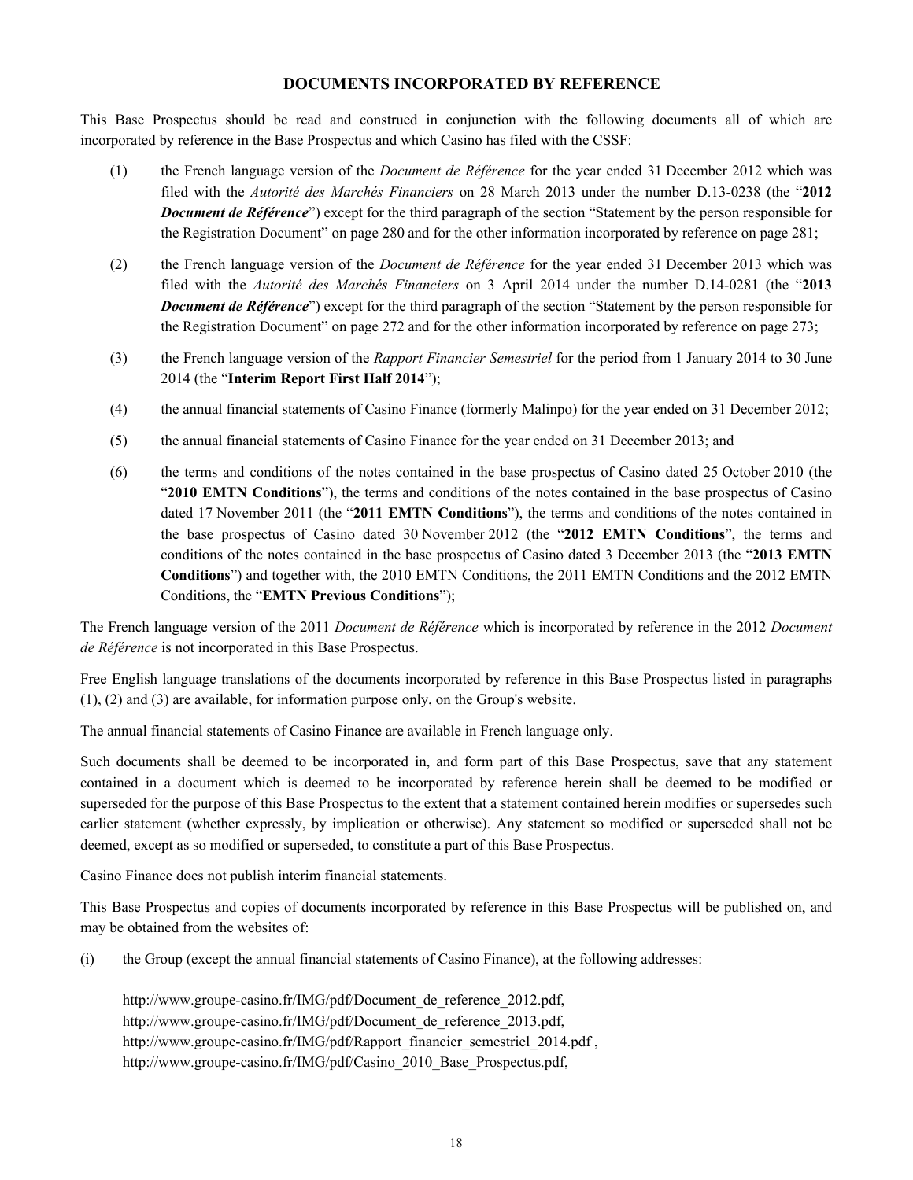## DOCUMENTS INCORPORATED BY REFERENCE

This Base Prospectus should be read and construed in conjunction with the following documents all of which are incorporated by reference in the Base Prospectus and which Casino has filed with the CSSF:

(1) the French language version of the *Document de Référence* for the year ended 31 December 2012 which was filed with the *Autorité des Marchés Financiers* on 28 March 2013 under the number D.13-0238 (the "**2012 *Document de Référence***") except for the third paragraph of the section "Statement by the person responsible for the Registration Document" on page 280 and for the other information incorporated by reference on page 281;

(2) the French language version of the *Document de Référence* for the year ended 31 December 2013 which was filed with the *Autorité des Marchés Financiers* on 3 April 2014 under the number D.14-0281 (the "**2013 *Document de Référence***") except for the third paragraph of the section "Statement by the person responsible for the Registration Document" on page 272 and for the other information incorporated by reference on page 273;

(3) the French language version of the *Rapport Financier Semestriel* for the period from 1 January 2014 to 30 June 2014 (the "**Interim Report First Half 2014**");

(4) the annual financial statements of Casino Finance (formerly Malinpo) for the year ended on 31 December 2012;

(5) the annual financial statements of Casino Finance for the year ended on 31 December 2013; and

(6) the terms and conditions of the notes contained in the base prospectus of Casino dated 25 October 2010 (the "**2010 EMTN Conditions**"), the terms and conditions of the notes contained in the base prospectus of Casino dated 17 November 2011 (the "**2011 EMTN Conditions**"), the terms and conditions of the notes contained in the base prospectus of Casino dated 30 November 2012 (the "**2012 EMTN Conditions**", the terms and conditions of the notes contained in the base prospectus of Casino dated 3 December 2013 (the "**2013 EMTN Conditions**") and together with, the 2010 EMTN Conditions, the 2011 EMTN Conditions and the 2012 EMTN Conditions, the "**EMTN Previous Conditions**");

The French language version of the 2011 *Document de Référence* which is incorporated by reference in the 2012 *Document de Référence* is not incorporated in this Base Prospectus.

Free English language translations of the documents incorporated by reference in this Base Prospectus listed in paragraphs (1), (2) and (3) are available, for information purpose only, on the Group's website.

The annual financial statements of Casino Finance are available in French language only.

Such documents shall be deemed to be incorporated in, and form part of this Base Prospectus, save that any statement contained in a document which is deemed to be incorporated by reference herein shall be deemed to be modified or superseded for the purpose of this Base Prospectus to the extent that a statement contained herein modifies or supersedes such earlier statement (whether expressly, by implication or otherwise). Any statement so modified or superseded shall not be deemed, except as so modified or superseded, to constitute a part of this Base Prospectus.

Casino Finance does not publish interim financial statements.

This Base Prospectus and copies of documents incorporated by reference in this Base Prospectus will be published on, and may be obtained from the websites of:

(i) the Group (except the annual financial statements of Casino Finance), at the following addresses:

http://www.groupe-casino.fr/IMG/pdf/Document_de_reference_2012.pdf,
http://www.groupe-casino.fr/IMG/pdf/Document_de_reference_2013.pdf,
http://www.groupe-casino.fr/IMG/pdf/Rapport_financier_semestriel_2014.pdf ,
http://www.groupe-casino.fr/IMG/pdf/Casino_2010_Base_Prospectus.pdf,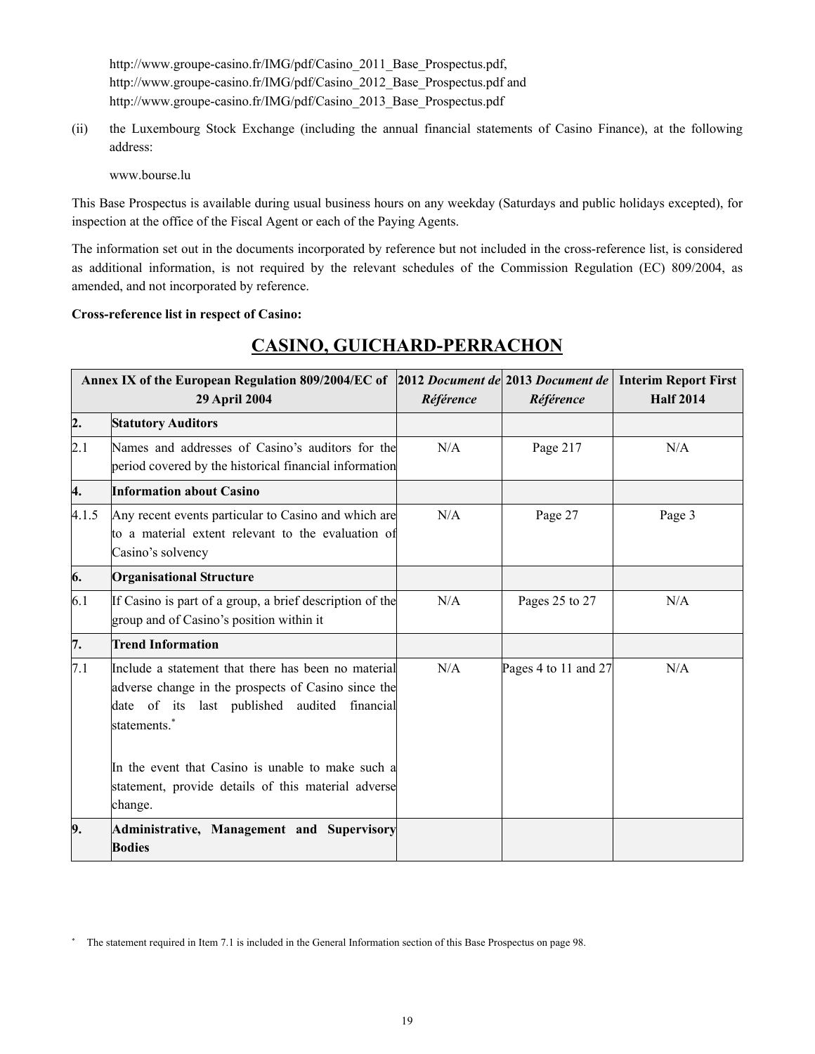http://www.groupe-casino.fr/IMG/pdf/Casino_2011_Base_Prospectus.pdf,
http://www.groupe-casino.fr/IMG/pdf/Casino_2012_Base_Prospectus.pdf and
http://www.groupe-casino.fr/IMG/pdf/Casino_2013_Base_Prospectus.pdf

(ii) the Luxembourg Stock Exchange (including the annual financial statements of Casino Finance), at the following address:

www.bourse.lu

This Base Prospectus is available during usual business hours on any weekday (Saturdays and public holidays excepted), for inspection at the office of the Fiscal Agent or each of the Paying Agents.

The information set out in the documents incorporated by reference but not included in the cross-reference list, is considered as additional information, is not required by the relevant schedules of the Commission Regulation (EC) 809/2004, as amended, and not incorporated by reference.

**Cross-reference list in respect of Casino:**

## CASINO, GUICHARD-PERRACHON

| Annex IX of the European Regulation 809/2004/EC of 29 April 2004 | | 2012 *Document de Référence* | 2013 *Document de Référence* | Interim Report First Half 2014 |
|---|---|---|---|---|
| **2.** | **Statutory Auditors** | | | |
| 2.1 | Names and addresses of Casino's auditors for the period covered by the historical financial information | N/A | Page 217 | N/A |
| **4.** | **Information about Casino** | | | |
| 4.1.5 | Any recent events particular to Casino and which are to a material extent relevant to the evaluation of Casino's solvency | N/A | Page 27 | Page 3 |
| **6.** | **Organisational Structure** | | | |
| 6.1 | If Casino is part of a group, a brief description of the group and of Casino's position within it | N/A | Pages 25 to 27 | N/A |
| **7.** | **Trend Information** | | | |
| 7.1 | Include a statement that there has been no material adverse change in the prospects of Casino since the date of its last published audited financial statements.* <br><br> In the event that Casino is unable to make such a statement, provide details of this material adverse change. | N/A | Pages 4 to 11 and 27 | N/A |
| **9.** | **Administrative, Management and Supervisory Bodies** | | | |

* The statement required in Item 7.1 is included in the General Information section of this Base Prospectus on page 98.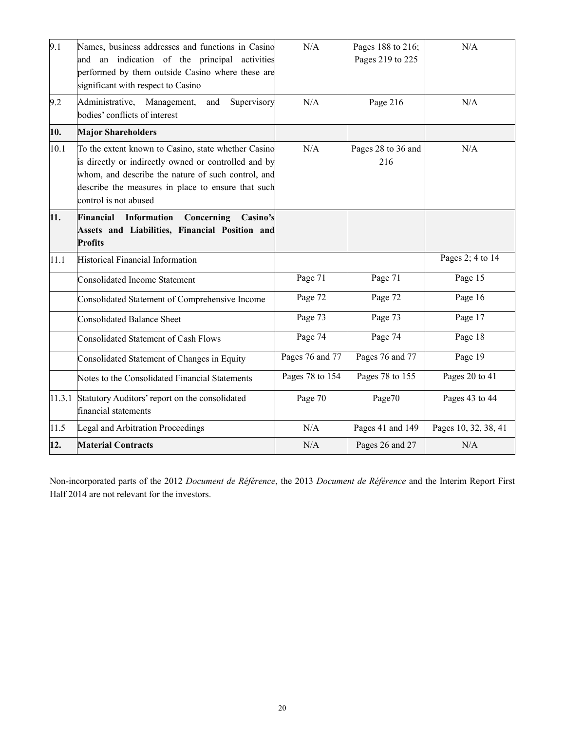| 9.1 | Names, business addresses and functions in Casino and an indication of the principal activities performed by them outside Casino where these are significant with respect to Casino | N/A | Pages 188 to 216; Pages 219 to 225 | N/A |
|---|---|---|---|---|
| 9.2 | Administrative, Management, and Supervisory bodies' conflicts of interest | N/A | Page 216 | N/A |
| **10.** | **Major Shareholders** | | | |
| 10.1 | To the extent known to Casino, state whether Casino is directly or indirectly owned or controlled and by whom, and describe the nature of such control, and describe the measures in place to ensure that such control is not abused | N/A | Pages 28 to 36 and 216 | N/A |
| **11.** | **Financial Information Concerning Casino's Assets and Liabilities, Financial Position and Profits** | | | |
| 11.1 | Historical Financial Information | | | Pages 2; 4 to 14 |
| | Consolidated Income Statement | Page 71 | Page 71 | Page 15 |
| | Consolidated Statement of Comprehensive Income | Page 72 | Page 72 | Page 16 |
| | Consolidated Balance Sheet | Page 73 | Page 73 | Page 17 |
| | Consolidated Statement of Cash Flows | Page 74 | Page 74 | Page 18 |
| | Consolidated Statement of Changes in Equity | Pages 76 and 77 | Pages 76 and 77 | Page 19 |
| | Notes to the Consolidated Financial Statements | Pages 78 to 154 | Pages 78 to 155 | Pages 20 to 41 |
| 11.3.1 | Statutory Auditors' report on the consolidated financial statements | Page 70 | Page70 | Pages 43 to 44 |
| 11.5 | Legal and Arbitration Proceedings | N/A | Pages 41 and 149 | Pages 10, 32, 38, 41 |
| **12.** | **Material Contracts** | N/A | Pages 26 and 27 | N/A |

Non-incorporated parts of the 2012 *Document de Référence*, the 2013 *Document de Référence* and the Interim Report First Half 2014 are not relevant for the investors.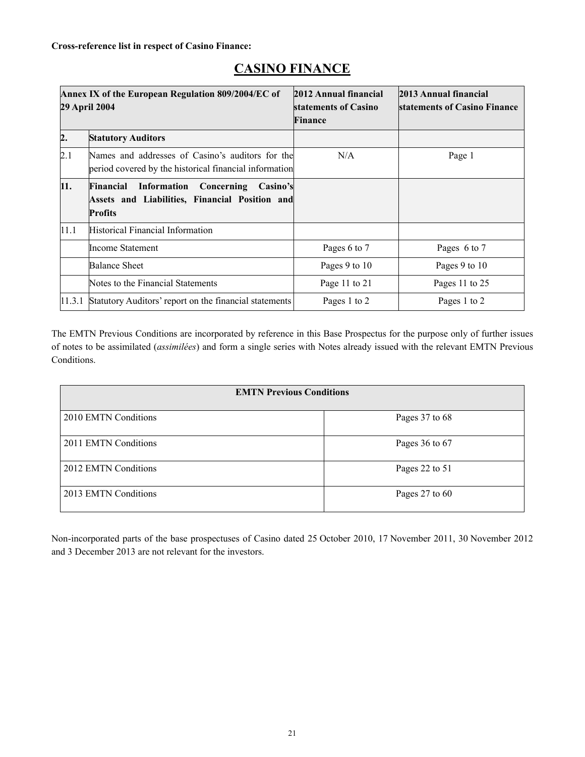**Cross-reference list in respect of Casino Finance:**

# CASINO FINANCE

| Annex IX of the European Regulation 809/2004/EC of 29 April 2004 | | 2012 Annual financial statements of Casino Finance | 2013 Annual financial statements of Casino Finance |
|---|---|---|---|
| **2.** | **Statutory Auditors** | | |
| 2.1 | Names and addresses of Casino's auditors for the period covered by the historical financial information | N/A | Page 1 |
| **11.** | **Financial Information Concerning Casino's Assets and Liabilities, Financial Position and Profits** | | |
| 11.1 | Historical Financial Information | | |
| | Income Statement | Pages 6 to 7 | Pages 6 to 7 |
| | Balance Sheet | Pages 9 to 10 | Pages 9 to 10 |
| | Notes to the Financial Statements | Page 11 to 21 | Pages 11 to 25 |
| 11.3.1 | Statutory Auditors' report on the financial statements | Pages 1 to 2 | Pages 1 to 2 |

The EMTN Previous Conditions are incorporated by reference in this Base Prospectus for the purpose only of further issues of notes to be assimilated (*assimilées*) and form a single series with Notes already issued with the relevant EMTN Previous Conditions.

| EMTN Previous Conditions | |
|---|---|
| 2010 EMTN Conditions | Pages 37 to 68 |
| 2011 EMTN Conditions | Pages 36 to 67 |
| 2012 EMTN Conditions | Pages 22 to 51 |
| 2013 EMTN Conditions | Pages 27 to 60 |

Non-incorporated parts of the base prospectuses of Casino dated 25 October 2010, 17 November 2011, 30 November 2012 and 3 December 2013 are not relevant for the investors.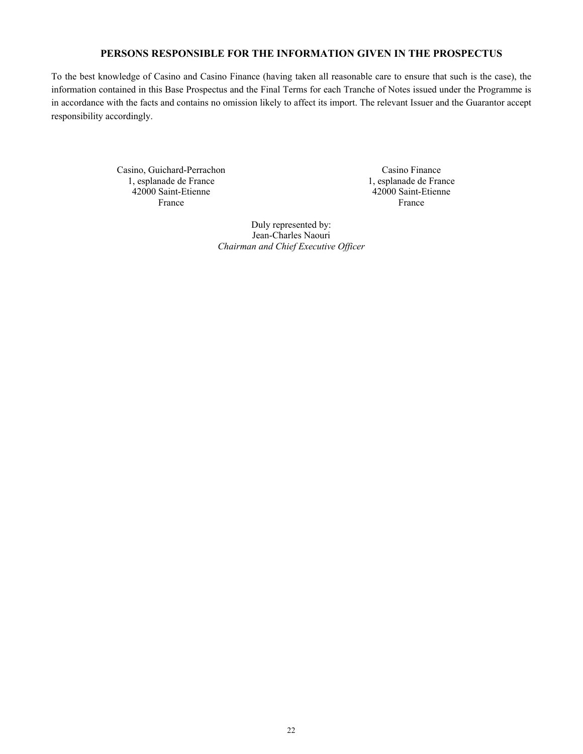## PERSONS RESPONSIBLE FOR THE INFORMATION GIVEN IN THE PROSPECTUS

To the best knowledge of Casino and Casino Finance (having taken all reasonable care to ensure that such is the case), the information contained in this Base Prospectus and the Final Terms for each Tranche of Notes issued under the Programme is in accordance with the facts and contains no omission likely to affect its import. The relevant Issuer and the Guarantor accept responsibility accordingly.

Casino, Guichard-Perrachon
1, esplanade de France
42000 Saint-Etienne
France

Casino Finance
1, esplanade de France
42000 Saint-Etienne
France

Duly represented by:
Jean-Charles Naouri
*Chairman and Chief Executive Officer*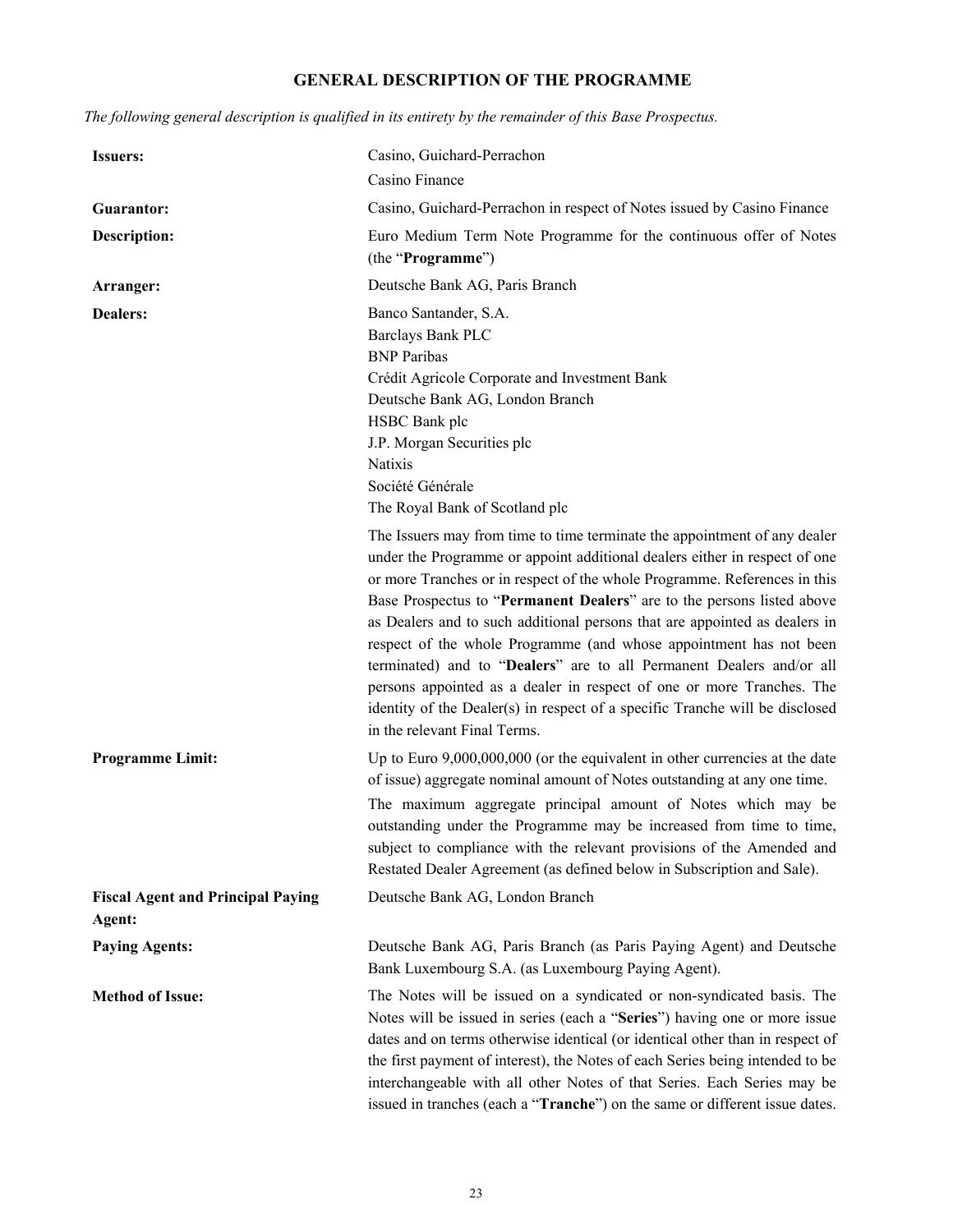# GENERAL DESCRIPTION OF THE PROGRAMME

*The following general description is qualified in its entirety by the remainder of this Base Prospectus.*

| | |
|---|---|
| **Issuers:** | Casino, Guichard-Perrachon<br>Casino Finance |
| **Guarantor:** | Casino, Guichard-Perrachon in respect of Notes issued by Casino Finance |
| **Description:** | Euro Medium Term Note Programme for the continuous offer of Notes (the "**Programme**") |
| **Arranger:** | Deutsche Bank AG, Paris Branch |
| **Dealers:** | Banco Santander, S.A.<br>Barclays Bank PLC<br>BNP Paribas<br>Crédit Agricole Corporate and Investment Bank<br>Deutsche Bank AG, London Branch<br>HSBC Bank plc<br>J.P. Morgan Securities plc<br>Natixis<br>Société Générale<br>The Royal Bank of Scotland plc<br><br>The Issuers may from time to time terminate the appointment of any dealer under the Programme or appoint additional dealers either in respect of one or more Tranches or in respect of the whole Programme. References in this Base Prospectus to "**Permanent Dealers**" are to the persons listed above as Dealers and to such additional persons that are appointed as dealers in respect of the whole Programme (and whose appointment has not been terminated) and to "**Dealers**" are to all Permanent Dealers and/or all persons appointed as a dealer in respect of one or more Tranches. The identity of the Dealer(s) in respect of a specific Tranche will be disclosed in the relevant Final Terms. |
| **Programme Limit:** | Up to Euro 9,000,000,000 (or the equivalent in other currencies at the date of issue) aggregate nominal amount of Notes outstanding at any one time.<br><br>The maximum aggregate principal amount of Notes which may be outstanding under the Programme may be increased from time to time, subject to compliance with the relevant provisions of the Amended and Restated Dealer Agreement (as defined below in Subscription and Sale). |
| **Fiscal Agent and Principal Paying Agent:** | Deutsche Bank AG, London Branch |
| **Paying Agents:** | Deutsche Bank AG, Paris Branch (as Paris Paying Agent) and Deutsche Bank Luxembourg S.A. (as Luxembourg Paying Agent). |
| **Method of Issue:** | The Notes will be issued on a syndicated or non-syndicated basis. The Notes will be issued in series (each a "**Series**") having one or more issue dates and on terms otherwise identical (or identical other than in respect of the first payment of interest), the Notes of each Series being intended to be interchangeable with all other Notes of that Series. Each Series may be issued in tranches (each a "**Tranche**") on the same or different issue dates. |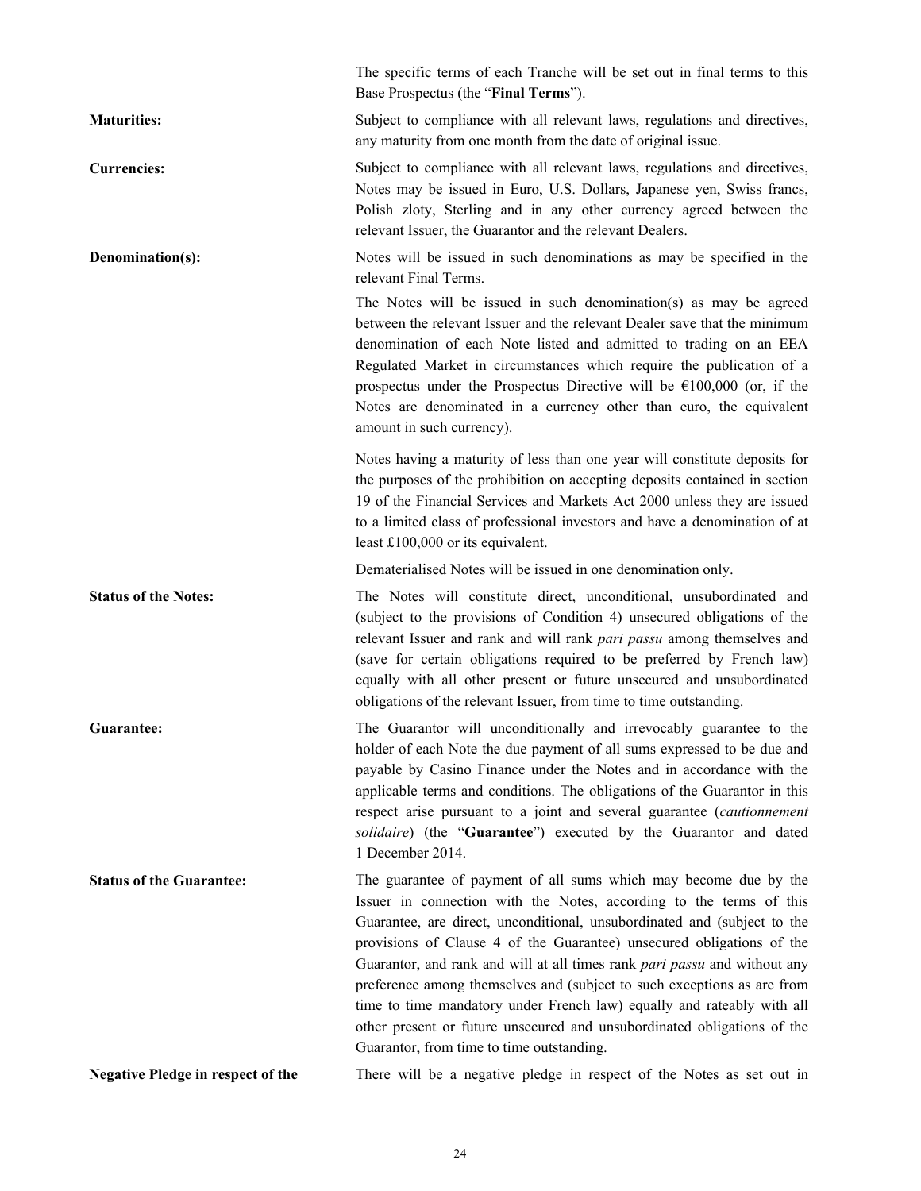The specific terms of each Tranche will be set out in final terms to this Base Prospectus (the "**Final Terms**").

**Maturities:** Subject to compliance with all relevant laws, regulations and directives, any maturity from one month from the date of original issue.

**Currencies:** Subject to compliance with all relevant laws, regulations and directives, Notes may be issued in Euro, U.S. Dollars, Japanese yen, Swiss francs, Polish zloty, Sterling and in any other currency agreed between the relevant Issuer, the Guarantor and the relevant Dealers.

**Denomination(s):** Notes will be issued in such denominations as may be specified in the relevant Final Terms.

The Notes will be issued in such denomination(s) as may be agreed between the relevant Issuer and the relevant Dealer save that the minimum denomination of each Note listed and admitted to trading on an EEA Regulated Market in circumstances which require the publication of a prospectus under the Prospectus Directive will be €100,000 (or, if the Notes are denominated in a currency other than euro, the equivalent amount in such currency).

Notes having a maturity of less than one year will constitute deposits for the purposes of the prohibition on accepting deposits contained in section 19 of the Financial Services and Markets Act 2000 unless they are issued to a limited class of professional investors and have a denomination of at least £100,000 or its equivalent.

Dematerialised Notes will be issued in one denomination only.

**Status of the Notes:** The Notes will constitute direct, unconditional, unsubordinated and (subject to the provisions of Condition 4) unsecured obligations of the relevant Issuer and rank and will rank *pari passu* among themselves and (save for certain obligations required to be preferred by French law) equally with all other present or future unsecured and unsubordinated obligations of the relevant Issuer, from time to time outstanding.

**Guarantee:** The Guarantor will unconditionally and irrevocably guarantee to the holder of each Note the due payment of all sums expressed to be due and payable by Casino Finance under the Notes and in accordance with the applicable terms and conditions. The obligations of the Guarantor in this respect arise pursuant to a joint and several guarantee (*cautionnement solidaire*) (the "**Guarantee**") executed by the Guarantor and dated 1 December 2014.

**Status of the Guarantee:** The guarantee of payment of all sums which may become due by the Issuer in connection with the Notes, according to the terms of this Guarantee, are direct, unconditional, unsubordinated and (subject to the provisions of Clause 4 of the Guarantee) unsecured obligations of the Guarantor, and rank and will at all times rank *pari passu* and without any preference among themselves and (subject to such exceptions as are from time to time mandatory under French law) equally and rateably with all other present or future unsecured and unsubordinated obligations of the Guarantor, from time to time outstanding.

**Negative Pledge in respect of the** There will be a negative pledge in respect of the Notes as set out in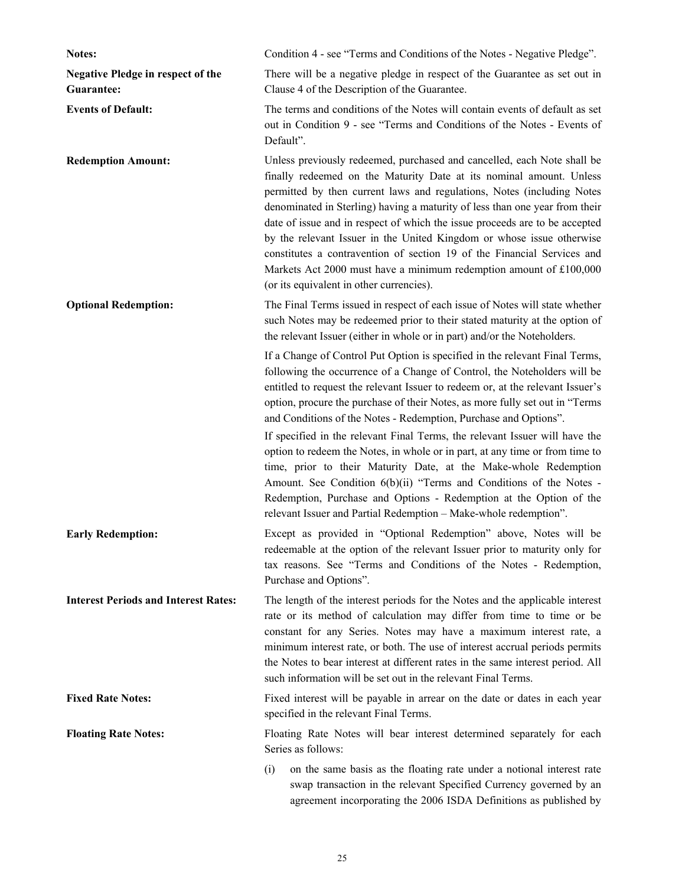**Notes:** Condition 4 - see "Terms and Conditions of the Notes - Negative Pledge".

**Negative Pledge in respect of the Guarantee:** There will be a negative pledge in respect of the Guarantee as set out in Clause 4 of the Description of the Guarantee.

**Events of Default:** The terms and conditions of the Notes will contain events of default as set out in Condition 9 - see "Terms and Conditions of the Notes - Events of Default".

**Redemption Amount:** Unless previously redeemed, purchased and cancelled, each Note shall be finally redeemed on the Maturity Date at its nominal amount. Unless permitted by then current laws and regulations, Notes (including Notes denominated in Sterling) having a maturity of less than one year from their date of issue and in respect of which the issue proceeds are to be accepted by the relevant Issuer in the United Kingdom or whose issue otherwise constitutes a contravention of section 19 of the Financial Services and Markets Act 2000 must have a minimum redemption amount of £100,000 (or its equivalent in other currencies).

**Optional Redemption:** The Final Terms issued in respect of each issue of Notes will state whether such Notes may be redeemed prior to their stated maturity at the option of the relevant Issuer (either in whole or in part) and/or the Noteholders.

If a Change of Control Put Option is specified in the relevant Final Terms, following the occurrence of a Change of Control, the Noteholders will be entitled to request the relevant Issuer to redeem or, at the relevant Issuer's option, procure the purchase of their Notes, as more fully set out in "Terms and Conditions of the Notes - Redemption, Purchase and Options".

If specified in the relevant Final Terms, the relevant Issuer will have the option to redeem the Notes, in whole or in part, at any time or from time to time, prior to their Maturity Date, at the Make-whole Redemption Amount. See Condition 6(b)(ii) "Terms and Conditions of the Notes - Redemption, Purchase and Options - Redemption at the Option of the relevant Issuer and Partial Redemption – Make-whole redemption".

**Early Redemption:** Except as provided in "Optional Redemption" above, Notes will be redeemable at the option of the relevant Issuer prior to maturity only for tax reasons. See "Terms and Conditions of the Notes - Redemption, Purchase and Options".

**Interest Periods and Interest Rates:** The length of the interest periods for the Notes and the applicable interest rate or its method of calculation may differ from time to time or be constant for any Series. Notes may have a maximum interest rate, a minimum interest rate, or both. The use of interest accrual periods permits the Notes to bear interest at different rates in the same interest period. All such information will be set out in the relevant Final Terms.

**Fixed Rate Notes:** Fixed interest will be payable in arrear on the date or dates in each year specified in the relevant Final Terms.

**Floating Rate Notes:** Floating Rate Notes will bear interest determined separately for each Series as follows:

(i) on the same basis as the floating rate under a notional interest rate swap transaction in the relevant Specified Currency governed by an agreement incorporating the 2006 ISDA Definitions as published by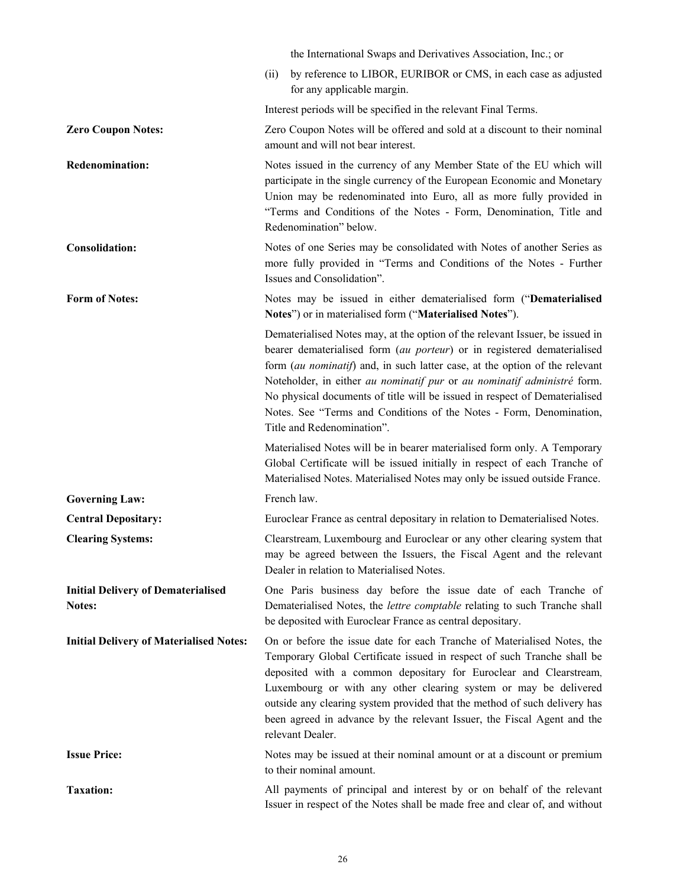the International Swaps and Derivatives Association, Inc.; or

(ii) by reference to LIBOR, EURIBOR or CMS, in each case as adjusted for any applicable margin.

Interest periods will be specified in the relevant Final Terms.

**Zero Coupon Notes:** Zero Coupon Notes will be offered and sold at a discount to their nominal amount and will not bear interest.

**Redenomination:** Notes issued in the currency of any Member State of the EU which will participate in the single currency of the European Economic and Monetary Union may be redenominated into Euro, all as more fully provided in "Terms and Conditions of the Notes - Form, Denomination, Title and Redenomination" below.

**Consolidation:** Notes of one Series may be consolidated with Notes of another Series as more fully provided in "Terms and Conditions of the Notes - Further Issues and Consolidation".

**Form of Notes:** Notes may be issued in either dematerialised form ("**Dematerialised Notes**") or in materialised form ("**Materialised Notes**").

Dematerialised Notes may, at the option of the relevant Issuer, be issued in bearer dematerialised form (*au porteur*) or in registered dematerialised form (*au nominatif*) and, in such latter case, at the option of the relevant Noteholder, in either *au nominatif pur* or *au nominatif administré* form. No physical documents of title will be issued in respect of Dematerialised Notes. See "Terms and Conditions of the Notes - Form, Denomination, Title and Redenomination".

Materialised Notes will be in bearer materialised form only. A Temporary Global Certificate will be issued initially in respect of each Tranche of Materialised Notes. Materialised Notes may only be issued outside France.

**Governing Law:** French law.

**Central Depositary:** Euroclear France as central depositary in relation to Dematerialised Notes.

**Clearing Systems:** Clearstream, Luxembourg and Euroclear or any other clearing system that may be agreed between the Issuers, the Fiscal Agent and the relevant Dealer in relation to Materialised Notes.

**Initial Delivery of Dematerialised Notes:** One Paris business day before the issue date of each Tranche of Dematerialised Notes, the *lettre comptable* relating to such Tranche shall be deposited with Euroclear France as central depositary.

**Initial Delivery of Materialised Notes:** On or before the issue date for each Tranche of Materialised Notes, the Temporary Global Certificate issued in respect of such Tranche shall be deposited with a common depositary for Euroclear and Clearstream, Luxembourg or with any other clearing system or may be delivered outside any clearing system provided that the method of such delivery has been agreed in advance by the relevant Issuer, the Fiscal Agent and the relevant Dealer.

**Issue Price:** Notes may be issued at their nominal amount or at a discount or premium to their nominal amount.

**Taxation:** All payments of principal and interest by or on behalf of the relevant Issuer in respect of the Notes shall be made free and clear of, and without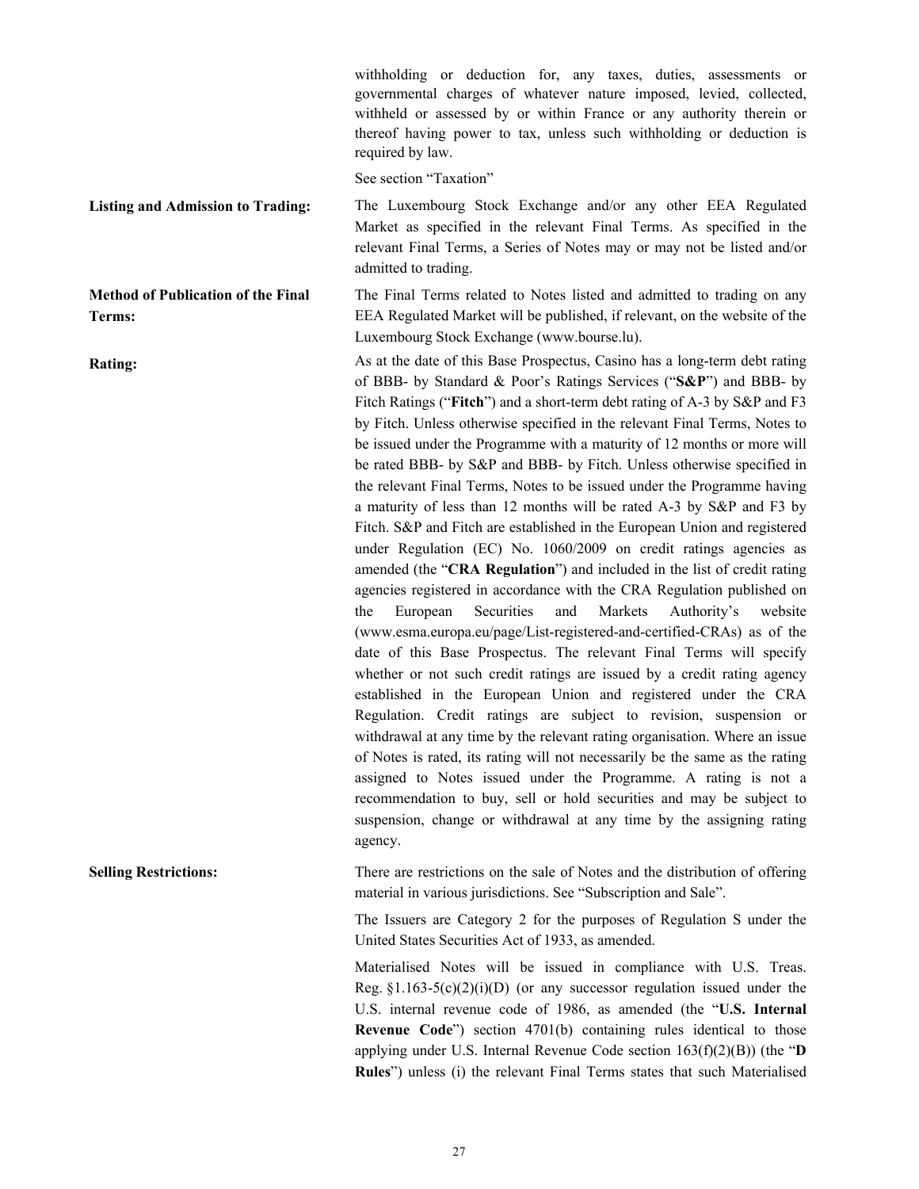withholding or deduction for, any taxes, duties, assessments or governmental charges of whatever nature imposed, levied, collected, withheld or assessed by or within France or any authority therein or thereof having power to tax, unless such withholding or deduction is required by law.

See section "Taxation"

**Listing and Admission to Trading:** The Luxembourg Stock Exchange and/or any other EEA Regulated Market as specified in the relevant Final Terms. As specified in the relevant Final Terms, a Series of Notes may or may not be listed and/or admitted to trading.

**Method of Publication of the Final Terms:** The Final Terms related to Notes listed and admitted to trading on any EEA Regulated Market will be published, if relevant, on the website of the Luxembourg Stock Exchange (www.bourse.lu).

**Rating:** As at the date of this Base Prospectus, Casino has a long-term debt rating of BBB- by Standard & Poor's Ratings Services ("**S&P**") and BBB- by Fitch Ratings ("**Fitch**") and a short-term debt rating of A-3 by S&P and F3 by Fitch. Unless otherwise specified in the relevant Final Terms, Notes to be issued under the Programme with a maturity of 12 months or more will be rated BBB- by S&P and BBB- by Fitch. Unless otherwise specified in the relevant Final Terms, Notes to be issued under the Programme having a maturity of less than 12 months will be rated A-3 by S&P and F3 by Fitch. S&P and Fitch are established in the European Union and registered under Regulation (EC) No. 1060/2009 on credit ratings agencies as amended (the "**CRA Regulation**") and included in the list of credit rating agencies registered in accordance with the CRA Regulation published on the European Securities and Markets Authority's website (www.esma.europa.eu/page/List-registered-and-certified-CRAs) as of the date of this Base Prospectus. The relevant Final Terms will specify whether or not such credit ratings are issued by a credit rating agency established in the European Union and registered under the CRA Regulation. Credit ratings are subject to revision, suspension or withdrawal at any time by the relevant rating organisation. Where an issue of Notes is rated, its rating will not necessarily be the same as the rating assigned to Notes issued under the Programme. A rating is not a recommendation to buy, sell or hold securities and may be subject to suspension, change or withdrawal at any time by the assigning rating agency.

**Selling Restrictions:** There are restrictions on the sale of Notes and the distribution of offering material in various jurisdictions. See "Subscription and Sale".

The Issuers are Category 2 for the purposes of Regulation S under the United States Securities Act of 1933, as amended.

Materialised Notes will be issued in compliance with U.S. Treas. Reg. §1.163-5(c)(2)(i)(D) (or any successor regulation issued under the U.S. internal revenue code of 1986, as amended (the "**U.S. Internal Revenue Code**") section 4701(b) containing rules identical to those applying under U.S. Internal Revenue Code section 163(f)(2)(B)) (the "**D Rules**") unless (i) the relevant Final Terms states that such Materialised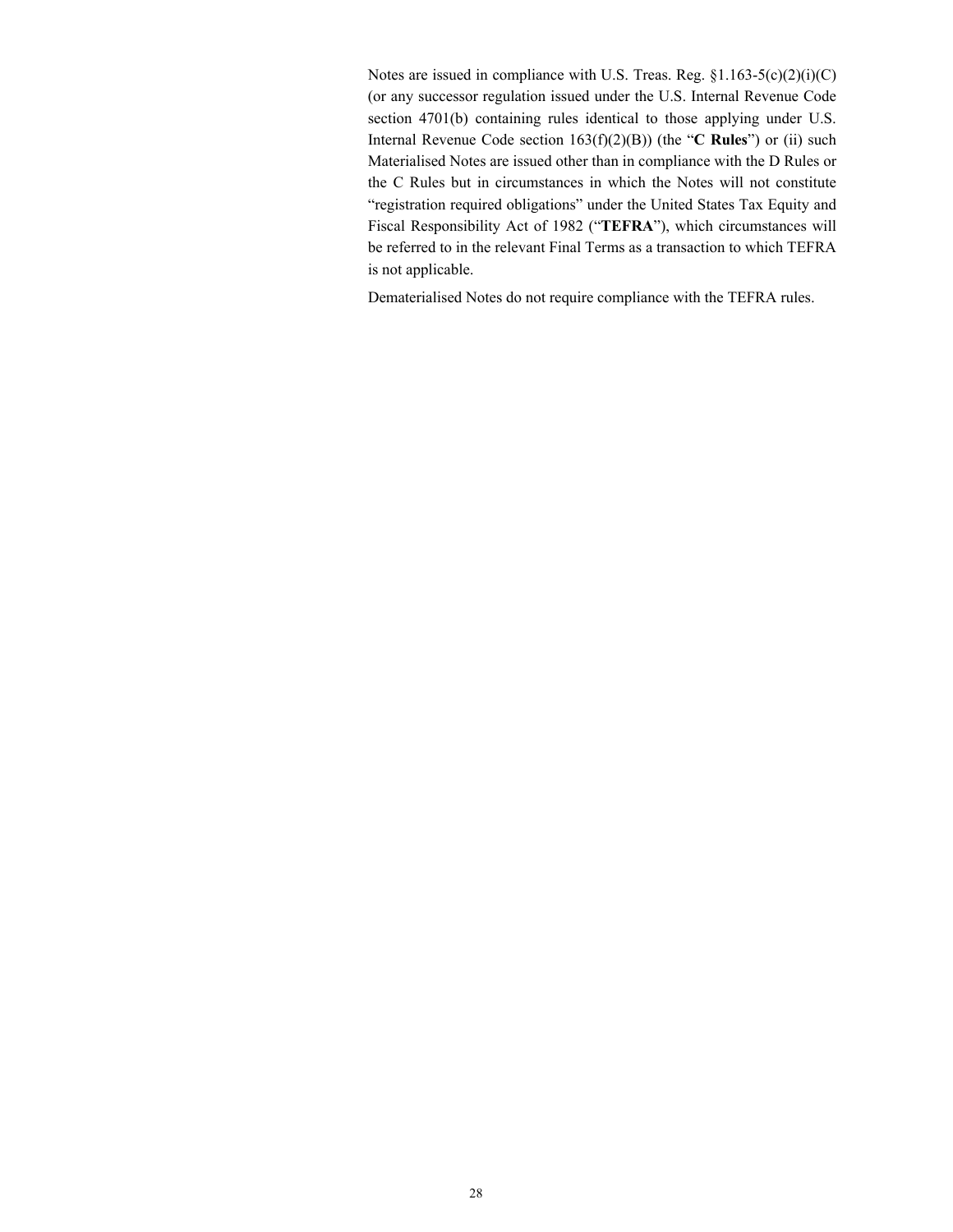Notes are issued in compliance with U.S. Treas. Reg. §1.163-5(c)(2)(i)(C) (or any successor regulation issued under the U.S. Internal Revenue Code section 4701(b) containing rules identical to those applying under U.S. Internal Revenue Code section 163(f)(2)(B)) (the "**C Rules**") or (ii) such Materialised Notes are issued other than in compliance with the D Rules or the C Rules but in circumstances in which the Notes will not constitute "registration required obligations" under the United States Tax Equity and Fiscal Responsibility Act of 1982 ("**TEFRA**"), which circumstances will be referred to in the relevant Final Terms as a transaction to which TEFRA is not applicable.

Dematerialised Notes do not require compliance with the TEFRA rules.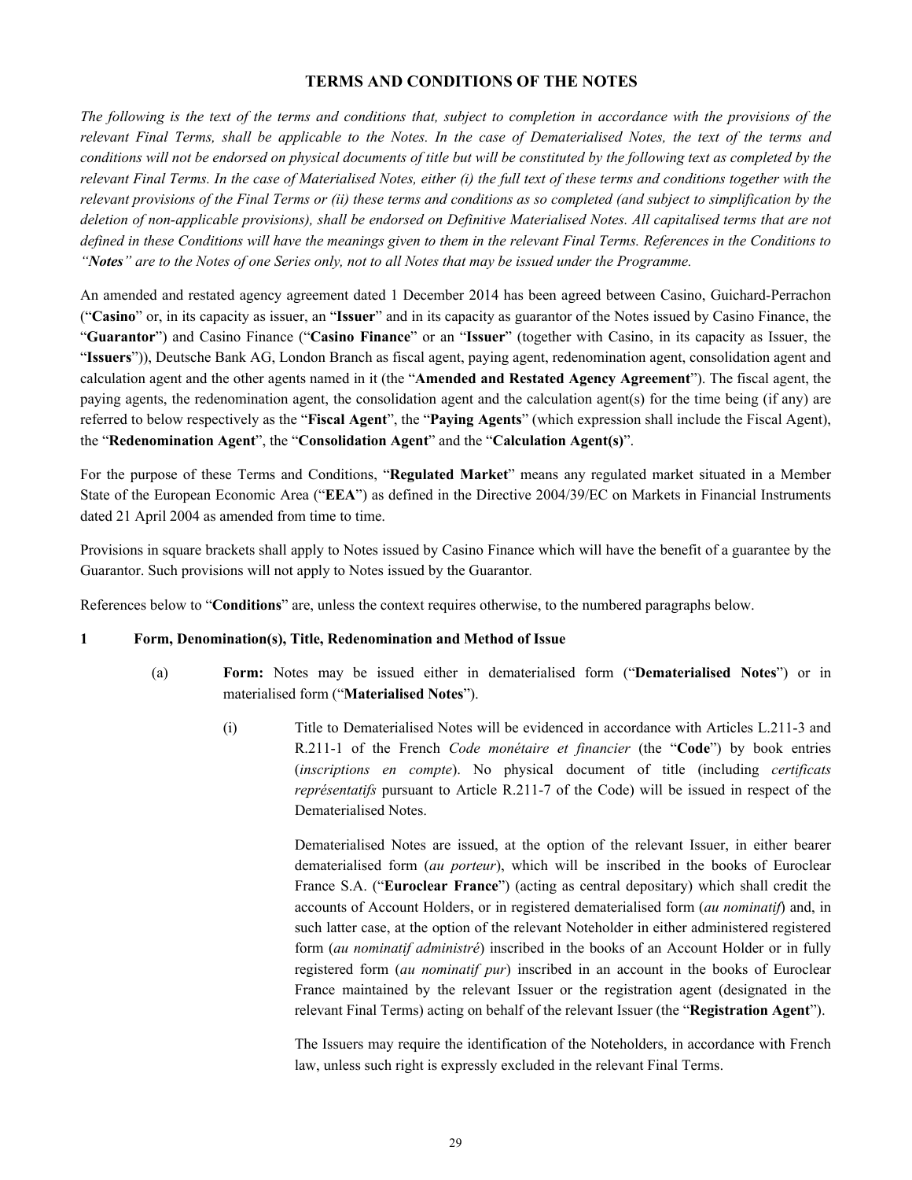# TERMS AND CONDITIONS OF THE NOTES

*The following is the text of the terms and conditions that, subject to completion in accordance with the provisions of the relevant Final Terms, shall be applicable to the Notes. In the case of Dematerialised Notes, the text of the terms and conditions will not be endorsed on physical documents of title but will be constituted by the following text as completed by the relevant Final Terms. In the case of Materialised Notes, either (i) the full text of these terms and conditions together with the relevant provisions of the Final Terms or (ii) these terms and conditions as so completed (and subject to simplification by the deletion of non-applicable provisions), shall be endorsed on Definitive Materialised Notes. All capitalised terms that are not defined in these Conditions will have the meanings given to them in the relevant Final Terms. References in the Conditions to "**Notes**" are to the Notes of one Series only, not to all Notes that may be issued under the Programme.*

An amended and restated agency agreement dated 1 December 2014 has been agreed between Casino, Guichard-Perrachon ("**Casino**" or, in its capacity as issuer, an "**Issuer**" and in its capacity as guarantor of the Notes issued by Casino Finance, the "**Guarantor**") and Casino Finance ("**Casino Finance**" or an "**Issuer**" (together with Casino, in its capacity as Issuer, the "**Issuers**")), Deutsche Bank AG, London Branch as fiscal agent, paying agent, redenomination agent, consolidation agent and calculation agent and the other agents named in it (the "**Amended and Restated Agency Agreement**"). The fiscal agent, the paying agents, the redenomination agent, the consolidation agent and the calculation agent(s) for the time being (if any) are referred to below respectively as the "**Fiscal Agent**", the "**Paying Agents**" (which expression shall include the Fiscal Agent), the "**Redenomination Agent**", the "**Consolidation Agent**" and the "**Calculation Agent(s)**".

For the purpose of these Terms and Conditions, "**Regulated Market**" means any regulated market situated in a Member State of the European Economic Area ("**EEA**") as defined in the Directive 2004/39/EC on Markets in Financial Instruments dated 21 April 2004 as amended from time to time.

Provisions in square brackets shall apply to Notes issued by Casino Finance which will have the benefit of a guarantee by the Guarantor. Such provisions will not apply to Notes issued by the Guarantor.

References below to "**Conditions**" are, unless the context requires otherwise, to the numbered paragraphs below.

## 1 Form, Denomination(s), Title, Redenomination and Method of Issue

(a) **Form:** Notes may be issued either in dematerialised form ("**Dematerialised Notes**") or in materialised form ("**Materialised Notes**").

(i) Title to Dematerialised Notes will be evidenced in accordance with Articles L.211-3 and R.211-1 of the French *Code monétaire et financier* (the "**Code**") by book entries (*inscriptions en compte*). No physical document of title (including *certificats représentatifs* pursuant to Article R.211-7 of the Code) will be issued in respect of the Dematerialised Notes.

Dematerialised Notes are issued, at the option of the relevant Issuer, in either bearer dematerialised form (*au porteur*), which will be inscribed in the books of Euroclear France S.A. ("**Euroclear France**") (acting as central depositary) which shall credit the accounts of Account Holders, or in registered dematerialised form (*au nominatif*) and, in such latter case, at the option of the relevant Noteholder in either administered registered form (*au nominatif administré*) inscribed in the books of an Account Holder or in fully registered form (*au nominatif pur*) inscribed in an account in the books of Euroclear France maintained by the relevant Issuer or the registration agent (designated in the relevant Final Terms) acting on behalf of the relevant Issuer (the "**Registration Agent**").

The Issuers may require the identification of the Noteholders, in accordance with French law, unless such right is expressly excluded in the relevant Final Terms.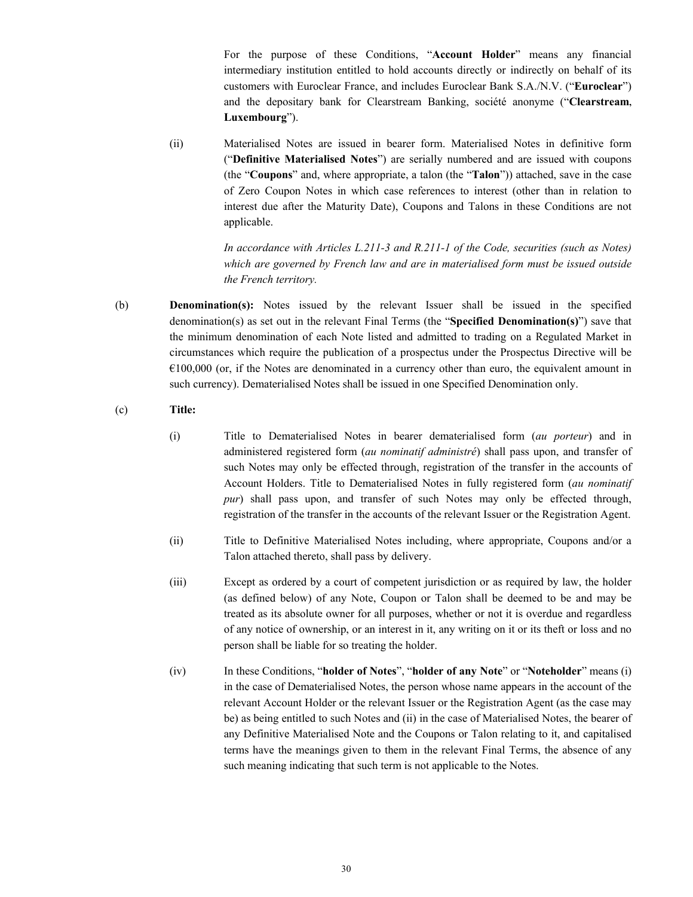For the purpose of these Conditions, "**Account Holder**" means any financial intermediary institution entitled to hold accounts directly or indirectly on behalf of its customers with Euroclear France, and includes Euroclear Bank S.A./N.V. ("**Euroclear**") and the depositary bank for Clearstream Banking, société anonyme ("**Clearstream, Luxembourg**").

(ii) Materialised Notes are issued in bearer form. Materialised Notes in definitive form ("**Definitive Materialised Notes**") are serially numbered and are issued with coupons (the "**Coupons**" and, where appropriate, a talon (the "**Talon**")) attached, save in the case of Zero Coupon Notes in which case references to interest (other than in relation to interest due after the Maturity Date), Coupons and Talons in these Conditions are not applicable.

*In accordance with Articles L.211-3 and R.211-1 of the Code, securities (such as Notes) which are governed by French law and are in materialised form must be issued outside the French territory.*

(b) **Denomination(s):** Notes issued by the relevant Issuer shall be issued in the specified denomination(s) as set out in the relevant Final Terms (the "**Specified Denomination(s)**") save that the minimum denomination of each Note listed and admitted to trading on a Regulated Market in circumstances which require the publication of a prospectus under the Prospectus Directive will be €100,000 (or, if the Notes are denominated in a currency other than euro, the equivalent amount in such currency). Dematerialised Notes shall be issued in one Specified Denomination only.

(c) **Title:**

(i) Title to Dematerialised Notes in bearer dematerialised form (*au porteur*) and in administered registered form (*au nominatif administré*) shall pass upon, and transfer of such Notes may only be effected through, registration of the transfer in the accounts of Account Holders. Title to Dematerialised Notes in fully registered form (*au nominatif pur*) shall pass upon, and transfer of such Notes may only be effected through, registration of the transfer in the accounts of the relevant Issuer or the Registration Agent.

(ii) Title to Definitive Materialised Notes including, where appropriate, Coupons and/or a Talon attached thereto, shall pass by delivery.

(iii) Except as ordered by a court of competent jurisdiction or as required by law, the holder (as defined below) of any Note, Coupon or Talon shall be deemed to be and may be treated as its absolute owner for all purposes, whether or not it is overdue and regardless of any notice of ownership, or an interest in it, any writing on it or its theft or loss and no person shall be liable for so treating the holder.

(iv) In these Conditions, "**holder of Notes**", "**holder of any Note**" or "**Noteholder**" means (i) in the case of Dematerialised Notes, the person whose name appears in the account of the relevant Account Holder or the relevant Issuer or the Registration Agent (as the case may be) as being entitled to such Notes and (ii) in the case of Materialised Notes, the bearer of any Definitive Materialised Note and the Coupons or Talon relating to it, and capitalised terms have the meanings given to them in the relevant Final Terms, the absence of any such meaning indicating that such term is not applicable to the Notes.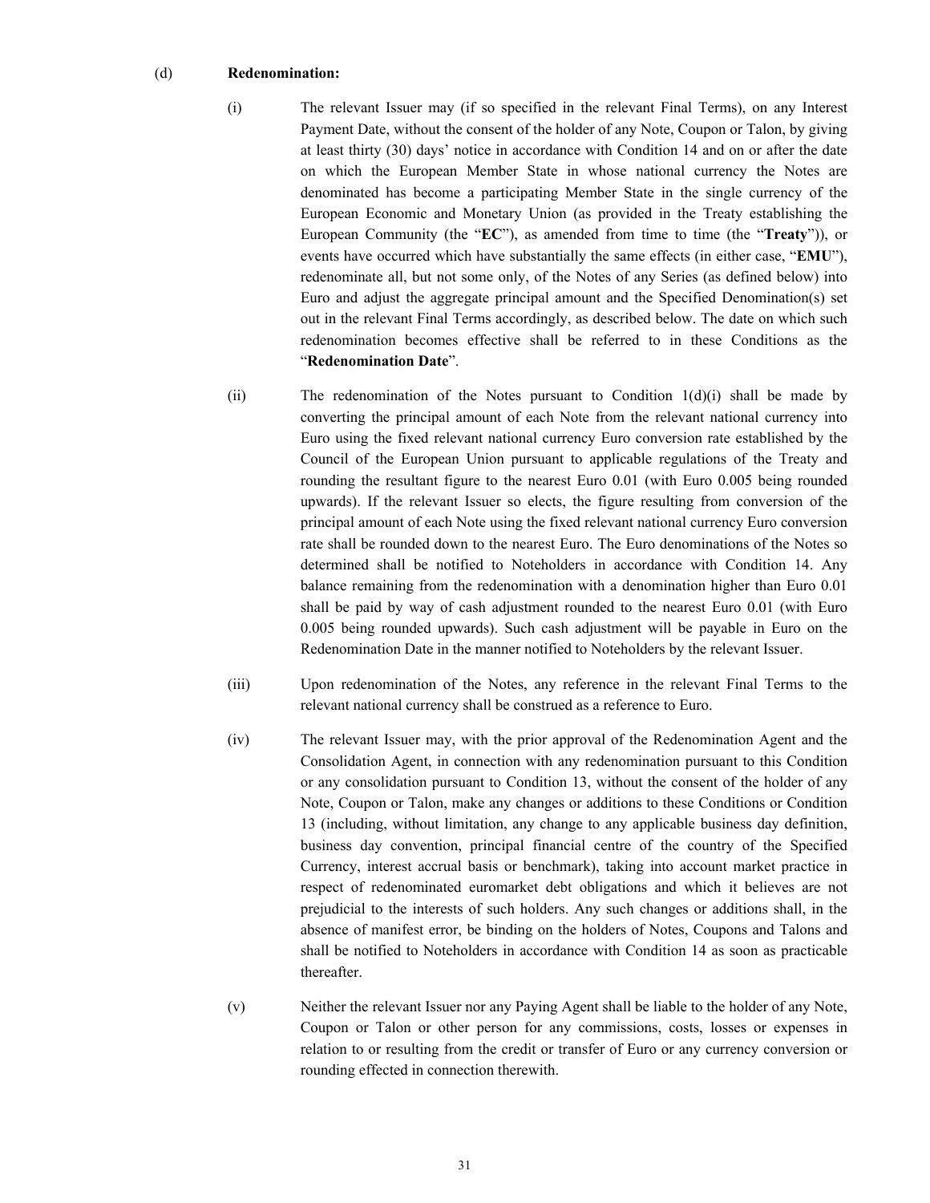(d) **Redenomination:**

(i) The relevant Issuer may (if so specified in the relevant Final Terms), on any Interest Payment Date, without the consent of the holder of any Note, Coupon or Talon, by giving at least thirty (30) days' notice in accordance with Condition 14 and on or after the date on which the European Member State in whose national currency the Notes are denominated has become a participating Member State in the single currency of the European Economic and Monetary Union (as provided in the Treaty establishing the European Community (the "**EC**"), as amended from time to time (the "**Treaty**")), or events have occurred which have substantially the same effects (in either case, "**EMU**"), redenominate all, but not some only, of the Notes of any Series (as defined below) into Euro and adjust the aggregate principal amount and the Specified Denomination(s) set out in the relevant Final Terms accordingly, as described below. The date on which such redenomination becomes effective shall be referred to in these Conditions as the "**Redenomination Date**".

(ii) The redenomination of the Notes pursuant to Condition 1(d)(i) shall be made by converting the principal amount of each Note from the relevant national currency into Euro using the fixed relevant national currency Euro conversion rate established by the Council of the European Union pursuant to applicable regulations of the Treaty and rounding the resultant figure to the nearest Euro 0.01 (with Euro 0.005 being rounded upwards). If the relevant Issuer so elects, the figure resulting from conversion of the principal amount of each Note using the fixed relevant national currency Euro conversion rate shall be rounded down to the nearest Euro. The Euro denominations of the Notes so determined shall be notified to Noteholders in accordance with Condition 14. Any balance remaining from the redenomination with a denomination higher than Euro 0.01 shall be paid by way of cash adjustment rounded to the nearest Euro 0.01 (with Euro 0.005 being rounded upwards). Such cash adjustment will be payable in Euro on the Redenomination Date in the manner notified to Noteholders by the relevant Issuer.

(iii) Upon redenomination of the Notes, any reference in the relevant Final Terms to the relevant national currency shall be construed as a reference to Euro.

(iv) The relevant Issuer may, with the prior approval of the Redenomination Agent and the Consolidation Agent, in connection with any redenomination pursuant to this Condition or any consolidation pursuant to Condition 13, without the consent of the holder of any Note, Coupon or Talon, make any changes or additions to these Conditions or Condition 13 (including, without limitation, any change to any applicable business day definition, business day convention, principal financial centre of the country of the Specified Currency, interest accrual basis or benchmark), taking into account market practice in respect of redenominated euromarket debt obligations and which it believes are not prejudicial to the interests of such holders. Any such changes or additions shall, in the absence of manifest error, be binding on the holders of Notes, Coupons and Talons and shall be notified to Noteholders in accordance with Condition 14 as soon as practicable thereafter.

(v) Neither the relevant Issuer nor any Paying Agent shall be liable to the holder of any Note, Coupon or Talon or other person for any commissions, costs, losses or expenses in relation to or resulting from the credit or transfer of Euro or any currency conversion or rounding effected in connection therewith.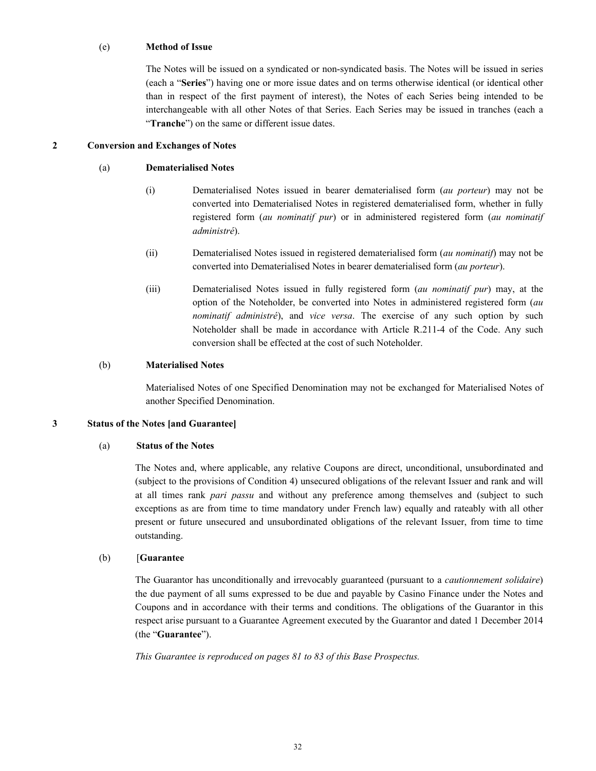(e) **Method of Issue**

The Notes will be issued on a syndicated or non-syndicated basis. The Notes will be issued in series (each a "**Series**") having one or more issue dates and on terms otherwise identical (or identical other than in respect of the first payment of interest), the Notes of each Series being intended to be interchangeable with all other Notes of that Series. Each Series may be issued in tranches (each a "**Tranche**") on the same or different issue dates.

## 2 Conversion and Exchanges of Notes

(a) **Dematerialised Notes**

(i) Dematerialised Notes issued in bearer dematerialised form (*au porteur*) may not be converted into Dematerialised Notes in registered dematerialised form, whether in fully registered form (*au nominatif pur*) or in administered registered form (*au nominatif administré*).

(ii) Dematerialised Notes issued in registered dematerialised form (*au nominatif*) may not be converted into Dematerialised Notes in bearer dematerialised form (*au porteur*).

(iii) Dematerialised Notes issued in fully registered form (*au nominatif pur*) may, at the option of the Noteholder, be converted into Notes in administered registered form (*au nominatif administré*), and *vice versa*. The exercise of any such option by such Noteholder shall be made in accordance with Article R.211-4 of the Code. Any such conversion shall be effected at the cost of such Noteholder.

(b) **Materialised Notes**

Materialised Notes of one Specified Denomination may not be exchanged for Materialised Notes of another Specified Denomination.

## 3 Status of the Notes [and Guarantee]

(a) **Status of the Notes**

The Notes and, where applicable, any relative Coupons are direct, unconditional, unsubordinated and (subject to the provisions of Condition 4) unsecured obligations of the relevant Issuer and rank and will at all times rank *pari passu* and without any preference among themselves and (subject to such exceptions as are from time to time mandatory under French law) equally and rateably with all other present or future unsecured and unsubordinated obligations of the relevant Issuer, from time to time outstanding.

(b) [**Guarantee**

The Guarantor has unconditionally and irrevocably guaranteed (pursuant to a *cautionnement solidaire*) the due payment of all sums expressed to be due and payable by Casino Finance under the Notes and Coupons and in accordance with their terms and conditions. The obligations of the Guarantor in this respect arise pursuant to a Guarantee Agreement executed by the Guarantor and dated 1 December 2014 (the "**Guarantee**").

*This Guarantee is reproduced on pages 81 to 83 of this Base Prospectus.*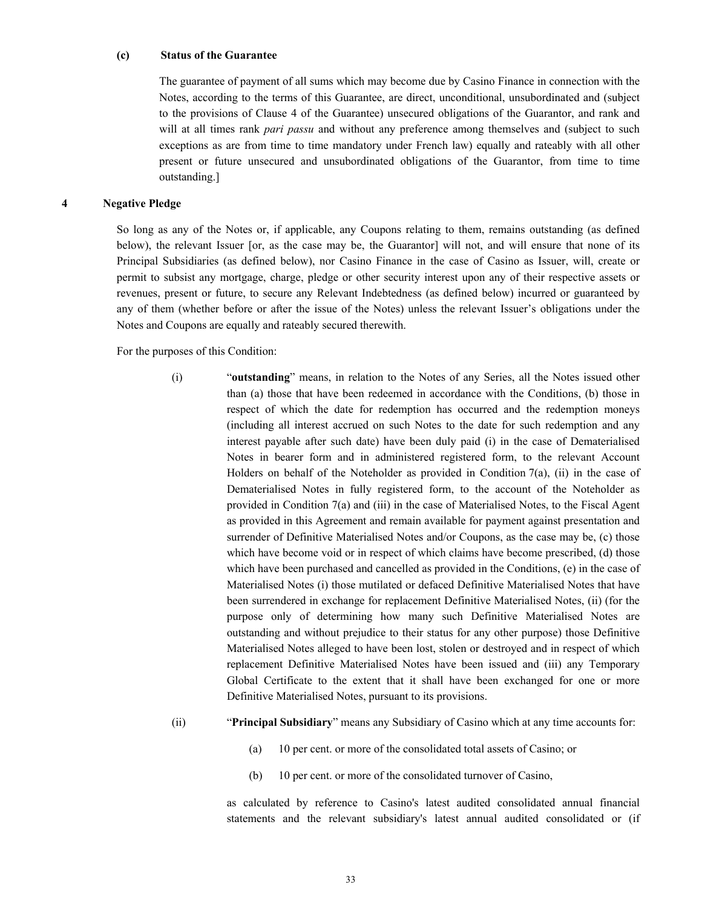**(c) Status of the Guarantee**

The guarantee of payment of all sums which may become due by Casino Finance in connection with the Notes, according to the terms of this Guarantee, are direct, unconditional, unsubordinated and (subject to the provisions of Clause 4 of the Guarantee) unsecured obligations of the Guarantor, and rank and will at all times rank *pari passu* and without any preference among themselves and (subject to such exceptions as are from time to time mandatory under French law) equally and rateably with all other present or future unsecured and unsubordinated obligations of the Guarantor, from time to time outstanding.]

**4 Negative Pledge**

So long as any of the Notes or, if applicable, any Coupons relating to them, remains outstanding (as defined below), the relevant Issuer [or, as the case may be, the Guarantor] will not, and will ensure that none of its Principal Subsidiaries (as defined below), nor Casino Finance in the case of Casino as Issuer, will, create or permit to subsist any mortgage, charge, pledge or other security interest upon any of their respective assets or revenues, present or future, to secure any Relevant Indebtedness (as defined below) incurred or guaranteed by any of them (whether before or after the issue of the Notes) unless the relevant Issuer's obligations under the Notes and Coupons are equally and rateably secured therewith.

For the purposes of this Condition:

(i) "**outstanding**" means, in relation to the Notes of any Series, all the Notes issued other than (a) those that have been redeemed in accordance with the Conditions, (b) those in respect of which the date for redemption has occurred and the redemption moneys (including all interest accrued on such Notes to the date for such redemption and any interest payable after such date) have been duly paid (i) in the case of Dematerialised Notes in bearer form and in administered registered form, to the relevant Account Holders on behalf of the Noteholder as provided in Condition 7(a), (ii) in the case of Dematerialised Notes in fully registered form, to the account of the Noteholder as provided in Condition 7(a) and (iii) in the case of Materialised Notes, to the Fiscal Agent as provided in this Agreement and remain available for payment against presentation and surrender of Definitive Materialised Notes and/or Coupons, as the case may be, (c) those which have become void or in respect of which claims have become prescribed, (d) those which have been purchased and cancelled as provided in the Conditions, (e) in the case of Materialised Notes (i) those mutilated or defaced Definitive Materialised Notes that have been surrendered in exchange for replacement Definitive Materialised Notes, (ii) (for the purpose only of determining how many such Definitive Materialised Notes are outstanding and without prejudice to their status for any other purpose) those Definitive Materialised Notes alleged to have been lost, stolen or destroyed and in respect of which replacement Definitive Materialised Notes have been issued and (iii) any Temporary Global Certificate to the extent that it shall have been exchanged for one or more Definitive Materialised Notes, pursuant to its provisions.

(ii) "**Principal Subsidiary**" means any Subsidiary of Casino which at any time accounts for:

(a) 10 per cent. or more of the consolidated total assets of Casino; or

(b) 10 per cent. or more of the consolidated turnover of Casino,

as calculated by reference to Casino's latest audited consolidated annual financial statements and the relevant subsidiary's latest annual audited consolidated or (if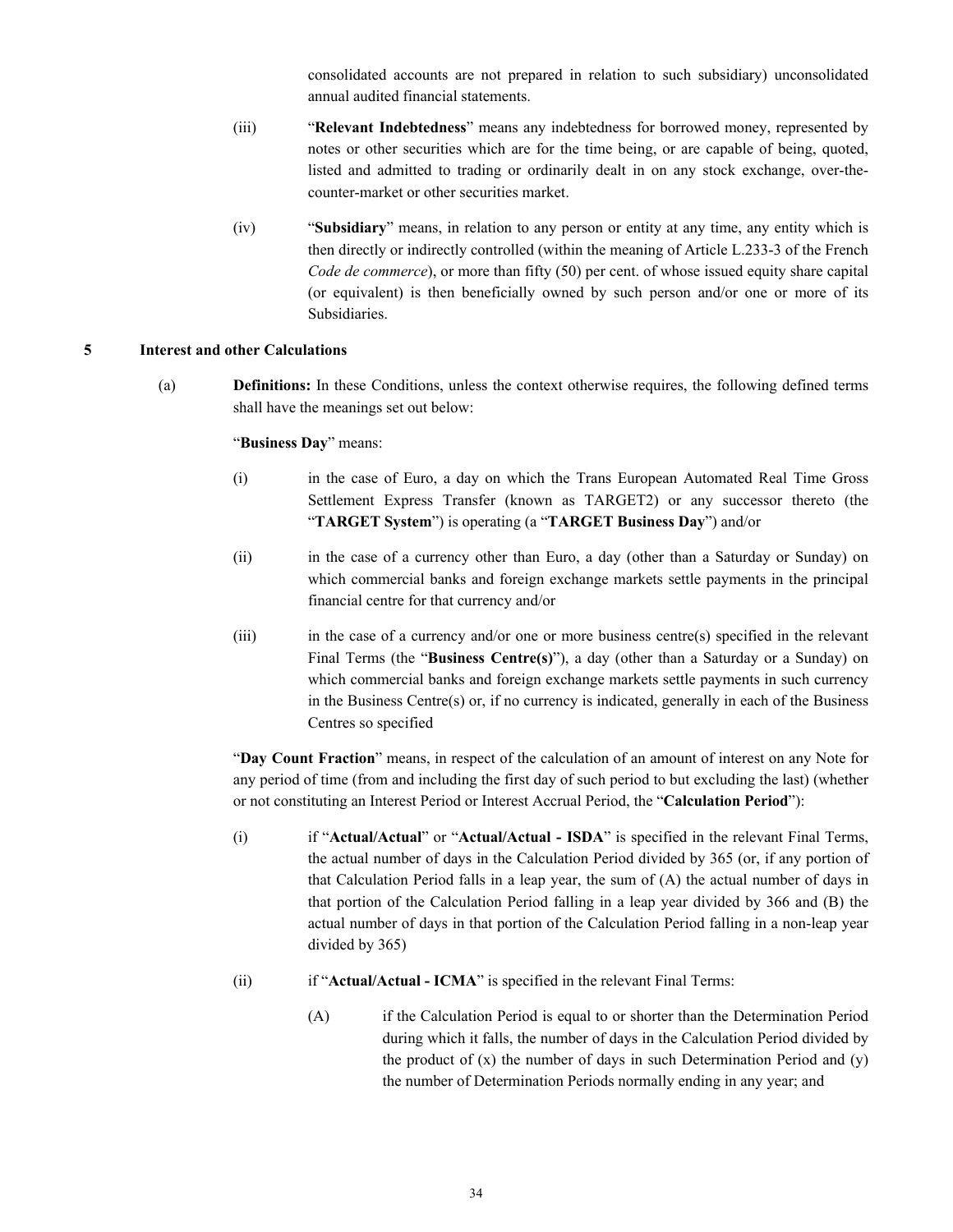consolidated accounts are not prepared in relation to such subsidiary) unconsolidated annual audited financial statements.

(iii) "**Relevant Indebtedness**" means any indebtedness for borrowed money, represented by notes or other securities which are for the time being, or are capable of being, quoted, listed and admitted to trading or ordinarily dealt in on any stock exchange, over-the-counter-market or other securities market.

(iv) "**Subsidiary**" means, in relation to any person or entity at any time, any entity which is then directly or indirectly controlled (within the meaning of Article L.233-3 of the French *Code de commerce*), or more than fifty (50) per cent. of whose issued equity share capital (or equivalent) is then beneficially owned by such person and/or one or more of its Subsidiaries.

## 5 Interest and other Calculations

(a) **Definitions:** In these Conditions, unless the context otherwise requires, the following defined terms shall have the meanings set out below:

"**Business Day**" means:

(i) in the case of Euro, a day on which the Trans European Automated Real Time Gross Settlement Express Transfer (known as TARGET2) or any successor thereto (the "**TARGET System**") is operating (a "**TARGET Business Day**") and/or

(ii) in the case of a currency other than Euro, a day (other than a Saturday or Sunday) on which commercial banks and foreign exchange markets settle payments in the principal financial centre for that currency and/or

(iii) in the case of a currency and/or one or more business centre(s) specified in the relevant Final Terms (the "**Business Centre(s)**"), a day (other than a Saturday or a Sunday) on which commercial banks and foreign exchange markets settle payments in such currency in the Business Centre(s) or, if no currency is indicated, generally in each of the Business Centres so specified

"**Day Count Fraction**" means, in respect of the calculation of an amount of interest on any Note for any period of time (from and including the first day of such period to but excluding the last) (whether or not constituting an Interest Period or Interest Accrual Period, the "**Calculation Period**"):

(i) if "**Actual/Actual**" or "**Actual/Actual - ISDA**" is specified in the relevant Final Terms, the actual number of days in the Calculation Period divided by 365 (or, if any portion of that Calculation Period falls in a leap year, the sum of (A) the actual number of days in that portion of the Calculation Period falling in a leap year divided by 366 and (B) the actual number of days in that portion of the Calculation Period falling in a non-leap year divided by 365)

(ii) if "**Actual/Actual - ICMA**" is specified in the relevant Final Terms:

(A) if the Calculation Period is equal to or shorter than the Determination Period during which it falls, the number of days in the Calculation Period divided by the product of (x) the number of days in such Determination Period and (y) the number of Determination Periods normally ending in any year; and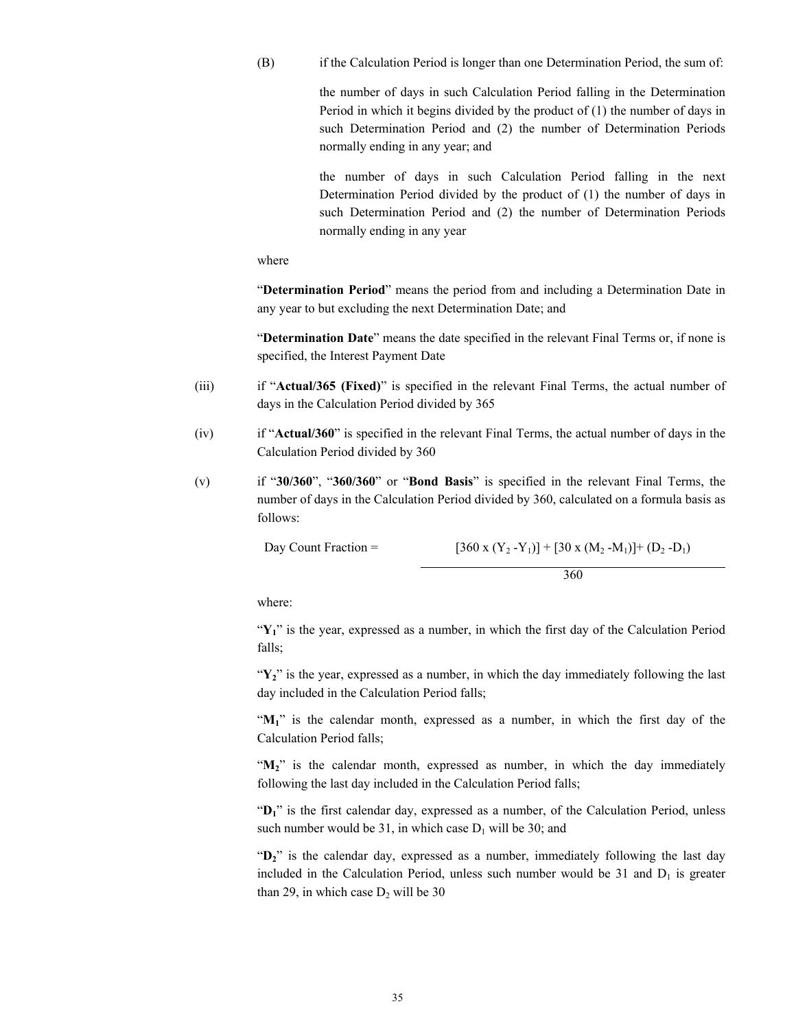(B) if the Calculation Period is longer than one Determination Period, the sum of:

the number of days in such Calculation Period falling in the Determination Period in which it begins divided by the product of (1) the number of days in such Determination Period and (2) the number of Determination Periods normally ending in any year; and

the number of days in such Calculation Period falling in the next Determination Period divided by the product of (1) the number of days in such Determination Period and (2) the number of Determination Periods normally ending in any year

where

"**Determination Period**" means the period from and including a Determination Date in any year to but excluding the next Determination Date; and

"**Determination Date**" means the date specified in the relevant Final Terms or, if none is specified, the Interest Payment Date

(iii) if "**Actual/365 (Fixed)**" is specified in the relevant Final Terms, the actual number of days in the Calculation Period divided by 365

(iv) if "**Actual/360**" is specified in the relevant Final Terms, the actual number of days in the Calculation Period divided by 360

(v) if "**30/360**", "**360/360**" or "**Bond Basis**" is specified in the relevant Final Terms, the number of days in the Calculation Period divided by 360, calculated on a formula basis as follows:

$$\text{Day Count Fraction} = \frac{[360 \times (Y_2 - Y_1)] + [30 \times (M_2 - M_1)] + (D_2 - D_1)}{360}$$

where:

"$Y_1$" is the year, expressed as a number, in which the first day of the Calculation Period falls;

"$Y_2$" is the year, expressed as a number, in which the day immediately following the last day included in the Calculation Period falls;

"$M_1$" is the calendar month, expressed as a number, in which the first day of the Calculation Period falls;

"$M_2$" is the calendar month, expressed as number, in which the day immediately following the last day included in the Calculation Period falls;

"$D_1$" is the first calendar day, expressed as a number, of the Calculation Period, unless such number would be 31, in which case $D_1$ will be 30; and

"$D_2$" is the calendar day, expressed as a number, immediately following the last day included in the Calculation Period, unless such number would be 31 and $D_1$ is greater than 29, in which case $D_2$ will be 30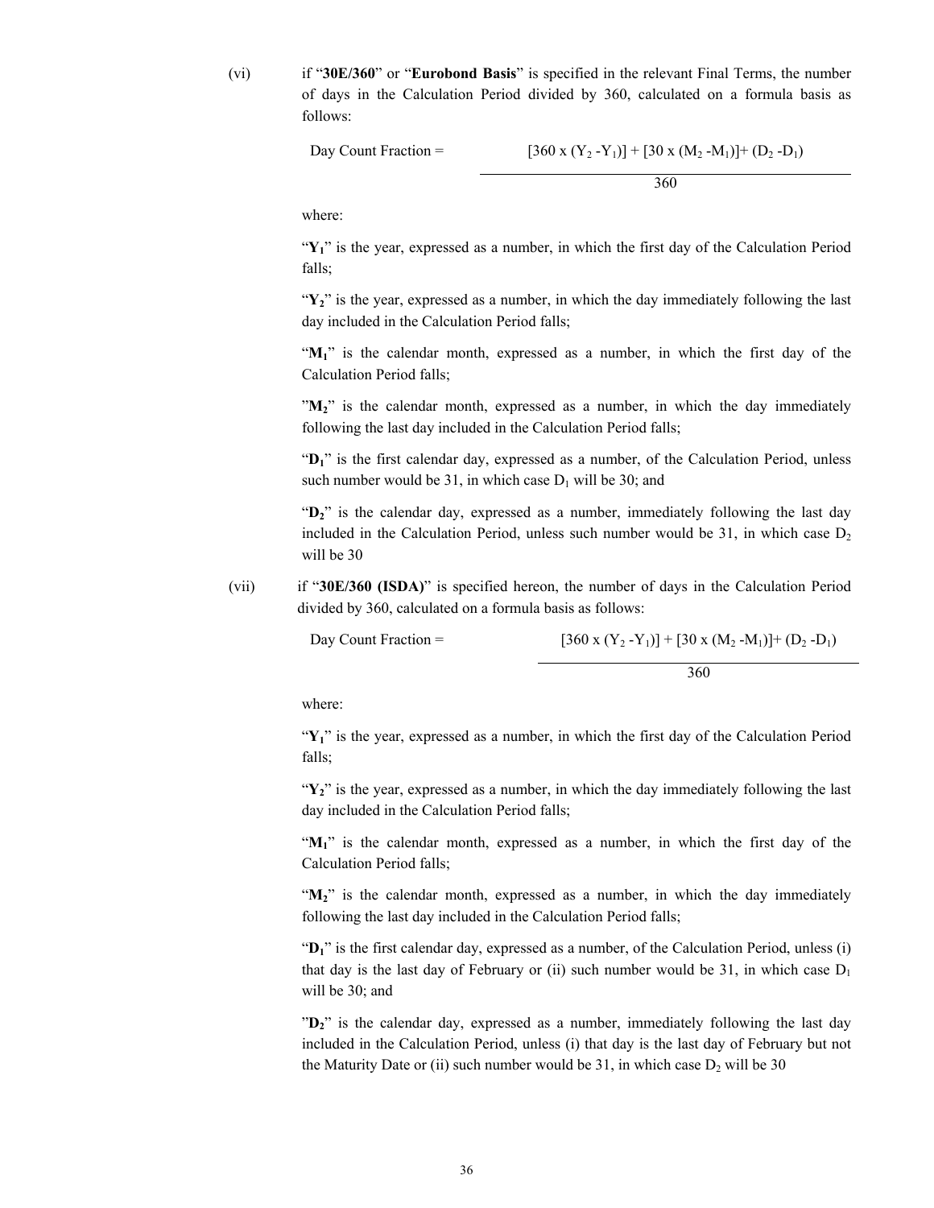(vi) if "**30E/360**" or "**Eurobond Basis**" is specified in the relevant Final Terms, the number of days in the Calculation Period divided by 360, calculated on a formula basis as follows:

$$\text{Day Count Fraction} = \frac{[360 \times (Y_2 - Y_1)] + [30 \times (M_2 - M_1)] + (D_2 - D_1)}{360}$$

where:

"$\mathbf{Y_1}$" is the year, expressed as a number, in which the first day of the Calculation Period falls;

"$\mathbf{Y_2}$" is the year, expressed as a number, in which the day immediately following the last day included in the Calculation Period falls;

"$\mathbf{M_1}$" is the calendar month, expressed as a number, in which the first day of the Calculation Period falls;

"$\mathbf{M_2}$" is the calendar month, expressed as a number, in which the day immediately following the last day included in the Calculation Period falls;

"$\mathbf{D_1}$" is the first calendar day, expressed as a number, of the Calculation Period, unless such number would be 31, in which case $D_1$ will be 30; and

"$\mathbf{D_2}$" is the calendar day, expressed as a number, immediately following the last day included in the Calculation Period, unless such number would be 31, in which case $D_2$ will be 30

(vii) if "**30E/360 (ISDA)**" is specified hereon, the number of days in the Calculation Period divided by 360, calculated on a formula basis as follows:

$$\text{Day Count Fraction} = \frac{[360 \times (Y_2 - Y_1)] + [30 \times (M_2 - M_1)] + (D_2 - D_1)}{360}$$

where:

"$\mathbf{Y_1}$" is the year, expressed as a number, in which the first day of the Calculation Period falls;

"$\mathbf{Y_2}$" is the year, expressed as a number, in which the day immediately following the last day included in the Calculation Period falls;

"$\mathbf{M_1}$" is the calendar month, expressed as a number, in which the first day of the Calculation Period falls;

"$\mathbf{M_2}$" is the calendar month, expressed as a number, in which the day immediately following the last day included in the Calculation Period falls;

"$\mathbf{D_1}$" is the first calendar day, expressed as a number, of the Calculation Period, unless (i) that day is the last day of February or (ii) such number would be 31, in which case $D_1$ will be 30; and

"$\mathbf{D_2}$" is the calendar day, expressed as a number, immediately following the last day included in the Calculation Period, unless (i) that day is the last day of February but not the Maturity Date or (ii) such number would be 31, in which case $D_2$ will be 30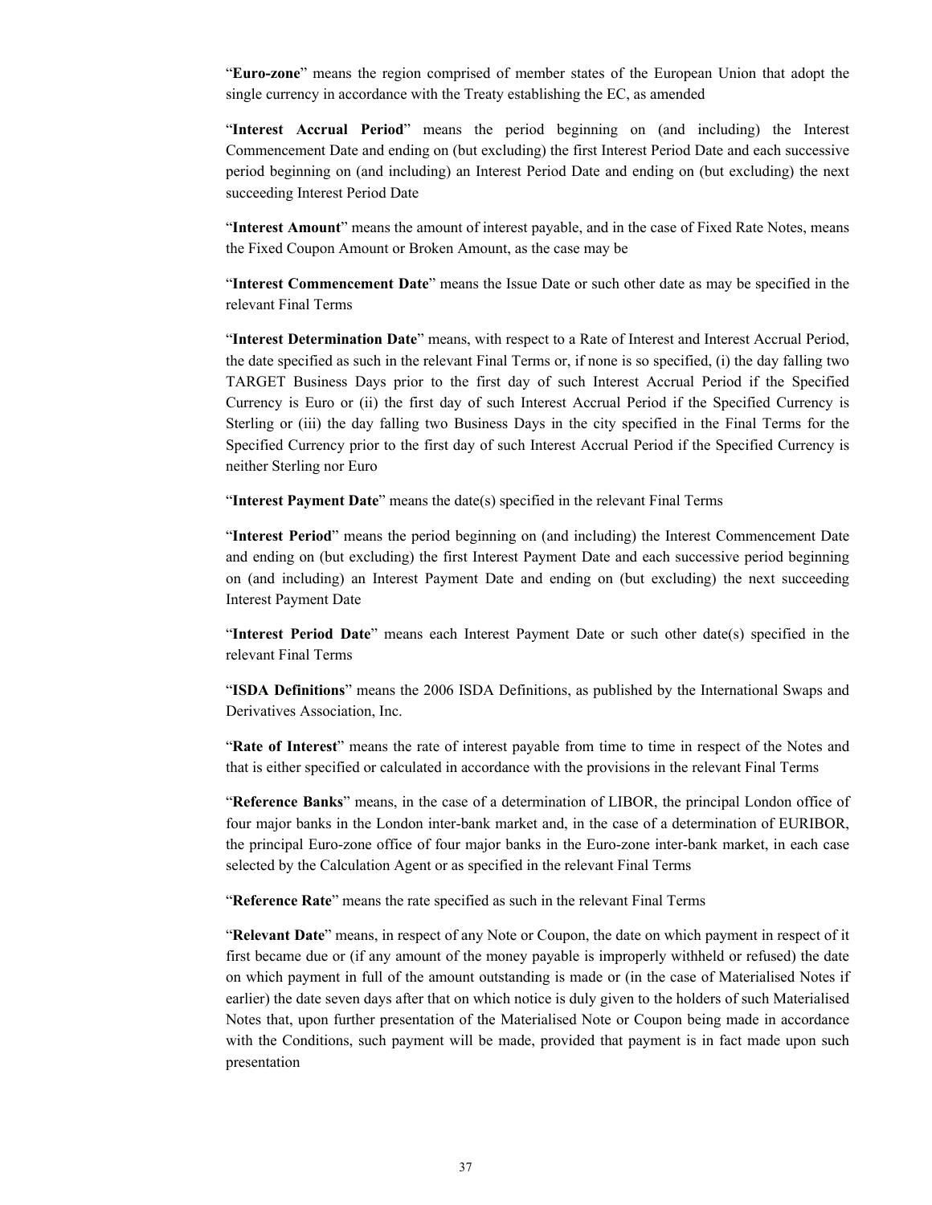"**Euro-zone**" means the region comprised of member states of the European Union that adopt the single currency in accordance with the Treaty establishing the EC, as amended

"**Interest Accrual Period**" means the period beginning on (and including) the Interest Commencement Date and ending on (but excluding) the first Interest Period Date and each successive period beginning on (and including) an Interest Period Date and ending on (but excluding) the next succeeding Interest Period Date

"**Interest Amount**" means the amount of interest payable, and in the case of Fixed Rate Notes, means the Fixed Coupon Amount or Broken Amount, as the case may be

"**Interest Commencement Date**" means the Issue Date or such other date as may be specified in the relevant Final Terms

"**Interest Determination Date**" means, with respect to a Rate of Interest and Interest Accrual Period, the date specified as such in the relevant Final Terms or, if none is so specified, (i) the day falling two TARGET Business Days prior to the first day of such Interest Accrual Period if the Specified Currency is Euro or (ii) the first day of such Interest Accrual Period if the Specified Currency is Sterling or (iii) the day falling two Business Days in the city specified in the Final Terms for the Specified Currency prior to the first day of such Interest Accrual Period if the Specified Currency is neither Sterling nor Euro

"**Interest Payment Date**" means the date(s) specified in the relevant Final Terms

"**Interest Period**" means the period beginning on (and including) the Interest Commencement Date and ending on (but excluding) the first Interest Payment Date and each successive period beginning on (and including) an Interest Payment Date and ending on (but excluding) the next succeeding Interest Payment Date

"**Interest Period Date**" means each Interest Payment Date or such other date(s) specified in the relevant Final Terms

"**ISDA Definitions**" means the 2006 ISDA Definitions, as published by the International Swaps and Derivatives Association, Inc.

"**Rate of Interest**" means the rate of interest payable from time to time in respect of the Notes and that is either specified or calculated in accordance with the provisions in the relevant Final Terms

"**Reference Banks**" means, in the case of a determination of LIBOR, the principal London office of four major banks in the London inter-bank market and, in the case of a determination of EURIBOR, the principal Euro-zone office of four major banks in the Euro-zone inter-bank market, in each case selected by the Calculation Agent or as specified in the relevant Final Terms

"**Reference Rate**" means the rate specified as such in the relevant Final Terms

"**Relevant Date**" means, in respect of any Note or Coupon, the date on which payment in respect of it first became due or (if any amount of the money payable is improperly withheld or refused) the date on which payment in full of the amount outstanding is made or (in the case of Materialised Notes if earlier) the date seven days after that on which notice is duly given to the holders of such Materialised Notes that, upon further presentation of the Materialised Note or Coupon being made in accordance with the Conditions, such payment will be made, provided that payment is in fact made upon such presentation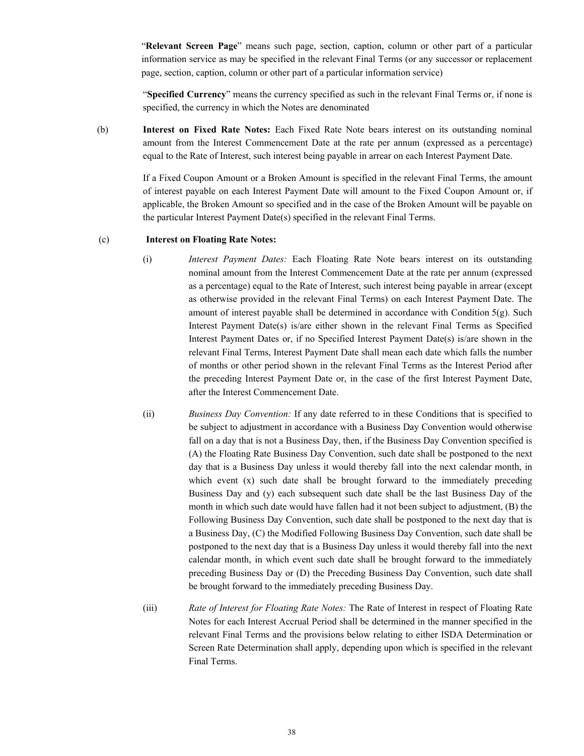"**Relevant Screen Page**" means such page, section, caption, column or other part of a particular information service as may be specified in the relevant Final Terms (or any successor or replacement page, section, caption, column or other part of a particular information service)

"**Specified Currency**" means the currency specified as such in the relevant Final Terms or, if none is specified, the currency in which the Notes are denominated

(b) **Interest on Fixed Rate Notes:** Each Fixed Rate Note bears interest on its outstanding nominal amount from the Interest Commencement Date at the rate per annum (expressed as a percentage) equal to the Rate of Interest, such interest being payable in arrear on each Interest Payment Date.

If a Fixed Coupon Amount or a Broken Amount is specified in the relevant Final Terms, the amount of interest payable on each Interest Payment Date will amount to the Fixed Coupon Amount or, if applicable, the Broken Amount so specified and in the case of the Broken Amount will be payable on the particular Interest Payment Date(s) specified in the relevant Final Terms.

(c) **Interest on Floating Rate Notes:**

(i) *Interest Payment Dates:* Each Floating Rate Note bears interest on its outstanding nominal amount from the Interest Commencement Date at the rate per annum (expressed as a percentage) equal to the Rate of Interest, such interest being payable in arrear (except as otherwise provided in the relevant Final Terms) on each Interest Payment Date. The amount of interest payable shall be determined in accordance with Condition 5(g). Such Interest Payment Date(s) is/are either shown in the relevant Final Terms as Specified Interest Payment Dates or, if no Specified Interest Payment Date(s) is/are shown in the relevant Final Terms, Interest Payment Date shall mean each date which falls the number of months or other period shown in the relevant Final Terms as the Interest Period after the preceding Interest Payment Date or, in the case of the first Interest Payment Date, after the Interest Commencement Date.

(ii) *Business Day Convention:* If any date referred to in these Conditions that is specified to be subject to adjustment in accordance with a Business Day Convention would otherwise fall on a day that is not a Business Day, then, if the Business Day Convention specified is (A) the Floating Rate Business Day Convention, such date shall be postponed to the next day that is a Business Day unless it would thereby fall into the next calendar month, in which event (x) such date shall be brought forward to the immediately preceding Business Day and (y) each subsequent such date shall be the last Business Day of the month in which such date would have fallen had it not been subject to adjustment, (B) the Following Business Day Convention, such date shall be postponed to the next day that is a Business Day, (C) the Modified Following Business Day Convention, such date shall be postponed to the next day that is a Business Day unless it would thereby fall into the next calendar month, in which event such date shall be brought forward to the immediately preceding Business Day or (D) the Preceding Business Day Convention, such date shall be brought forward to the immediately preceding Business Day.

(iii) *Rate of Interest for Floating Rate Notes:* The Rate of Interest in respect of Floating Rate Notes for each Interest Accrual Period shall be determined in the manner specified in the relevant Final Terms and the provisions below relating to either ISDA Determination or Screen Rate Determination shall apply, depending upon which is specified in the relevant Final Terms.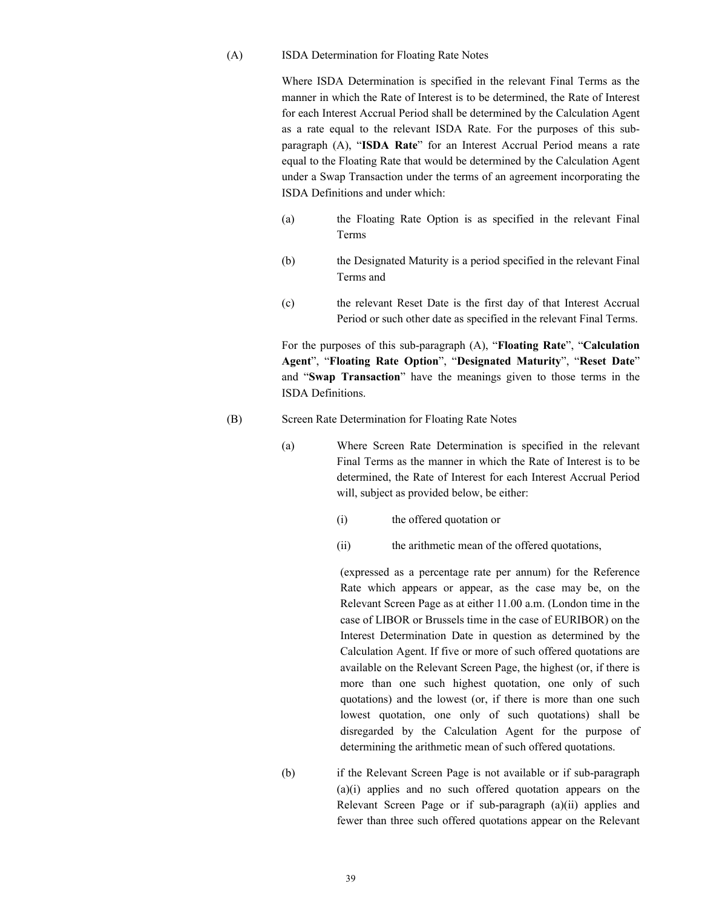(A) ISDA Determination for Floating Rate Notes

Where ISDA Determination is specified in the relevant Final Terms as the manner in which the Rate of Interest is to be determined, the Rate of Interest for each Interest Accrual Period shall be determined by the Calculation Agent as a rate equal to the relevant ISDA Rate. For the purposes of this sub-paragraph (A), "**ISDA Rate**" for an Interest Accrual Period means a rate equal to the Floating Rate that would be determined by the Calculation Agent under a Swap Transaction under the terms of an agreement incorporating the ISDA Definitions and under which:

(a) the Floating Rate Option is as specified in the relevant Final Terms

(b) the Designated Maturity is a period specified in the relevant Final Terms and

(c) the relevant Reset Date is the first day of that Interest Accrual Period or such other date as specified in the relevant Final Terms.

For the purposes of this sub-paragraph (A), "**Floating Rate**", "**Calculation Agent**", "**Floating Rate Option**", "**Designated Maturity**", "**Reset Date**" and "**Swap Transaction**" have the meanings given to those terms in the ISDA Definitions.

(B) Screen Rate Determination for Floating Rate Notes

(a) Where Screen Rate Determination is specified in the relevant Final Terms as the manner in which the Rate of Interest is to be determined, the Rate of Interest for each Interest Accrual Period will, subject as provided below, be either:

(i) the offered quotation or

(ii) the arithmetic mean of the offered quotations,

(expressed as a percentage rate per annum) for the Reference Rate which appears or appear, as the case may be, on the Relevant Screen Page as at either 11.00 a.m. (London time in the case of LIBOR or Brussels time in the case of EURIBOR) on the Interest Determination Date in question as determined by the Calculation Agent. If five or more of such offered quotations are available on the Relevant Screen Page, the highest (or, if there is more than one such highest quotation, one only of such quotations) and the lowest (or, if there is more than one such lowest quotation, one only of such quotations) shall be disregarded by the Calculation Agent for the purpose of determining the arithmetic mean of such offered quotations.

(b) if the Relevant Screen Page is not available or if sub-paragraph (a)(i) applies and no such offered quotation appears on the Relevant Screen Page or if sub-paragraph (a)(ii) applies and fewer than three such offered quotations appear on the Relevant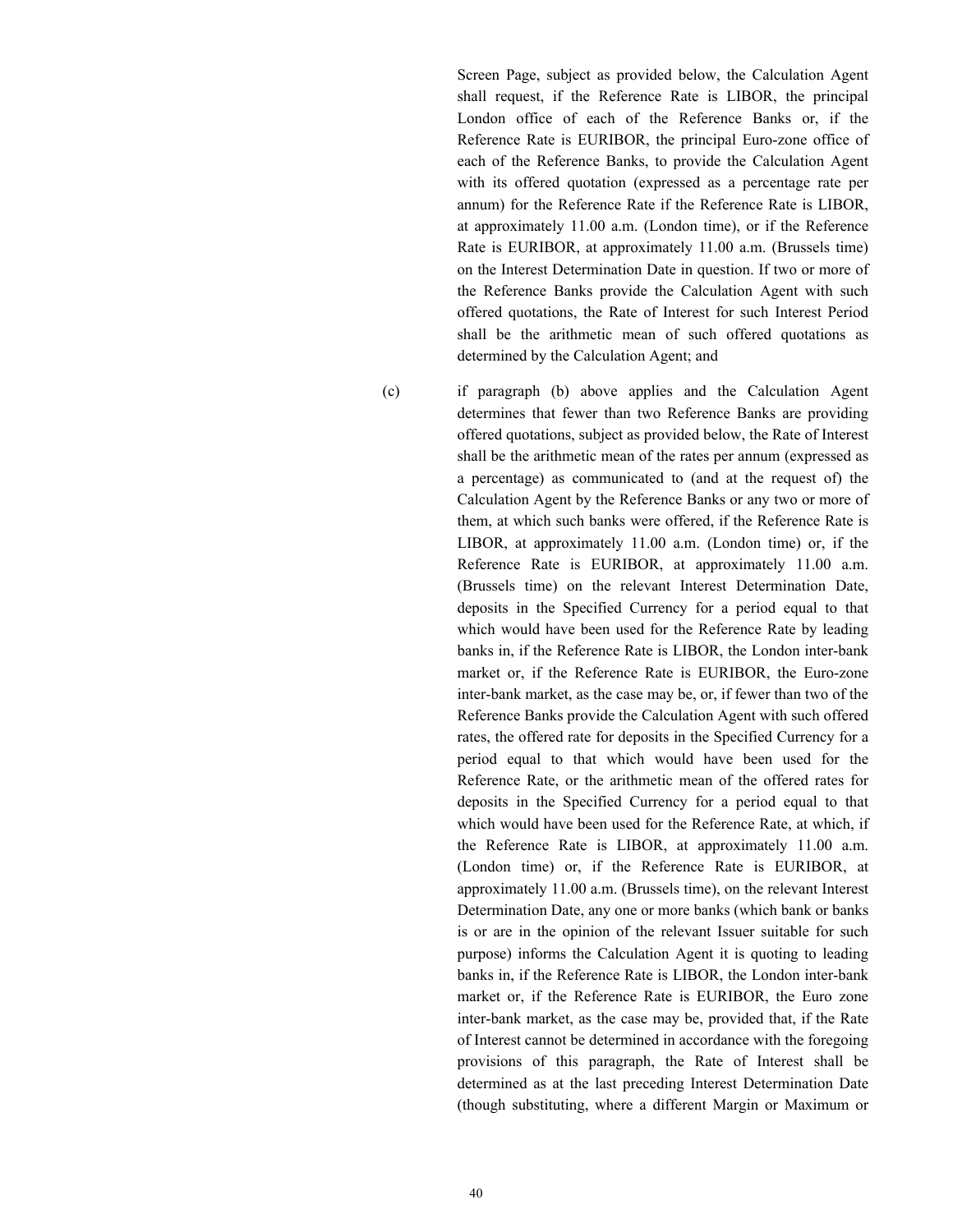Screen Page, subject as provided below, the Calculation Agent shall request, if the Reference Rate is LIBOR, the principal London office of each of the Reference Banks or, if the Reference Rate is EURIBOR, the principal Euro-zone office of each of the Reference Banks, to provide the Calculation Agent with its offered quotation (expressed as a percentage rate per annum) for the Reference Rate if the Reference Rate is LIBOR, at approximately 11.00 a.m. (London time), or if the Reference Rate is EURIBOR, at approximately 11.00 a.m. (Brussels time) on the Interest Determination Date in question. If two or more of the Reference Banks provide the Calculation Agent with such offered quotations, the Rate of Interest for such Interest Period shall be the arithmetic mean of such offered quotations as determined by the Calculation Agent; and

(c) if paragraph (b) above applies and the Calculation Agent determines that fewer than two Reference Banks are providing offered quotations, subject as provided below, the Rate of Interest shall be the arithmetic mean of the rates per annum (expressed as a percentage) as communicated to (and at the request of) the Calculation Agent by the Reference Banks or any two or more of them, at which such banks were offered, if the Reference Rate is LIBOR, at approximately 11.00 a.m. (London time) or, if the Reference Rate is EURIBOR, at approximately 11.00 a.m. (Brussels time) on the relevant Interest Determination Date, deposits in the Specified Currency for a period equal to that which would have been used for the Reference Rate by leading banks in, if the Reference Rate is LIBOR, the London inter-bank market or, if the Reference Rate is EURIBOR, the Euro-zone inter-bank market, as the case may be, or, if fewer than two of the Reference Banks provide the Calculation Agent with such offered rates, the offered rate for deposits in the Specified Currency for a period equal to that which would have been used for the Reference Rate, or the arithmetic mean of the offered rates for deposits in the Specified Currency for a period equal to that which would have been used for the Reference Rate, at which, if the Reference Rate is LIBOR, at approximately 11.00 a.m. (London time) or, if the Reference Rate is EURIBOR, at approximately 11.00 a.m. (Brussels time), on the relevant Interest Determination Date, any one or more banks (which bank or banks is or are in the opinion of the relevant Issuer suitable for such purpose) informs the Calculation Agent it is quoting to leading banks in, if the Reference Rate is LIBOR, the London inter-bank market or, if the Reference Rate is EURIBOR, the Euro zone inter-bank market, as the case may be, provided that, if the Rate of Interest cannot be determined in accordance with the foregoing provisions of this paragraph, the Rate of Interest shall be determined as at the last preceding Interest Determination Date (though substituting, where a different Margin or Maximum or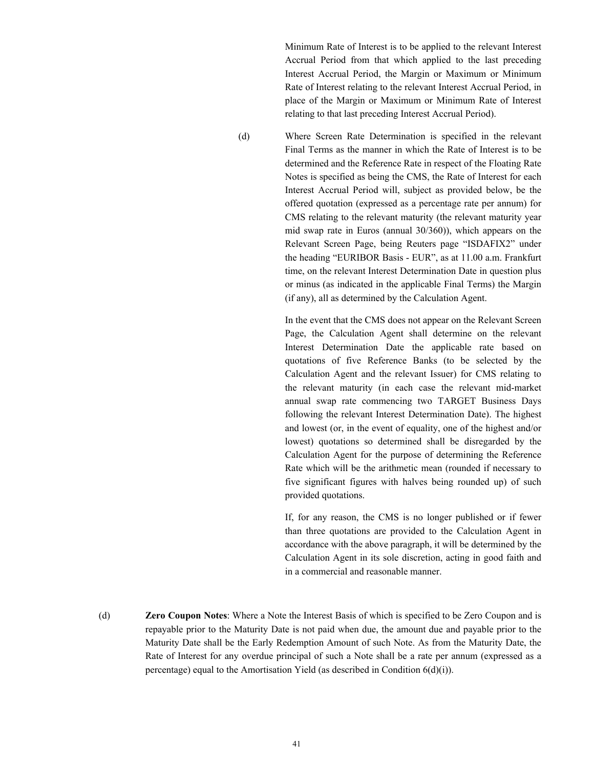Minimum Rate of Interest is to be applied to the relevant Interest Accrual Period from that which applied to the last preceding Interest Accrual Period, the Margin or Maximum or Minimum Rate of Interest relating to the relevant Interest Accrual Period, in place of the Margin or Maximum or Minimum Rate of Interest relating to that last preceding Interest Accrual Period).

(d) Where Screen Rate Determination is specified in the relevant Final Terms as the manner in which the Rate of Interest is to be determined and the Reference Rate in respect of the Floating Rate Notes is specified as being the CMS, the Rate of Interest for each Interest Accrual Period will, subject as provided below, be the offered quotation (expressed as a percentage rate per annum) for CMS relating to the relevant maturity (the relevant maturity year mid swap rate in Euros (annual 30/360)), which appears on the Relevant Screen Page, being Reuters page "ISDAFIX2" under the heading "EURIBOR Basis - EUR", as at 11.00 a.m. Frankfurt time, on the relevant Interest Determination Date in question plus or minus (as indicated in the applicable Final Terms) the Margin (if any), all as determined by the Calculation Agent.

In the event that the CMS does not appear on the Relevant Screen Page, the Calculation Agent shall determine on the relevant Interest Determination Date the applicable rate based on quotations of five Reference Banks (to be selected by the Calculation Agent and the relevant Issuer) for CMS relating to the relevant maturity (in each case the relevant mid-market annual swap rate commencing two TARGET Business Days following the relevant Interest Determination Date). The highest and lowest (or, in the event of equality, one of the highest and/or lowest) quotations so determined shall be disregarded by the Calculation Agent for the purpose of determining the Reference Rate which will be the arithmetic mean (rounded if necessary to five significant figures with halves being rounded up) of such provided quotations.

If, for any reason, the CMS is no longer published or if fewer than three quotations are provided to the Calculation Agent in accordance with the above paragraph, it will be determined by the Calculation Agent in its sole discretion, acting in good faith and in a commercial and reasonable manner.

(d) **Zero Coupon Notes**: Where a Note the Interest Basis of which is specified to be Zero Coupon and is repayable prior to the Maturity Date is not paid when due, the amount due and payable prior to the Maturity Date shall be the Early Redemption Amount of such Note. As from the Maturity Date, the Rate of Interest for any overdue principal of such a Note shall be a rate per annum (expressed as a percentage) equal to the Amortisation Yield (as described in Condition 6(d)(i)).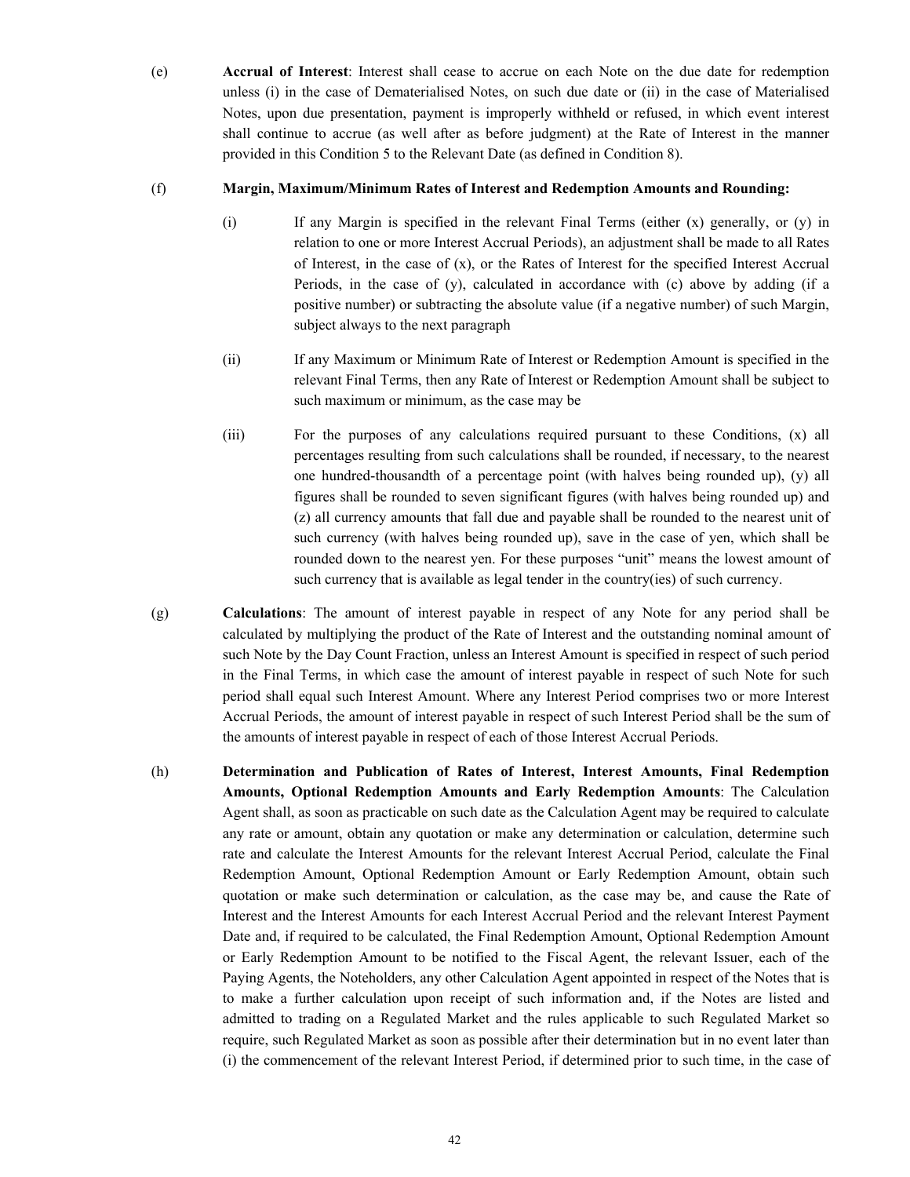(e) **Accrual of Interest**: Interest shall cease to accrue on each Note on the due date for redemption unless (i) in the case of Dematerialised Notes, on such due date or (ii) in the case of Materialised Notes, upon due presentation, payment is improperly withheld or refused, in which event interest shall continue to accrue (as well after as before judgment) at the Rate of Interest in the manner provided in this Condition 5 to the Relevant Date (as defined in Condition 8).

(f) **Margin, Maximum/Minimum Rates of Interest and Redemption Amounts and Rounding:**

(i) If any Margin is specified in the relevant Final Terms (either (x) generally, or (y) in relation to one or more Interest Accrual Periods), an adjustment shall be made to all Rates of Interest, in the case of (x), or the Rates of Interest for the specified Interest Accrual Periods, in the case of (y), calculated in accordance with (c) above by adding (if a positive number) or subtracting the absolute value (if a negative number) of such Margin, subject always to the next paragraph

(ii) If any Maximum or Minimum Rate of Interest or Redemption Amount is specified in the relevant Final Terms, then any Rate of Interest or Redemption Amount shall be subject to such maximum or minimum, as the case may be

(iii) For the purposes of any calculations required pursuant to these Conditions, (x) all percentages resulting from such calculations shall be rounded, if necessary, to the nearest one hundred-thousandth of a percentage point (with halves being rounded up), (y) all figures shall be rounded to seven significant figures (with halves being rounded up) and (z) all currency amounts that fall due and payable shall be rounded to the nearest unit of such currency (with halves being rounded up), save in the case of yen, which shall be rounded down to the nearest yen. For these purposes "unit" means the lowest amount of such currency that is available as legal tender in the country(ies) of such currency.

(g) **Calculations**: The amount of interest payable in respect of any Note for any period shall be calculated by multiplying the product of the Rate of Interest and the outstanding nominal amount of such Note by the Day Count Fraction, unless an Interest Amount is specified in respect of such period in the Final Terms, in which case the amount of interest payable in respect of such Note for such period shall equal such Interest Amount. Where any Interest Period comprises two or more Interest Accrual Periods, the amount of interest payable in respect of such Interest Period shall be the sum of the amounts of interest payable in respect of each of those Interest Accrual Periods.

(h) **Determination and Publication of Rates of Interest, Interest Amounts, Final Redemption Amounts, Optional Redemption Amounts and Early Redemption Amounts**: The Calculation Agent shall, as soon as practicable on such date as the Calculation Agent may be required to calculate any rate or amount, obtain any quotation or make any determination or calculation, determine such rate and calculate the Interest Amounts for the relevant Interest Accrual Period, calculate the Final Redemption Amount, Optional Redemption Amount or Early Redemption Amount, obtain such quotation or make such determination or calculation, as the case may be, and cause the Rate of Interest and the Interest Amounts for each Interest Accrual Period and the relevant Interest Payment Date and, if required to be calculated, the Final Redemption Amount, Optional Redemption Amount or Early Redemption Amount to be notified to the Fiscal Agent, the relevant Issuer, each of the Paying Agents, the Noteholders, any other Calculation Agent appointed in respect of the Notes that is to make a further calculation upon receipt of such information and, if the Notes are listed and admitted to trading on a Regulated Market and the rules applicable to such Regulated Market so require, such Regulated Market as soon as possible after their determination but in no event later than (i) the commencement of the relevant Interest Period, if determined prior to such time, in the case of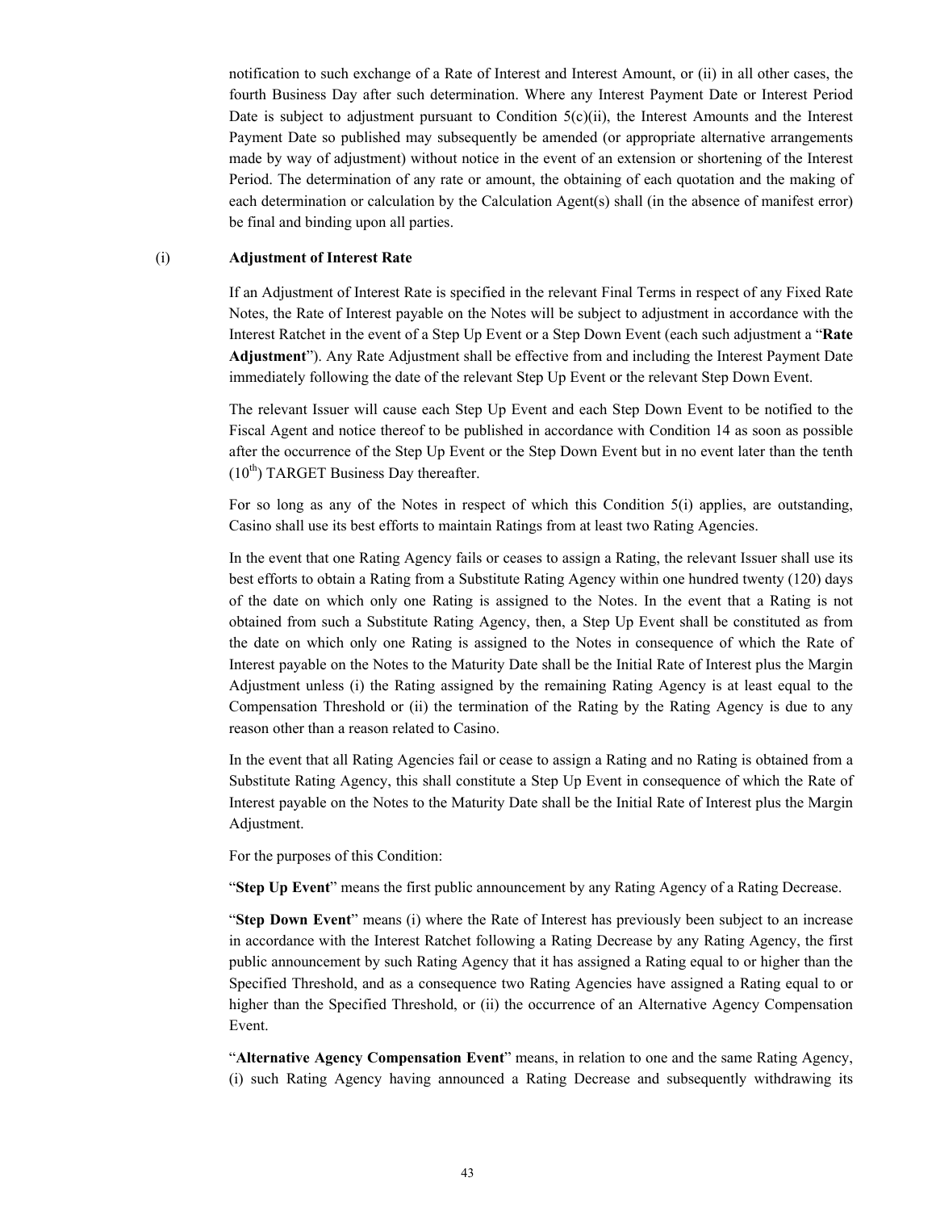notification to such exchange of a Rate of Interest and Interest Amount, or (ii) in all other cases, the fourth Business Day after such determination. Where any Interest Payment Date or Interest Period Date is subject to adjustment pursuant to Condition 5(c)(ii), the Interest Amounts and the Interest Payment Date so published may subsequently be amended (or appropriate alternative arrangements made by way of adjustment) without notice in the event of an extension or shortening of the Interest Period. The determination of any rate or amount, the obtaining of each quotation and the making of each determination or calculation by the Calculation Agent(s) shall (in the absence of manifest error) be final and binding upon all parties.

(i) **Adjustment of Interest Rate**

If an Adjustment of Interest Rate is specified in the relevant Final Terms in respect of any Fixed Rate Notes, the Rate of Interest payable on the Notes will be subject to adjustment in accordance with the Interest Ratchet in the event of a Step Up Event or a Step Down Event (each such adjustment a "**Rate Adjustment**"). Any Rate Adjustment shall be effective from and including the Interest Payment Date immediately following the date of the relevant Step Up Event or the relevant Step Down Event.

The relevant Issuer will cause each Step Up Event and each Step Down Event to be notified to the Fiscal Agent and notice thereof to be published in accordance with Condition 14 as soon as possible after the occurrence of the Step Up Event or the Step Down Event but in no event later than the tenth ($10^{th}$) TARGET Business Day thereafter.

For so long as any of the Notes in respect of which this Condition 5(i) applies, are outstanding, Casino shall use its best efforts to maintain Ratings from at least two Rating Agencies.

In the event that one Rating Agency fails or ceases to assign a Rating, the relevant Issuer shall use its best efforts to obtain a Rating from a Substitute Rating Agency within one hundred twenty (120) days of the date on which only one Rating is assigned to the Notes. In the event that a Rating is not obtained from such a Substitute Rating Agency, then, a Step Up Event shall be constituted as from the date on which only one Rating is assigned to the Notes in consequence of which the Rate of Interest payable on the Notes to the Maturity Date shall be the Initial Rate of Interest plus the Margin Adjustment unless (i) the Rating assigned by the remaining Rating Agency is at least equal to the Compensation Threshold or (ii) the termination of the Rating by the Rating Agency is due to any reason other than a reason related to Casino.

In the event that all Rating Agencies fail or cease to assign a Rating and no Rating is obtained from a Substitute Rating Agency, this shall constitute a Step Up Event in consequence of which the Rate of Interest payable on the Notes to the Maturity Date shall be the Initial Rate of Interest plus the Margin Adjustment.

For the purposes of this Condition:

"**Step Up Event**" means the first public announcement by any Rating Agency of a Rating Decrease.

"**Step Down Event**" means (i) where the Rate of Interest has previously been subject to an increase in accordance with the Interest Ratchet following a Rating Decrease by any Rating Agency, the first public announcement by such Rating Agency that it has assigned a Rating equal to or higher than the Specified Threshold, and as a consequence two Rating Agencies have assigned a Rating equal to or higher than the Specified Threshold, or (ii) the occurrence of an Alternative Agency Compensation Event.

"**Alternative Agency Compensation Event**" means, in relation to one and the same Rating Agency, (i) such Rating Agency having announced a Rating Decrease and subsequently withdrawing its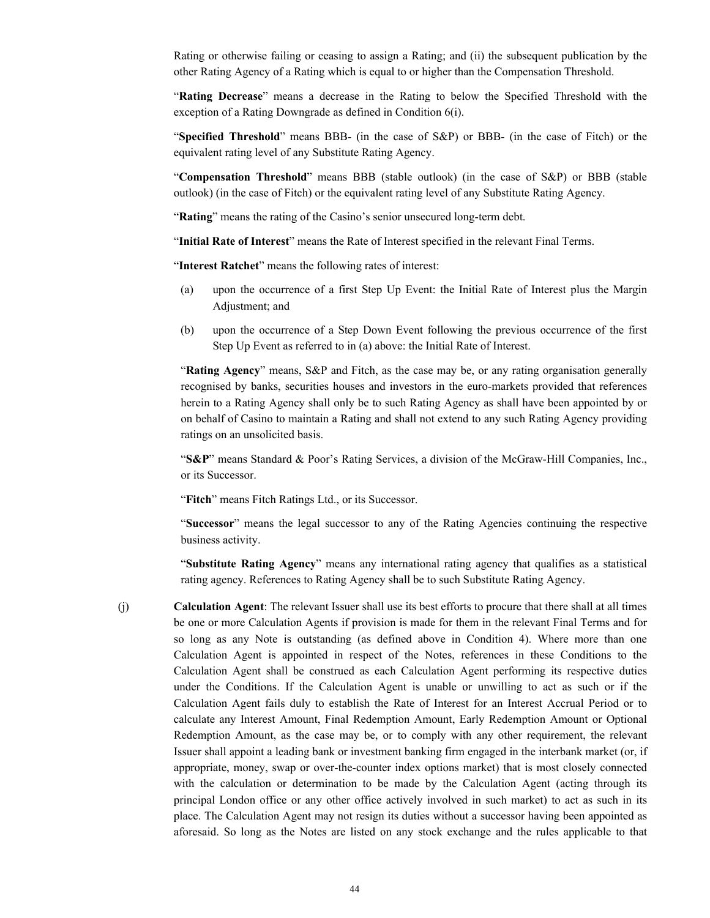Rating or otherwise failing or ceasing to assign a Rating; and (ii) the subsequent publication by the other Rating Agency of a Rating which is equal to or higher than the Compensation Threshold.

"**Rating Decrease**" means a decrease in the Rating to below the Specified Threshold with the exception of a Rating Downgrade as defined in Condition 6(i).

"**Specified Threshold**" means BBB- (in the case of S&P) or BBB- (in the case of Fitch) or the equivalent rating level of any Substitute Rating Agency.

"**Compensation Threshold**" means BBB (stable outlook) (in the case of S&P) or BBB (stable outlook) (in the case of Fitch) or the equivalent rating level of any Substitute Rating Agency.

"**Rating**" means the rating of the Casino's senior unsecured long-term debt.

"**Initial Rate of Interest**" means the Rate of Interest specified in the relevant Final Terms.

"**Interest Ratchet**" means the following rates of interest:

(a) upon the occurrence of a first Step Up Event: the Initial Rate of Interest plus the Margin Adjustment; and

(b) upon the occurrence of a Step Down Event following the previous occurrence of the first Step Up Event as referred to in (a) above: the Initial Rate of Interest.

"**Rating Agency**" means, S&P and Fitch, as the case may be, or any rating organisation generally recognised by banks, securities houses and investors in the euro-markets provided that references herein to a Rating Agency shall only be to such Rating Agency as shall have been appointed by or on behalf of Casino to maintain a Rating and shall not extend to any such Rating Agency providing ratings on an unsolicited basis.

"**S&P**" means Standard & Poor's Rating Services, a division of the McGraw-Hill Companies, Inc., or its Successor.

"**Fitch**" means Fitch Ratings Ltd., or its Successor.

"**Successor**" means the legal successor to any of the Rating Agencies continuing the respective business activity.

"**Substitute Rating Agency**" means any international rating agency that qualifies as a statistical rating agency. References to Rating Agency shall be to such Substitute Rating Agency.

(j) **Calculation Agent**: The relevant Issuer shall use its best efforts to procure that there shall at all times be one or more Calculation Agents if provision is made for them in the relevant Final Terms and for so long as any Note is outstanding (as defined above in Condition 4). Where more than one Calculation Agent is appointed in respect of the Notes, references in these Conditions to the Calculation Agent shall be construed as each Calculation Agent performing its respective duties under the Conditions. If the Calculation Agent is unable or unwilling to act as such or if the Calculation Agent fails duly to establish the Rate of Interest for an Interest Accrual Period or to calculate any Interest Amount, Final Redemption Amount, Early Redemption Amount or Optional Redemption Amount, as the case may be, or to comply with any other requirement, the relevant Issuer shall appoint a leading bank or investment banking firm engaged in the interbank market (or, if appropriate, money, swap or over-the-counter index options market) that is most closely connected with the calculation or determination to be made by the Calculation Agent (acting through its principal London office or any other office actively involved in such market) to act as such in its place. The Calculation Agent may not resign its duties without a successor having been appointed as aforesaid. So long as the Notes are listed on any stock exchange and the rules applicable to that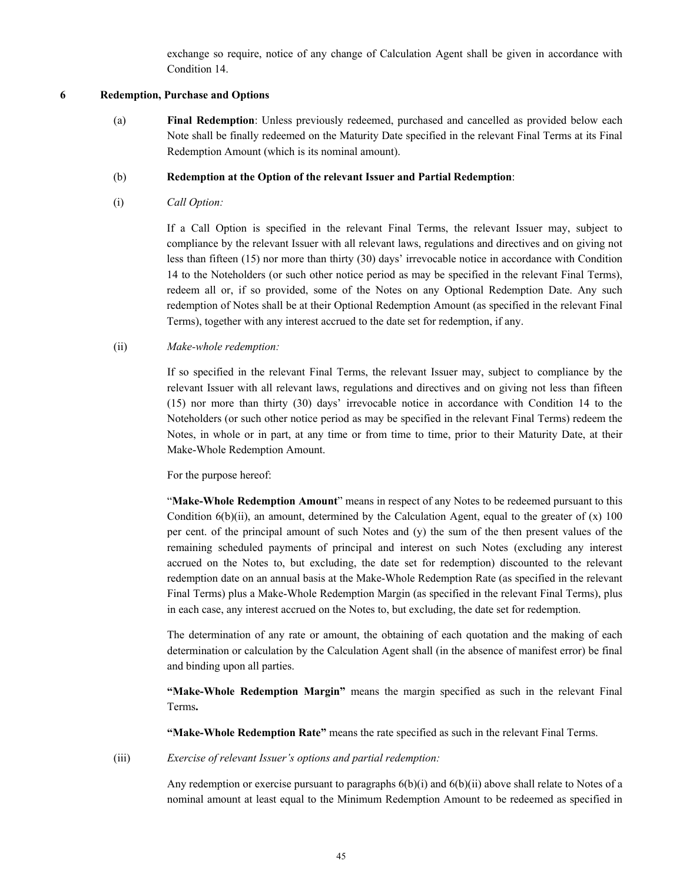exchange so require, notice of any change of Calculation Agent shall be given in accordance with Condition 14.

## 6 Redemption, Purchase and Options

(a) **Final Redemption**: Unless previously redeemed, purchased and cancelled as provided below each Note shall be finally redeemed on the Maturity Date specified in the relevant Final Terms at its Final Redemption Amount (which is its nominal amount).

(b) **Redemption at the Option of the relevant Issuer and Partial Redemption**:

(i) *Call Option:*

If a Call Option is specified in the relevant Final Terms, the relevant Issuer may, subject to compliance by the relevant Issuer with all relevant laws, regulations and directives and on giving not less than fifteen (15) nor more than thirty (30) days' irrevocable notice in accordance with Condition 14 to the Noteholders (or such other notice period as may be specified in the relevant Final Terms), redeem all or, if so provided, some of the Notes on any Optional Redemption Date. Any such redemption of Notes shall be at their Optional Redemption Amount (as specified in the relevant Final Terms), together with any interest accrued to the date set for redemption, if any.

(ii) *Make-whole redemption:*

If so specified in the relevant Final Terms, the relevant Issuer may, subject to compliance by the relevant Issuer with all relevant laws, regulations and directives and on giving not less than fifteen (15) nor more than thirty (30) days' irrevocable notice in accordance with Condition 14 to the Noteholders (or such other notice period as may be specified in the relevant Final Terms) redeem the Notes, in whole or in part, at any time or from time to time, prior to their Maturity Date, at their Make-Whole Redemption Amount.

For the purpose hereof:

"**Make-Whole Redemption Amount**" means in respect of any Notes to be redeemed pursuant to this Condition 6(b)(ii), an amount, determined by the Calculation Agent, equal to the greater of (x) 100 per cent. of the principal amount of such Notes and (y) the sum of the then present values of the remaining scheduled payments of principal and interest on such Notes (excluding any interest accrued on the Notes to, but excluding, the date set for redemption) discounted to the relevant redemption date on an annual basis at the Make-Whole Redemption Rate (as specified in the relevant Final Terms) plus a Make-Whole Redemption Margin (as specified in the relevant Final Terms), plus in each case, any interest accrued on the Notes to, but excluding, the date set for redemption.

The determination of any rate or amount, the obtaining of each quotation and the making of each determination or calculation by the Calculation Agent shall (in the absence of manifest error) be final and binding upon all parties.

**"Make-Whole Redemption Margin"** means the margin specified as such in the relevant Final Terms**.**

**"Make-Whole Redemption Rate"** means the rate specified as such in the relevant Final Terms.

(iii) *Exercise of relevant Issuer's options and partial redemption:*

Any redemption or exercise pursuant to paragraphs 6(b)(i) and 6(b)(ii) above shall relate to Notes of a nominal amount at least equal to the Minimum Redemption Amount to be redeemed as specified in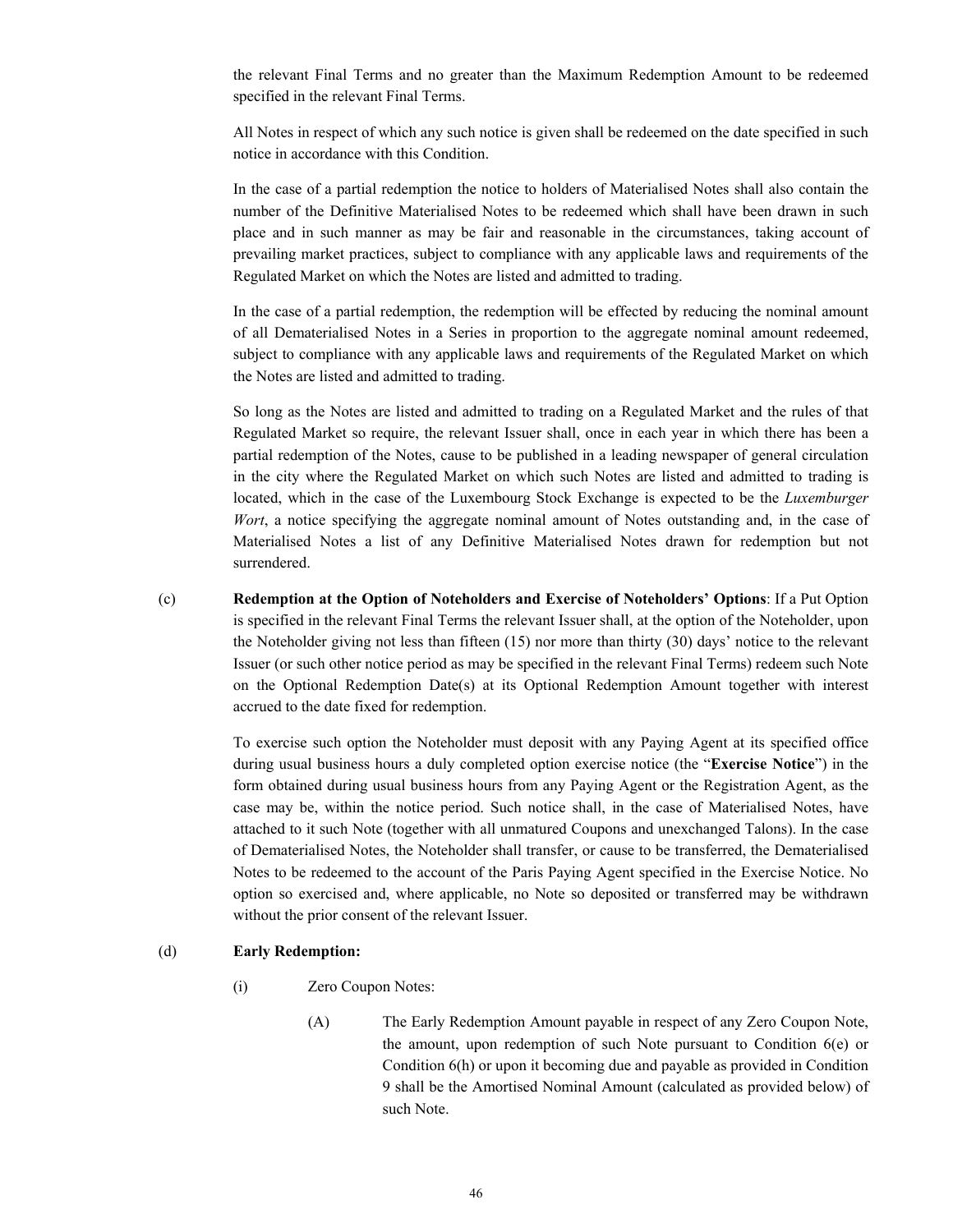the relevant Final Terms and no greater than the Maximum Redemption Amount to be redeemed specified in the relevant Final Terms.

All Notes in respect of which any such notice is given shall be redeemed on the date specified in such notice in accordance with this Condition.

In the case of a partial redemption the notice to holders of Materialised Notes shall also contain the number of the Definitive Materialised Notes to be redeemed which shall have been drawn in such place and in such manner as may be fair and reasonable in the circumstances, taking account of prevailing market practices, subject to compliance with any applicable laws and requirements of the Regulated Market on which the Notes are listed and admitted to trading.

In the case of a partial redemption, the redemption will be effected by reducing the nominal amount of all Dematerialised Notes in a Series in proportion to the aggregate nominal amount redeemed, subject to compliance with any applicable laws and requirements of the Regulated Market on which the Notes are listed and admitted to trading.

So long as the Notes are listed and admitted to trading on a Regulated Market and the rules of that Regulated Market so require, the relevant Issuer shall, once in each year in which there has been a partial redemption of the Notes, cause to be published in a leading newspaper of general circulation in the city where the Regulated Market on which such Notes are listed and admitted to trading is located, which in the case of the Luxembourg Stock Exchange is expected to be the *Luxemburger Wort*, a notice specifying the aggregate nominal amount of Notes outstanding and, in the case of Materialised Notes a list of any Definitive Materialised Notes drawn for redemption but not surrendered.

(c) **Redemption at the Option of Noteholders and Exercise of Noteholders' Options**: If a Put Option is specified in the relevant Final Terms the relevant Issuer shall, at the option of the Noteholder, upon the Noteholder giving not less than fifteen (15) nor more than thirty (30) days' notice to the relevant Issuer (or such other notice period as may be specified in the relevant Final Terms) redeem such Note on the Optional Redemption Date(s) at its Optional Redemption Amount together with interest accrued to the date fixed for redemption.

To exercise such option the Noteholder must deposit with any Paying Agent at its specified office during usual business hours a duly completed option exercise notice (the "**Exercise Notice**") in the form obtained during usual business hours from any Paying Agent or the Registration Agent, as the case may be, within the notice period. Such notice shall, in the case of Materialised Notes, have attached to it such Note (together with all unmatured Coupons and unexchanged Talons). In the case of Dematerialised Notes, the Noteholder shall transfer, or cause to be transferred, the Dematerialised Notes to be redeemed to the account of the Paris Paying Agent specified in the Exercise Notice. No option so exercised and, where applicable, no Note so deposited or transferred may be withdrawn without the prior consent of the relevant Issuer.

(d) **Early Redemption:**

(i) Zero Coupon Notes:

(A) The Early Redemption Amount payable in respect of any Zero Coupon Note, the amount, upon redemption of such Note pursuant to Condition 6(e) or Condition 6(h) or upon it becoming due and payable as provided in Condition 9 shall be the Amortised Nominal Amount (calculated as provided below) of such Note.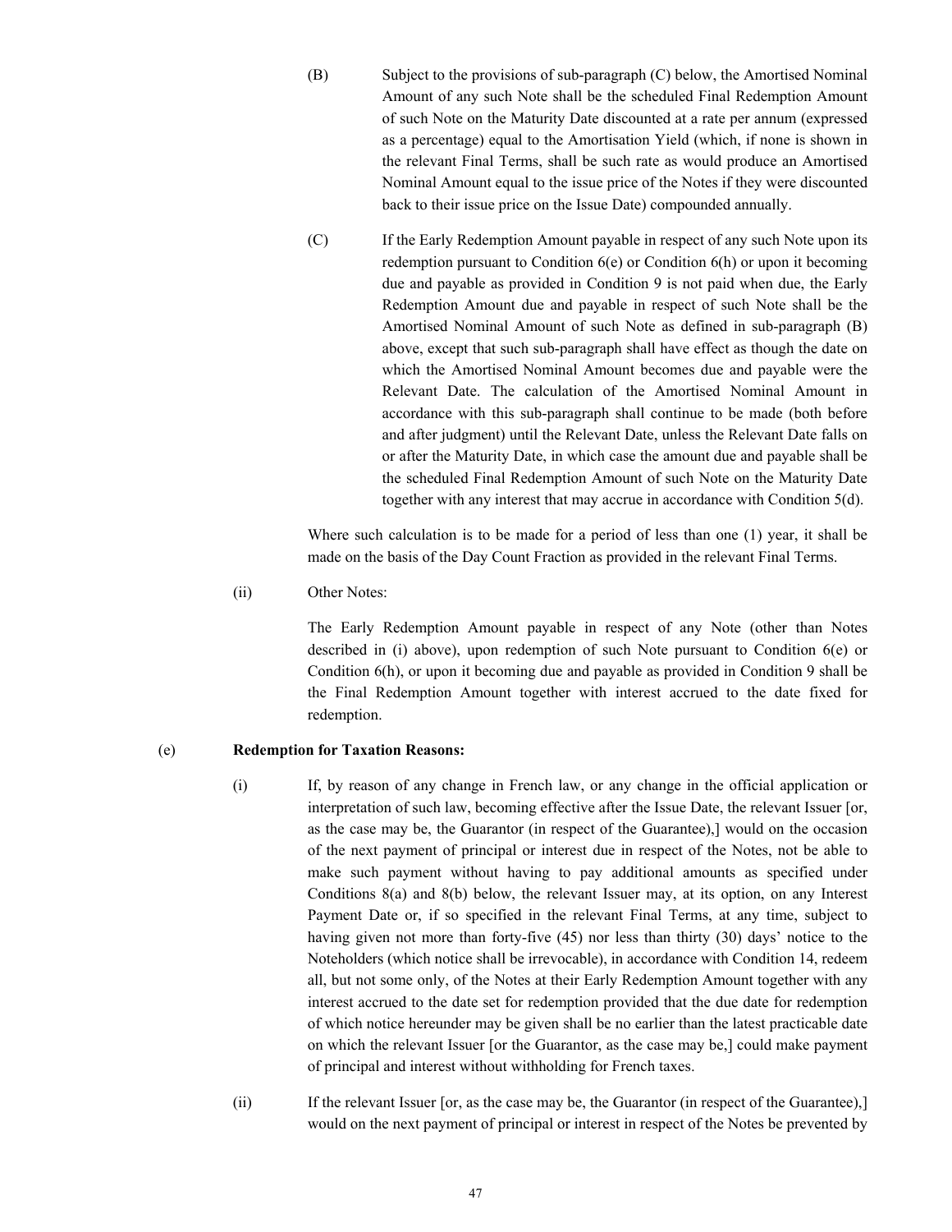(B) Subject to the provisions of sub-paragraph (C) below, the Amortised Nominal Amount of any such Note shall be the scheduled Final Redemption Amount of such Note on the Maturity Date discounted at a rate per annum (expressed as a percentage) equal to the Amortisation Yield (which, if none is shown in the relevant Final Terms, shall be such rate as would produce an Amortised Nominal Amount equal to the issue price of the Notes if they were discounted back to their issue price on the Issue Date) compounded annually.

(C) If the Early Redemption Amount payable in respect of any such Note upon its redemption pursuant to Condition 6(e) or Condition 6(h) or upon it becoming due and payable as provided in Condition 9 is not paid when due, the Early Redemption Amount due and payable in respect of such Note shall be the Amortised Nominal Amount of such Note as defined in sub-paragraph (B) above, except that such sub-paragraph shall have effect as though the date on which the Amortised Nominal Amount becomes due and payable were the Relevant Date. The calculation of the Amortised Nominal Amount in accordance with this sub-paragraph shall continue to be made (both before and after judgment) until the Relevant Date, unless the Relevant Date falls on or after the Maturity Date, in which case the amount due and payable shall be the scheduled Final Redemption Amount of such Note on the Maturity Date together with any interest that may accrue in accordance with Condition 5(d).

Where such calculation is to be made for a period of less than one (1) year, it shall be made on the basis of the Day Count Fraction as provided in the relevant Final Terms.

(ii) Other Notes:

The Early Redemption Amount payable in respect of any Note (other than Notes described in (i) above), upon redemption of such Note pursuant to Condition 6(e) or Condition 6(h), or upon it becoming due and payable as provided in Condition 9 shall be the Final Redemption Amount together with interest accrued to the date fixed for redemption.

(e) **Redemption for Taxation Reasons:**

(i) If, by reason of any change in French law, or any change in the official application or interpretation of such law, becoming effective after the Issue Date, the relevant Issuer [or, as the case may be, the Guarantor (in respect of the Guarantee),] would on the occasion of the next payment of principal or interest due in respect of the Notes, not be able to make such payment without having to pay additional amounts as specified under Conditions 8(a) and 8(b) below, the relevant Issuer may, at its option, on any Interest Payment Date or, if so specified in the relevant Final Terms, at any time, subject to having given not more than forty-five (45) nor less than thirty (30) days' notice to the Noteholders (which notice shall be irrevocable), in accordance with Condition 14, redeem all, but not some only, of the Notes at their Early Redemption Amount together with any interest accrued to the date set for redemption provided that the due date for redemption of which notice hereunder may be given shall be no earlier than the latest practicable date on which the relevant Issuer [or the Guarantor, as the case may be,] could make payment of principal and interest without withholding for French taxes.

(ii) If the relevant Issuer [or, as the case may be, the Guarantor (in respect of the Guarantee),] would on the next payment of principal or interest in respect of the Notes be prevented by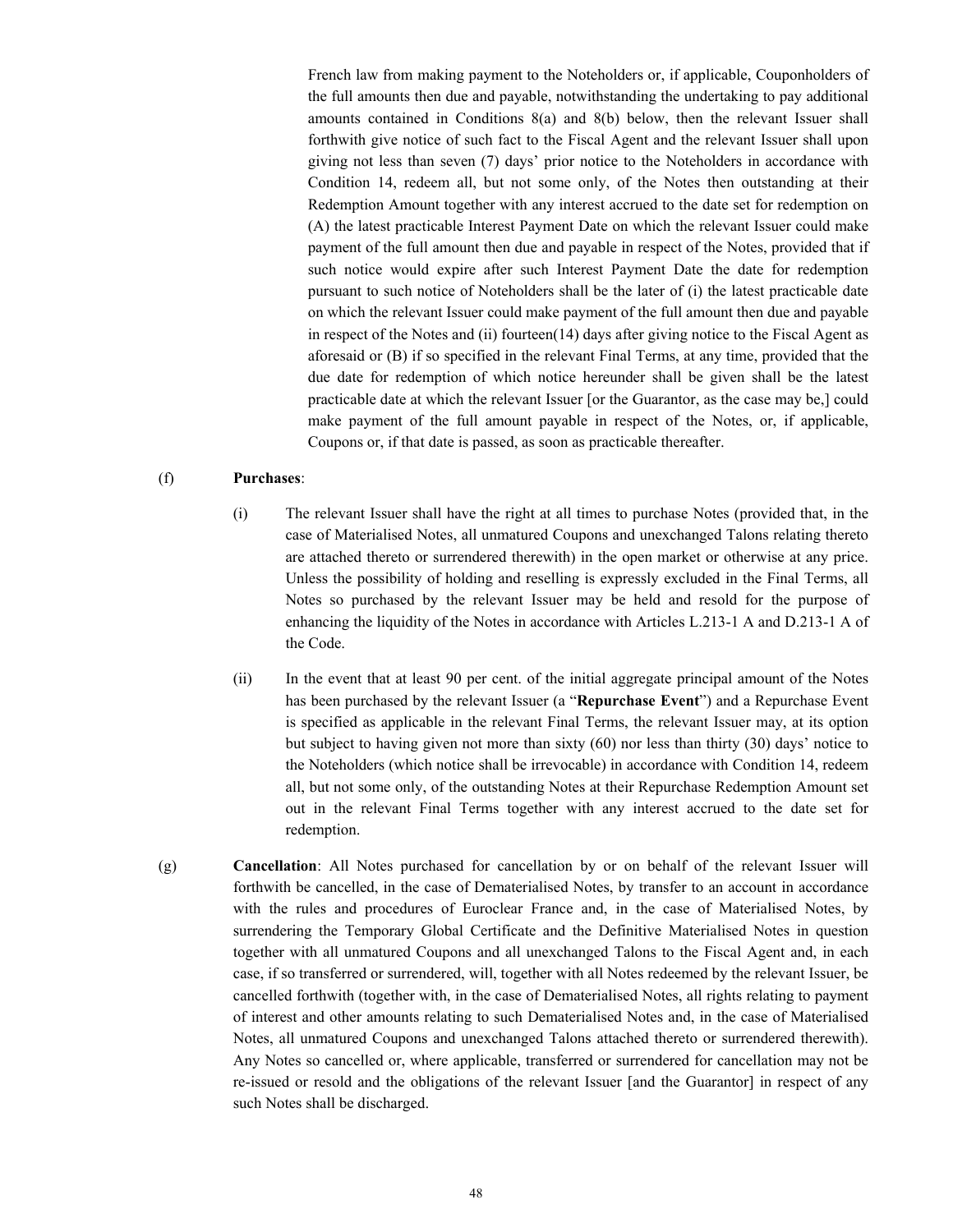French law from making payment to the Noteholders or, if applicable, Couponholders of the full amounts then due and payable, notwithstanding the undertaking to pay additional amounts contained in Conditions 8(a) and 8(b) below, then the relevant Issuer shall forthwith give notice of such fact to the Fiscal Agent and the relevant Issuer shall upon giving not less than seven (7) days' prior notice to the Noteholders in accordance with Condition 14, redeem all, but not some only, of the Notes then outstanding at their Redemption Amount together with any interest accrued to the date set for redemption on (A) the latest practicable Interest Payment Date on which the relevant Issuer could make payment of the full amount then due and payable in respect of the Notes, provided that if such notice would expire after such Interest Payment Date the date for redemption pursuant to such notice of Noteholders shall be the later of (i) the latest practicable date on which the relevant Issuer could make payment of the full amount then due and payable in respect of the Notes and (ii) fourteen(14) days after giving notice to the Fiscal Agent as aforesaid or (B) if so specified in the relevant Final Terms, at any time, provided that the due date for redemption of which notice hereunder shall be given shall be the latest practicable date at which the relevant Issuer [or the Guarantor, as the case may be,] could make payment of the full amount payable in respect of the Notes, or, if applicable, Coupons or, if that date is passed, as soon as practicable thereafter.

(f) **Purchases**:

(i) The relevant Issuer shall have the right at all times to purchase Notes (provided that, in the case of Materialised Notes, all unmatured Coupons and unexchanged Talons relating thereto are attached thereto or surrendered therewith) in the open market or otherwise at any price. Unless the possibility of holding and reselling is expressly excluded in the Final Terms, all Notes so purchased by the relevant Issuer may be held and resold for the purpose of enhancing the liquidity of the Notes in accordance with Articles L.213-1 A and D.213-1 A of the Code.

(ii) In the event that at least 90 per cent. of the initial aggregate principal amount of the Notes has been purchased by the relevant Issuer (a "**Repurchase Event**") and a Repurchase Event is specified as applicable in the relevant Final Terms, the relevant Issuer may, at its option but subject to having given not more than sixty (60) nor less than thirty (30) days' notice to the Noteholders (which notice shall be irrevocable) in accordance with Condition 14, redeem all, but not some only, of the outstanding Notes at their Repurchase Redemption Amount set out in the relevant Final Terms together with any interest accrued to the date set for redemption.

(g) **Cancellation**: All Notes purchased for cancellation by or on behalf of the relevant Issuer will forthwith be cancelled, in the case of Dematerialised Notes, by transfer to an account in accordance with the rules and procedures of Euroclear France and, in the case of Materialised Notes, by surrendering the Temporary Global Certificate and the Definitive Materialised Notes in question together with all unmatured Coupons and all unexchanged Talons to the Fiscal Agent and, in each case, if so transferred or surrendered, will, together with all Notes redeemed by the relevant Issuer, be cancelled forthwith (together with, in the case of Dematerialised Notes, all rights relating to payment of interest and other amounts relating to such Dematerialised Notes and, in the case of Materialised Notes, all unmatured Coupons and unexchanged Talons attached thereto or surrendered therewith). Any Notes so cancelled or, where applicable, transferred or surrendered for cancellation may not be re-issued or resold and the obligations of the relevant Issuer [and the Guarantor] in respect of any such Notes shall be discharged.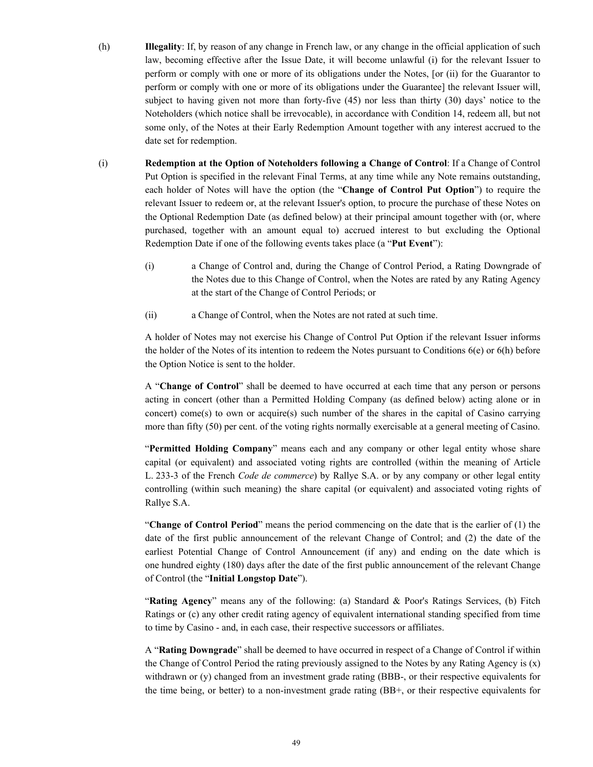(h) **Illegality**: If, by reason of any change in French law, or any change in the official application of such law, becoming effective after the Issue Date, it will become unlawful (i) for the relevant Issuer to perform or comply with one or more of its obligations under the Notes, [or (ii) for the Guarantor to perform or comply with one or more of its obligations under the Guarantee] the relevant Issuer will, subject to having given not more than forty-five (45) nor less than thirty (30) days' notice to the Noteholders (which notice shall be irrevocable), in accordance with Condition 14, redeem all, but not some only, of the Notes at their Early Redemption Amount together with any interest accrued to the date set for redemption.

(i) **Redemption at the Option of Noteholders following a Change of Control**: If a Change of Control Put Option is specified in the relevant Final Terms, at any time while any Note remains outstanding, each holder of Notes will have the option (the "**Change of Control Put Option**") to require the relevant Issuer to redeem or, at the relevant Issuer's option, to procure the purchase of these Notes on the Optional Redemption Date (as defined below) at their principal amount together with (or, where purchased, together with an amount equal to) accrued interest to but excluding the Optional Redemption Date if one of the following events takes place (a "**Put Event**"):

   (i) a Change of Control and, during the Change of Control Period, a Rating Downgrade of the Notes due to this Change of Control, when the Notes are rated by any Rating Agency at the start of the Change of Control Periods; or

   (ii) a Change of Control, when the Notes are not rated at such time.

   A holder of Notes may not exercise his Change of Control Put Option if the relevant Issuer informs the holder of the Notes of its intention to redeem the Notes pursuant to Conditions 6(e) or 6(h) before the Option Notice is sent to the holder.

   A "**Change of Control**" shall be deemed to have occurred at each time that any person or persons acting in concert (other than a Permitted Holding Company (as defined below) acting alone or in concert) come(s) to own or acquire(s) such number of the shares in the capital of Casino carrying more than fifty (50) per cent. of the voting rights normally exercisable at a general meeting of Casino.

   "**Permitted Holding Company**" means each and any company or other legal entity whose share capital (or equivalent) and associated voting rights are controlled (within the meaning of Article L. 233-3 of the French *Code de commerce*) by Rallye S.A. or by any company or other legal entity controlling (within such meaning) the share capital (or equivalent) and associated voting rights of Rallye S.A.

   "**Change of Control Period**" means the period commencing on the date that is the earlier of (1) the date of the first public announcement of the relevant Change of Control; and (2) the date of the earliest Potential Change of Control Announcement (if any) and ending on the date which is one hundred eighty (180) days after the date of the first public announcement of the relevant Change of Control (the "**Initial Longstop Date**").

   "**Rating Agency**" means any of the following: (a) Standard & Poor's Ratings Services, (b) Fitch Ratings or (c) any other credit rating agency of equivalent international standing specified from time to time by Casino - and, in each case, their respective successors or affiliates.

   A "**Rating Downgrade**" shall be deemed to have occurred in respect of a Change of Control if within the Change of Control Period the rating previously assigned to the Notes by any Rating Agency is (x) withdrawn or (y) changed from an investment grade rating (BBB-, or their respective equivalents for the time being, or better) to a non-investment grade rating (BB+, or their respective equivalents for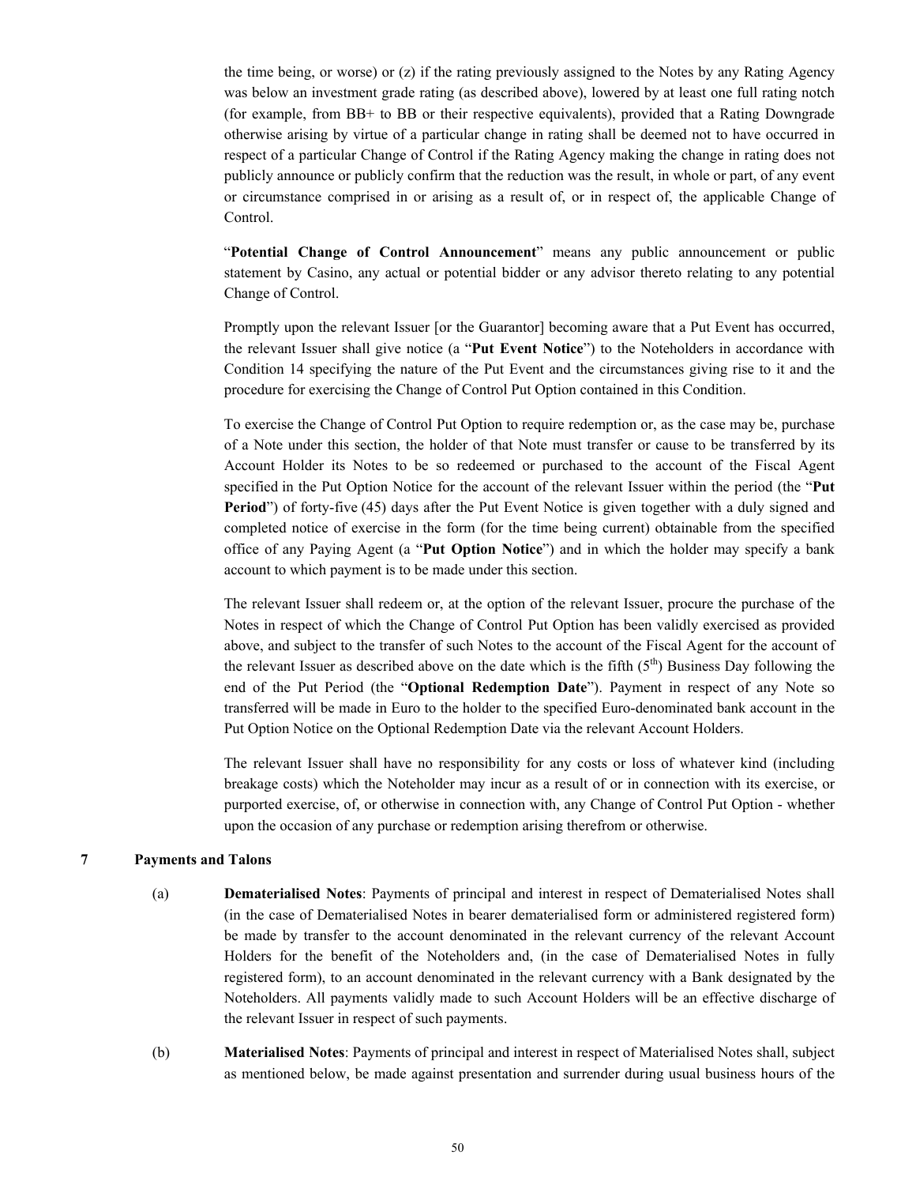the time being, or worse) or (z) if the rating previously assigned to the Notes by any Rating Agency was below an investment grade rating (as described above), lowered by at least one full rating notch (for example, from BB+ to BB or their respective equivalents), provided that a Rating Downgrade otherwise arising by virtue of a particular change in rating shall be deemed not to have occurred in respect of a particular Change of Control if the Rating Agency making the change in rating does not publicly announce or publicly confirm that the reduction was the result, in whole or part, of any event or circumstance comprised in or arising as a result of, or in respect of, the applicable Change of Control.

"**Potential Change of Control Announcement**" means any public announcement or public statement by Casino, any actual or potential bidder or any advisor thereto relating to any potential Change of Control.

Promptly upon the relevant Issuer [or the Guarantor] becoming aware that a Put Event has occurred, the relevant Issuer shall give notice (a "**Put Event Notice**") to the Noteholders in accordance with Condition 14 specifying the nature of the Put Event and the circumstances giving rise to it and the procedure for exercising the Change of Control Put Option contained in this Condition.

To exercise the Change of Control Put Option to require redemption or, as the case may be, purchase of a Note under this section, the holder of that Note must transfer or cause to be transferred by its Account Holder its Notes to be so redeemed or purchased to the account of the Fiscal Agent specified in the Put Option Notice for the account of the relevant Issuer within the period (the "**Put Period**") of forty-five (45) days after the Put Event Notice is given together with a duly signed and completed notice of exercise in the form (for the time being current) obtainable from the specified office of any Paying Agent (a "**Put Option Notice**") and in which the holder may specify a bank account to which payment is to be made under this section.

The relevant Issuer shall redeem or, at the option of the relevant Issuer, procure the purchase of the Notes in respect of which the Change of Control Put Option has been validly exercised as provided above, and subject to the transfer of such Notes to the account of the Fiscal Agent for the account of the relevant Issuer as described above on the date which is the fifth (5th) Business Day following the end of the Put Period (the "**Optional Redemption Date**"). Payment in respect of any Note so transferred will be made in Euro to the holder to the specified Euro-denominated bank account in the Put Option Notice on the Optional Redemption Date via the relevant Account Holders.

The relevant Issuer shall have no responsibility for any costs or loss of whatever kind (including breakage costs) which the Noteholder may incur as a result of or in connection with its exercise, or purported exercise, of, or otherwise in connection with, any Change of Control Put Option - whether upon the occasion of any purchase or redemption arising therefrom or otherwise.

## 7 Payments and Talons

(a) **Dematerialised Notes**: Payments of principal and interest in respect of Dematerialised Notes shall (in the case of Dematerialised Notes in bearer dematerialised form or administered registered form) be made by transfer to the account denominated in the relevant currency of the relevant Account Holders for the benefit of the Noteholders and, (in the case of Dematerialised Notes in fully registered form), to an account denominated in the relevant currency with a Bank designated by the Noteholders. All payments validly made to such Account Holders will be an effective discharge of the relevant Issuer in respect of such payments.

(b) **Materialised Notes**: Payments of principal and interest in respect of Materialised Notes shall, subject as mentioned below, be made against presentation and surrender during usual business hours of the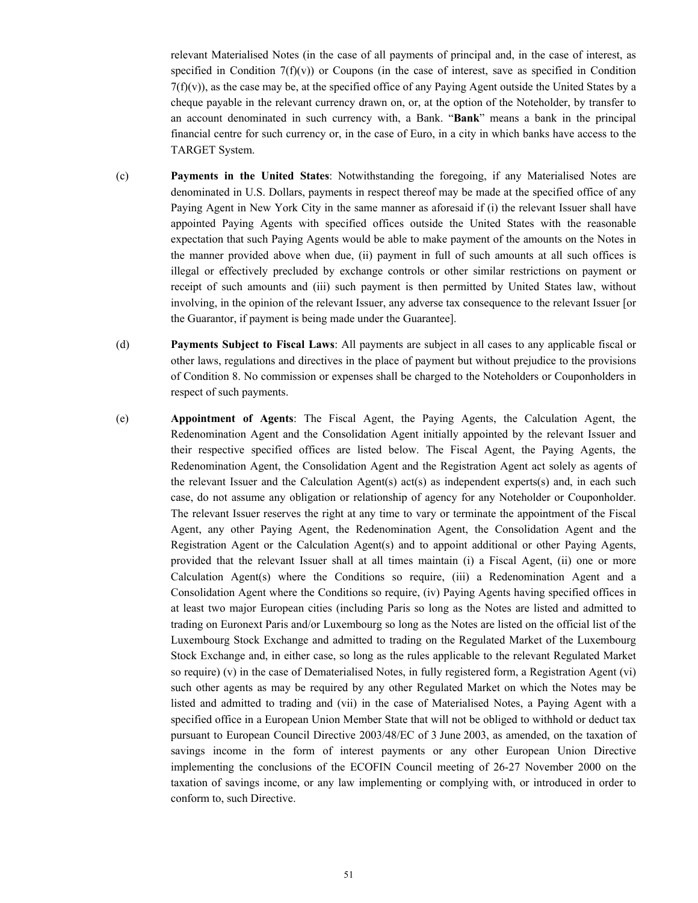relevant Materialised Notes (in the case of all payments of principal and, in the case of interest, as specified in Condition 7(f)(v)) or Coupons (in the case of interest, save as specified in Condition 7(f)(v)), as the case may be, at the specified office of any Paying Agent outside the United States by a cheque payable in the relevant currency drawn on, or, at the option of the Noteholder, by transfer to an account denominated in such currency with, a Bank. "**Bank**" means a bank in the principal financial centre for such currency or, in the case of Euro, in a city in which banks have access to the TARGET System.

(c) **Payments in the United States**: Notwithstanding the foregoing, if any Materialised Notes are denominated in U.S. Dollars, payments in respect thereof may be made at the specified office of any Paying Agent in New York City in the same manner as aforesaid if (i) the relevant Issuer shall have appointed Paying Agents with specified offices outside the United States with the reasonable expectation that such Paying Agents would be able to make payment of the amounts on the Notes in the manner provided above when due, (ii) payment in full of such amounts at all such offices is illegal or effectively precluded by exchange controls or other similar restrictions on payment or receipt of such amounts and (iii) such payment is then permitted by United States law, without involving, in the opinion of the relevant Issuer, any adverse tax consequence to the relevant Issuer [or the Guarantor, if payment is being made under the Guarantee].

(d) **Payments Subject to Fiscal Laws**: All payments are subject in all cases to any applicable fiscal or other laws, regulations and directives in the place of payment but without prejudice to the provisions of Condition 8. No commission or expenses shall be charged to the Noteholders or Couponholders in respect of such payments.

(e) **Appointment of Agents**: The Fiscal Agent, the Paying Agents, the Calculation Agent, the Redenomination Agent and the Consolidation Agent initially appointed by the relevant Issuer and their respective specified offices are listed below. The Fiscal Agent, the Paying Agents, the Redenomination Agent, the Consolidation Agent and the Registration Agent act solely as agents of the relevant Issuer and the Calculation Agent(s) act(s) as independent experts(s) and, in each such case, do not assume any obligation or relationship of agency for any Noteholder or Couponholder. The relevant Issuer reserves the right at any time to vary or terminate the appointment of the Fiscal Agent, any other Paying Agent, the Redenomination Agent, the Consolidation Agent and the Registration Agent or the Calculation Agent(s) and to appoint additional or other Paying Agents, provided that the relevant Issuer shall at all times maintain (i) a Fiscal Agent, (ii) one or more Calculation Agent(s) where the Conditions so require, (iii) a Redenomination Agent and a Consolidation Agent where the Conditions so require, (iv) Paying Agents having specified offices in at least two major European cities (including Paris so long as the Notes are listed and admitted to trading on Euronext Paris and/or Luxembourg so long as the Notes are listed on the official list of the Luxembourg Stock Exchange and admitted to trading on the Regulated Market of the Luxembourg Stock Exchange and, in either case, so long as the rules applicable to the relevant Regulated Market so require) (v) in the case of Dematerialised Notes, in fully registered form, a Registration Agent (vi) such other agents as may be required by any other Regulated Market on which the Notes may be listed and admitted to trading and (vii) in the case of Materialised Notes, a Paying Agent with a specified office in a European Union Member State that will not be obliged to withhold or deduct tax pursuant to European Council Directive 2003/48/EC of 3 June 2003, as amended, on the taxation of savings income in the form of interest payments or any other European Union Directive implementing the conclusions of the ECOFIN Council meeting of 26-27 November 2000 on the taxation of savings income, or any law implementing or complying with, or introduced in order to conform to, such Directive.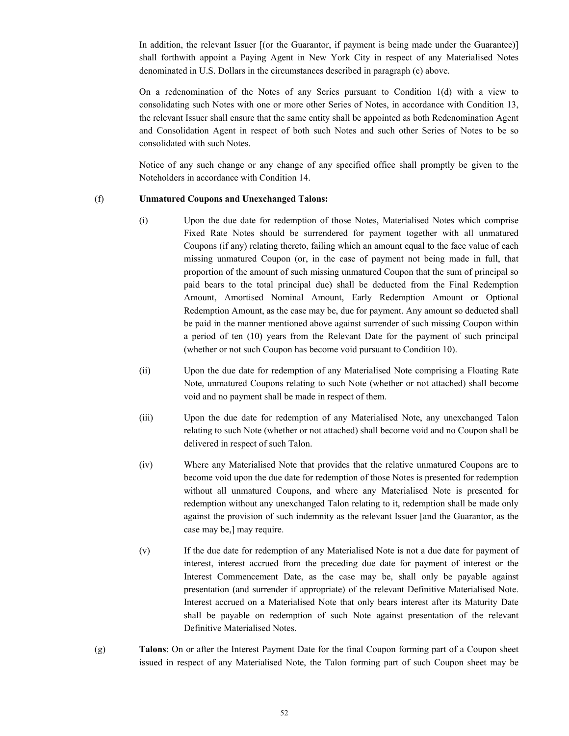In addition, the relevant Issuer [(or the Guarantor, if payment is being made under the Guarantee)] shall forthwith appoint a Paying Agent in New York City in respect of any Materialised Notes denominated in U.S. Dollars in the circumstances described in paragraph (c) above.

On a redenomination of the Notes of any Series pursuant to Condition 1(d) with a view to consolidating such Notes with one or more other Series of Notes, in accordance with Condition 13, the relevant Issuer shall ensure that the same entity shall be appointed as both Redenomination Agent and Consolidation Agent in respect of both such Notes and such other Series of Notes to be so consolidated with such Notes.

Notice of any such change or any change of any specified office shall promptly be given to the Noteholders in accordance with Condition 14.

(f) **Unmatured Coupons and Unexchanged Talons:**

(i) Upon the due date for redemption of those Notes, Materialised Notes which comprise Fixed Rate Notes should be surrendered for payment together with all unmatured Coupons (if any) relating thereto, failing which an amount equal to the face value of each missing unmatured Coupon (or, in the case of payment not being made in full, that proportion of the amount of such missing unmatured Coupon that the sum of principal so paid bears to the total principal due) shall be deducted from the Final Redemption Amount, Amortised Nominal Amount, Early Redemption Amount or Optional Redemption Amount, as the case may be, due for payment. Any amount so deducted shall be paid in the manner mentioned above against surrender of such missing Coupon within a period of ten (10) years from the Relevant Date for the payment of such principal (whether or not such Coupon has become void pursuant to Condition 10).

(ii) Upon the due date for redemption of any Materialised Note comprising a Floating Rate Note, unmatured Coupons relating to such Note (whether or not attached) shall become void and no payment shall be made in respect of them.

(iii) Upon the due date for redemption of any Materialised Note, any unexchanged Talon relating to such Note (whether or not attached) shall become void and no Coupon shall be delivered in respect of such Talon.

(iv) Where any Materialised Note that provides that the relative unmatured Coupons are to become void upon the due date for redemption of those Notes is presented for redemption without all unmatured Coupons, and where any Materialised Note is presented for redemption without any unexchanged Talon relating to it, redemption shall be made only against the provision of such indemnity as the relevant Issuer [and the Guarantor, as the case may be,] may require.

(v) If the due date for redemption of any Materialised Note is not a due date for payment of interest, interest accrued from the preceding due date for payment of interest or the Interest Commencement Date, as the case may be, shall only be payable against presentation (and surrender if appropriate) of the relevant Definitive Materialised Note. Interest accrued on a Materialised Note that only bears interest after its Maturity Date shall be payable on redemption of such Note against presentation of the relevant Definitive Materialised Notes.

(g) **Talons**: On or after the Interest Payment Date for the final Coupon forming part of a Coupon sheet issued in respect of any Materialised Note, the Talon forming part of such Coupon sheet may be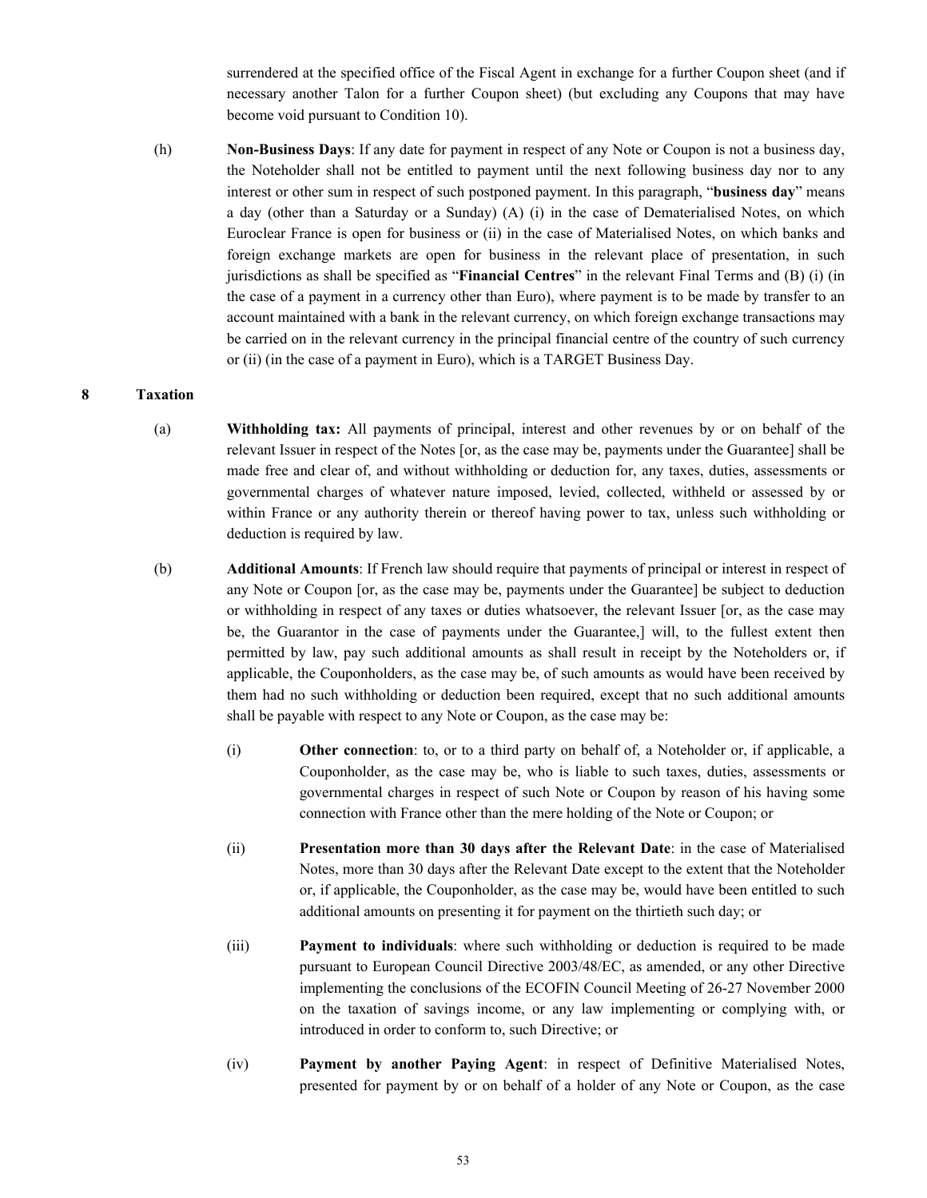surrendered at the specified office of the Fiscal Agent in exchange for a further Coupon sheet (and if necessary another Talon for a further Coupon sheet) (but excluding any Coupons that may have become void pursuant to Condition 10).

(h) **Non-Business Days**: If any date for payment in respect of any Note or Coupon is not a business day, the Noteholder shall not be entitled to payment until the next following business day nor to any interest or other sum in respect of such postponed payment. In this paragraph, "**business day**" means a day (other than a Saturday or a Sunday) (A) (i) in the case of Dematerialised Notes, on which Euroclear France is open for business or (ii) in the case of Materialised Notes, on which banks and foreign exchange markets are open for business in the relevant place of presentation, in such jurisdictions as shall be specified as "**Financial Centres**" in the relevant Final Terms and (B) (i) (in the case of a payment in a currency other than Euro), where payment is to be made by transfer to an account maintained with a bank in the relevant currency, on which foreign exchange transactions may be carried on in the relevant currency in the principal financial centre of the country of such currency or (ii) (in the case of a payment in Euro), which is a TARGET Business Day.

## 8 Taxation

(a) **Withholding tax:** All payments of principal, interest and other revenues by or on behalf of the relevant Issuer in respect of the Notes [or, as the case may be, payments under the Guarantee] shall be made free and clear of, and without withholding or deduction for, any taxes, duties, assessments or governmental charges of whatever nature imposed, levied, collected, withheld or assessed by or within France or any authority therein or thereof having power to tax, unless such withholding or deduction is required by law.

(b) **Additional Amounts**: If French law should require that payments of principal or interest in respect of any Note or Coupon [or, as the case may be, payments under the Guarantee] be subject to deduction or withholding in respect of any taxes or duties whatsoever, the relevant Issuer [or, as the case may be, the Guarantor in the case of payments under the Guarantee,] will, to the fullest extent then permitted by law, pay such additional amounts as shall result in receipt by the Noteholders or, if applicable, the Couponholders, as the case may be, of such amounts as would have been received by them had no such withholding or deduction been required, except that no such additional amounts shall be payable with respect to any Note or Coupon, as the case may be:

(i) **Other connection**: to, or to a third party on behalf of, a Noteholder or, if applicable, a Couponholder, as the case may be, who is liable to such taxes, duties, assessments or governmental charges in respect of such Note or Coupon by reason of his having some connection with France other than the mere holding of the Note or Coupon; or

(ii) **Presentation more than 30 days after the Relevant Date**: in the case of Materialised Notes, more than 30 days after the Relevant Date except to the extent that the Noteholder or, if applicable, the Couponholder, as the case may be, would have been entitled to such additional amounts on presenting it for payment on the thirtieth such day; or

(iii) **Payment to individuals**: where such withholding or deduction is required to be made pursuant to European Council Directive 2003/48/EC, as amended, or any other Directive implementing the conclusions of the ECOFIN Council Meeting of 26-27 November 2000 on the taxation of savings income, or any law implementing or complying with, or introduced in order to conform to, such Directive; or

(iv) **Payment by another Paying Agent**: in respect of Definitive Materialised Notes, presented for payment by or on behalf of a holder of any Note or Coupon, as the case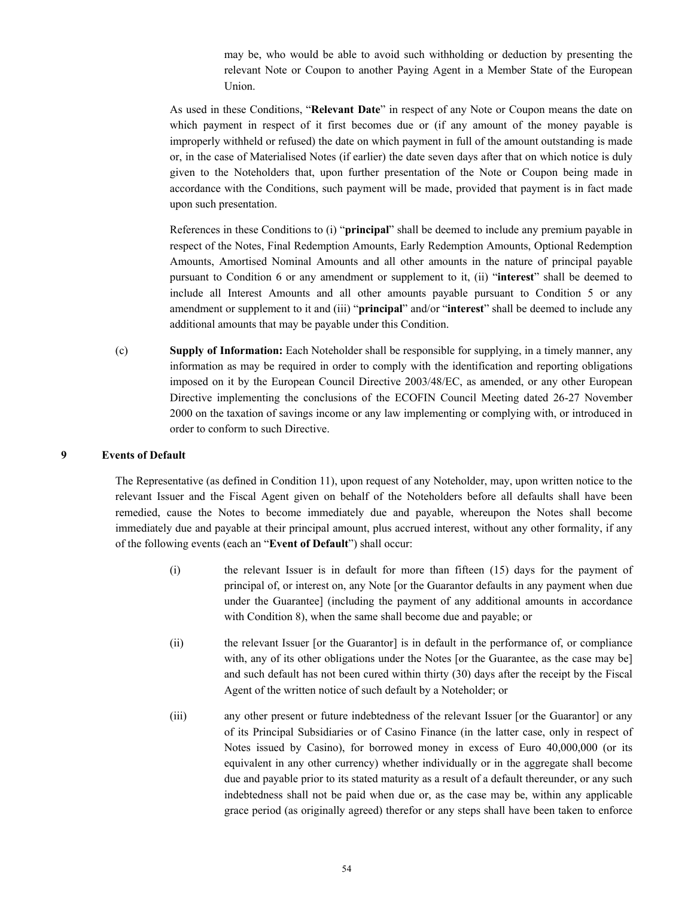may be, who would be able to avoid such withholding or deduction by presenting the relevant Note or Coupon to another Paying Agent in a Member State of the European Union.

As used in these Conditions, "**Relevant Date**" in respect of any Note or Coupon means the date on which payment in respect of it first becomes due or (if any amount of the money payable is improperly withheld or refused) the date on which payment in full of the amount outstanding is made or, in the case of Materialised Notes (if earlier) the date seven days after that on which notice is duly given to the Noteholders that, upon further presentation of the Note or Coupon being made in accordance with the Conditions, such payment will be made, provided that payment is in fact made upon such presentation.

References in these Conditions to (i) "**principal**" shall be deemed to include any premium payable in respect of the Notes, Final Redemption Amounts, Early Redemption Amounts, Optional Redemption Amounts, Amortised Nominal Amounts and all other amounts in the nature of principal payable pursuant to Condition 6 or any amendment or supplement to it, (ii) "**interest**" shall be deemed to include all Interest Amounts and all other amounts payable pursuant to Condition 5 or any amendment or supplement to it and (iii) "**principal**" and/or "**interest**" shall be deemed to include any additional amounts that may be payable under this Condition.

(c) **Supply of Information:** Each Noteholder shall be responsible for supplying, in a timely manner, any information as may be required in order to comply with the identification and reporting obligations imposed on it by the European Council Directive 2003/48/EC, as amended, or any other European Directive implementing the conclusions of the ECOFIN Council Meeting dated 26-27 November 2000 on the taxation of savings income or any law implementing or complying with, or introduced in order to conform to such Directive.

## 9 Events of Default

The Representative (as defined in Condition 11), upon request of any Noteholder, may, upon written notice to the relevant Issuer and the Fiscal Agent given on behalf of the Noteholders before all defaults shall have been remedied, cause the Notes to become immediately due and payable, whereupon the Notes shall become immediately due and payable at their principal amount, plus accrued interest, without any other formality, if any of the following events (each an "**Event of Default**") shall occur:

(i) the relevant Issuer is in default for more than fifteen (15) days for the payment of principal of, or interest on, any Note [or the Guarantor defaults in any payment when due under the Guarantee] (including the payment of any additional amounts in accordance with Condition 8), when the same shall become due and payable; or

(ii) the relevant Issuer [or the Guarantor] is in default in the performance of, or compliance with, any of its other obligations under the Notes [or the Guarantee, as the case may be] and such default has not been cured within thirty (30) days after the receipt by the Fiscal Agent of the written notice of such default by a Noteholder; or

(iii) any other present or future indebtedness of the relevant Issuer [or the Guarantor] or any of its Principal Subsidiaries or of Casino Finance (in the latter case, only in respect of Notes issued by Casino), for borrowed money in excess of Euro 40,000,000 (or its equivalent in any other currency) whether individually or in the aggregate shall become due and payable prior to its stated maturity as a result of a default thereunder, or any such indebtedness shall not be paid when due or, as the case may be, within any applicable grace period (as originally agreed) therefor or any steps shall have been taken to enforce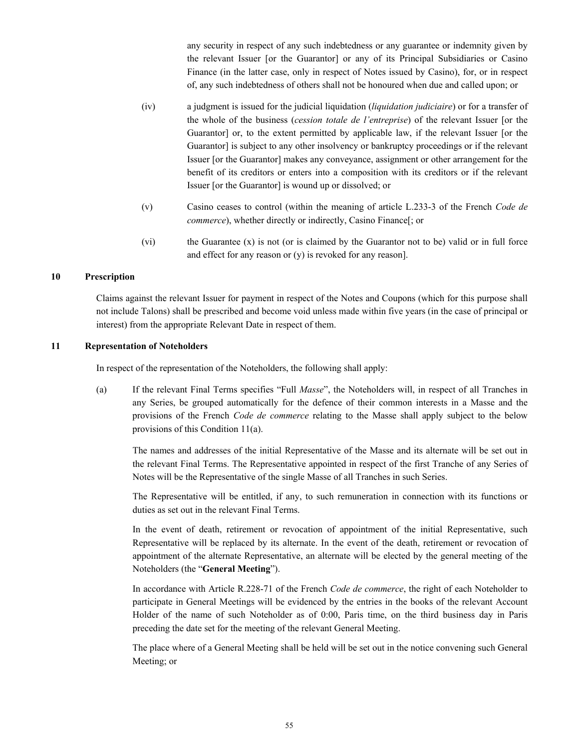any security in respect of any such indebtedness or any guarantee or indemnity given by the relevant Issuer [or the Guarantor] or any of its Principal Subsidiaries or Casino Finance (in the latter case, only in respect of Notes issued by Casino), for, or in respect of, any such indebtedness of others shall not be honoured when due and called upon; or

(iv) a judgment is issued for the judicial liquidation (*liquidation judiciaire*) or for a transfer of the whole of the business (*cession totale de l'entreprise*) of the relevant Issuer [or the Guarantor] or, to the extent permitted by applicable law, if the relevant Issuer [or the Guarantor] is subject to any other insolvency or bankruptcy proceedings or if the relevant Issuer [or the Guarantor] makes any conveyance, assignment or other arrangement for the benefit of its creditors or enters into a composition with its creditors or if the relevant Issuer [or the Guarantor] is wound up or dissolved; or

(v) Casino ceases to control (within the meaning of article L.233-3 of the French *Code de commerce*), whether directly or indirectly, Casino Finance[; or

(vi) the Guarantee (x) is not (or is claimed by the Guarantor not to be) valid or in full force and effect for any reason or (y) is revoked for any reason].

## 10 Prescription

Claims against the relevant Issuer for payment in respect of the Notes and Coupons (which for this purpose shall not include Talons) shall be prescribed and become void unless made within five years (in the case of principal or interest) from the appropriate Relevant Date in respect of them.

## 11 Representation of Noteholders

In respect of the representation of the Noteholders, the following shall apply:

(a) If the relevant Final Terms specifies "Full *Masse*", the Noteholders will, in respect of all Tranches in any Series, be grouped automatically for the defence of their common interests in a Masse and the provisions of the French *Code de commerce* relating to the Masse shall apply subject to the below provisions of this Condition 11(a).

The names and addresses of the initial Representative of the Masse and its alternate will be set out in the relevant Final Terms. The Representative appointed in respect of the first Tranche of any Series of Notes will be the Representative of the single Masse of all Tranches in such Series.

The Representative will be entitled, if any, to such remuneration in connection with its functions or duties as set out in the relevant Final Terms.

In the event of death, retirement or revocation of appointment of the initial Representative, such Representative will be replaced by its alternate. In the event of the death, retirement or revocation of appointment of the alternate Representative, an alternate will be elected by the general meeting of the Noteholders (the "**General Meeting**").

In accordance with Article R.228-71 of the French *Code de commerce*, the right of each Noteholder to participate in General Meetings will be evidenced by the entries in the books of the relevant Account Holder of the name of such Noteholder as of 0:00, Paris time, on the third business day in Paris preceding the date set for the meeting of the relevant General Meeting.

The place where of a General Meeting shall be held will be set out in the notice convening such General Meeting; or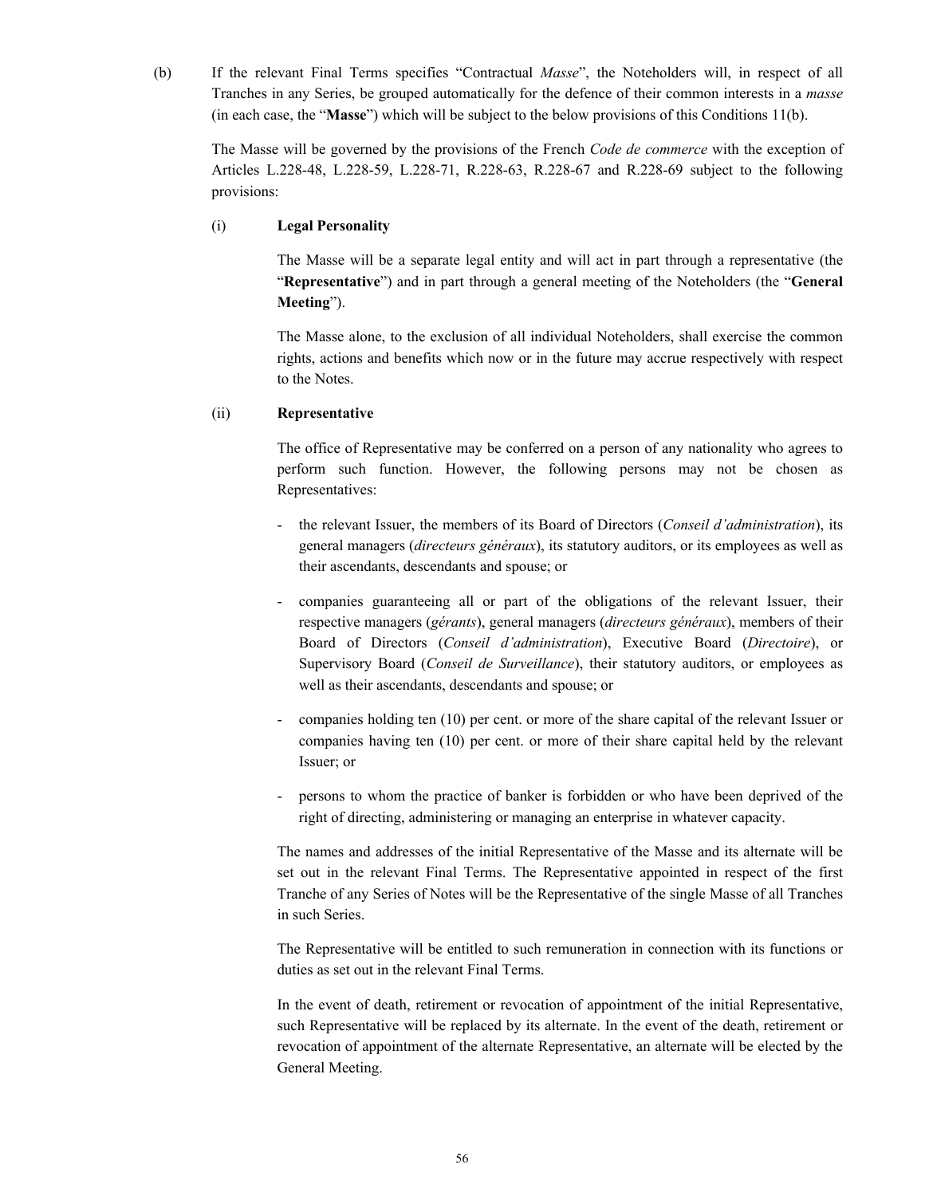(b) If the relevant Final Terms specifies "Contractual *Masse*", the Noteholders will, in respect of all Tranches in any Series, be grouped automatically for the defence of their common interests in a *masse* (in each case, the "**Masse**") which will be subject to the below provisions of this Conditions 11(b).

The Masse will be governed by the provisions of the French *Code de commerce* with the exception of Articles L.228-48, L.228-59, L.228-71, R.228-63, R.228-67 and R.228-69 subject to the following provisions:

(i) **Legal Personality**

The Masse will be a separate legal entity and will act in part through a representative (the "**Representative**") and in part through a general meeting of the Noteholders (the "**General Meeting**").

The Masse alone, to the exclusion of all individual Noteholders, shall exercise the common rights, actions and benefits which now or in the future may accrue respectively with respect to the Notes.

(ii) **Representative**

The office of Representative may be conferred on a person of any nationality who agrees to perform such function. However, the following persons may not be chosen as Representatives:

- the relevant Issuer, the members of its Board of Directors (*Conseil d'administration*), its general managers (*directeurs généraux*), its statutory auditors, or its employees as well as their ascendants, descendants and spouse; or
- companies guaranteeing all or part of the obligations of the relevant Issuer, their respective managers (*gérants*), general managers (*directeurs généraux*), members of their Board of Directors (*Conseil d'administration*), Executive Board (*Directoire*), or Supervisory Board (*Conseil de Surveillance*), their statutory auditors, or employees as well as their ascendants, descendants and spouse; or
- companies holding ten (10) per cent. or more of the share capital of the relevant Issuer or companies having ten (10) per cent. or more of their share capital held by the relevant Issuer; or
- persons to whom the practice of banker is forbidden or who have been deprived of the right of directing, administering or managing an enterprise in whatever capacity.

The names and addresses of the initial Representative of the Masse and its alternate will be set out in the relevant Final Terms. The Representative appointed in respect of the first Tranche of any Series of Notes will be the Representative of the single Masse of all Tranches in such Series.

The Representative will be entitled to such remuneration in connection with its functions or duties as set out in the relevant Final Terms.

In the event of death, retirement or revocation of appointment of the initial Representative, such Representative will be replaced by its alternate. In the event of the death, retirement or revocation of appointment of the alternate Representative, an alternate will be elected by the General Meeting.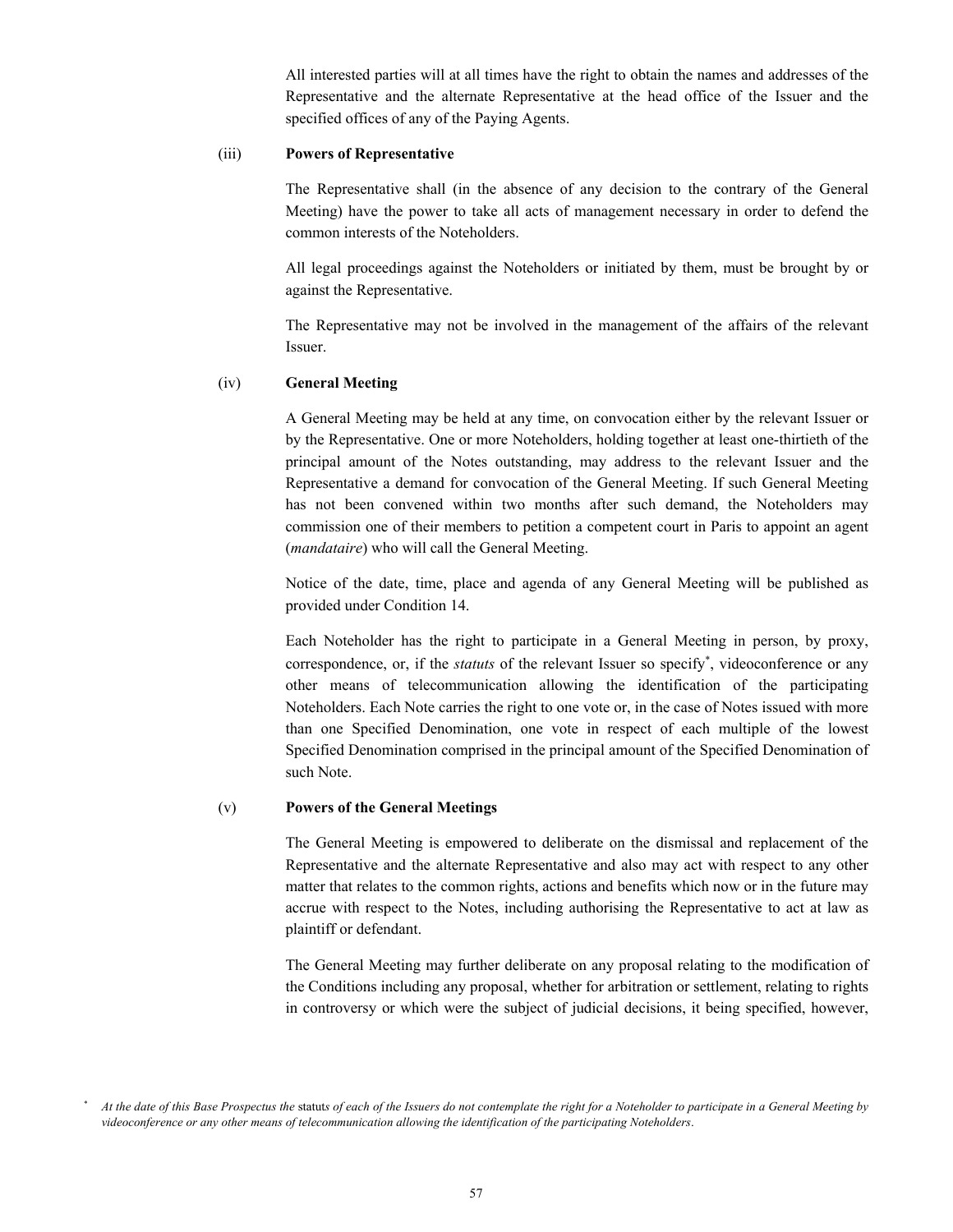All interested parties will at all times have the right to obtain the names and addresses of the Representative and the alternate Representative at the head office of the Issuer and the specified offices of any of the Paying Agents.

(iii) **Powers of Representative**

The Representative shall (in the absence of any decision to the contrary of the General Meeting) have the power to take all acts of management necessary in order to defend the common interests of the Noteholders.

All legal proceedings against the Noteholders or initiated by them, must be brought by or against the Representative.

The Representative may not be involved in the management of the affairs of the relevant Issuer.

(iv) **General Meeting**

A General Meeting may be held at any time, on convocation either by the relevant Issuer or by the Representative. One or more Noteholders, holding together at least one-thirtieth of the principal amount of the Notes outstanding, may address to the relevant Issuer and the Representative a demand for convocation of the General Meeting. If such General Meeting has not been convened within two months after such demand, the Noteholders may commission one of their members to petition a competent court in Paris to appoint an agent (*mandataire*) who will call the General Meeting.

Notice of the date, time, place and agenda of any General Meeting will be published as provided under Condition 14.

Each Noteholder has the right to participate in a General Meeting in person, by proxy, correspondence, or, if the *statuts* of the relevant Issuer so specify[*], videoconference or any other means of telecommunication allowing the identification of the participating Noteholders. Each Note carries the right to one vote or, in the case of Notes issued with more than one Specified Denomination, one vote in respect of each multiple of the lowest Specified Denomination comprised in the principal amount of the Specified Denomination of such Note.

(v) **Powers of the General Meetings**

The General Meeting is empowered to deliberate on the dismissal and replacement of the Representative and the alternate Representative and also may act with respect to any other matter that relates to the common rights, actions and benefits which now or in the future may accrue with respect to the Notes, including authorising the Representative to act at law as plaintiff or defendant.

The General Meeting may further deliberate on any proposal relating to the modification of the Conditions including any proposal, whether for arbitration or settlement, relating to rights in controversy or which were the subject of judicial decisions, it being specified, however,

[*] *At the date of this Base Prospectus the* statut*s of each of the Issuers do not contemplate the right for a Noteholder to participate in a General Meeting by videoconference or any other means of telecommunication allowing the identification of the participating Noteholders.*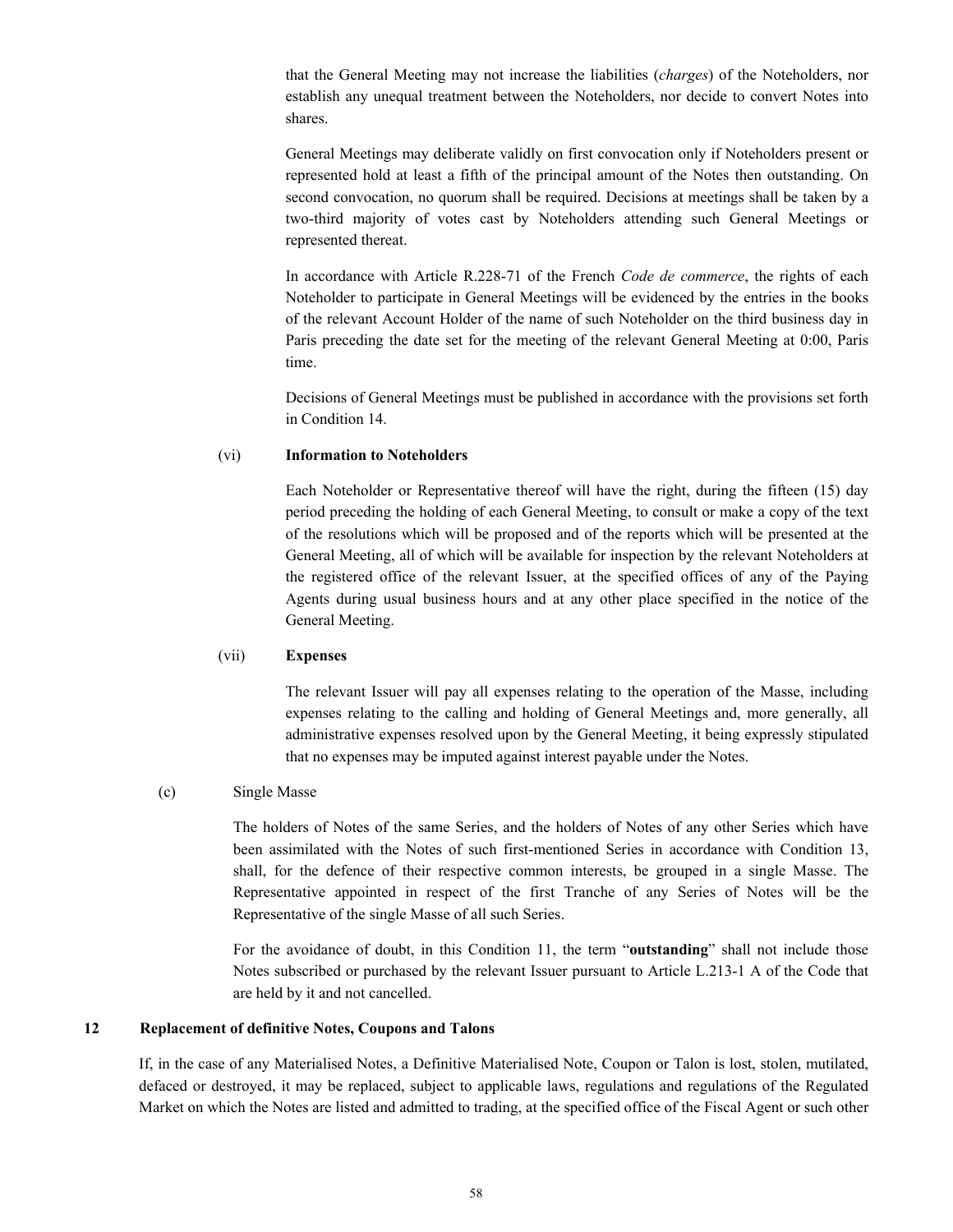that the General Meeting may not increase the liabilities (*charges*) of the Noteholders, nor establish any unequal treatment between the Noteholders, nor decide to convert Notes into shares.

General Meetings may deliberate validly on first convocation only if Noteholders present or represented hold at least a fifth of the principal amount of the Notes then outstanding. On second convocation, no quorum shall be required. Decisions at meetings shall be taken by a two-third majority of votes cast by Noteholders attending such General Meetings or represented thereat.

In accordance with Article R.228-71 of the French *Code de commerce*, the rights of each Noteholder to participate in General Meetings will be evidenced by the entries in the books of the relevant Account Holder of the name of such Noteholder on the third business day in Paris preceding the date set for the meeting of the relevant General Meeting at 0:00, Paris time.

Decisions of General Meetings must be published in accordance with the provisions set forth in Condition 14.

(vi) **Information to Noteholders**

Each Noteholder or Representative thereof will have the right, during the fifteen (15) day period preceding the holding of each General Meeting, to consult or make a copy of the text of the resolutions which will be proposed and of the reports which will be presented at the General Meeting, all of which will be available for inspection by the relevant Noteholders at the registered office of the relevant Issuer, at the specified offices of any of the Paying Agents during usual business hours and at any other place specified in the notice of the General Meeting.

(vii) **Expenses**

The relevant Issuer will pay all expenses relating to the operation of the Masse, including expenses relating to the calling and holding of General Meetings and, more generally, all administrative expenses resolved upon by the General Meeting, it being expressly stipulated that no expenses may be imputed against interest payable under the Notes.

(c) Single Masse

The holders of Notes of the same Series, and the holders of Notes of any other Series which have been assimilated with the Notes of such first-mentioned Series in accordance with Condition 13, shall, for the defence of their respective common interests, be grouped in a single Masse. The Representative appointed in respect of the first Tranche of any Series of Notes will be the Representative of the single Masse of all such Series.

For the avoidance of doubt, in this Condition 11, the term "**outstanding**" shall not include those Notes subscribed or purchased by the relevant Issuer pursuant to Article L.213-1 A of the Code that are held by it and not cancelled.

## 12 Replacement of definitive Notes, Coupons and Talons

If, in the case of any Materialised Notes, a Definitive Materialised Note, Coupon or Talon is lost, stolen, mutilated, defaced or destroyed, it may be replaced, subject to applicable laws, regulations and regulations of the Regulated Market on which the Notes are listed and admitted to trading, at the specified office of the Fiscal Agent or such other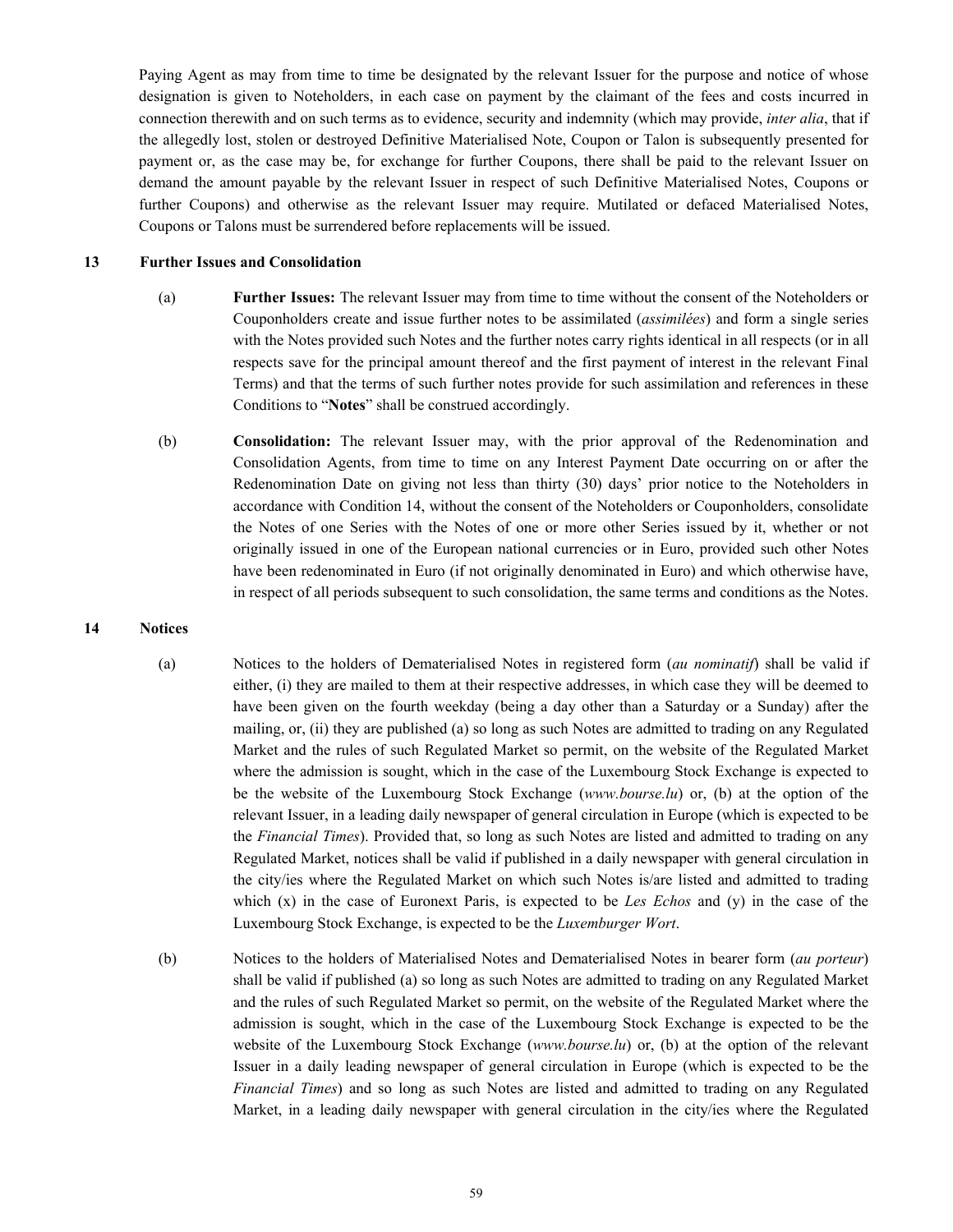Paying Agent as may from time to time be designated by the relevant Issuer for the purpose and notice of whose designation is given to Noteholders, in each case on payment by the claimant of the fees and costs incurred in connection therewith and on such terms as to evidence, security and indemnity (which may provide, *inter alia*, that if the allegedly lost, stolen or destroyed Definitive Materialised Note, Coupon or Talon is subsequently presented for payment or, as the case may be, for exchange for further Coupons, there shall be paid to the relevant Issuer on demand the amount payable by the relevant Issuer in respect of such Definitive Materialised Notes, Coupons or further Coupons) and otherwise as the relevant Issuer may require. Mutilated or defaced Materialised Notes, Coupons or Talons must be surrendered before replacements will be issued.

## 13 Further Issues and Consolidation

(a) **Further Issues:** The relevant Issuer may from time to time without the consent of the Noteholders or Couponholders create and issue further notes to be assimilated (*assimilées*) and form a single series with the Notes provided such Notes and the further notes carry rights identical in all respects (or in all respects save for the principal amount thereof and the first payment of interest in the relevant Final Terms) and that the terms of such further notes provide for such assimilation and references in these Conditions to "**Notes**" shall be construed accordingly.

(b) **Consolidation:** The relevant Issuer may, with the prior approval of the Redenomination and Consolidation Agents, from time to time on any Interest Payment Date occurring on or after the Redenomination Date on giving not less than thirty (30) days' prior notice to the Noteholders in accordance with Condition 14, without the consent of the Noteholders or Couponholders, consolidate the Notes of one Series with the Notes of one or more other Series issued by it, whether or not originally issued in one of the European national currencies or in Euro, provided such other Notes have been redenominated in Euro (if not originally denominated in Euro) and which otherwise have, in respect of all periods subsequent to such consolidation, the same terms and conditions as the Notes.

## 14 Notices

(a) Notices to the holders of Dematerialised Notes in registered form (*au nominatif*) shall be valid if either, (i) they are mailed to them at their respective addresses, in which case they will be deemed to have been given on the fourth weekday (being a day other than a Saturday or a Sunday) after the mailing, or, (ii) they are published (a) so long as such Notes are admitted to trading on any Regulated Market and the rules of such Regulated Market so permit, on the website of the Regulated Market where the admission is sought, which in the case of the Luxembourg Stock Exchange is expected to be the website of the Luxembourg Stock Exchange (*www.bourse.lu*) or, (b) at the option of the relevant Issuer, in a leading daily newspaper of general circulation in Europe (which is expected to be the *Financial Times*). Provided that, so long as such Notes are listed and admitted to trading on any Regulated Market, notices shall be valid if published in a daily newspaper with general circulation in the city/ies where the Regulated Market on which such Notes is/are listed and admitted to trading which (x) in the case of Euronext Paris, is expected to be *Les Echos* and (y) in the case of the Luxembourg Stock Exchange, is expected to be the *Luxemburger Wort*.

(b) Notices to the holders of Materialised Notes and Dematerialised Notes in bearer form (*au porteur*) shall be valid if published (a) so long as such Notes are admitted to trading on any Regulated Market and the rules of such Regulated Market so permit, on the website of the Regulated Market where the admission is sought, which in the case of the Luxembourg Stock Exchange is expected to be the website of the Luxembourg Stock Exchange (*www.bourse.lu*) or, (b) at the option of the relevant Issuer in a daily leading newspaper of general circulation in Europe (which is expected to be the *Financial Times*) and so long as such Notes are listed and admitted to trading on any Regulated Market, in a leading daily newspaper with general circulation in the city/ies where the Regulated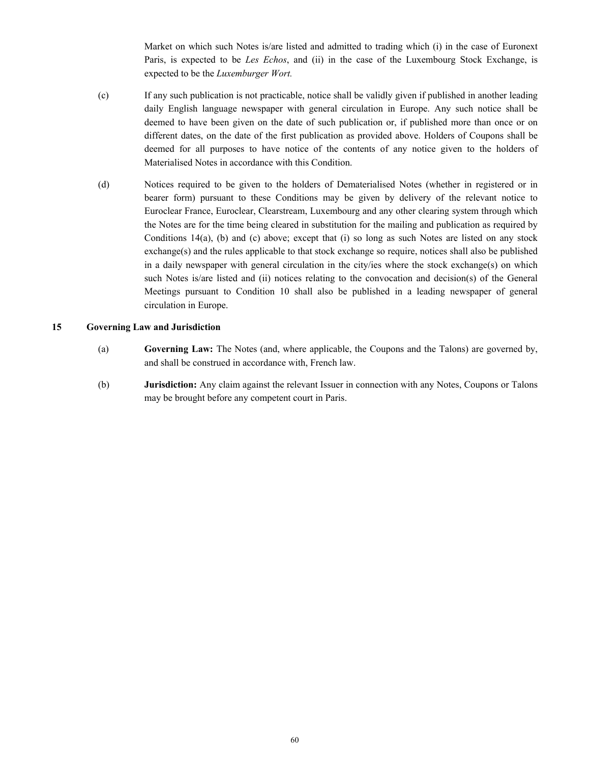Market on which such Notes is/are listed and admitted to trading which (i) in the case of Euronext Paris, is expected to be *Les Echos*, and (ii) in the case of the Luxembourg Stock Exchange, is expected to be the *Luxemburger Wort.*

(c) If any such publication is not practicable, notice shall be validly given if published in another leading daily English language newspaper with general circulation in Europe. Any such notice shall be deemed to have been given on the date of such publication or, if published more than once or on different dates, on the date of the first publication as provided above. Holders of Coupons shall be deemed for all purposes to have notice of the contents of any notice given to the holders of Materialised Notes in accordance with this Condition.

(d) Notices required to be given to the holders of Dematerialised Notes (whether in registered or in bearer form) pursuant to these Conditions may be given by delivery of the relevant notice to Euroclear France, Euroclear, Clearstream, Luxembourg and any other clearing system through which the Notes are for the time being cleared in substitution for the mailing and publication as required by Conditions 14(a), (b) and (c) above; except that (i) so long as such Notes are listed on any stock exchange(s) and the rules applicable to that stock exchange so require, notices shall also be published in a daily newspaper with general circulation in the city/ies where the stock exchange(s) on which such Notes is/are listed and (ii) notices relating to the convocation and decision(s) of the General Meetings pursuant to Condition 10 shall also be published in a leading newspaper of general circulation in Europe.

## 15 Governing Law and Jurisdiction

(a) **Governing Law:** The Notes (and, where applicable, the Coupons and the Talons) are governed by, and shall be construed in accordance with, French law.

(b) **Jurisdiction:** Any claim against the relevant Issuer in connection with any Notes, Coupons or Talons may be brought before any competent court in Paris.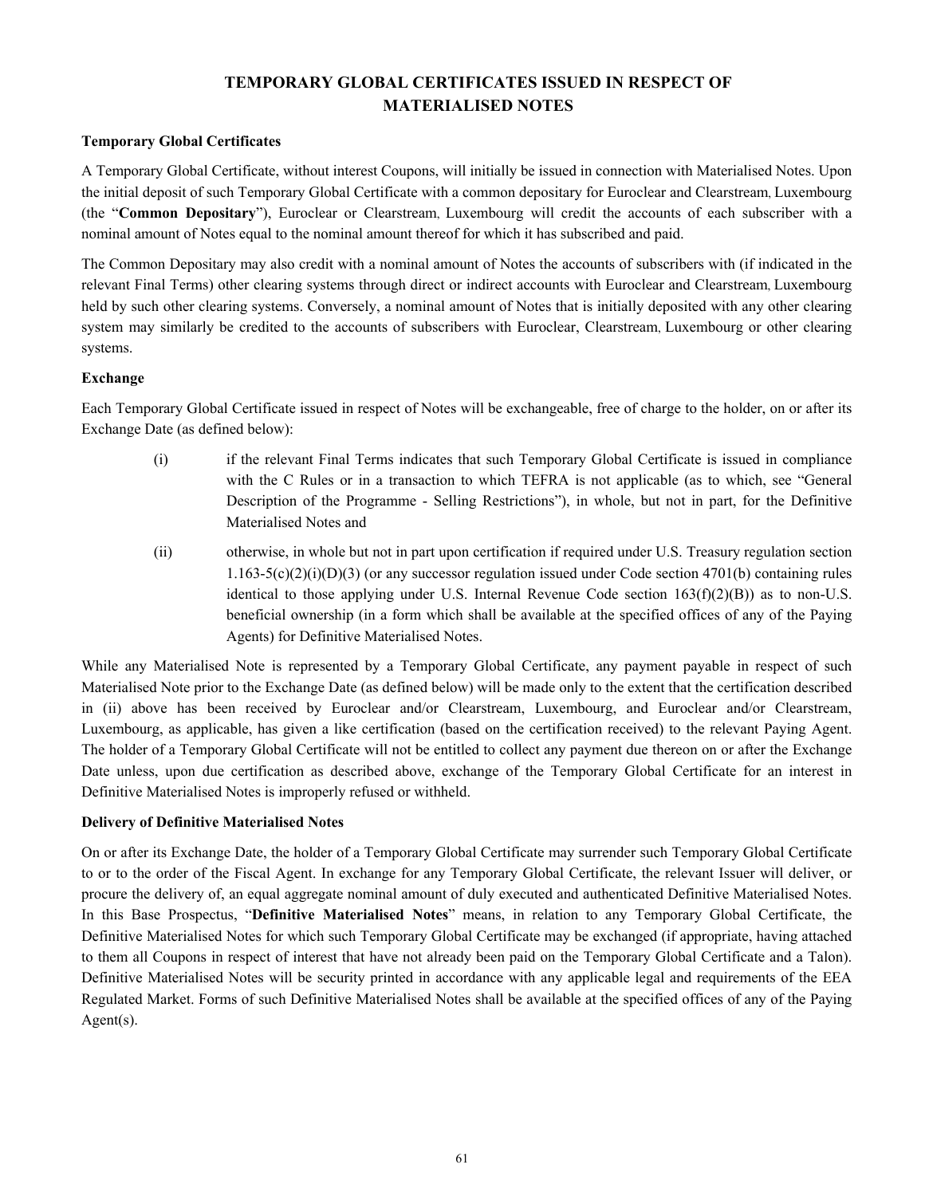# TEMPORARY GLOBAL CERTIFICATES ISSUED IN RESPECT OF MATERIALISED NOTES

**Temporary Global Certificates**

A Temporary Global Certificate, without interest Coupons, will initially be issued in connection with Materialised Notes. Upon the initial deposit of such Temporary Global Certificate with a common depositary for Euroclear and Clearstream, Luxembourg (the "**Common Depositary**"), Euroclear or Clearstream, Luxembourg will credit the accounts of each subscriber with a nominal amount of Notes equal to the nominal amount thereof for which it has subscribed and paid.

The Common Depositary may also credit with a nominal amount of Notes the accounts of subscribers with (if indicated in the relevant Final Terms) other clearing systems through direct or indirect accounts with Euroclear and Clearstream, Luxembourg held by such other clearing systems. Conversely, a nominal amount of Notes that is initially deposited with any other clearing system may similarly be credited to the accounts of subscribers with Euroclear, Clearstream, Luxembourg or other clearing systems.

**Exchange**

Each Temporary Global Certificate issued in respect of Notes will be exchangeable, free of charge to the holder, on or after its Exchange Date (as defined below):

(i) if the relevant Final Terms indicates that such Temporary Global Certificate is issued in compliance with the C Rules or in a transaction to which TEFRA is not applicable (as to which, see "General Description of the Programme - Selling Restrictions"), in whole, but not in part, for the Definitive Materialised Notes and

(ii) otherwise, in whole but not in part upon certification if required under U.S. Treasury regulation section 1.163-5(c)(2)(i)(D)(3) (or any successor regulation issued under Code section 4701(b) containing rules identical to those applying under U.S. Internal Revenue Code section 163(f)(2)(B)) as to non-U.S. beneficial ownership (in a form which shall be available at the specified offices of any of the Paying Agents) for Definitive Materialised Notes.

While any Materialised Note is represented by a Temporary Global Certificate, any payment payable in respect of such Materialised Note prior to the Exchange Date (as defined below) will be made only to the extent that the certification described in (ii) above has been received by Euroclear and/or Clearstream, Luxembourg, and Euroclear and/or Clearstream, Luxembourg, as applicable, has given a like certification (based on the certification received) to the relevant Paying Agent. The holder of a Temporary Global Certificate will not be entitled to collect any payment due thereon on or after the Exchange Date unless, upon due certification as described above, exchange of the Temporary Global Certificate for an interest in Definitive Materialised Notes is improperly refused or withheld.

**Delivery of Definitive Materialised Notes**

On or after its Exchange Date, the holder of a Temporary Global Certificate may surrender such Temporary Global Certificate to or to the order of the Fiscal Agent. In exchange for any Temporary Global Certificate, the relevant Issuer will deliver, or procure the delivery of, an equal aggregate nominal amount of duly executed and authenticated Definitive Materialised Notes. In this Base Prospectus, "**Definitive Materialised Notes**" means, in relation to any Temporary Global Certificate, the Definitive Materialised Notes for which such Temporary Global Certificate may be exchanged (if appropriate, having attached to them all Coupons in respect of interest that have not already been paid on the Temporary Global Certificate and a Talon). Definitive Materialised Notes will be security printed in accordance with any applicable legal and requirements of the EEA Regulated Market. Forms of such Definitive Materialised Notes shall be available at the specified offices of any of the Paying Agent(s).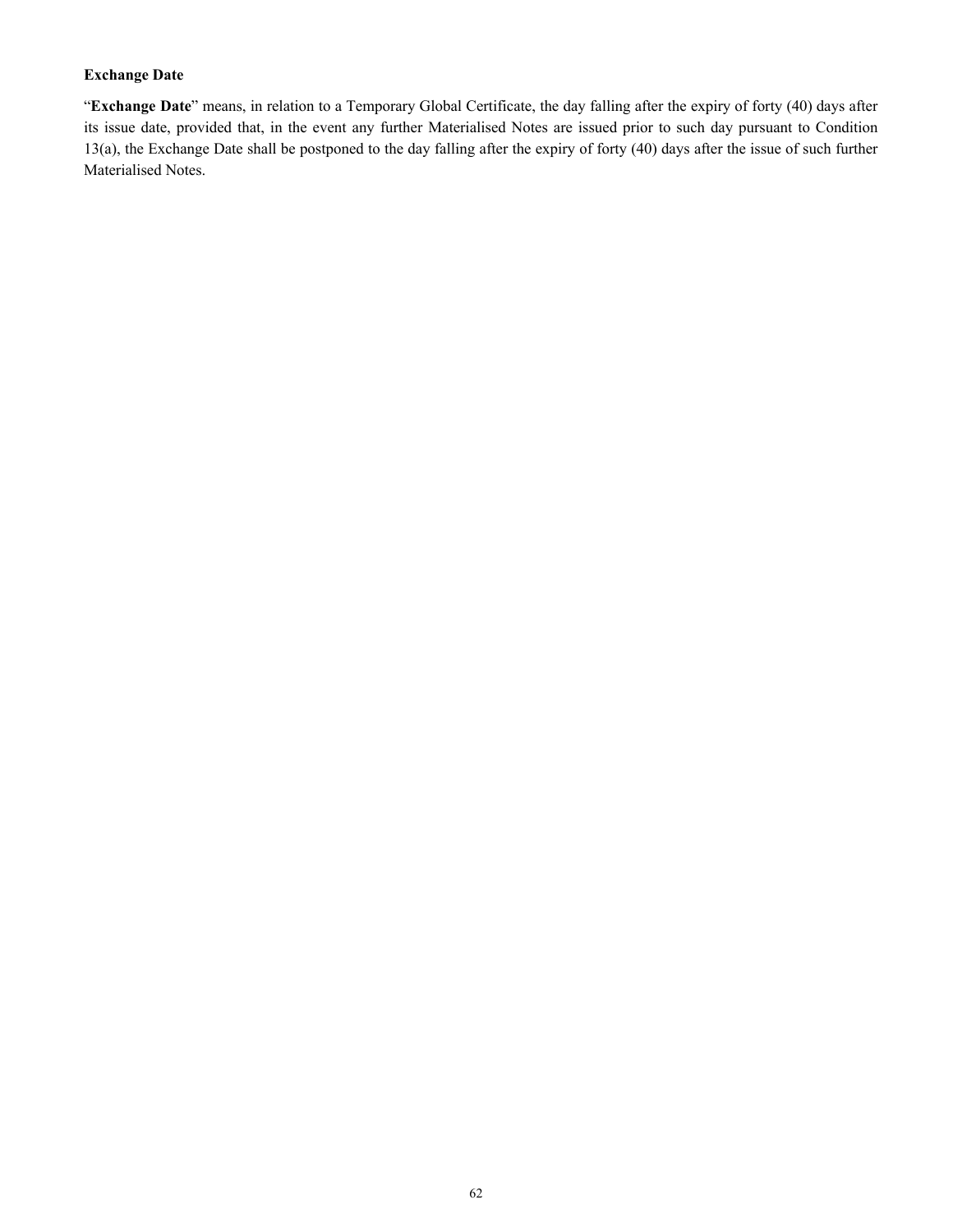**Exchange Date**

"**Exchange Date**" means, in relation to a Temporary Global Certificate, the day falling after the expiry of forty (40) days after its issue date, provided that, in the event any further Materialised Notes are issued prior to such day pursuant to Condition 13(a), the Exchange Date shall be postponed to the day falling after the expiry of forty (40) days after the issue of such further Materialised Notes.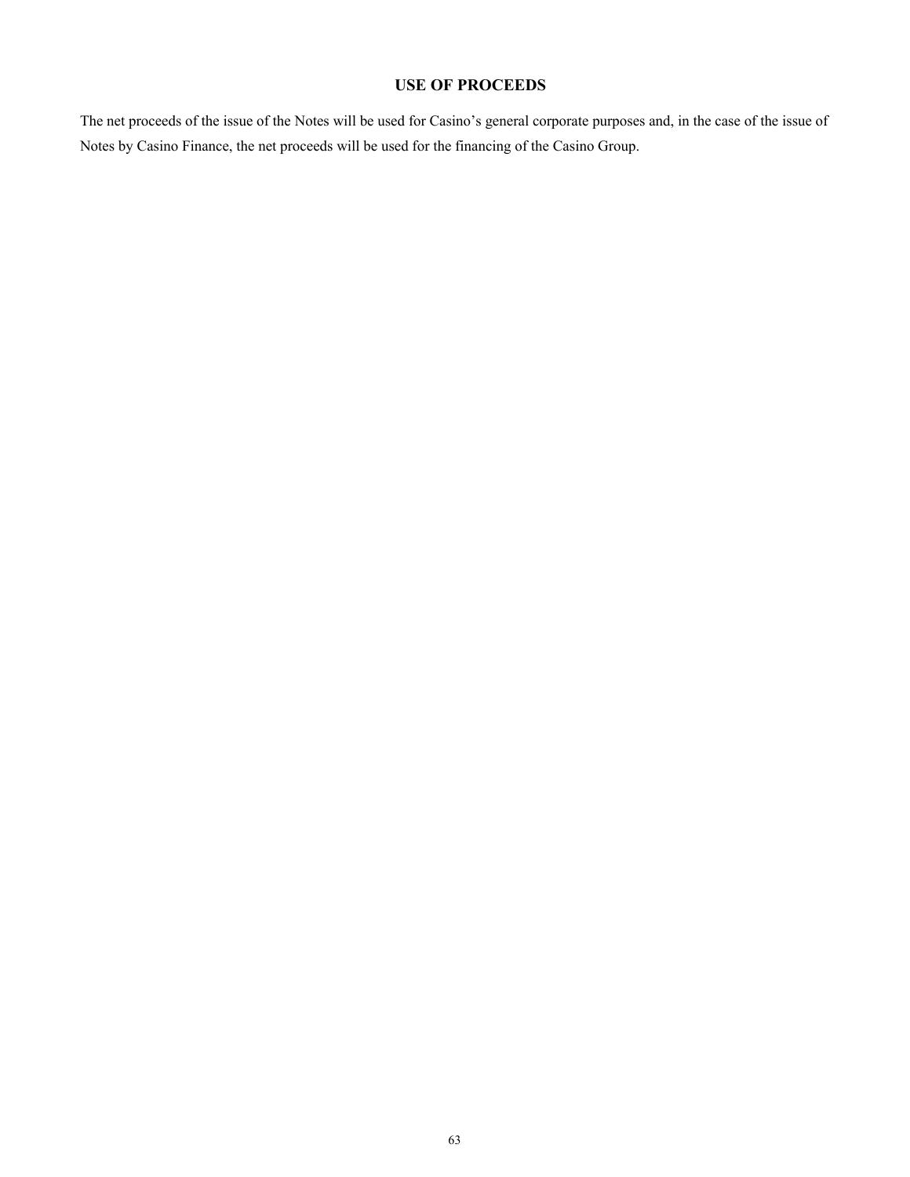## USE OF PROCEEDS

The net proceeds of the issue of the Notes will be used for Casino's general corporate purposes and, in the case of the issue of Notes by Casino Finance, the net proceeds will be used for the financing of the Casino Group.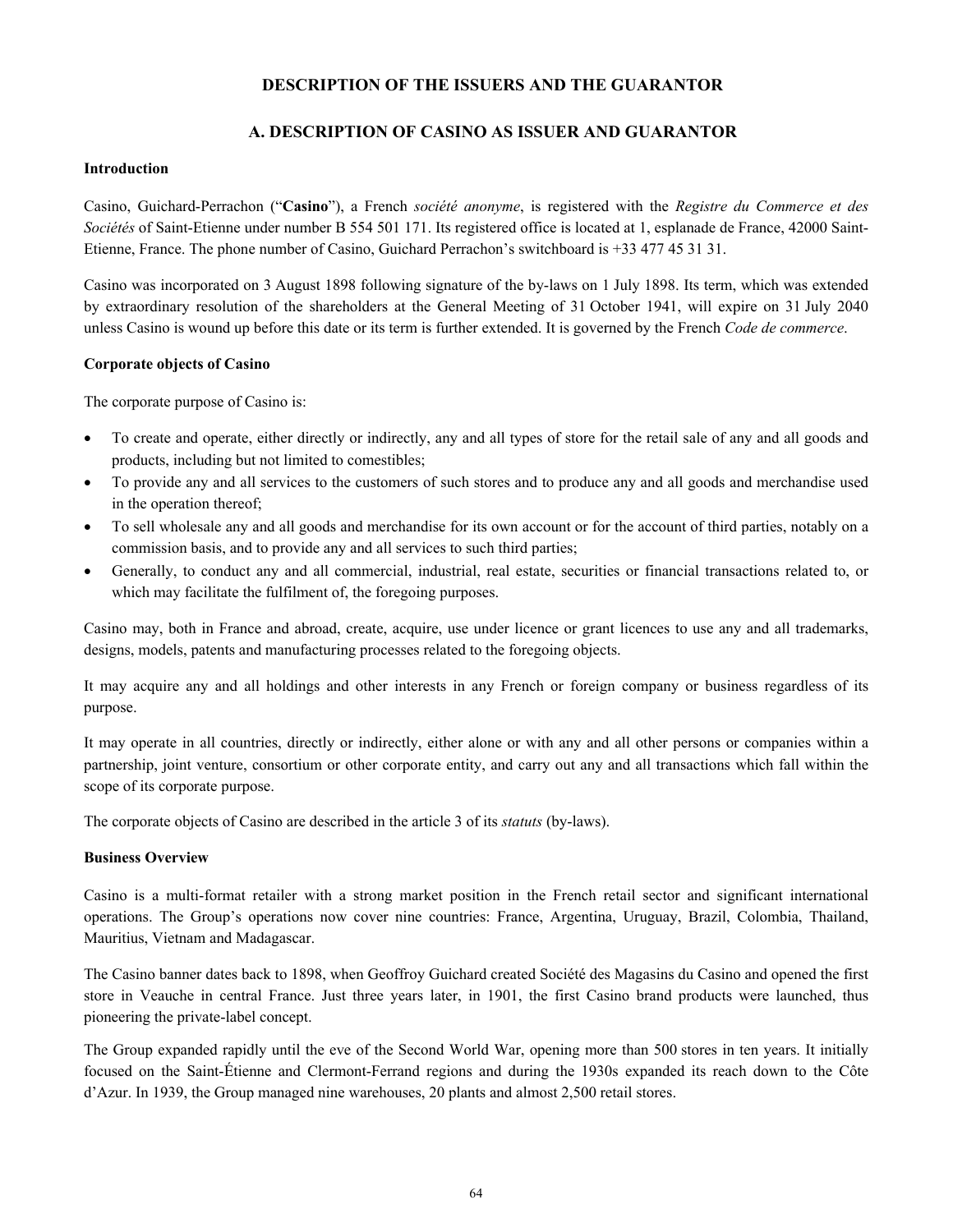# DESCRIPTION OF THE ISSUERS AND THE GUARANTOR

## A. DESCRIPTION OF CASINO AS ISSUER AND GUARANTOR

**Introduction**

Casino, Guichard-Perrachon ("**Casino**"), a French *société anonyme*, is registered with the *Registre du Commerce et des Sociétés* of Saint-Etienne under number B 554 501 171. Its registered office is located at 1, esplanade de France, 42000 Saint-Etienne, France. The phone number of Casino, Guichard Perrachon's switchboard is +33 477 45 31 31.

Casino was incorporated on 3 August 1898 following signature of the by-laws on 1 July 1898. Its term, which was extended by extraordinary resolution of the shareholders at the General Meeting of 31 October 1941, will expire on 31 July 2040 unless Casino is wound up before this date or its term is further extended. It is governed by the French *Code de commerce*.

**Corporate objects of Casino**

The corporate purpose of Casino is:

- To create and operate, either directly or indirectly, any and all types of store for the retail sale of any and all goods and products, including but not limited to comestibles;
- To provide any and all services to the customers of such stores and to produce any and all goods and merchandise used in the operation thereof;
- To sell wholesale any and all goods and merchandise for its own account or for the account of third parties, notably on a commission basis, and to provide any and all services to such third parties;
- Generally, to conduct any and all commercial, industrial, real estate, securities or financial transactions related to, or which may facilitate the fulfilment of, the foregoing purposes.

Casino may, both in France and abroad, create, acquire, use under licence or grant licences to use any and all trademarks, designs, models, patents and manufacturing processes related to the foregoing objects.

It may acquire any and all holdings and other interests in any French or foreign company or business regardless of its purpose.

It may operate in all countries, directly or indirectly, either alone or with any and all other persons or companies within a partnership, joint venture, consortium or other corporate entity, and carry out any and all transactions which fall within the scope of its corporate purpose.

The corporate objects of Casino are described in the article 3 of its *statuts* (by-laws).

**Business Overview**

Casino is a multi-format retailer with a strong market position in the French retail sector and significant international operations. The Group's operations now cover nine countries: France, Argentina, Uruguay, Brazil, Colombia, Thailand, Mauritius, Vietnam and Madagascar.

The Casino banner dates back to 1898, when Geoffroy Guichard created Société des Magasins du Casino and opened the first store in Veauche in central France. Just three years later, in 1901, the first Casino brand products were launched, thus pioneering the private-label concept.

The Group expanded rapidly until the eve of the Second World War, opening more than 500 stores in ten years. It initially focused on the Saint-Étienne and Clermont-Ferrand regions and during the 1930s expanded its reach down to the Côte d'Azur. In 1939, the Group managed nine warehouses, 20 plants and almost 2,500 retail stores.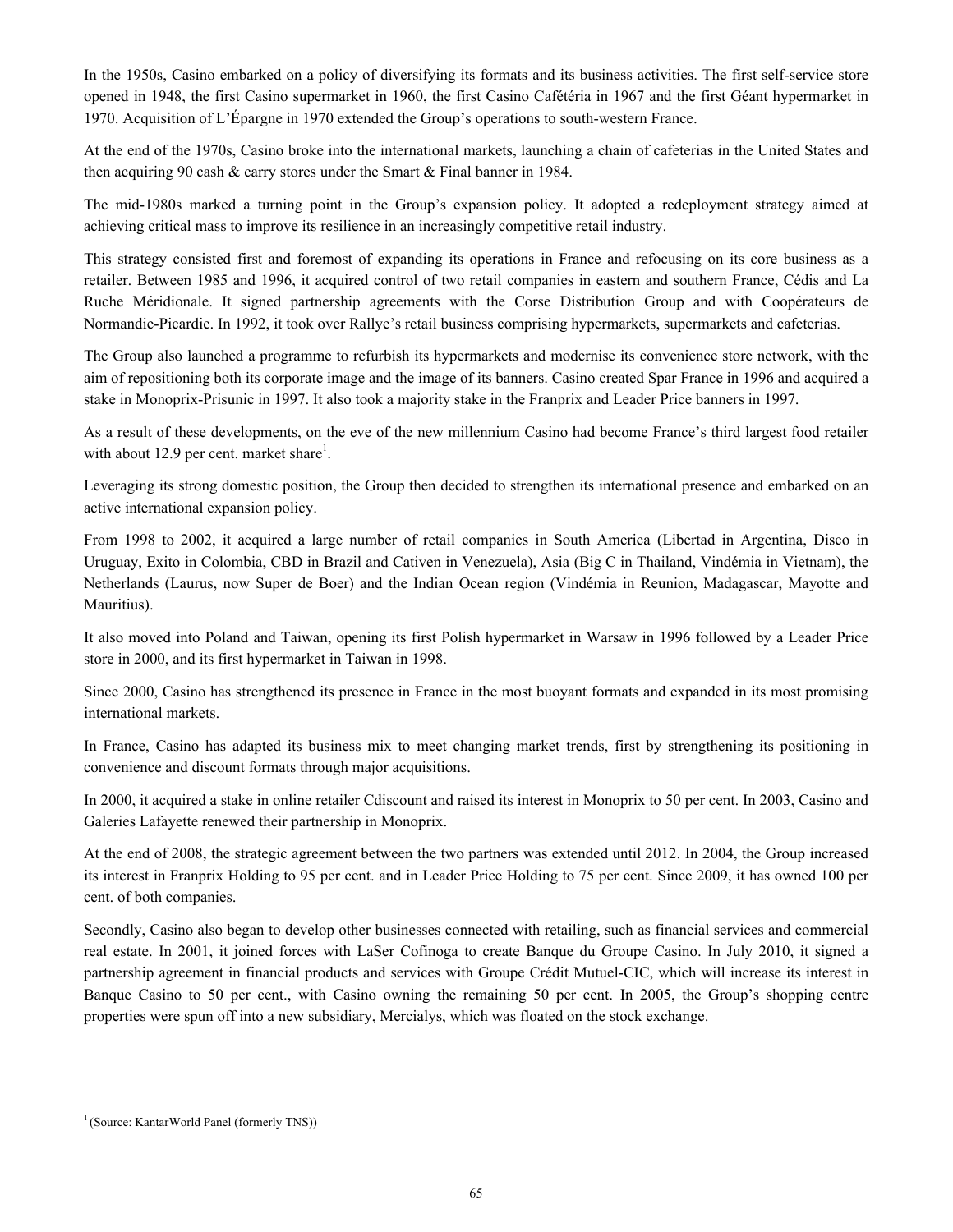In the 1950s, Casino embarked on a policy of diversifying its formats and its business activities. The first self-service store opened in 1948, the first Casino supermarket in 1960, the first Casino Cafétéria in 1967 and the first Géant hypermarket in 1970. Acquisition of L'Épargne in 1970 extended the Group's operations to south-western France.

At the end of the 1970s, Casino broke into the international markets, launching a chain of cafeterias in the United States and then acquiring 90 cash & carry stores under the Smart & Final banner in 1984.

The mid-1980s marked a turning point in the Group's expansion policy. It adopted a redeployment strategy aimed at achieving critical mass to improve its resilience in an increasingly competitive retail industry.

This strategy consisted first and foremost of expanding its operations in France and refocusing on its core business as a retailer. Between 1985 and 1996, it acquired control of two retail companies in eastern and southern France, Cédis and La Ruche Méridionale. It signed partnership agreements with the Corse Distribution Group and with Coopérateurs de Normandie-Picardie. In 1992, it took over Rallye's retail business comprising hypermarkets, supermarkets and cafeterias.

The Group also launched a programme to refurbish its hypermarkets and modernise its convenience store network, with the aim of repositioning both its corporate image and the image of its banners. Casino created Spar France in 1996 and acquired a stake in Monoprix-Prisunic in 1997. It also took a majority stake in the Franprix and Leader Price banners in 1997.

As a result of these developments, on the eve of the new millennium Casino had become France's third largest food retailer with about 12.9 per cent. market share[1].

Leveraging its strong domestic position, the Group then decided to strengthen its international presence and embarked on an active international expansion policy.

From 1998 to 2002, it acquired a large number of retail companies in South America (Libertad in Argentina, Disco in Uruguay, Exito in Colombia, CBD in Brazil and Cativen in Venezuela), Asia (Big C in Thailand, Vindémia in Vietnam), the Netherlands (Laurus, now Super de Boer) and the Indian Ocean region (Vindémia in Reunion, Madagascar, Mayotte and Mauritius).

It also moved into Poland and Taiwan, opening its first Polish hypermarket in Warsaw in 1996 followed by a Leader Price store in 2000, and its first hypermarket in Taiwan in 1998.

Since 2000, Casino has strengthened its presence in France in the most buoyant formats and expanded in its most promising international markets.

In France, Casino has adapted its business mix to meet changing market trends, first by strengthening its positioning in convenience and discount formats through major acquisitions.

In 2000, it acquired a stake in online retailer Cdiscount and raised its interest in Monoprix to 50 per cent. In 2003, Casino and Galeries Lafayette renewed their partnership in Monoprix.

At the end of 2008, the strategic agreement between the two partners was extended until 2012. In 2004, the Group increased its interest in Franprix Holding to 95 per cent. and in Leader Price Holding to 75 per cent. Since 2009, it has owned 100 per cent. of both companies.

Secondly, Casino also began to develop other businesses connected with retailing, such as financial services and commercial real estate. In 2001, it joined forces with LaSer Cofinoga to create Banque du Groupe Casino. In July 2010, it signed a partnership agreement in financial products and services with Groupe Crédit Mutuel-CIC, which will increase its interest in Banque Casino to 50 per cent., with Casino owning the remaining 50 per cent. In 2005, the Group's shopping centre properties were spun off into a new subsidiary, Mercialys, which was floated on the stock exchange.

[1] (Source: KantarWorld Panel (formerly TNS))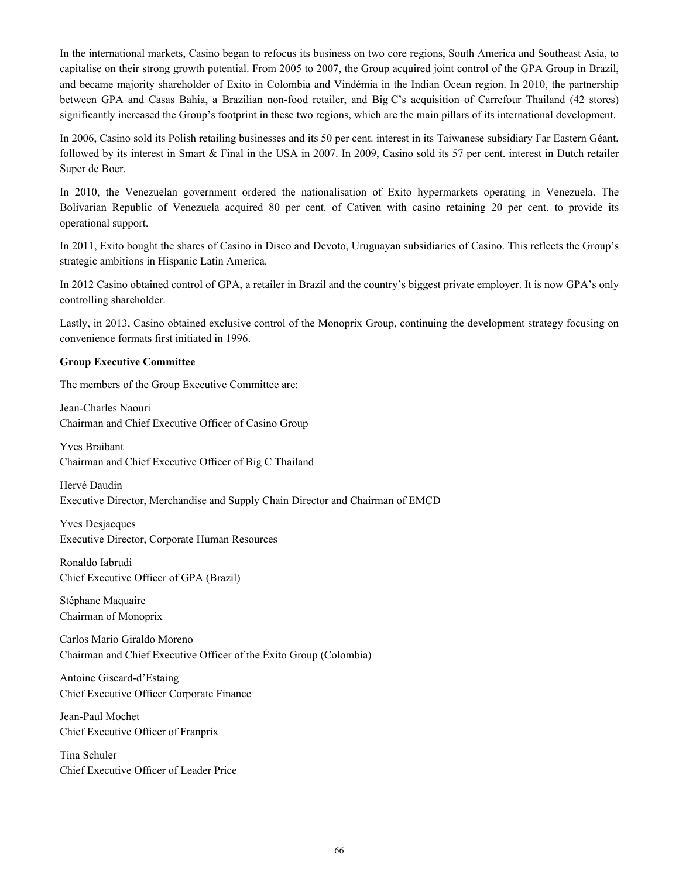In the international markets, Casino began to refocus its business on two core regions, South America and Southeast Asia, to capitalise on their strong growth potential. From 2005 to 2007, the Group acquired joint control of the GPA Group in Brazil, and became majority shareholder of Exito in Colombia and Vindémia in the Indian Ocean region. In 2010, the partnership between GPA and Casas Bahia, a Brazilian non-food retailer, and Big C's acquisition of Carrefour Thailand (42 stores) significantly increased the Group's footprint in these two regions, which are the main pillars of its international development.

In 2006, Casino sold its Polish retailing businesses and its 50 per cent. interest in its Taiwanese subsidiary Far Eastern Géant, followed by its interest in Smart & Final in the USA in 2007. In 2009, Casino sold its 57 per cent. interest in Dutch retailer Super de Boer.

In 2010, the Venezuelan government ordered the nationalisation of Exito hypermarkets operating in Venezuela. The Bolivarian Republic of Venezuela acquired 80 per cent. of Cativen with casino retaining 20 per cent. to provide its operational support.

In 2011, Exito bought the shares of Casino in Disco and Devoto, Uruguayan subsidiaries of Casino. This reflects the Group's strategic ambitions in Hispanic Latin America.

In 2012 Casino obtained control of GPA, a retailer in Brazil and the country's biggest private employer. It is now GPA's only controlling shareholder.

Lastly, in 2013, Casino obtained exclusive control of the Monoprix Group, continuing the development strategy focusing on convenience formats first initiated in 1996.

**Group Executive Committee**

The members of the Group Executive Committee are:

Jean-Charles Naouri
Chairman and Chief Executive Officer of Casino Group

Yves Braibant
Chairman and Chief Executive Officer of Big C Thailand

Hervé Daudin
Executive Director, Merchandise and Supply Chain Director and Chairman of EMCD

Yves Desjacques
Executive Director, Corporate Human Resources

Ronaldo Iabrudi
Chief Executive Officer of GPA (Brazil)

Stéphane Maquaire
Chairman of Monoprix

Carlos Mario Giraldo Moreno
Chairman and Chief Executive Officer of the Éxito Group (Colombia)

Antoine Giscard-d'Estaing
Chief Executive Officer Corporate Finance

Jean-Paul Mochet
Chief Executive Officer of Franprix

Tina Schuler
Chief Executive Officer of Leader Price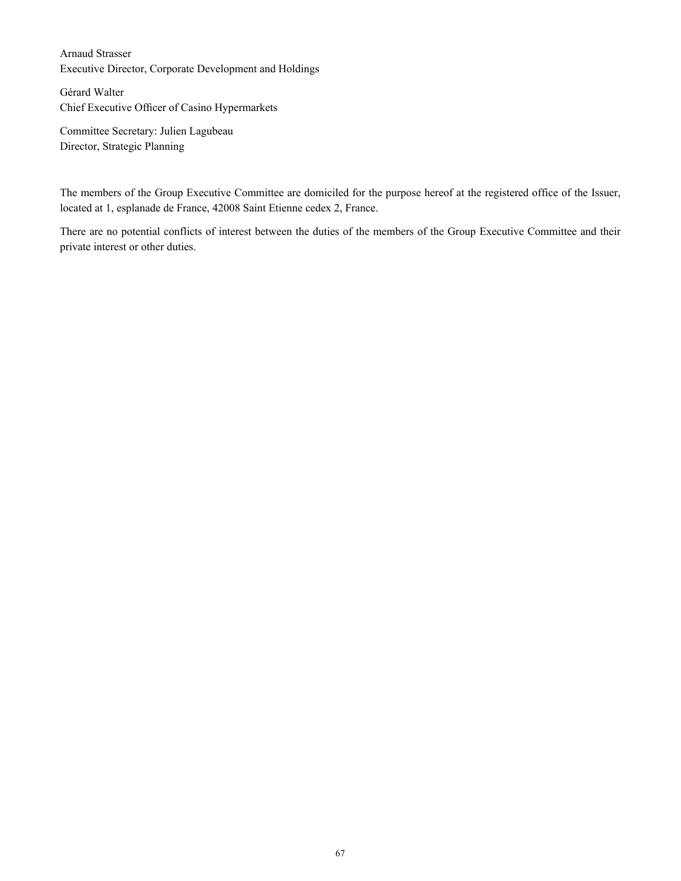Arnaud Strasser
Executive Director, Corporate Development and Holdings

Gérard Walter
Chief Executive Officer of Casino Hypermarkets

Committee Secretary: Julien Lagubeau
Director, Strategic Planning

The members of the Group Executive Committee are domiciled for the purpose hereof at the registered office of the Issuer, located at 1, esplanade de France, 42008 Saint Etienne cedex 2, France.

There are no potential conflicts of interest between the duties of the members of the Group Executive Committee and their private interest or other duties.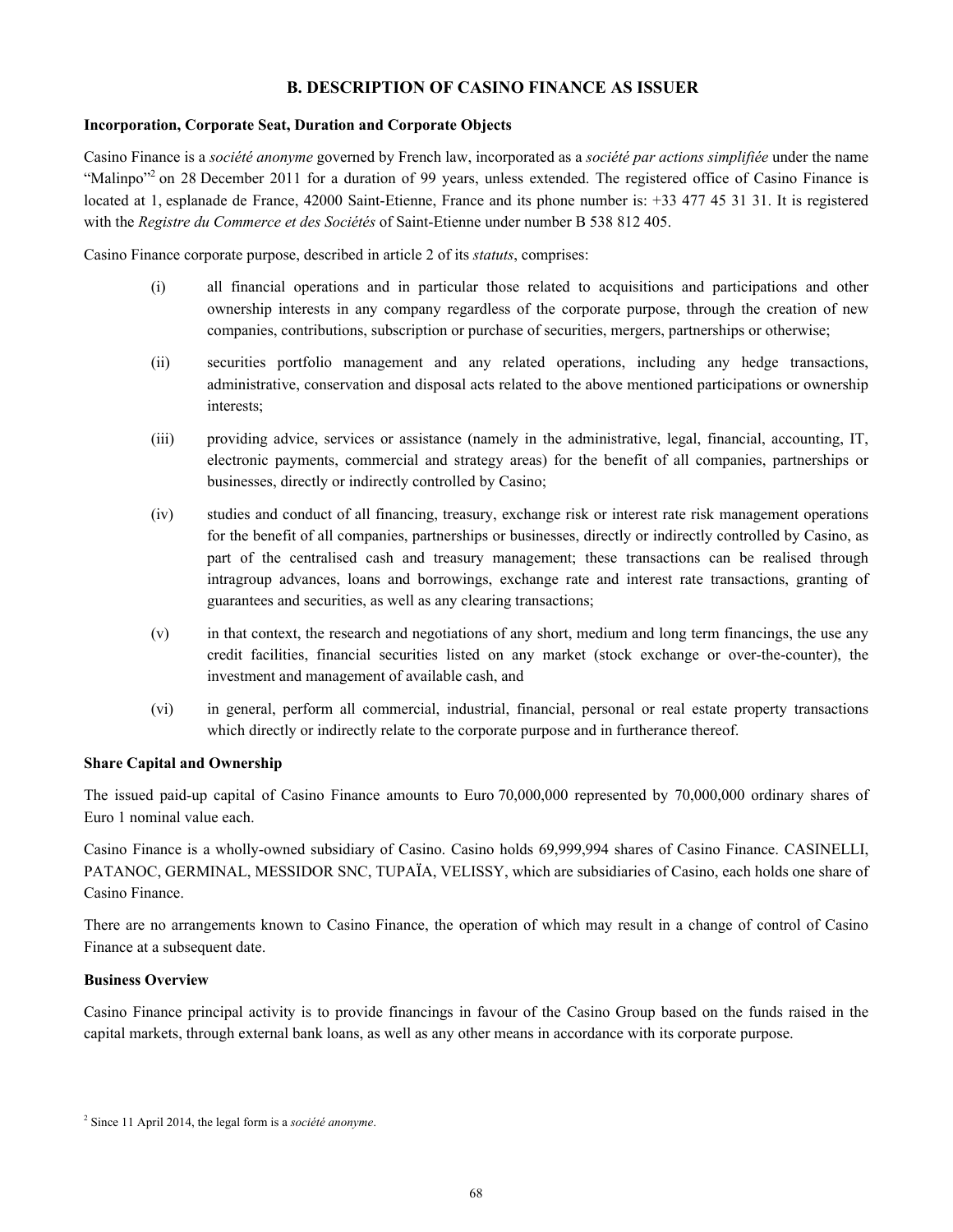## B. DESCRIPTION OF CASINO FINANCE AS ISSUER

**Incorporation, Corporate Seat, Duration and Corporate Objects**

Casino Finance is a *société anonyme* governed by French law, incorporated as a *société par actions simplifiée* under the name "Malinpo"[2] on 28 December 2011 for a duration of 99 years, unless extended. The registered office of Casino Finance is located at 1, esplanade de France, 42000 Saint-Etienne, France and its phone number is: +33 477 45 31 31. It is registered with the *Registre du Commerce et des Sociétés* of Saint-Etienne under number B 538 812 405.

Casino Finance corporate purpose, described in article 2 of its *statuts*, comprises:

(i) all financial operations and in particular those related to acquisitions and participations and other ownership interests in any company regardless of the corporate purpose, through the creation of new companies, contributions, subscription or purchase of securities, mergers, partnerships or otherwise;

(ii) securities portfolio management and any related operations, including any hedge transactions, administrative, conservation and disposal acts related to the above mentioned participations or ownership interests;

(iii) providing advice, services or assistance (namely in the administrative, legal, financial, accounting, IT, electronic payments, commercial and strategy areas) for the benefit of all companies, partnerships or businesses, directly or indirectly controlled by Casino;

(iv) studies and conduct of all financing, treasury, exchange risk or interest rate risk management operations for the benefit of all companies, partnerships or businesses, directly or indirectly controlled by Casino, as part of the centralised cash and treasury management; these transactions can be realised through intragroup advances, loans and borrowings, exchange rate and interest rate transactions, granting of guarantees and securities, as well as any clearing transactions;

(v) in that context, the research and negotiations of any short, medium and long term financings, the use any credit facilities, financial securities listed on any market (stock exchange or over-the-counter), the investment and management of available cash, and

(vi) in general, perform all commercial, industrial, financial, personal or real estate property transactions which directly or indirectly relate to the corporate purpose and in furtherance thereof.

**Share Capital and Ownership**

The issued paid-up capital of Casino Finance amounts to Euro 70,000,000 represented by 70,000,000 ordinary shares of Euro 1 nominal value each.

Casino Finance is a wholly-owned subsidiary of Casino. Casino holds 69,999,994 shares of Casino Finance. CASINELLI, PATANOC, GERMINAL, MESSIDOR SNC, TUPAÏA, VELISSY, which are subsidiaries of Casino, each holds one share of Casino Finance.

There are no arrangements known to Casino Finance, the operation of which may result in a change of control of Casino Finance at a subsequent date.

**Business Overview**

Casino Finance principal activity is to provide financings in favour of the Casino Group based on the funds raised in the capital markets, through external bank loans, as well as any other means in accordance with its corporate purpose.

[2] Since 11 April 2014, the legal form is a *société anonyme*.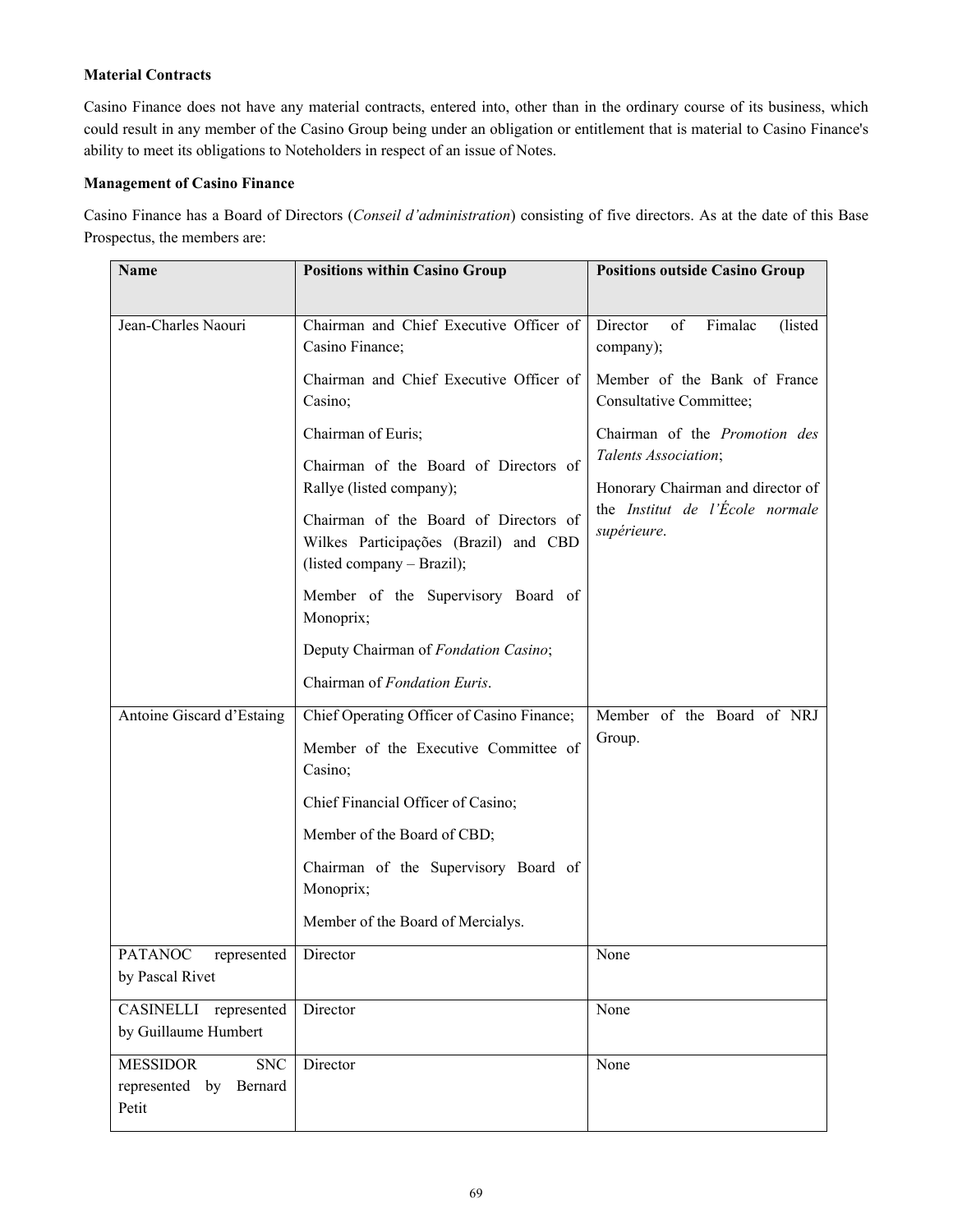**Material Contracts**

Casino Finance does not have any material contracts, entered into, other than in the ordinary course of its business, which could result in any member of the Casino Group being under an obligation or entitlement that is material to Casino Finance's ability to meet its obligations to Noteholders in respect of an issue of Notes.

**Management of Casino Finance**

Casino Finance has a Board of Directors (*Conseil d'administration*) consisting of five directors. As at the date of this Base Prospectus, the members are:

| Name | Positions within Casino Group | Positions outside Casino Group |
|---|---|---|
| Jean-Charles Naouri | Chairman and Chief Executive Officer of Casino Finance;<br>Chairman and Chief Executive Officer of Casino;<br>Chairman of Euris;<br>Chairman of the Board of Directors of Rallye (listed company);<br>Chairman of the Board of Directors of Wilkes Participações (Brazil) and CBD (listed company – Brazil);<br>Member of the Supervisory Board of Monoprix;<br>Deputy Chairman of *Fondation Casino*;<br>Chairman of *Fondation Euris*. | Director of Fimalac (listed company);<br>Member of the Bank of France Consultative Committee;<br>Chairman of the *Promotion des Talents Association*;<br>Honorary Chairman and director of the *Institut de l'École normale supérieure*. |
| Antoine Giscard d'Estaing | Chief Operating Officer of Casino Finance;<br>Member of the Executive Committee of Casino;<br>Chief Financial Officer of Casino;<br>Member of the Board of CBD;<br>Chairman of the Supervisory Board of Monoprix;<br>Member of the Board of Mercialys. | Member of the Board of NRJ Group. |
| PATANOC represented by Pascal Rivet | Director | None |
| CASINELLI represented by Guillaume Humbert | Director | None |
| MESSIDOR SNC represented by Bernard Petit | Director | None |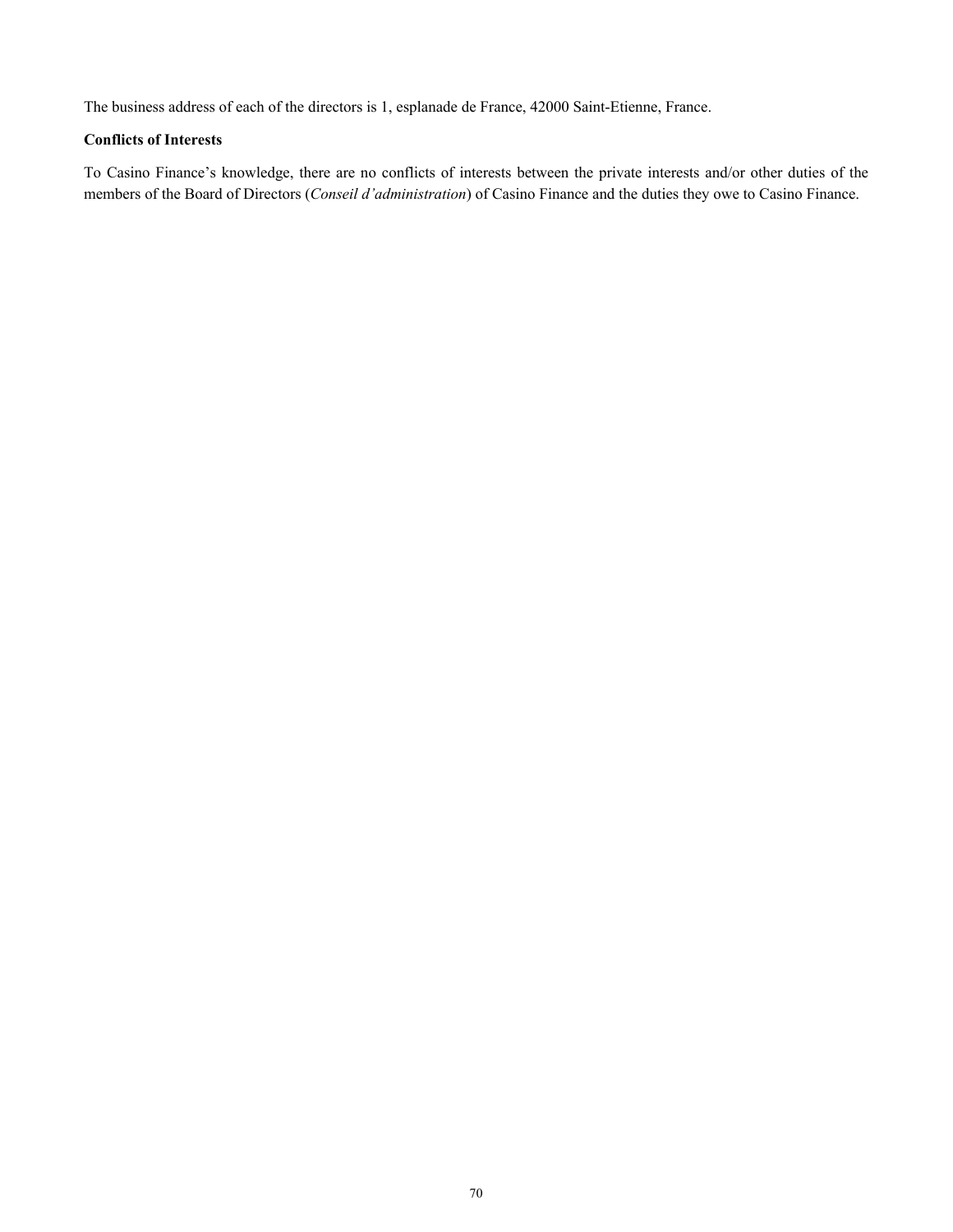The business address of each of the directors is 1, esplanade de France, 42000 Saint-Etienne, France.

**Conflicts of Interests**

To Casino Finance's knowledge, there are no conflicts of interests between the private interests and/or other duties of the members of the Board of Directors (*Conseil d'administration*) of Casino Finance and the duties they owe to Casino Finance.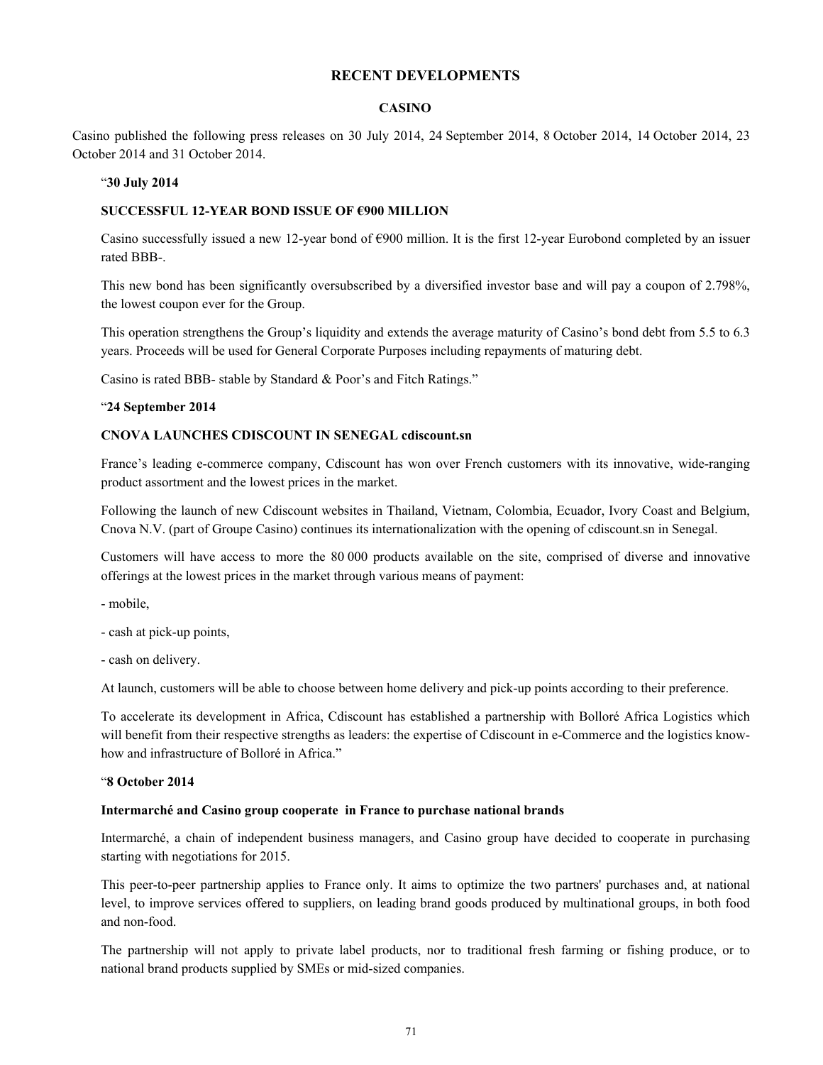# RECENT DEVELOPMENTS

## CASINO

Casino published the following press releases on 30 July 2014, 24 September 2014, 8 October 2014, 14 October 2014, 23 October 2014 and 31 October 2014.

"**30 July 2014**

**SUCCESSFUL 12-YEAR BOND ISSUE OF €900 MILLION**

Casino successfully issued a new 12-year bond of €900 million. It is the first 12-year Eurobond completed by an issuer rated BBB-.

This new bond has been significantly oversubscribed by a diversified investor base and will pay a coupon of 2.798%, the lowest coupon ever for the Group.

This operation strengthens the Group's liquidity and extends the average maturity of Casino's bond debt from 5.5 to 6.3 years. Proceeds will be used for General Corporate Purposes including repayments of maturing debt.

Casino is rated BBB- stable by Standard & Poor's and Fitch Ratings."

"**24 September 2014**

**CNOVA LAUNCHES CDISCOUNT IN SENEGAL cdiscount.sn**

France's leading e-commerce company, Cdiscount has won over French customers with its innovative, wide-ranging product assortment and the lowest prices in the market.

Following the launch of new Cdiscount websites in Thailand, Vietnam, Colombia, Ecuador, Ivory Coast and Belgium, Cnova N.V. (part of Groupe Casino) continues its internationalization with the opening of cdiscount.sn in Senegal.

Customers will have access to more the 80 000 products available on the site, comprised of diverse and innovative offerings at the lowest prices in the market through various means of payment:

- mobile,

- cash at pick-up points,

- cash on delivery.

At launch, customers will be able to choose between home delivery and pick-up points according to their preference.

To accelerate its development in Africa, Cdiscount has established a partnership with Bolloré Africa Logistics which will benefit from their respective strengths as leaders: the expertise of Cdiscount in e-Commerce and the logistics know-how and infrastructure of Bolloré in Africa."

"**8 October 2014**

**Intermarché and Casino group cooperate in France to purchase national brands**

Intermarché, a chain of independent business managers, and Casino group have decided to cooperate in purchasing starting with negotiations for 2015.

This peer-to-peer partnership applies to France only. It aims to optimize the two partners' purchases and, at national level, to improve services offered to suppliers, on leading brand goods produced by multinational groups, in both food and non-food.

The partnership will not apply to private label products, nor to traditional fresh farming or fishing produce, or to national brand products supplied by SMEs or mid-sized companies.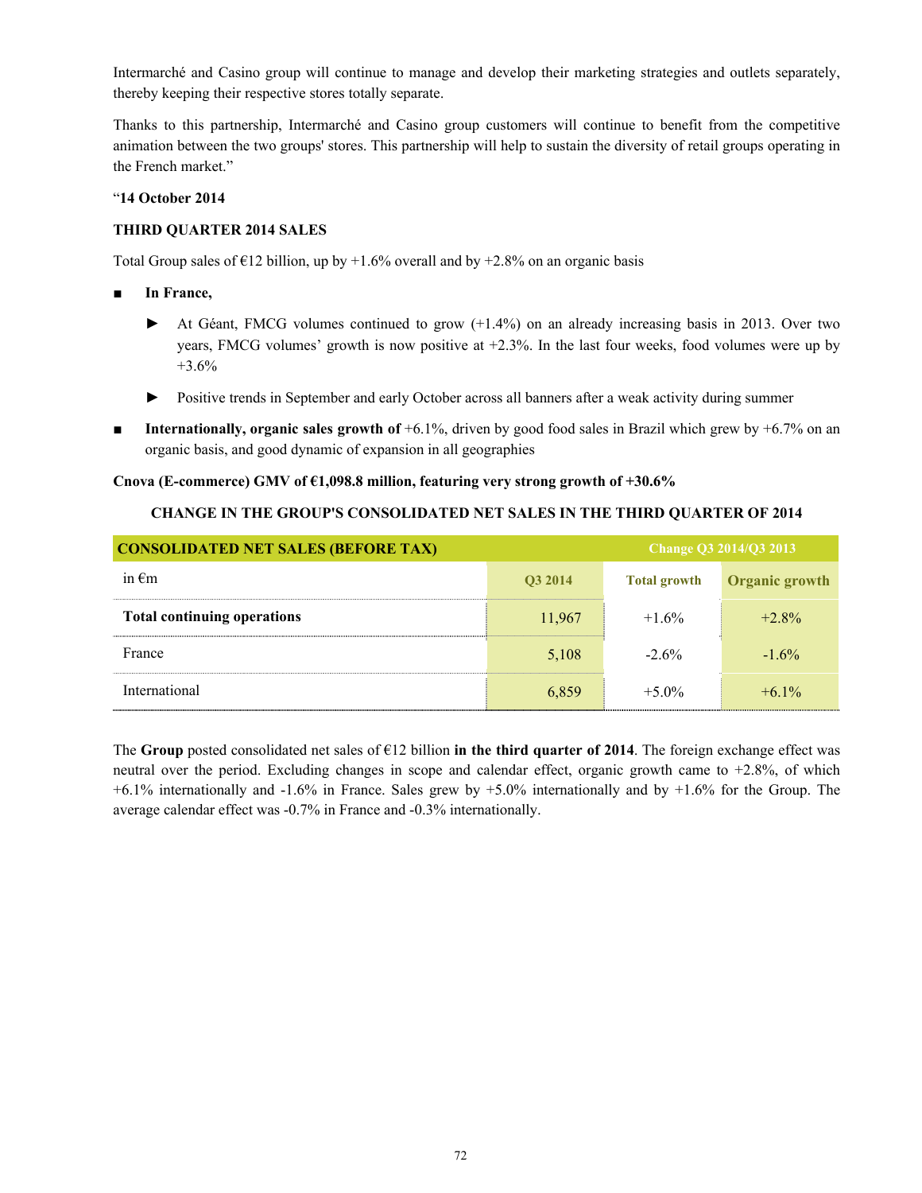Intermarché and Casino group will continue to manage and develop their marketing strategies and outlets separately, thereby keeping their respective stores totally separate.

Thanks to this partnership, Intermarché and Casino group customers will continue to benefit from the competitive animation between the two groups' stores. This partnership will help to sustain the diversity of retail groups operating in the French market."

"**14 October 2014**

**THIRD QUARTER 2014 SALES**

Total Group sales of €12 billion, up by +1.6% overall and by +2.8% on an organic basis

- **In France,**
  - At Géant, FMCG volumes continued to grow (+1.4%) on an already increasing basis in 2013. Over two years, FMCG volumes' growth is now positive at +2.3%. In the last four weeks, food volumes were up by +3.6%
  - Positive trends in September and early October across all banners after a weak activity during summer
- **Internationally, organic sales growth of** +6.1%, driven by good food sales in Brazil which grew by +6.7% on an organic basis, and good dynamic of expansion in all geographies

**Cnova (E-commerce) GMV of €1,098.8 million, featuring very strong growth of +30.6%**

**CHANGE IN THE GROUP'S CONSOLIDATED NET SALES IN THE THIRD QUARTER OF 2014**

| CONSOLIDATED NET SALES (BEFORE TAX) | | Change Q3 2014/Q3 2013 | |
|---|---|---|---|
| in €m | Q3 2014 | Total growth | Organic growth |
| **Total continuing operations** | 11,967 | +1.6% | +2.8% |
| France | 5,108 | -2.6% | -1.6% |
| International | 6,859 | +5.0% | +6.1% |

The **Group** posted consolidated net sales of €12 billion **in the third quarter of 2014**. The foreign exchange effect was neutral over the period. Excluding changes in scope and calendar effect, organic growth came to +2.8%, of which +6.1% internationally and -1.6% in France. Sales grew by +5.0% internationally and by +1.6% for the Group. The average calendar effect was -0.7% in France and -0.3% internationally.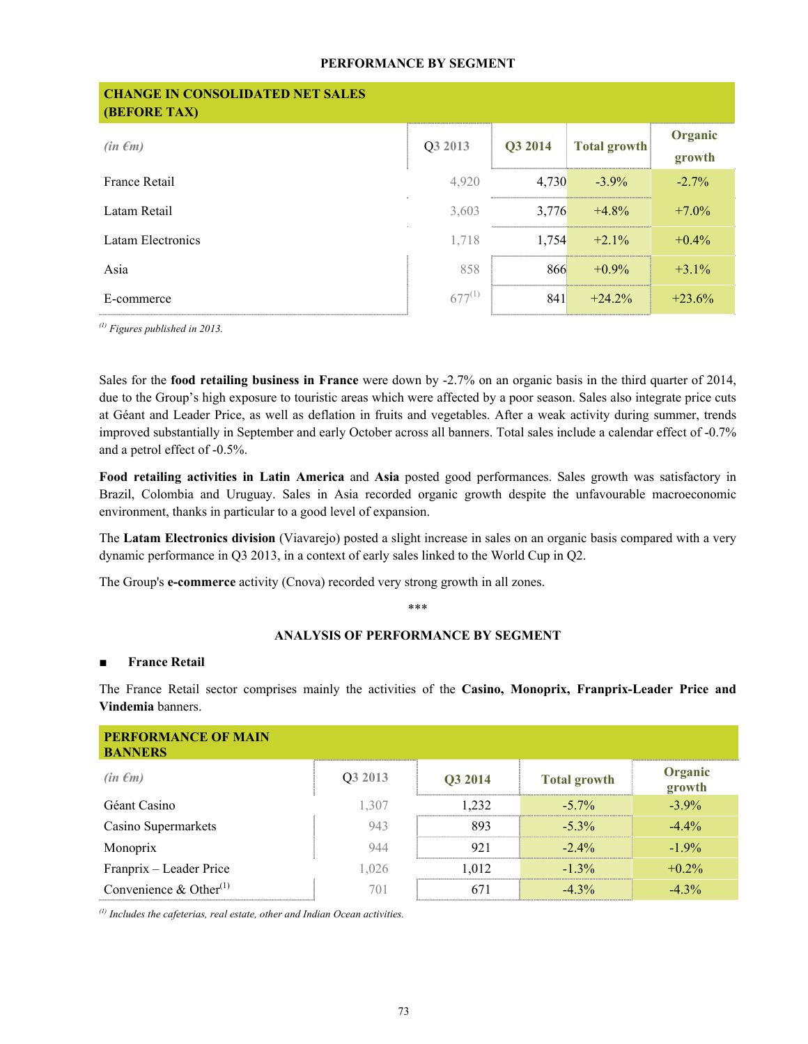## PERFORMANCE BY SEGMENT

| CHANGE IN CONSOLIDATED NET SALES (BEFORE TAX) | | | | |
|---|---|---|---|---|
| *(in €m)* | Q3 2013 | Q3 2014 | Total growth | Organic growth |
| France Retail | 4,920 | 4,730 | -3.9% | -2.7% |
| Latam Retail | 3,603 | 3,776 | +4.8% | +7.0% |
| Latam Electronics | 1,718 | 1,754 | +2.1% | +0.4% |
| Asia | 858 | 866 | +0.9% | +3.1% |
| E-commerce | 677[1] | 841 | +24.2% | +23.6% |

[1] *Figures published in 2013.*

Sales for the **food retailing business in France** were down by -2.7% on an organic basis in the third quarter of 2014, due to the Group's high exposure to touristic areas which were affected by a poor season. Sales also integrate price cuts at Géant and Leader Price, as well as deflation in fruits and vegetables. After a weak activity during summer, trends improved substantially in September and early October across all banners. Total sales include a calendar effect of -0.7% and a petrol effect of -0.5%.

**Food retailing activities in Latin America** and **Asia** posted good performances. Sales growth was satisfactory in Brazil, Colombia and Uruguay. Sales in Asia recorded organic growth despite the unfavourable macroeconomic environment, thanks in particular to a good level of expansion.

The **Latam Electronics division** (Viavarejo) posted a slight increase in sales on an organic basis compared with a very dynamic performance in Q3 2013, in a context of early sales linked to the World Cup in Q2.

The Group's **e-commerce** activity (Cnova) recorded very strong growth in all zones.

\*\*\*

## ANALYSIS OF PERFORMANCE BY SEGMENT

- **France Retail**

The France Retail sector comprises mainly the activities of the **Casino, Monoprix, Franprix-Leader Price and Vindemia** banners.

| PERFORMANCE OF MAIN BANNERS | | | | |
|---|---|---|---|---|
| *(in €m)* | Q3 2013 | Q3 2014 | Total growth | Organic growth |
| Géant Casino | 1,307 | 1,232 | -5.7% | -3.9% |
| Casino Supermarkets | 943 | 893 | -5.3% | -4.4% |
| Monoprix | 944 | 921 | -2.4% | -1.9% |
| Franprix – Leader Price | 1,026 | 1,012 | -1.3% | +0.2% |
| Convenience & Other[1] | 701 | 671 | -4.3% | -4.3% |

[1] *Includes the cafeterias, real estate, other and Indian Ocean activities.*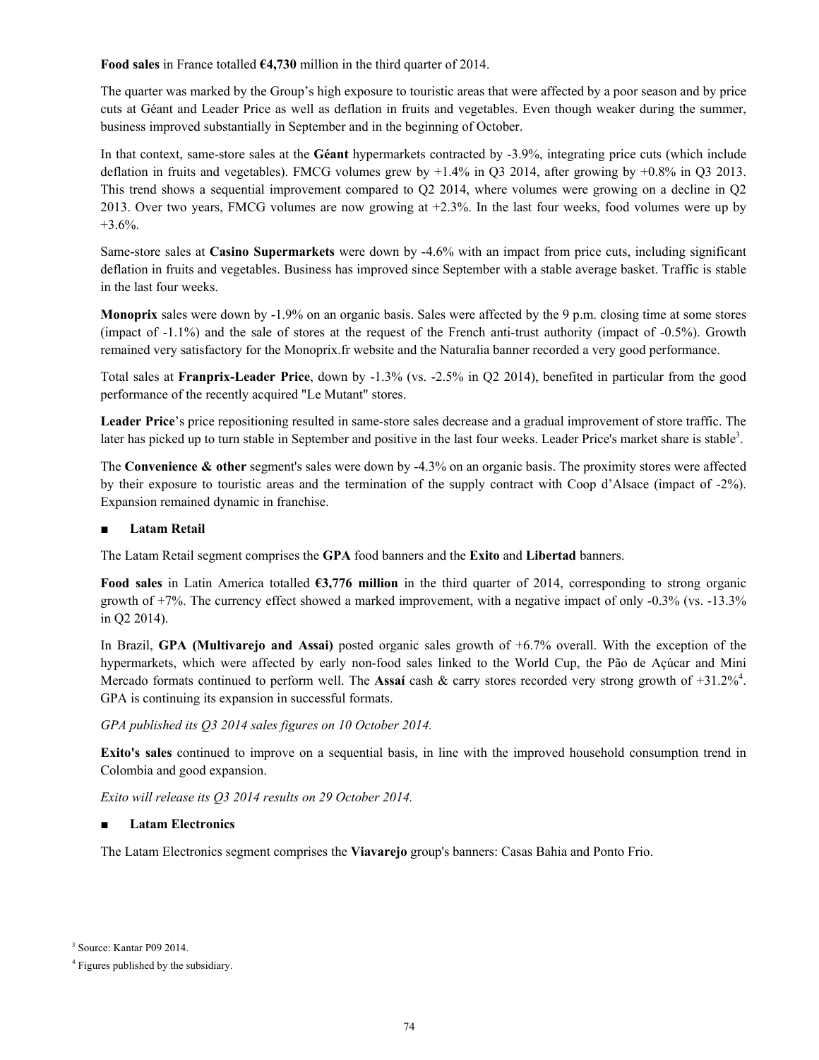**Food sales** in France totalled **€4,730** million in the third quarter of 2014.

The quarter was marked by the Group's high exposure to touristic areas that were affected by a poor season and by price cuts at Géant and Leader Price as well as deflation in fruits and vegetables. Even though weaker during the summer, business improved substantially in September and in the beginning of October.

In that context, same-store sales at the **Géant** hypermarkets contracted by -3.9%, integrating price cuts (which include deflation in fruits and vegetables). FMCG volumes grew by +1.4% in Q3 2014, after growing by +0.8% in Q3 2013. This trend shows a sequential improvement compared to Q2 2014, where volumes were growing on a decline in Q2 2013. Over two years, FMCG volumes are now growing at +2.3%. In the last four weeks, food volumes were up by +3.6%.

Same-store sales at **Casino Supermarkets** were down by -4.6% with an impact from price cuts, including significant deflation in fruits and vegetables. Business has improved since September with a stable average basket. Traffic is stable in the last four weeks.

**Monoprix** sales were down by -1.9% on an organic basis. Sales were affected by the 9 p.m. closing time at some stores (impact of -1.1%) and the sale of stores at the request of the French anti-trust authority (impact of -0.5%). Growth remained very satisfactory for the Monoprix.fr website and the Naturalia banner recorded a very good performance.

Total sales at **Franprix-Leader Price**, down by -1.3% (vs. -2.5% in Q2 2014), benefited in particular from the good performance of the recently acquired "Le Mutant" stores.

**Leader Price**'s price repositioning resulted in same-store sales decrease and a gradual improvement of store traffic. The later has picked up to turn stable in September and positive in the last four weeks. Leader Price's market share is stable[3].

The **Convenience & other** segment's sales were down by -4.3% on an organic basis. The proximity stores were affected by their exposure to touristic areas and the termination of the supply contract with Coop d'Alsace (impact of -2%). Expansion remained dynamic in franchise.

■ **Latam Retail**

The Latam Retail segment comprises the **GPA** food banners and the **Exito** and **Libertad** banners.

**Food sales** in Latin America totalled **€3,776 million** in the third quarter of 2014, corresponding to strong organic growth of +7%. The currency effect showed a marked improvement, with a negative impact of only -0.3% (vs. -13.3% in Q2 2014).

In Brazil, **GPA (Multivarejo and Assai)** posted organic sales growth of +6.7% overall. With the exception of the hypermarkets, which were affected by early non-food sales linked to the World Cup, the Pão de Açúcar and Mini Mercado formats continued to perform well. The **Assaí** cash & carry stores recorded very strong growth of +31.2%[4]. GPA is continuing its expansion in successful formats.

*GPA published its Q3 2014 sales figures on 10 October 2014.*

**Exito's sales** continued to improve on a sequential basis, in line with the improved household consumption trend in Colombia and good expansion.

*Exito will release its Q3 2014 results on 29 October 2014.*

■ **Latam Electronics**

The Latam Electronics segment comprises the **Viavarejo** group's banners: Casas Bahia and Ponto Frio.

[3] Source: Kantar P09 2014.

[4] Figures published by the subsidiary.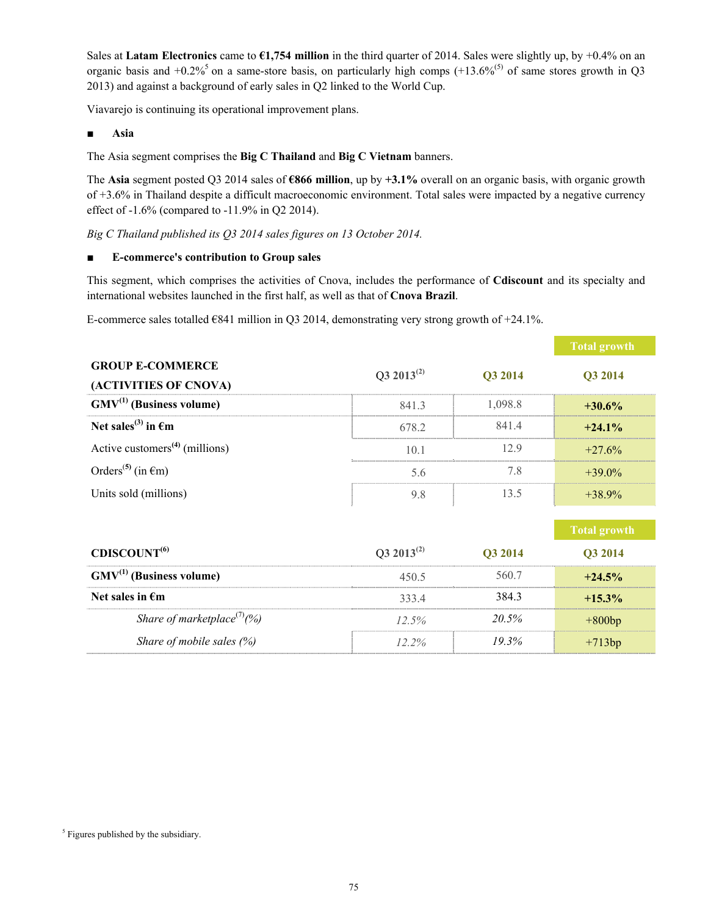Sales at **Latam Electronics** came to **€1,754 million** in the third quarter of 2014. Sales were slightly up, by +0.4% on an organic basis and +0.2%[5] on a same-store basis, on particularly high comps (+13.6%[(5)] of same stores growth in Q3 2013) and against a background of early sales in Q2 linked to the World Cup.

Viavarejo is continuing its operational improvement plans.

■ **Asia**

The Asia segment comprises the **Big C Thailand** and **Big C Vietnam** banners.

The **Asia** segment posted Q3 2014 sales of **€866 million**, up by **+3.1%** overall on an organic basis, with organic growth of +3.6% in Thailand despite a difficult macroeconomic environment. Total sales were impacted by a negative currency effect of -1.6% (compared to -11.9% in Q2 2014).

*Big C Thailand published its Q3 2014 sales figures on 13 October 2014.*

■ **E-commerce's contribution to Group sales**

This segment, which comprises the activities of Cnova, includes the performance of **Cdiscount** and its specialty and international websites launched in the first half, as well as that of **Cnova Brazil**.

E-commerce sales totalled €841 million in Q3 2014, demonstrating very strong growth of +24.1%.

| **GROUP E-COMMERCE (ACTIVITIES OF CNOVA)** | Q3 2013[(2)] | Q3 2014 | Total growth Q3 2014 |
|---|---|---|---|
| **GMV[(1)] (Business volume)** | 841.3 | 1,098.8 | **+30.6%** |
| **Net sales[(3)] in €m** | 678.2 | 841.4 | **+24.1%** |
| Active customers[(4)] (millions) | 10.1 | 12.9 | +27.6% |
| Orders[(5)] (in €m) | 5.6 | 7.8 | +39.0% |
| Units sold (millions) | 9.8 | 13.5 | +38.9% |

| **CDISCOUNT[(6)]** | Q3 2013[(2)] | Q3 2014 | Total growth Q3 2014 |
|---|---|---|---|
| **GMV[(1)] (Business volume)** | 450.5 | 560.7 | **+24.5%** |
| **Net sales in €m** | 333.4 | 384.3 | **+15.3%** |
| *Share of marketplace[(7)] (%)* | *12.5%* | *20.5%* | +800bp |
| *Share of mobile sales (%)* | *12.2%* | *19.3%* | +713bp |

[5] Figures published by the subsidiary.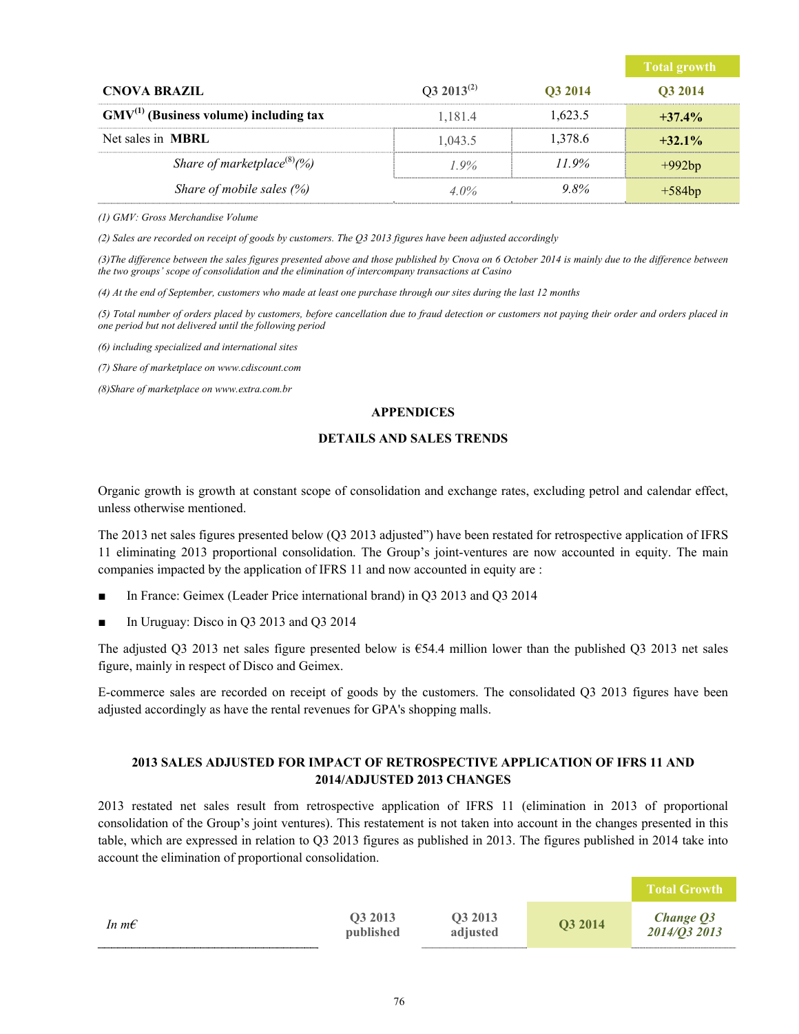| CNOVA BRAZIL | Q3 2013[2] | Q3 2014 | Total growth Q3 2014 |
|---|---|---|---|
| **GMV[1] (Business volume) including tax** | 1,181.4 | 1,623.5 | **+37.4%** |
| Net sales in **MBRL** | 1,043.5 | 1,378.6 | **+32.1%** |
| *Share of marketplace[8](%)* | *1.9%* | *11.9%* | +992bp |
| *Share of mobile sales (%)* | *4.0%* | *9.8%* | +584bp |

*(1) GMV: Gross Merchandise Volume*

*(2) Sales are recorded on receipt of goods by customers. The Q3 2013 figures have been adjusted accordingly*

*(3)The difference between the sales figures presented above and those published by Cnova on 6 October 2014 is mainly due to the difference between the two groups' scope of consolidation and the elimination of intercompany transactions at Casino*

*(4) At the end of September, customers who made at least one purchase through our sites during the last 12 months*

*(5) Total number of orders placed by customers, before cancellation due to fraud detection or customers not paying their order and orders placed in one period but not delivered until the following period*

*(6) including specialized and international sites*

*(7) Share of marketplace on www.cdiscount.com*

*(8)Share of marketplace on www.extra.com.br*

## APPENDICES

## DETAILS AND SALES TRENDS

Organic growth is growth at constant scope of consolidation and exchange rates, excluding petrol and calendar effect, unless otherwise mentioned.

The 2013 net sales figures presented below (Q3 2013 adjusted") have been restated for retrospective application of IFRS 11 eliminating 2013 proportional consolidation. The Group's joint-ventures are now accounted in equity. The main companies impacted by the application of IFRS 11 and now accounted in equity are :

- In France: Geimex (Leader Price international brand) in Q3 2013 and Q3 2014
- In Uruguay: Disco in Q3 2013 and Q3 2014

The adjusted Q3 2013 net sales figure presented below is €54.4 million lower than the published Q3 2013 net sales figure, mainly in respect of Disco and Geimex.

E-commerce sales are recorded on receipt of goods by the customers. The consolidated Q3 2013 figures have been adjusted accordingly as have the rental revenues for GPA's shopping malls.

### 2013 SALES ADJUSTED FOR IMPACT OF RETROSPECTIVE APPLICATION OF IFRS 11 AND 2014/ADJUSTED 2013 CHANGES

2013 restated net sales result from retrospective application of IFRS 11 (elimination in 2013 of proportional consolidation of the Group's joint ventures). This restatement is not taken into account in the changes presented in this table, which are expressed in relation to Q3 2013 figures as published in 2013. The figures published in 2014 take into account the elimination of proportional consolidation.

| *In m€* | Q3 2013 published | Q3 2013 adjusted | Q3 2014 | Total Growth *Change Q3 2014/Q3 2013* |
|---|---|---|---|---|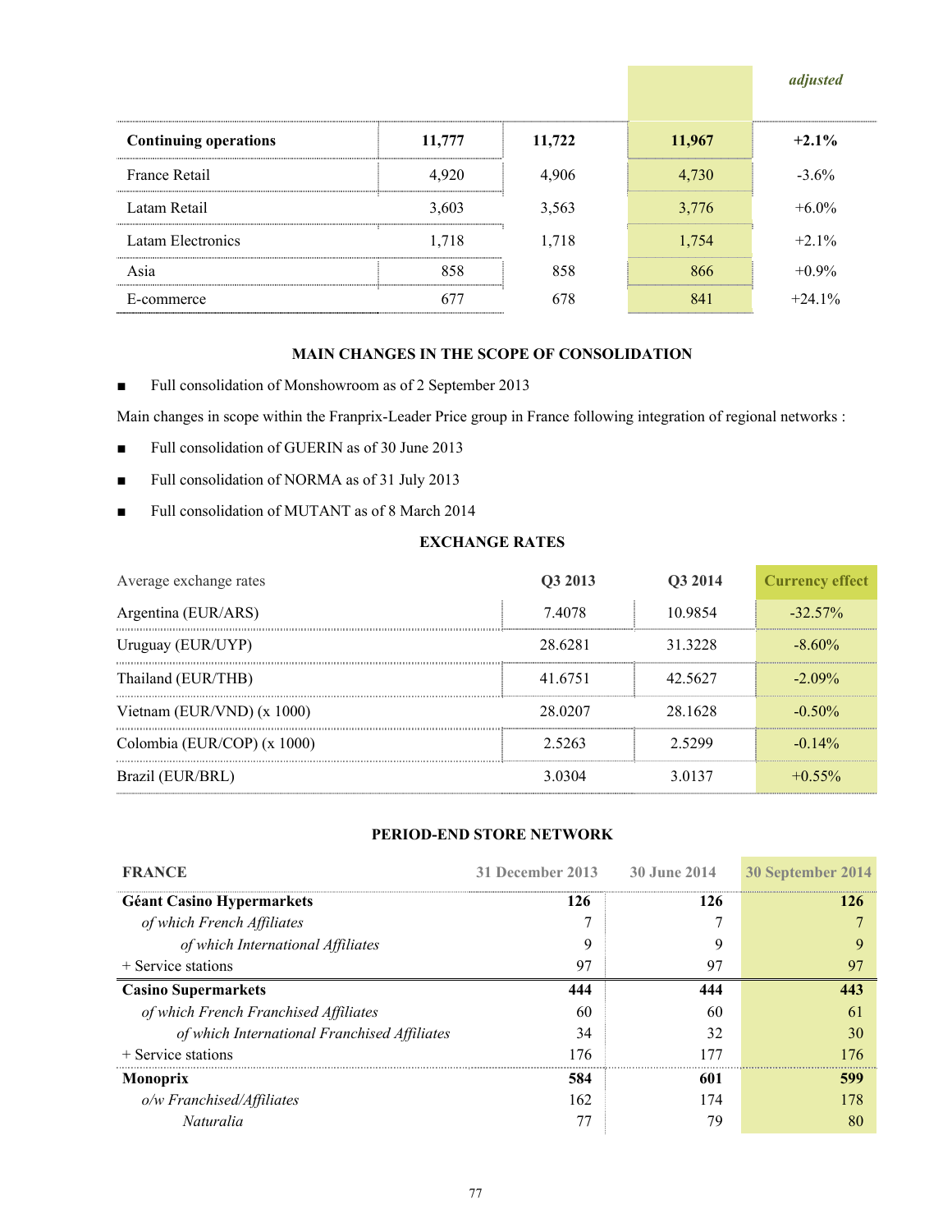| | | | | adjusted |
|---|---|---|---|---|
| **Continuing operations** | **11,777** | **11,722** | **11,967** | **+2.1%** |
| France Retail | 4,920 | 4,906 | 4,730 | -3.6% |
| Latam Retail | 3,603 | 3,563 | 3,776 | +6.0% |
| Latam Electronics | 1,718 | 1,718 | 1,754 | +2.1% |
| Asia | 858 | 858 | 866 | +0.9% |
| E-commerce | 677 | 678 | 841 | +24.1% |

### MAIN CHANGES IN THE SCOPE OF CONSOLIDATION

- Full consolidation of Monshowroom as of 2 September 2013

Main changes in scope within the Franprix-Leader Price group in France following integration of regional networks :

- Full consolidation of GUERIN as of 30 June 2013
- Full consolidation of NORMA as of 31 July 2013
- Full consolidation of MUTANT as of 8 March 2014

### EXCHANGE RATES

| Average exchange rates | Q3 2013 | Q3 2014 | Currency effect |
|---|---|---|---|
| Argentina (EUR/ARS) | 7.4078 | 10.9854 | -32.57% |
| Uruguay (EUR/UYP) | 28.6281 | 31.3228 | -8.60% |
| Thailand (EUR/THB) | 41.6751 | 42.5627 | -2.09% |
| Vietnam (EUR/VND) (x 1000) | 28.0207 | 28.1628 | -0.50% |
| Colombia (EUR/COP) (x 1000) | 2.5263 | 2.5299 | -0.14% |
| Brazil (EUR/BRL) | 3.0304 | 3.0137 | +0.55% |

### PERIOD-END STORE NETWORK

| FRANCE | 31 December 2013 | 30 June 2014 | 30 September 2014 |
|---|---|---|---|
| **Géant Casino Hypermarkets** | **126** | **126** | **126** |
| *of which French Affiliates* | 7 | 7 | 7 |
| *of which International Affiliates* | 9 | 9 | 9 |
| + Service stations | 97 | 97 | 97 |
| **Casino Supermarkets** | **444** | **444** | **443** |
| *of which French Franchised Affiliates* | 60 | 60 | 61 |
| *of which International Franchised Affiliates* | 34 | 32 | 30 |
| + Service stations | 176 | 177 | 176 |
| **Monoprix** | **584** | **601** | **599** |
| *o/w Franchised/Affiliates* | 162 | 174 | 178 |
| *Naturalia* | 77 | 79 | 80 |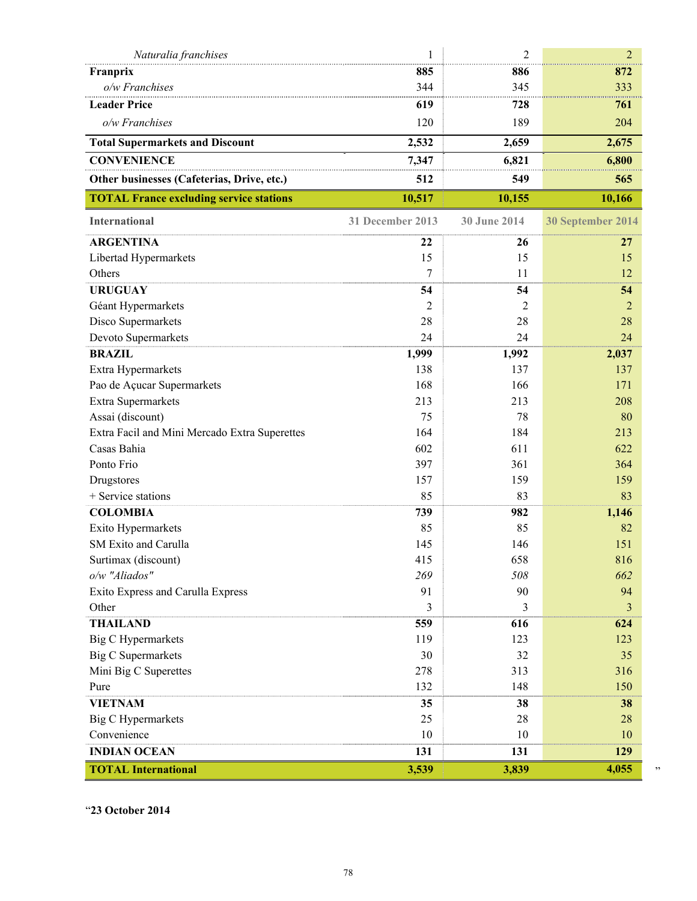| | | | |
|---|---|---|---|
| *Naturalia franchises* | 1 | 2 | 2 |
| **Franprix** | **885** | **886** | **872** |
| *o/w Franchises* | 344 | 345 | 333 |
| **Leader Price** | **619** | **728** | **761** |
| *o/w Franchises* | 120 | 189 | 204 |
| **Total Supermarkets and Discount** | **2,532** | **2,659** | **2,675** |
| **CONVENIENCE** | **7,347** | **6,821** | **6,800** |
| **Other businesses (Cafeterias, Drive, etc.)** | **512** | **549** | **565** |
| **TOTAL France excluding service stations** | **10,517** | **10,155** | **10,166** |

| International | 31 December 2013 | 30 June 2014 | 30 September 2014 |
|---|---|---|---|
| **ARGENTINA** | **22** | **26** | **27** |
| Libertad Hypermarkets | 15 | 15 | 15 |
| Others | 7 | 11 | 12 |
| **URUGUAY** | **54** | **54** | **54** |
| Géant Hypermarkets | 2 | 2 | 2 |
| Disco Supermarkets | 28 | 28 | 28 |
| Devoto Supermarkets | 24 | 24 | 24 |
| **BRAZIL** | **1,999** | **1,992** | **2,037** |
| Extra Hypermarkets | 138 | 137 | 137 |
| Pao de Açucar Supermarkets | 168 | 166 | 171 |
| Extra Supermarkets | 213 | 213 | 208 |
| Assai (discount) | 75 | 78 | 80 |
| Extra Facil and Mini Mercado Extra Superettes | 164 | 184 | 213 |
| Casas Bahia | 602 | 611 | 622 |
| Ponto Frio | 397 | 361 | 364 |
| Drugstores | 157 | 159 | 159 |
| + Service stations | 85 | 83 | 83 |
| **COLOMBIA** | **739** | **982** | **1,146** |
| Exito Hypermarkets | 85 | 85 | 82 |
| SM Exito and Carulla | 145 | 146 | 151 |
| Surtimax (discount) | 415 | 658 | 816 |
| *o/w "Aliados"* | *269* | *508* | *662* |
| Exito Express and Carulla Express | 91 | 90 | 94 |
| Other | 3 | 3 | 3 |
| **THAILAND** | **559** | **616** | **624** |
| Big C Hypermarkets | 119 | 123 | 123 |
| Big C Supermarkets | 30 | 32 | 35 |
| Mini Big C Superettes | 278 | 313 | 316 |
| Pure | 132 | 148 | 150 |
| **VIETNAM** | **35** | **38** | **38** |
| Big C Hypermarkets | 25 | 28 | 28 |
| Convenience | 10 | 10 | 10 |
| **INDIAN OCEAN** | **131** | **131** | **129** |
| **TOTAL International** | **3,539** | **3,839** | **4,055** |

"

"**23 October 2014**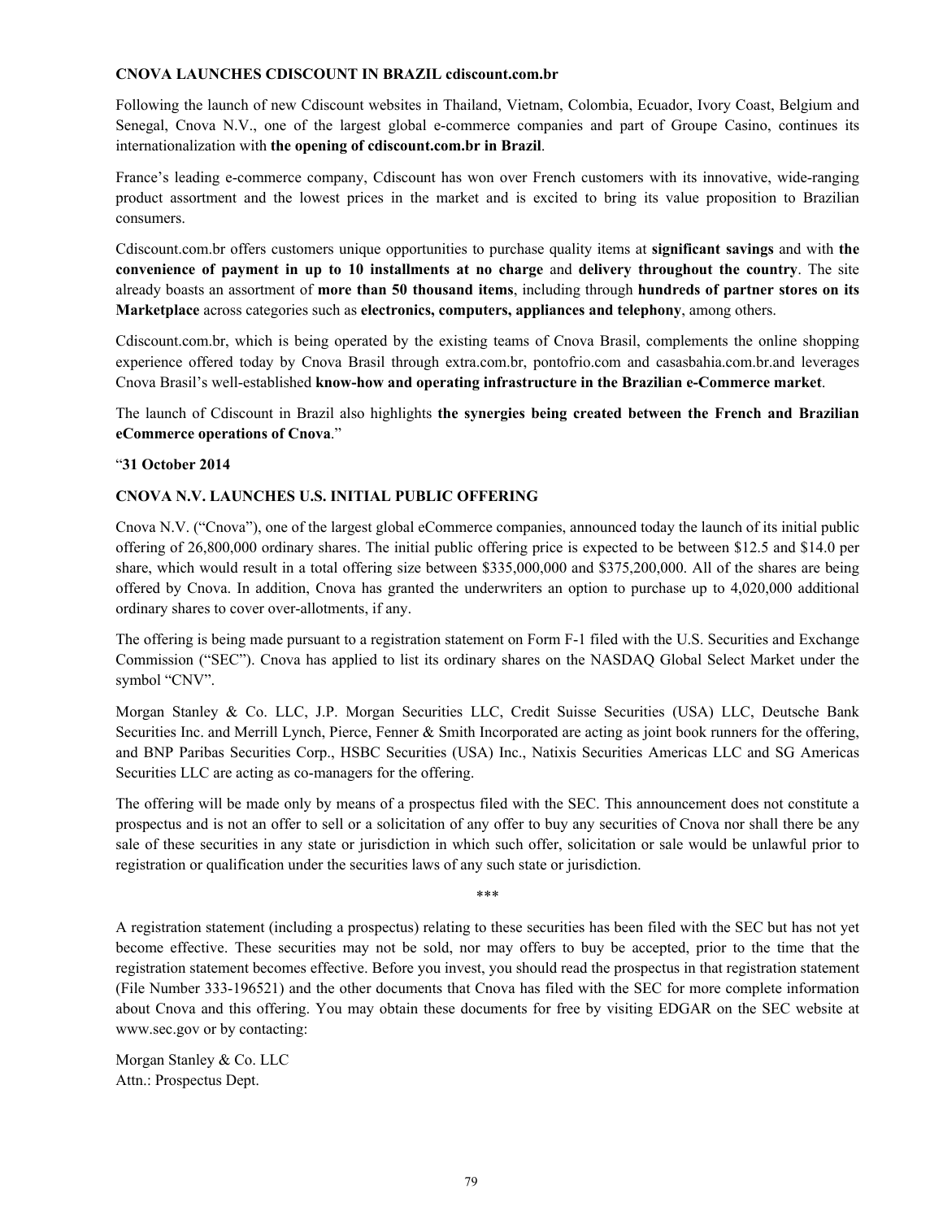**CNOVA LAUNCHES CDISCOUNT IN BRAZIL cdiscount.com.br**

Following the launch of new Cdiscount websites in Thailand, Vietnam, Colombia, Ecuador, Ivory Coast, Belgium and Senegal, Cnova N.V., one of the largest global e-commerce companies and part of Groupe Casino, continues its internationalization with **the opening of cdiscount.com.br in Brazil**.

France's leading e-commerce company, Cdiscount has won over French customers with its innovative, wide-ranging product assortment and the lowest prices in the market and is excited to bring its value proposition to Brazilian consumers.

Cdiscount.com.br offers customers unique opportunities to purchase quality items at **significant savings** and with **the convenience of payment in up to 10 installments at no charge** and **delivery throughout the country**. The site already boasts an assortment of **more than 50 thousand items**, including through **hundreds of partner stores on its Marketplace** across categories such as **electronics, computers, appliances and telephony**, among others.

Cdiscount.com.br, which is being operated by the existing teams of Cnova Brasil, complements the online shopping experience offered today by Cnova Brasil through extra.com.br, pontofrio.com and casasbahia.com.br.and leverages Cnova Brasil's well-established **know-how and operating infrastructure in the Brazilian e-Commerce market**.

The launch of Cdiscount in Brazil also highlights **the synergies being created between the French and Brazilian eCommerce operations of Cnova**."

"**31 October 2014**

**CNOVA N.V. LAUNCHES U.S. INITIAL PUBLIC OFFERING**

Cnova N.V. ("Cnova"), one of the largest global eCommerce companies, announced today the launch of its initial public offering of 26,800,000 ordinary shares. The initial public offering price is expected to be between $12.5 and $14.0 per share, which would result in a total offering size between $335,000,000 and $375,200,000. All of the shares are being offered by Cnova. In addition, Cnova has granted the underwriters an option to purchase up to 4,020,000 additional ordinary shares to cover over-allotments, if any.

The offering is being made pursuant to a registration statement on Form F-1 filed with the U.S. Securities and Exchange Commission ("SEC"). Cnova has applied to list its ordinary shares on the NASDAQ Global Select Market under the symbol "CNV".

Morgan Stanley & Co. LLC, J.P. Morgan Securities LLC, Credit Suisse Securities (USA) LLC, Deutsche Bank Securities Inc. and Merrill Lynch, Pierce, Fenner & Smith Incorporated are acting as joint book runners for the offering, and BNP Paribas Securities Corp., HSBC Securities (USA) Inc., Natixis Securities Americas LLC and SG Americas Securities LLC are acting as co-managers for the offering.

The offering will be made only by means of a prospectus filed with the SEC. This announcement does not constitute a prospectus and is not an offer to sell or a solicitation of any offer to buy any securities of Cnova nor shall there be any sale of these securities in any state or jurisdiction in which such offer, solicitation or sale would be unlawful prior to registration or qualification under the securities laws of any such state or jurisdiction.

\*\*\*

A registration statement (including a prospectus) relating to these securities has been filed with the SEC but has not yet become effective. These securities may not be sold, nor may offers to buy be accepted, prior to the time that the registration statement becomes effective. Before you invest, you should read the prospectus in that registration statement (File Number 333-196521) and the other documents that Cnova has filed with the SEC for more complete information about Cnova and this offering. You may obtain these documents for free by visiting EDGAR on the SEC website at www.sec.gov or by contacting:

Morgan Stanley & Co. LLC
Attn.: Prospectus Dept.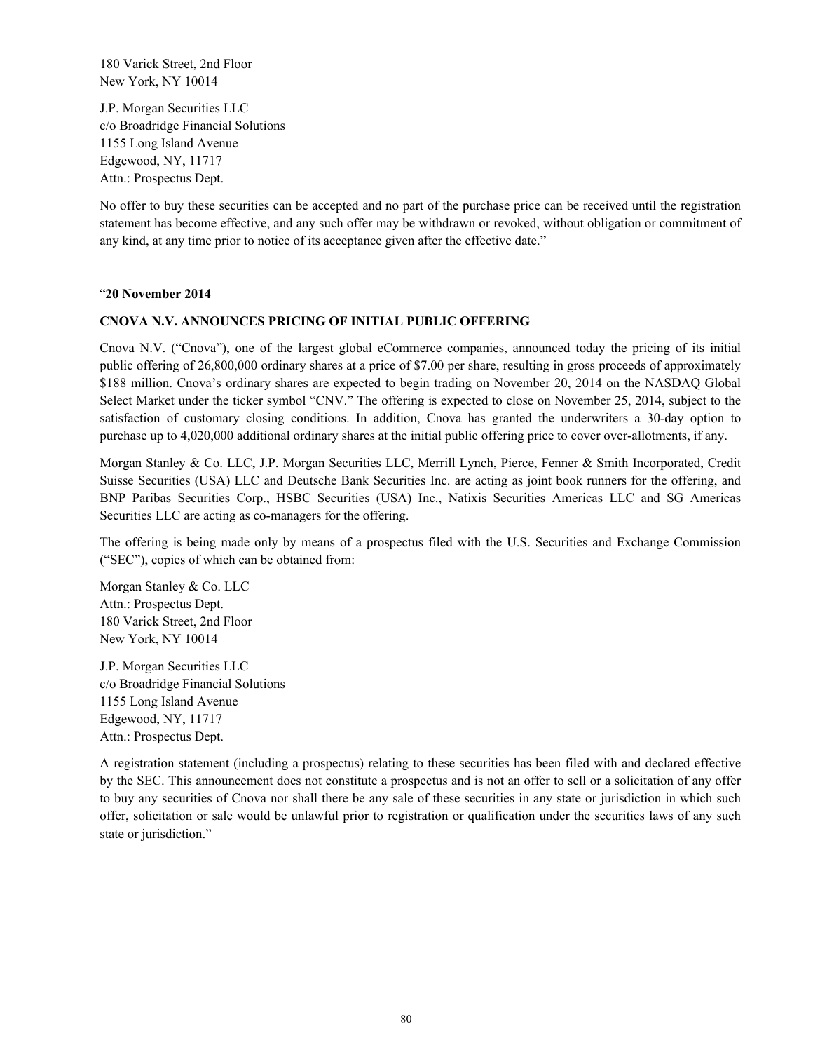180 Varick Street, 2nd Floor
New York, NY 10014

J.P. Morgan Securities LLC
c/o Broadridge Financial Solutions
1155 Long Island Avenue
Edgewood, NY, 11717
Attn.: Prospectus Dept.

No offer to buy these securities can be accepted and no part of the purchase price can be received until the registration statement has become effective, and any such offer may be withdrawn or revoked, without obligation or commitment of any kind, at any time prior to notice of its acceptance given after the effective date."

"**20 November 2014**

**CNOVA N.V. ANNOUNCES PRICING OF INITIAL PUBLIC OFFERING**

Cnova N.V. ("Cnova"), one of the largest global eCommerce companies, announced today the pricing of its initial public offering of 26,800,000 ordinary shares at a price of $7.00 per share, resulting in gross proceeds of approximately $188 million. Cnova's ordinary shares are expected to begin trading on November 20, 2014 on the NASDAQ Global Select Market under the ticker symbol "CNV." The offering is expected to close on November 25, 2014, subject to the satisfaction of customary closing conditions. In addition, Cnova has granted the underwriters a 30-day option to purchase up to 4,020,000 additional ordinary shares at the initial public offering price to cover over-allotments, if any.

Morgan Stanley & Co. LLC, J.P. Morgan Securities LLC, Merrill Lynch, Pierce, Fenner & Smith Incorporated, Credit Suisse Securities (USA) LLC and Deutsche Bank Securities Inc. are acting as joint book runners for the offering, and BNP Paribas Securities Corp., HSBC Securities (USA) Inc., Natixis Securities Americas LLC and SG Americas Securities LLC are acting as co-managers for the offering.

The offering is being made only by means of a prospectus filed with the U.S. Securities and Exchange Commission ("SEC"), copies of which can be obtained from:

Morgan Stanley & Co. LLC
Attn.: Prospectus Dept.
180 Varick Street, 2nd Floor
New York, NY 10014

J.P. Morgan Securities LLC
c/o Broadridge Financial Solutions
1155 Long Island Avenue
Edgewood, NY, 11717
Attn.: Prospectus Dept.

A registration statement (including a prospectus) relating to these securities has been filed with and declared effective by the SEC. This announcement does not constitute a prospectus and is not an offer to sell or a solicitation of any offer to buy any securities of Cnova nor shall there be any sale of these securities in any state or jurisdiction in which such offer, solicitation or sale would be unlawful prior to registration or qualification under the securities laws of any such state or jurisdiction."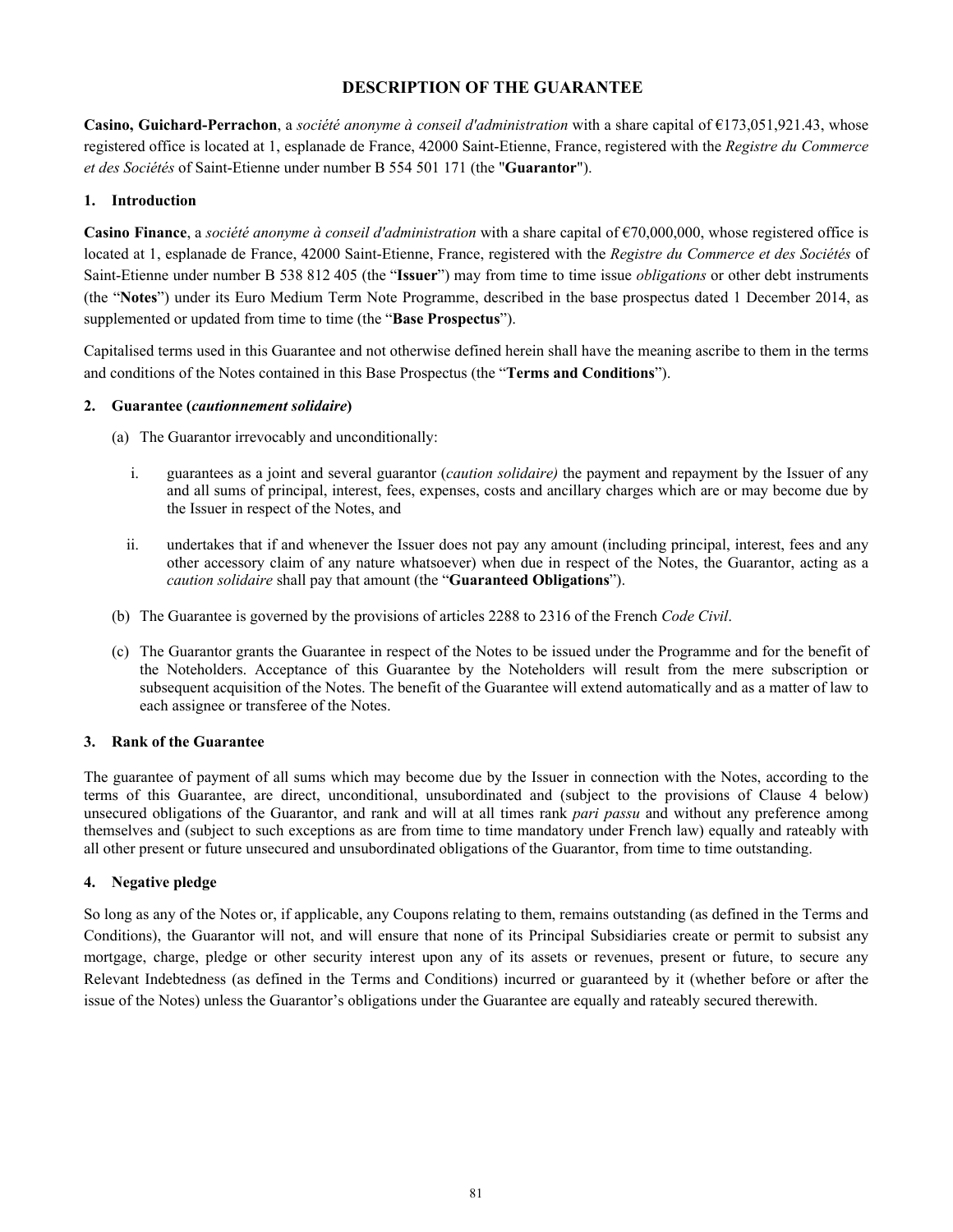# DESCRIPTION OF THE GUARANTEE

**Casino, Guichard-Perrachon**, a *société anonyme à conseil d'administration* with a share capital of €173,051,921.43, whose registered office is located at 1, esplanade de France, 42000 Saint-Etienne, France, registered with the *Registre du Commerce et des Sociétés* of Saint-Etienne under number B 554 501 171 (the "**Guarantor**").

## 1. Introduction

**Casino Finance**, a *société anonyme à conseil d'administration* with a share capital of €70,000,000, whose registered office is located at 1, esplanade de France, 42000 Saint-Etienne, France, registered with the *Registre du Commerce et des Sociétés* of Saint-Etienne under number B 538 812 405 (the "**Issuer**") may from time to time issue *obligations* or other debt instruments (the "**Notes**") under its Euro Medium Term Note Programme, described in the base prospectus dated 1 December 2014, as supplemented or updated from time to time (the "**Base Prospectus**").

Capitalised terms used in this Guarantee and not otherwise defined herein shall have the meaning ascribe to them in the terms and conditions of the Notes contained in this Base Prospectus (the "**Terms and Conditions**").

## 2. Guarantee (*cautionnement solidaire*)

(a) The Guarantor irrevocably and unconditionally:

   i. guarantees as a joint and several guarantor (*caution solidaire)* the payment and repayment by the Issuer of any and all sums of principal, interest, fees, expenses, costs and ancillary charges which are or may become due by the Issuer in respect of the Notes, and

   ii. undertakes that if and whenever the Issuer does not pay any amount (including principal, interest, fees and any other accessory claim of any nature whatsoever) when due in respect of the Notes, the Guarantor, acting as a *caution solidaire* shall pay that amount (the "**Guaranteed Obligations**").

(b) The Guarantee is governed by the provisions of articles 2288 to 2316 of the French *Code Civil*.

(c) The Guarantor grants the Guarantee in respect of the Notes to be issued under the Programme and for the benefit of the Noteholders. Acceptance of this Guarantee by the Noteholders will result from the mere subscription or subsequent acquisition of the Notes. The benefit of the Guarantee will extend automatically and as a matter of law to each assignee or transferee of the Notes.

## 3. Rank of the Guarantee

The guarantee of payment of all sums which may become due by the Issuer in connection with the Notes, according to the terms of this Guarantee, are direct, unconditional, unsubordinated and (subject to the provisions of Clause 4 below) unsecured obligations of the Guarantor, and rank and will at all times rank *pari passu* and without any preference among themselves and (subject to such exceptions as are from time to time mandatory under French law) equally and rateably with all other present or future unsecured and unsubordinated obligations of the Guarantor, from time to time outstanding.

## 4. Negative pledge

So long as any of the Notes or, if applicable, any Coupons relating to them, remains outstanding (as defined in the Terms and Conditions), the Guarantor will not, and will ensure that none of its Principal Subsidiaries create or permit to subsist any mortgage, charge, pledge or other security interest upon any of its assets or revenues, present or future, to secure any Relevant Indebtedness (as defined in the Terms and Conditions) incurred or guaranteed by it (whether before or after the issue of the Notes) unless the Guarantor's obligations under the Guarantee are equally and rateably secured therewith.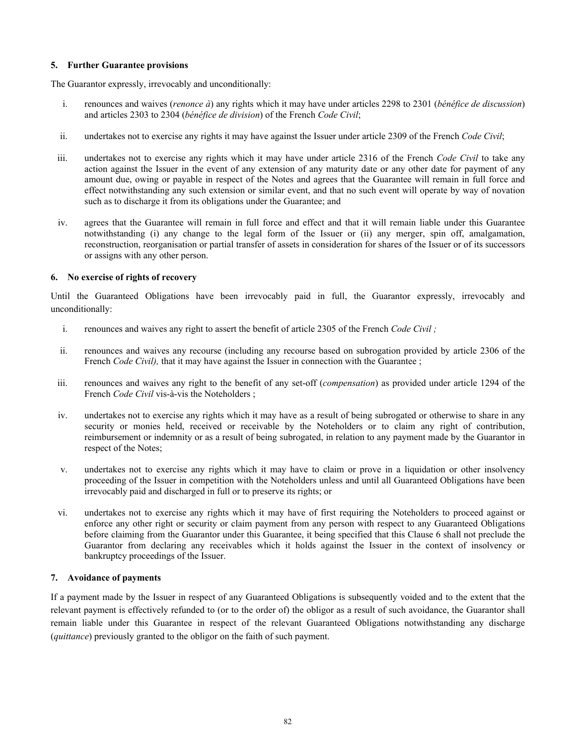#### 5. Further Guarantee provisions

The Guarantor expressly, irrevocably and unconditionally:

i. renounces and waives (*renonce à*) any rights which it may have under articles 2298 to 2301 (*bénéfice de discussion*) and articles 2303 to 2304 (*bénéfice de division*) of the French *Code Civil*;

ii. undertakes not to exercise any rights it may have against the Issuer under article 2309 of the French *Code Civil*;

iii. undertakes not to exercise any rights which it may have under article 2316 of the French *Code Civil* to take any action against the Issuer in the event of any extension of any maturity date or any other date for payment of any amount due, owing or payable in respect of the Notes and agrees that the Guarantee will remain in full force and effect notwithstanding any such extension or similar event, and that no such event will operate by way of novation such as to discharge it from its obligations under the Guarantee; and

iv. agrees that the Guarantee will remain in full force and effect and that it will remain liable under this Guarantee notwithstanding (i) any change to the legal form of the Issuer or (ii) any merger, spin off, amalgamation, reconstruction, reorganisation or partial transfer of assets in consideration for shares of the Issuer or of its successors or assigns with any other person.

#### 6. No exercise of rights of recovery

Until the Guaranteed Obligations have been irrevocably paid in full, the Guarantor expressly, irrevocably and unconditionally:

i. renounces and waives any right to assert the benefit of article 2305 of the French *Code Civil ;*

ii. renounces and waives any recourse (including any recourse based on subrogation provided by article 2306 of the French *Code Civil),* that it may have against the Issuer in connection with the Guarantee ;

iii. renounces and waives any right to the benefit of any set-off (*compensation*) as provided under article 1294 of the French *Code Civil* vis-à-vis the Noteholders ;

iv. undertakes not to exercise any rights which it may have as a result of being subrogated or otherwise to share in any security or monies held, received or receivable by the Noteholders or to claim any right of contribution, reimbursement or indemnity or as a result of being subrogated, in relation to any payment made by the Guarantor in respect of the Notes;

v. undertakes not to exercise any rights which it may have to claim or prove in a liquidation or other insolvency proceeding of the Issuer in competition with the Noteholders unless and until all Guaranteed Obligations have been irrevocably paid and discharged in full or to preserve its rights; or

vi. undertakes not to exercise any rights which it may have of first requiring the Noteholders to proceed against or enforce any other right or security or claim payment from any person with respect to any Guaranteed Obligations before claiming from the Guarantor under this Guarantee, it being specified that this Clause 6 shall not preclude the Guarantor from declaring any receivables which it holds against the Issuer in the context of insolvency or bankruptcy proceedings of the Issuer.

#### 7. Avoidance of payments

If a payment made by the Issuer in respect of any Guaranteed Obligations is subsequently voided and to the extent that the relevant payment is effectively refunded to (or to the order of) the obligor as a result of such avoidance, the Guarantor shall remain liable under this Guarantee in respect of the relevant Guaranteed Obligations notwithstanding any discharge (*quittance*) previously granted to the obligor on the faith of such payment.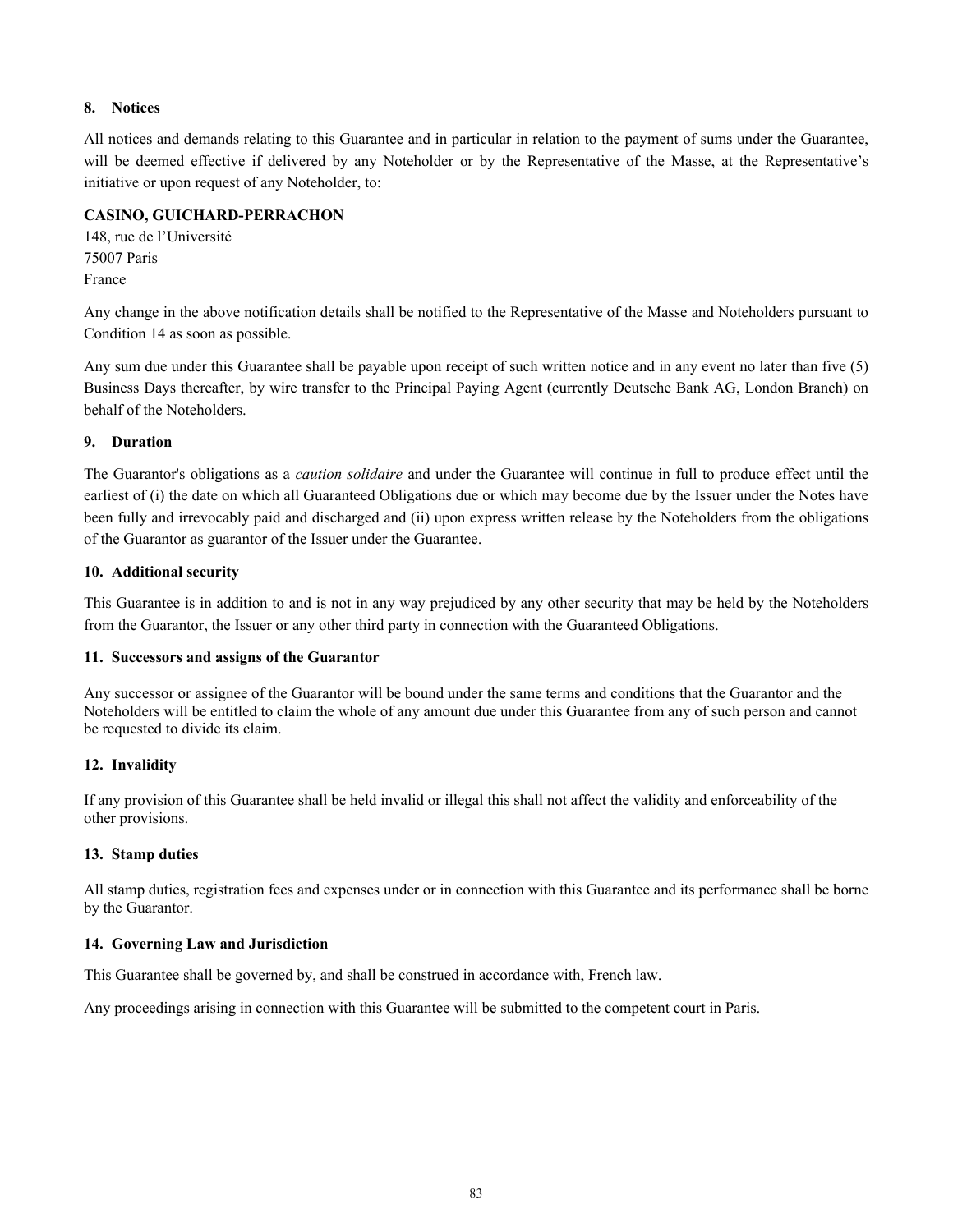### 8. Notices

All notices and demands relating to this Guarantee and in particular in relation to the payment of sums under the Guarantee, will be deemed effective if delivered by any Noteholder or by the Representative of the Masse, at the Representative's initiative or upon request of any Noteholder, to:

**CASINO, GUICHARD-PERRACHON**
148, rue de l'Université
75007 Paris
France

Any change in the above notification details shall be notified to the Representative of the Masse and Noteholders pursuant to Condition 14 as soon as possible.

Any sum due under this Guarantee shall be payable upon receipt of such written notice and in any event no later than five (5) Business Days thereafter, by wire transfer to the Principal Paying Agent (currently Deutsche Bank AG, London Branch) on behalf of the Noteholders.

### 9. Duration

The Guarantor's obligations as a *caution solidaire* and under the Guarantee will continue in full to produce effect until the earliest of (i) the date on which all Guaranteed Obligations due or which may become due by the Issuer under the Notes have been fully and irrevocably paid and discharged and (ii) upon express written release by the Noteholders from the obligations of the Guarantor as guarantor of the Issuer under the Guarantee.

### 10. Additional security

This Guarantee is in addition to and is not in any way prejudiced by any other security that may be held by the Noteholders from the Guarantor, the Issuer or any other third party in connection with the Guaranteed Obligations.

### 11. Successors and assigns of the Guarantor

Any successor or assignee of the Guarantor will be bound under the same terms and conditions that the Guarantor and the Noteholders will be entitled to claim the whole of any amount due under this Guarantee from any of such person and cannot be requested to divide its claim.

### 12. Invalidity

If any provision of this Guarantee shall be held invalid or illegal this shall not affect the validity and enforceability of the other provisions.

### 13. Stamp duties

All stamp duties, registration fees and expenses under or in connection with this Guarantee and its performance shall be borne by the Guarantor.

### 14. Governing Law and Jurisdiction

This Guarantee shall be governed by, and shall be construed in accordance with, French law.

Any proceedings arising in connection with this Guarantee will be submitted to the competent court in Paris.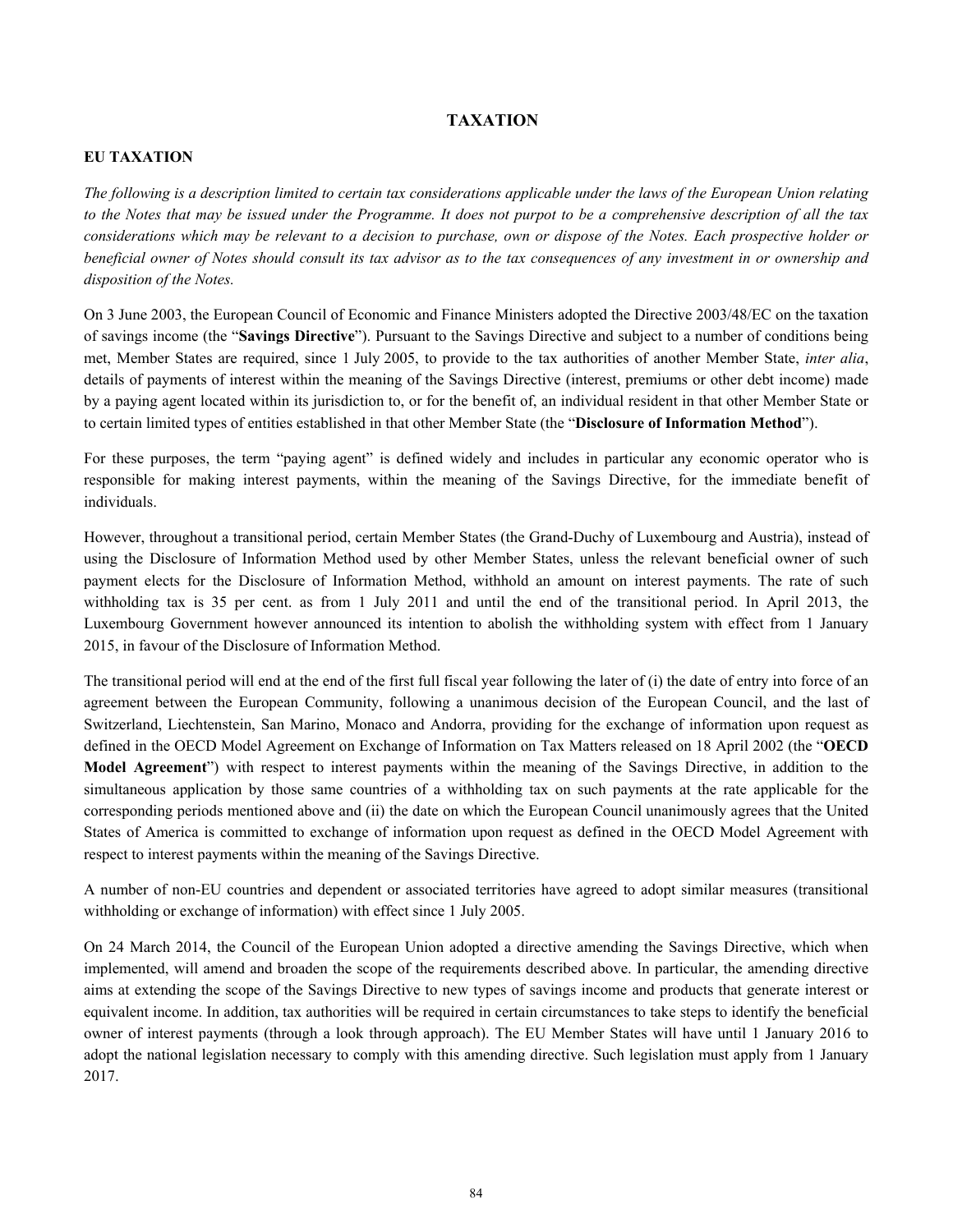# TAXATION

## EU TAXATION

*The following is a description limited to certain tax considerations applicable under the laws of the European Union relating to the Notes that may be issued under the Programme. It does not purpot to be a comprehensive description of all the tax considerations which may be relevant to a decision to purchase, own or dispose of the Notes. Each prospective holder or beneficial owner of Notes should consult its tax advisor as to the tax consequences of any investment in or ownership and disposition of the Notes.*

On 3 June 2003, the European Council of Economic and Finance Ministers adopted the Directive 2003/48/EC on the taxation of savings income (the "**Savings Directive**"). Pursuant to the Savings Directive and subject to a number of conditions being met, Member States are required, since 1 July 2005, to provide to the tax authorities of another Member State, *inter alia*, details of payments of interest within the meaning of the Savings Directive (interest, premiums or other debt income) made by a paying agent located within its jurisdiction to, or for the benefit of, an individual resident in that other Member State or to certain limited types of entities established in that other Member State (the "**Disclosure of Information Method**").

For these purposes, the term "paying agent" is defined widely and includes in particular any economic operator who is responsible for making interest payments, within the meaning of the Savings Directive, for the immediate benefit of individuals.

However, throughout a transitional period, certain Member States (the Grand-Duchy of Luxembourg and Austria), instead of using the Disclosure of Information Method used by other Member States, unless the relevant beneficial owner of such payment elects for the Disclosure of Information Method, withhold an amount on interest payments. The rate of such withholding tax is 35 per cent. as from 1 July 2011 and until the end of the transitional period. In April 2013, the Luxembourg Government however announced its intention to abolish the withholding system with effect from 1 January 2015, in favour of the Disclosure of Information Method.

The transitional period will end at the end of the first full fiscal year following the later of (i) the date of entry into force of an agreement between the European Community, following a unanimous decision of the European Council, and the last of Switzerland, Liechtenstein, San Marino, Monaco and Andorra, providing for the exchange of information upon request as defined in the OECD Model Agreement on Exchange of Information on Tax Matters released on 18 April 2002 (the "**OECD Model Agreement**") with respect to interest payments within the meaning of the Savings Directive, in addition to the simultaneous application by those same countries of a withholding tax on such payments at the rate applicable for the corresponding periods mentioned above and (ii) the date on which the European Council unanimously agrees that the United States of America is committed to exchange of information upon request as defined in the OECD Model Agreement with respect to interest payments within the meaning of the Savings Directive.

A number of non-EU countries and dependent or associated territories have agreed to adopt similar measures (transitional withholding or exchange of information) with effect since 1 July 2005.

On 24 March 2014, the Council of the European Union adopted a directive amending the Savings Directive, which when implemented, will amend and broaden the scope of the requirements described above. In particular, the amending directive aims at extending the scope of the Savings Directive to new types of savings income and products that generate interest or equivalent income. In addition, tax authorities will be required in certain circumstances to take steps to identify the beneficial owner of interest payments (through a look through approach). The EU Member States will have until 1 January 2016 to adopt the national legislation necessary to comply with this amending directive. Such legislation must apply from 1 January 2017.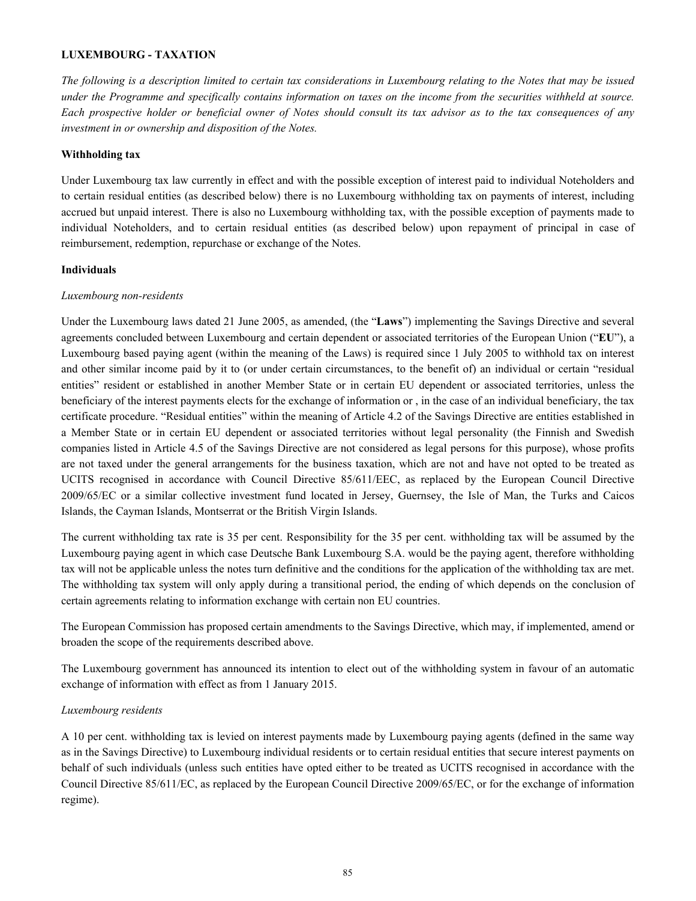**LUXEMBOURG - TAXATION**

*The following is a description limited to certain tax considerations in Luxembourg relating to the Notes that may be issued under the Programme and specifically contains information on taxes on the income from the securities withheld at source. Each prospective holder or beneficial owner of Notes should consult its tax advisor as to the tax consequences of any investment in or ownership and disposition of the Notes.*

**Withholding tax**

Under Luxembourg tax law currently in effect and with the possible exception of interest paid to individual Noteholders and to certain residual entities (as described below) there is no Luxembourg withholding tax on payments of interest, including accrued but unpaid interest. There is also no Luxembourg withholding tax, with the possible exception of payments made to individual Noteholders, and to certain residual entities (as described below) upon repayment of principal in case of reimbursement, redemption, repurchase or exchange of the Notes.

**Individuals**

*Luxembourg non-residents*

Under the Luxembourg laws dated 21 June 2005, as amended, (the "**Laws**") implementing the Savings Directive and several agreements concluded between Luxembourg and certain dependent or associated territories of the European Union ("**EU**"), a Luxembourg based paying agent (within the meaning of the Laws) is required since 1 July 2005 to withhold tax on interest and other similar income paid by it to (or under certain circumstances, to the benefit of) an individual or certain "residual entities" resident or established in another Member State or in certain EU dependent or associated territories, unless the beneficiary of the interest payments elects for the exchange of information or , in the case of an individual beneficiary, the tax certificate procedure. "Residual entities" within the meaning of Article 4.2 of the Savings Directive are entities established in a Member State or in certain EU dependent or associated territories without legal personality (the Finnish and Swedish companies listed in Article 4.5 of the Savings Directive are not considered as legal persons for this purpose), whose profits are not taxed under the general arrangements for the business taxation, which are not and have not opted to be treated as UCITS recognised in accordance with Council Directive 85/611/EEC, as replaced by the European Council Directive 2009/65/EC or a similar collective investment fund located in Jersey, Guernsey, the Isle of Man, the Turks and Caicos Islands, the Cayman Islands, Montserrat or the British Virgin Islands.

The current withholding tax rate is 35 per cent. Responsibility for the 35 per cent. withholding tax will be assumed by the Luxembourg paying agent in which case Deutsche Bank Luxembourg S.A. would be the paying agent, therefore withholding tax will not be applicable unless the notes turn definitive and the conditions for the application of the withholding tax are met. The withholding tax system will only apply during a transitional period, the ending of which depends on the conclusion of certain agreements relating to information exchange with certain non EU countries.

The European Commission has proposed certain amendments to the Savings Directive, which may, if implemented, amend or broaden the scope of the requirements described above.

The Luxembourg government has announced its intention to elect out of the withholding system in favour of an automatic exchange of information with effect as from 1 January 2015.

*Luxembourg residents*

A 10 per cent. withholding tax is levied on interest payments made by Luxembourg paying agents (defined in the same way as in the Savings Directive) to Luxembourg individual residents or to certain residual entities that secure interest payments on behalf of such individuals (unless such entities have opted either to be treated as UCITS recognised in accordance with the Council Directive 85/611/EC, as replaced by the European Council Directive 2009/65/EC, or for the exchange of information regime).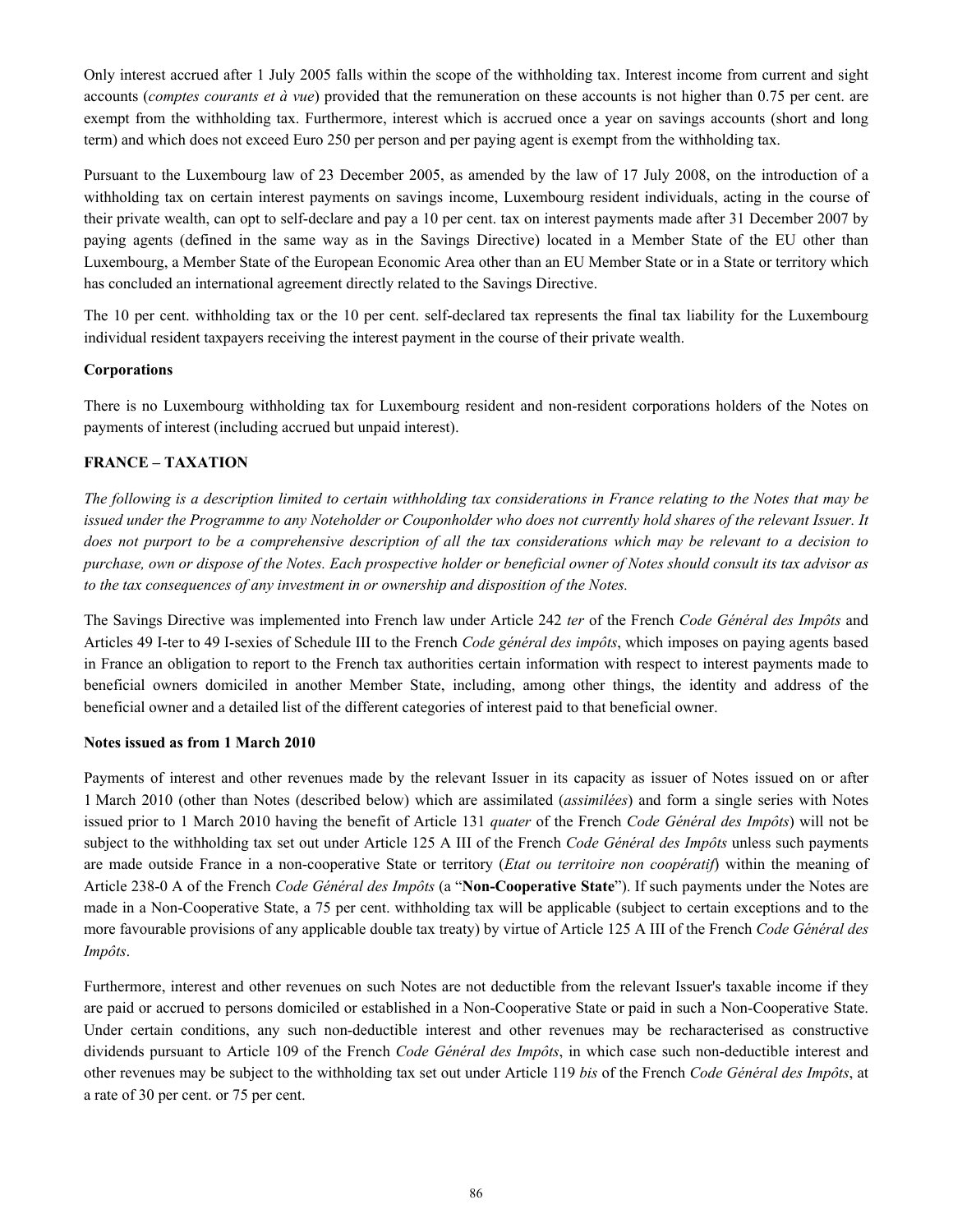Only interest accrued after 1 July 2005 falls within the scope of the withholding tax. Interest income from current and sight accounts (*comptes courants et à vue*) provided that the remuneration on these accounts is not higher than 0.75 per cent. are exempt from the withholding tax. Furthermore, interest which is accrued once a year on savings accounts (short and long term) and which does not exceed Euro 250 per person and per paying agent is exempt from the withholding tax.

Pursuant to the Luxembourg law of 23 December 2005, as amended by the law of 17 July 2008, on the introduction of a withholding tax on certain interest payments on savings income, Luxembourg resident individuals, acting in the course of their private wealth, can opt to self-declare and pay a 10 per cent. tax on interest payments made after 31 December 2007 by paying agents (defined in the same way as in the Savings Directive) located in a Member State of the EU other than Luxembourg, a Member State of the European Economic Area other than an EU Member State or in a State or territory which has concluded an international agreement directly related to the Savings Directive.

The 10 per cent. withholding tax or the 10 per cent. self-declared tax represents the final tax liability for the Luxembourg individual resident taxpayers receiving the interest payment in the course of their private wealth.

**Corporations**

There is no Luxembourg withholding tax for Luxembourg resident and non-resident corporations holders of the Notes on payments of interest (including accrued but unpaid interest).

## FRANCE – TAXATION

*The following is a description limited to certain withholding tax considerations in France relating to the Notes that may be issued under the Programme to any Noteholder or Couponholder who does not currently hold shares of the relevant Issuer. It does not purport to be a comprehensive description of all the tax considerations which may be relevant to a decision to purchase, own or dispose of the Notes. Each prospective holder or beneficial owner of Notes should consult its tax advisor as to the tax consequences of any investment in or ownership and disposition of the Notes.*

The Savings Directive was implemented into French law under Article 242 *ter* of the French *Code Général des Impôts* and Articles 49 I-ter to 49 I-sexies of Schedule III to the French *Code général des impôts*, which imposes on paying agents based in France an obligation to report to the French tax authorities certain information with respect to interest payments made to beneficial owners domiciled in another Member State, including, among other things, the identity and address of the beneficial owner and a detailed list of the different categories of interest paid to that beneficial owner.

**Notes issued as from 1 March 2010**

Payments of interest and other revenues made by the relevant Issuer in its capacity as issuer of Notes issued on or after 1 March 2010 (other than Notes (described below) which are assimilated (*assimilées*) and form a single series with Notes issued prior to 1 March 2010 having the benefit of Article 131 *quater* of the French *Code Général des Impôts*) will not be subject to the withholding tax set out under Article 125 A III of the French *Code Général des Impôts* unless such payments are made outside France in a non-cooperative State or territory (*Etat ou territoire non coopératif*) within the meaning of Article 238-0 A of the French *Code Général des Impôts* (a "**Non-Cooperative State**"). If such payments under the Notes are made in a Non-Cooperative State, a 75 per cent. withholding tax will be applicable (subject to certain exceptions and to the more favourable provisions of any applicable double tax treaty) by virtue of Article 125 A III of the French *Code Général des Impôts*.

Furthermore, interest and other revenues on such Notes are not deductible from the relevant Issuer's taxable income if they are paid or accrued to persons domiciled or established in a Non-Cooperative State or paid in such a Non-Cooperative State. Under certain conditions, any such non-deductible interest and other revenues may be recharacterised as constructive dividends pursuant to Article 109 of the French *Code Général des Impôts*, in which case such non-deductible interest and other revenues may be subject to the withholding tax set out under Article 119 *bis* of the French *Code Général des Impôts*, at a rate of 30 per cent. or 75 per cent.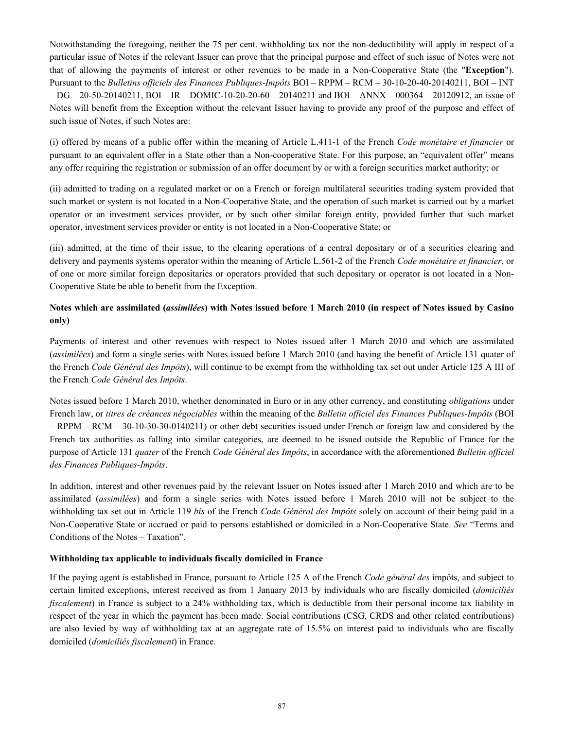Notwithstanding the foregoing, neither the 75 per cent. withholding tax nor the non-deductibility will apply in respect of a particular issue of Notes if the relevant Issuer can prove that the principal purpose and effect of such issue of Notes were not that of allowing the payments of interest or other revenues to be made in a Non-Cooperative State (the "**Exception**"). Pursuant to the *Bulletins officiels des Finances Publiques-Impôts* BOI – RPPM – RCM – 30-10-20-40-20140211, BOI – INT – DG – 20-50-20140211, BOI – IR – DOMIC-10-20-20-60 – 20140211 and BOI – ANNX – 000364 – 20120912, an issue of Notes will benefit from the Exception without the relevant Issuer having to provide any proof of the purpose and effect of such issue of Notes, if such Notes are:

(i) offered by means of a public offer within the meaning of Article L.411-1 of the French *Code monétaire et financier* or pursuant to an equivalent offer in a State other than a Non-cooperative State. For this purpose, an "equivalent offer" means any offer requiring the registration or submission of an offer document by or with a foreign securities market authority; or

(ii) admitted to trading on a regulated market or on a French or foreign multilateral securities trading system provided that such market or system is not located in a Non-Cooperative State, and the operation of such market is carried out by a market operator or an investment services provider, or by such other similar foreign entity, provided further that such market operator, investment services provider or entity is not located in a Non-Cooperative State; or

(iii) admitted, at the time of their issue, to the clearing operations of a central depositary or of a securities clearing and delivery and payments systems operator within the meaning of Article L.561-2 of the French *Code monétaire et financier*, or of one or more similar foreign depositaries or operators provided that such depositary or operator is not located in a Non-Cooperative State be able to benefit from the Exception.

**Notes which are assimilated (*assimilées*) with Notes issued before 1 March 2010 (in respect of Notes issued by Casino only)**

Payments of interest and other revenues with respect to Notes issued after 1 March 2010 and which are assimilated (*assimilées*) and form a single series with Notes issued before 1 March 2010 (and having the benefit of Article 131 quater of the French *Code Général des Impôts*), will continue to be exempt from the withholding tax set out under Article 125 A III of the French *Code Général des Impôts*.

Notes issued before 1 March 2010, whether denominated in Euro or in any other currency, and constituting *obligations* under French law, or *titres de créances négociables* within the meaning of the *Bulletin officiel des Finances Publiques-Impôts* (BOI – RPPM – RCM – 30-10-30-30-0140211) or other debt securities issued under French or foreign law and considered by the French tax authorities as falling into similar categories, are deemed to be issued outside the Republic of France for the purpose of Article 131 *quater* of the French *Code Général des Impôts*, in accordance with the aforementioned *Bulletin officiel des Finances Publiques-Impôts*.

In addition, interest and other revenues paid by the relevant Issuer on Notes issued after 1 March 2010 and which are to be assimilated (*assimilées*) and form a single series with Notes issued before 1 March 2010 will not be subject to the withholding tax set out in Article 119 *bis* of the French *Code Général des Impôts* solely on account of their being paid in a Non-Cooperative State or accrued or paid to persons established or domiciled in a Non-Cooperative State. *See* "Terms and Conditions of the Notes – Taxation".

**Withholding tax applicable to individuals fiscally domiciled in France**

If the paying agent is established in France, pursuant to Article 125 A of the French *Code général des* impôts, and subject to certain limited exceptions, interest received as from 1 January 2013 by individuals who are fiscally domiciled (*domiciliés fiscalement*) in France is subject to a 24% withholding tax, which is deductible from their personal income tax liability in respect of the year in which the payment has been made. Social contributions (CSG, CRDS and other related contributions) are also levied by way of withholding tax at an aggregate rate of 15.5% on interest paid to individuals who are fiscally domiciled (*domiciliés fiscalement*) in France.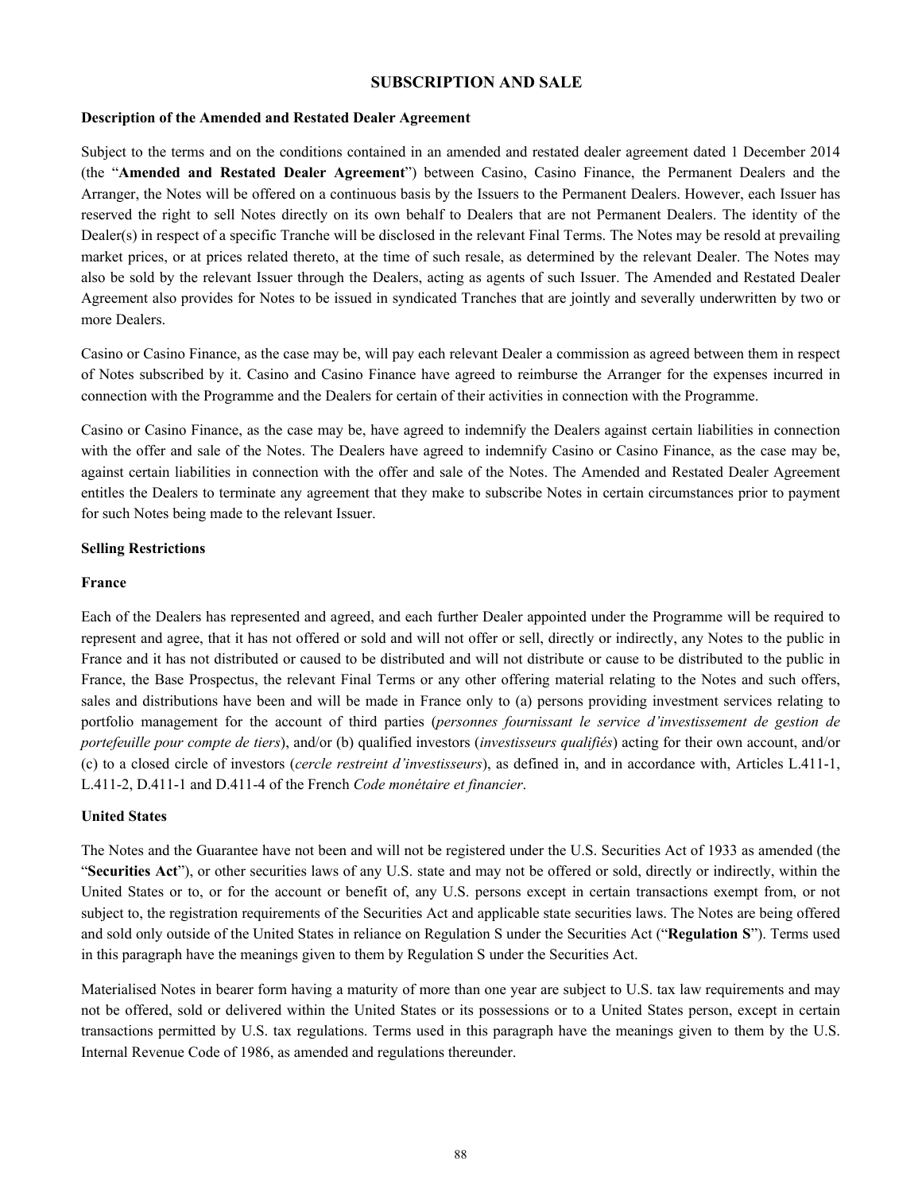# SUBSCRIPTION AND SALE

**Description of the Amended and Restated Dealer Agreement**

Subject to the terms and on the conditions contained in an amended and restated dealer agreement dated 1 December 2014 (the "**Amended and Restated Dealer Agreement**") between Casino, Casino Finance, the Permanent Dealers and the Arranger, the Notes will be offered on a continuous basis by the Issuers to the Permanent Dealers. However, each Issuer has reserved the right to sell Notes directly on its own behalf to Dealers that are not Permanent Dealers. The identity of the Dealer(s) in respect of a specific Tranche will be disclosed in the relevant Final Terms. The Notes may be resold at prevailing market prices, or at prices related thereto, at the time of such resale, as determined by the relevant Dealer. The Notes may also be sold by the relevant Issuer through the Dealers, acting as agents of such Issuer. The Amended and Restated Dealer Agreement also provides for Notes to be issued in syndicated Tranches that are jointly and severally underwritten by two or more Dealers.

Casino or Casino Finance, as the case may be, will pay each relevant Dealer a commission as agreed between them in respect of Notes subscribed by it. Casino and Casino Finance have agreed to reimburse the Arranger for the expenses incurred in connection with the Programme and the Dealers for certain of their activities in connection with the Programme.

Casino or Casino Finance, as the case may be, have agreed to indemnify the Dealers against certain liabilities in connection with the offer and sale of the Notes. The Dealers have agreed to indemnify Casino or Casino Finance, as the case may be, against certain liabilities in connection with the offer and sale of the Notes. The Amended and Restated Dealer Agreement entitles the Dealers to terminate any agreement that they make to subscribe Notes in certain circumstances prior to payment for such Notes being made to the relevant Issuer.

**Selling Restrictions**

**France**

Each of the Dealers has represented and agreed, and each further Dealer appointed under the Programme will be required to represent and agree, that it has not offered or sold and will not offer or sell, directly or indirectly, any Notes to the public in France and it has not distributed or caused to be distributed and will not distribute or cause to be distributed to the public in France, the Base Prospectus, the relevant Final Terms or any other offering material relating to the Notes and such offers, sales and distributions have been and will be made in France only to (a) persons providing investment services relating to portfolio management for the account of third parties (*personnes fournissant le service d'investissement de gestion de portefeuille pour compte de tiers*), and/or (b) qualified investors (*investisseurs qualifiés*) acting for their own account, and/or (c) to a closed circle of investors (*cercle restreint d'investisseurs*), as defined in, and in accordance with, Articles L.411-1, L.411-2, D.411-1 and D.411-4 of the French *Code monétaire et financier*.

**United States**

The Notes and the Guarantee have not been and will not be registered under the U.S. Securities Act of 1933 as amended (the "**Securities Act**"), or other securities laws of any U.S. state and may not be offered or sold, directly or indirectly, within the United States or to, or for the account or benefit of, any U.S. persons except in certain transactions exempt from, or not subject to, the registration requirements of the Securities Act and applicable state securities laws. The Notes are being offered and sold only outside of the United States in reliance on Regulation S under the Securities Act ("**Regulation S**"). Terms used in this paragraph have the meanings given to them by Regulation S under the Securities Act.

Materialised Notes in bearer form having a maturity of more than one year are subject to U.S. tax law requirements and may not be offered, sold or delivered within the United States or its possessions or to a United States person, except in certain transactions permitted by U.S. tax regulations. Terms used in this paragraph have the meanings given to them by the U.S. Internal Revenue Code of 1986, as amended and regulations thereunder.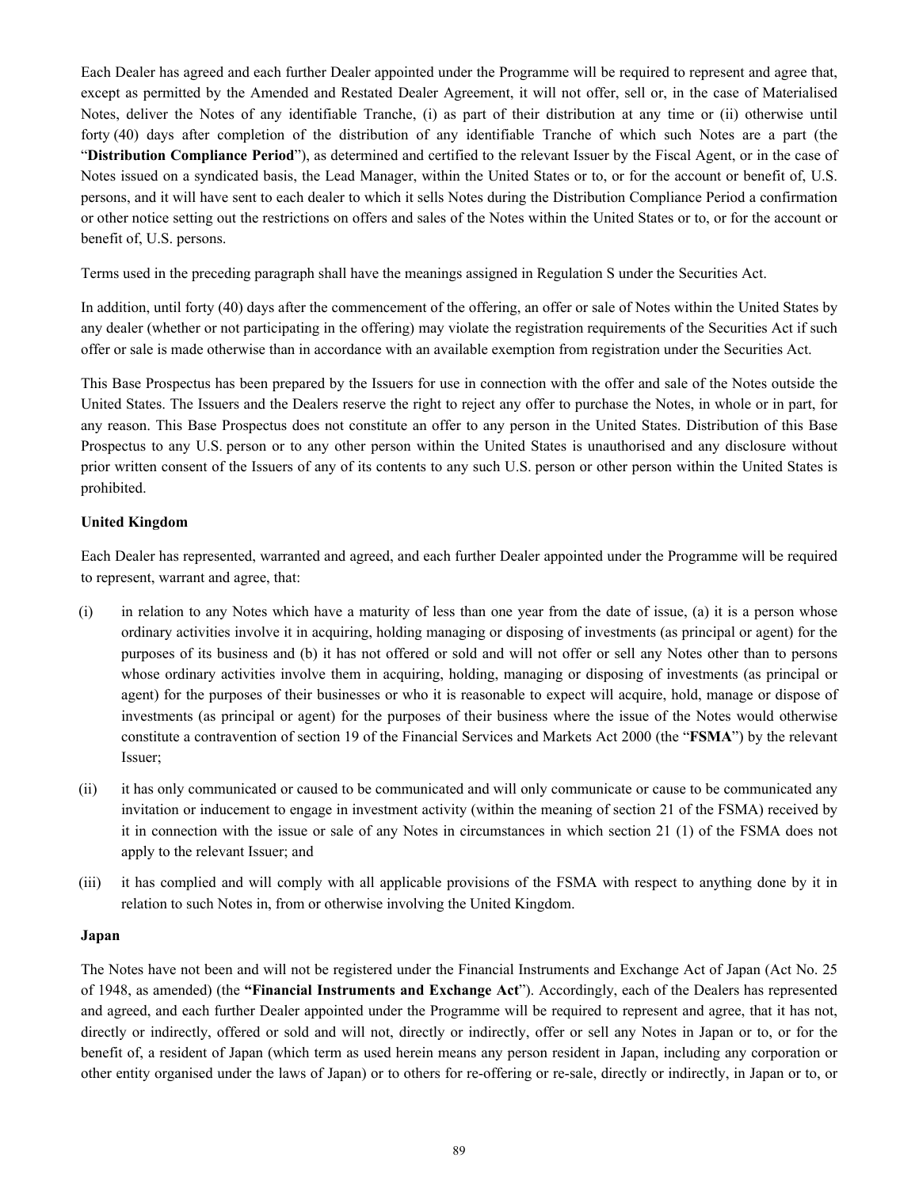Each Dealer has agreed and each further Dealer appointed under the Programme will be required to represent and agree that, except as permitted by the Amended and Restated Dealer Agreement, it will not offer, sell or, in the case of Materialised Notes, deliver the Notes of any identifiable Tranche, (i) as part of their distribution at any time or (ii) otherwise until forty (40) days after completion of the distribution of any identifiable Tranche of which such Notes are a part (the "**Distribution Compliance Period**"), as determined and certified to the relevant Issuer by the Fiscal Agent, or in the case of Notes issued on a syndicated basis, the Lead Manager, within the United States or to, or for the account or benefit of, U.S. persons, and it will have sent to each dealer to which it sells Notes during the Distribution Compliance Period a confirmation or other notice setting out the restrictions on offers and sales of the Notes within the United States or to, or for the account or benefit of, U.S. persons.

Terms used in the preceding paragraph shall have the meanings assigned in Regulation S under the Securities Act.

In addition, until forty (40) days after the commencement of the offering, an offer or sale of Notes within the United States by any dealer (whether or not participating in the offering) may violate the registration requirements of the Securities Act if such offer or sale is made otherwise than in accordance with an available exemption from registration under the Securities Act.

This Base Prospectus has been prepared by the Issuers for use in connection with the offer and sale of the Notes outside the United States. The Issuers and the Dealers reserve the right to reject any offer to purchase the Notes, in whole or in part, for any reason. This Base Prospectus does not constitute an offer to any person in the United States. Distribution of this Base Prospectus to any U.S. person or to any other person within the United States is unauthorised and any disclosure without prior written consent of the Issuers of any of its contents to any such U.S. person or other person within the United States is prohibited.

**United Kingdom**

Each Dealer has represented, warranted and agreed, and each further Dealer appointed under the Programme will be required to represent, warrant and agree, that:

(i) in relation to any Notes which have a maturity of less than one year from the date of issue, (a) it is a person whose ordinary activities involve it in acquiring, holding managing or disposing of investments (as principal or agent) for the purposes of its business and (b) it has not offered or sold and will not offer or sell any Notes other than to persons whose ordinary activities involve them in acquiring, holding, managing or disposing of investments (as principal or agent) for the purposes of their businesses or who it is reasonable to expect will acquire, hold, manage or dispose of investments (as principal or agent) for the purposes of their business where the issue of the Notes would otherwise constitute a contravention of section 19 of the Financial Services and Markets Act 2000 (the "**FSMA**") by the relevant Issuer;

(ii) it has only communicated or caused to be communicated and will only communicate or cause to be communicated any invitation or inducement to engage in investment activity (within the meaning of section 21 of the FSMA) received by it in connection with the issue or sale of any Notes in circumstances in which section 21 (1) of the FSMA does not apply to the relevant Issuer; and

(iii) it has complied and will comply with all applicable provisions of the FSMA with respect to anything done by it in relation to such Notes in, from or otherwise involving the United Kingdom.

**Japan**

The Notes have not been and will not be registered under the Financial Instruments and Exchange Act of Japan (Act No. 25 of 1948, as amended) (the **"Financial Instruments and Exchange Act**"). Accordingly, each of the Dealers has represented and agreed, and each further Dealer appointed under the Programme will be required to represent and agree, that it has not, directly or indirectly, offered or sold and will not, directly or indirectly, offer or sell any Notes in Japan or to, or for the benefit of, a resident of Japan (which term as used herein means any person resident in Japan, including any corporation or other entity organised under the laws of Japan) or to others for re-offering or re-sale, directly or indirectly, in Japan or to, or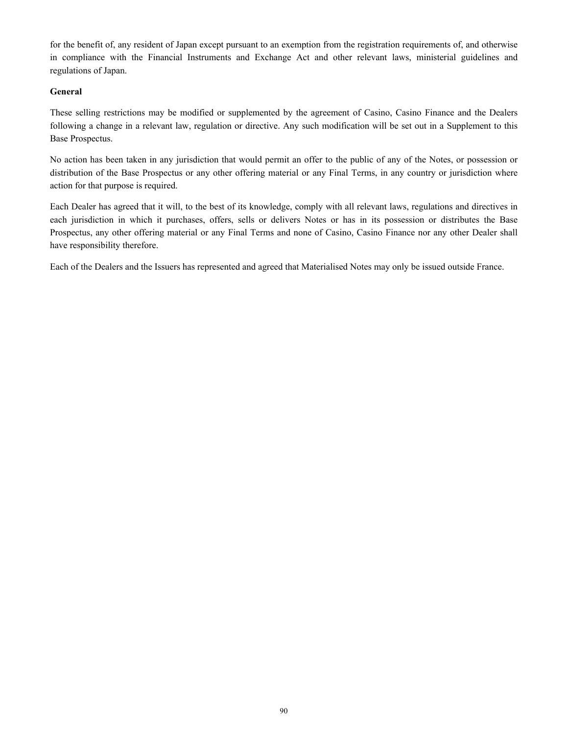for the benefit of, any resident of Japan except pursuant to an exemption from the registration requirements of, and otherwise in compliance with the Financial Instruments and Exchange Act and other relevant laws, ministerial guidelines and regulations of Japan.

**General**

These selling restrictions may be modified or supplemented by the agreement of Casino, Casino Finance and the Dealers following a change in a relevant law, regulation or directive. Any such modification will be set out in a Supplement to this Base Prospectus.

No action has been taken in any jurisdiction that would permit an offer to the public of any of the Notes, or possession or distribution of the Base Prospectus or any other offering material or any Final Terms, in any country or jurisdiction where action for that purpose is required.

Each Dealer has agreed that it will, to the best of its knowledge, comply with all relevant laws, regulations and directives in each jurisdiction in which it purchases, offers, sells or delivers Notes or has in its possession or distributes the Base Prospectus, any other offering material or any Final Terms and none of Casino, Casino Finance nor any other Dealer shall have responsibility therefore.

Each of the Dealers and the Issuers has represented and agreed that Materialised Notes may only be issued outside France.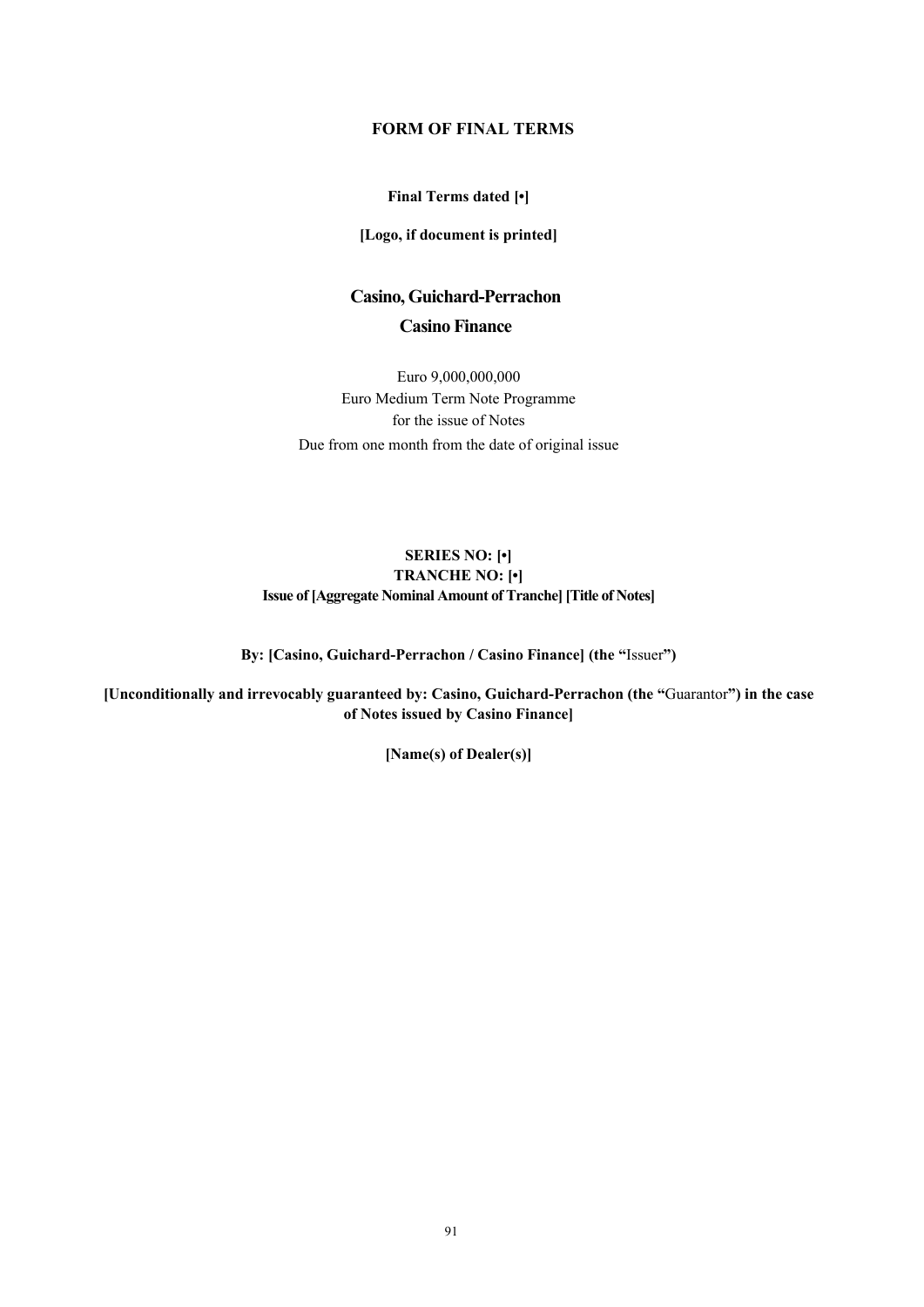# FORM OF FINAL TERMS

**Final Terms dated [•]**

**[Logo, if document is printed]**

## Casino, Guichard-Perrachon

## Casino Finance

Euro 9,000,000,000
Euro Medium Term Note Programme
for the issue of Notes
Due from one month from the date of original issue

**SERIES NO: [•]**
**TRANCHE NO: [•]**
**Issue of [Aggregate Nominal Amount of Tranche] [Title of Notes]**

**By: [Casino, Guichard-Perrachon / Casino Finance] (the "**Issuer**")**

**[Unconditionally and irrevocably guaranteed by: Casino, Guichard-Perrachon (the "**Guarantor**") in the case of Notes issued by Casino Finance]**

**[Name(s) of Dealer(s)]**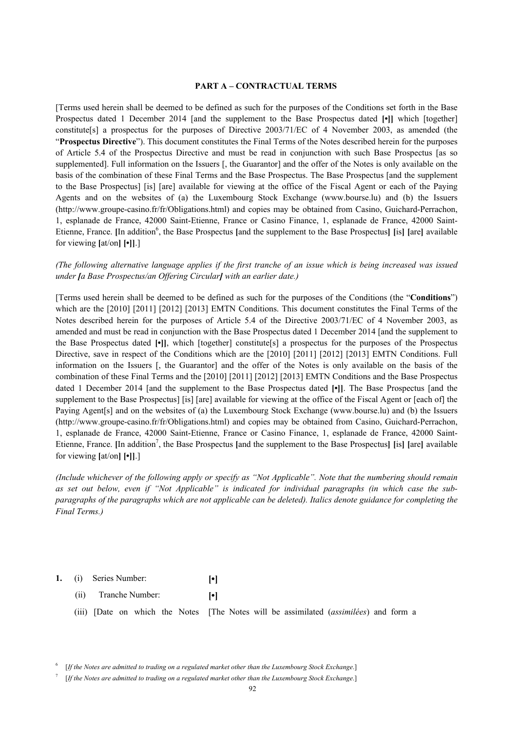**PART A – CONTRACTUAL TERMS**

[Terms used herein shall be deemed to be defined as such for the purposes of the Conditions set forth in the Base Prospectus dated 1 December 2014 [and the supplement to the Base Prospectus dated **[•]]** which [together] constitute[s] a prospectus for the purposes of Directive 2003/71/EC of 4 November 2003, as amended (the "**Prospectus Directive**"). This document constitutes the Final Terms of the Notes described herein for the purposes of Article 5.4 of the Prospectus Directive and must be read in conjunction with such Base Prospectus [as so supplemented]. Full information on the Issuers [, the Guarantor] and the offer of the Notes is only available on the basis of the combination of these Final Terms and the Base Prospectus. The Base Prospectus [and the supplement to the Base Prospectus] [is] [are] available for viewing at the office of the Fiscal Agent or each of the Paying Agents and on the websites of (a) the Luxembourg Stock Exchange (www.bourse.lu) and (b) the Issuers (http://www.groupe-casino.fr/fr/Obligations.html) and copies may be obtained from Casino, Guichard-Perrachon, 1, esplanade de France, 42000 Saint-Etienne, France or Casino Finance, 1, esplanade de France, 42000 Saint-Etienne, France. **[**In addition[6], the Base Prospectus **[**and the supplement to the Base Prospectus**]** **[**is**]** **[**are**]** available for viewing **[**at/on**]** **[•]]**.]

*(The following alternative language applies if the first tranche of an issue which is being increased was issued under **[**a Base Prospectus/an Offering Circular**]** with an earlier date.)*

[Terms used herein shall be deemed to be defined as such for the purposes of the Conditions (the "**Conditions**") which are the [2010] [2011] [2012] [2013] EMTN Conditions. This document constitutes the Final Terms of the Notes described herein for the purposes of Article 5.4 of the Directive 2003/71/EC of 4 November 2003, as amended and must be read in conjunction with the Base Prospectus dated 1 December 2014 [and the supplement to the Base Prospectus dated **[•]]**, which [together] constitute[s] a prospectus for the purposes of the Prospectus Directive, save in respect of the Conditions which are the [2010] [2011] [2012] [2013] EMTN Conditions. Full information on the Issuers [, the Guarantor] and the offer of the Notes is only available on the basis of the combination of these Final Terms and the [2010] [2011] [2012] [2013] EMTN Conditions and the Base Prospectus dated 1 December 2014 [and the supplement to the Base Prospectus dated **[•]]**. The Base Prospectus [and the supplement to the Base Prospectus] [is] [are] available for viewing at the office of the Fiscal Agent or [each of] the Paying Agent[s] and on the websites of (a) the Luxembourg Stock Exchange (www.bourse.lu) and (b) the Issuers (http://www.groupe-casino.fr/fr/Obligations.html) and copies may be obtained from Casino, Guichard-Perrachon, 1, esplanade de France, 42000 Saint-Etienne, France or Casino Finance, 1, esplanade de France, 42000 Saint-Etienne, France. **[**In addition[7], the Base Prospectus **[**and the supplement to the Base Prospectus**]** **[**is**]** **[**are**]** available for viewing **[**at/on**]** **[•]]**.]

*(Include whichever of the following apply or specify as "Not Applicable". Note that the numbering should remain as set out below, even if "Not Applicable" is indicated for individual paragraphs (in which case the sub-paragraphs of the paragraphs which are not applicable can be deleted). Italics denote guidance for completing the Final Terms.)*

| | | |
|---|---|---|
| **1.** | (i) Series Number: | **[•]** |
| | (ii) Tranche Number: | **[•]** |
| | (iii) [Date on which the Notes | [The Notes will be assimilated (*assimilées*) and form a |

[6] [*If the Notes are admitted to trading on a regulated market other than the Luxembourg Stock Exchange*.]

[7] [*If the Notes are admitted to trading on a regulated market other than the Luxembourg Stock Exchange*.]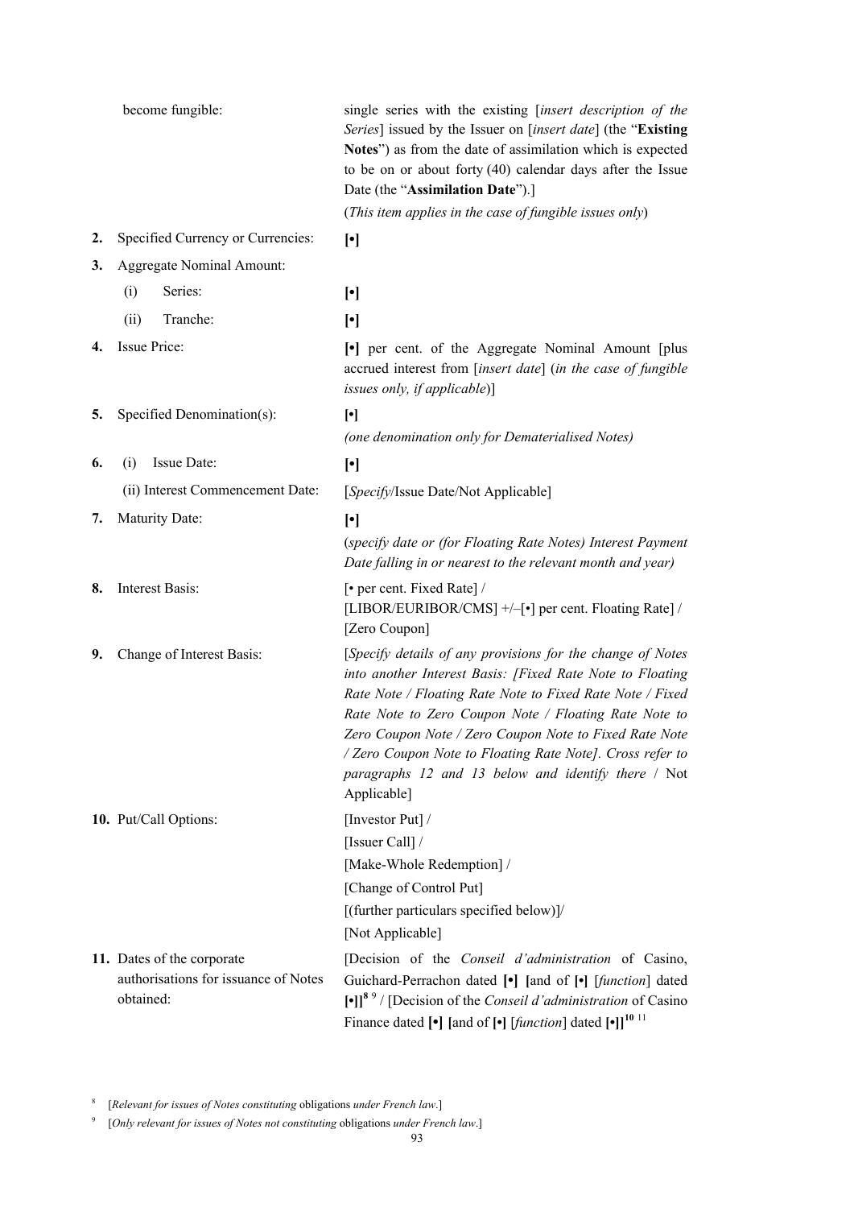| | |
|---|---|
| become fungible: | single series with the existing [*insert description of the Series*] issued by the Issuer on [*insert date*] (the "**Existing Notes**") as from the date of assimilation which is expected to be on or about forty (40) calendar days after the Issue Date (the "**Assimilation Date**").] <br> (*This item applies in the case of fungible issues only*) |
| **2.** Specified Currency or Currencies: | **[•]** |
| **3.** Aggregate Nominal Amount: | |
| (i) Series: | **[•]** |
| (ii) Tranche: | **[•]** |
| **4.** Issue Price: | **[•]** per cent. of the Aggregate Nominal Amount [plus accrued interest from [*insert date*] (*in the case of fungible issues only, if applicable*)] |
| **5.** Specified Denomination(s): | **[•]** <br> *(one denomination only for Dematerialised Notes)* |
| **6.** (i) Issue Date: | **[•]** |
| (ii) Interest Commencement Date: | [*Specify*/Issue Date/Not Applicable] |
| **7.** Maturity Date: | **[•]** <br> (*specify date or (for Floating Rate Notes) Interest Payment Date falling in or nearest to the relevant month and year)* |
| **8.** Interest Basis: | [• per cent. Fixed Rate] / <br> [LIBOR/EURIBOR/CMS] +/–[•] per cent. Floating Rate] / <br> [Zero Coupon] |
| **9.** Change of Interest Basis: | [*Specify details of any provisions for the change of Notes into another Interest Basis: [Fixed Rate Note to Floating Rate Note / Floating Rate Note to Fixed Rate Note / Fixed Rate Note to Zero Coupon Note / Floating Rate Note to Zero Coupon Note / Zero Coupon Note to Fixed Rate Note / Zero Coupon Note to Floating Rate Note]. Cross refer to paragraphs 12 and 13 below and identify there* / Not Applicable] |
| **10.** Put/Call Options: | [Investor Put] / <br> [Issuer Call] / <br> [Make-Whole Redemption] / <br> [Change of Control Put] <br> [(further particulars specified below)]/ <br> [Not Applicable] |
| **11.** Dates of the corporate authorisations for issuance of Notes obtained: | [Decision of the *Conseil d'administration* of Casino, Guichard-Perrachon dated **[•]** **[**and of **[•]** [*function*] dated **[•]]**[8] [9] / [Decision of the *Conseil d'administration* of Casino Finance dated **[•]** **[**and of **[•]** [*function*] dated **[•]]**[10] [11] |

[8] [*Relevant for issues of Notes constituting* obligations *under French law*.]

[9] [*Only relevant for issues of Notes not constituting* obligations *under French law*.]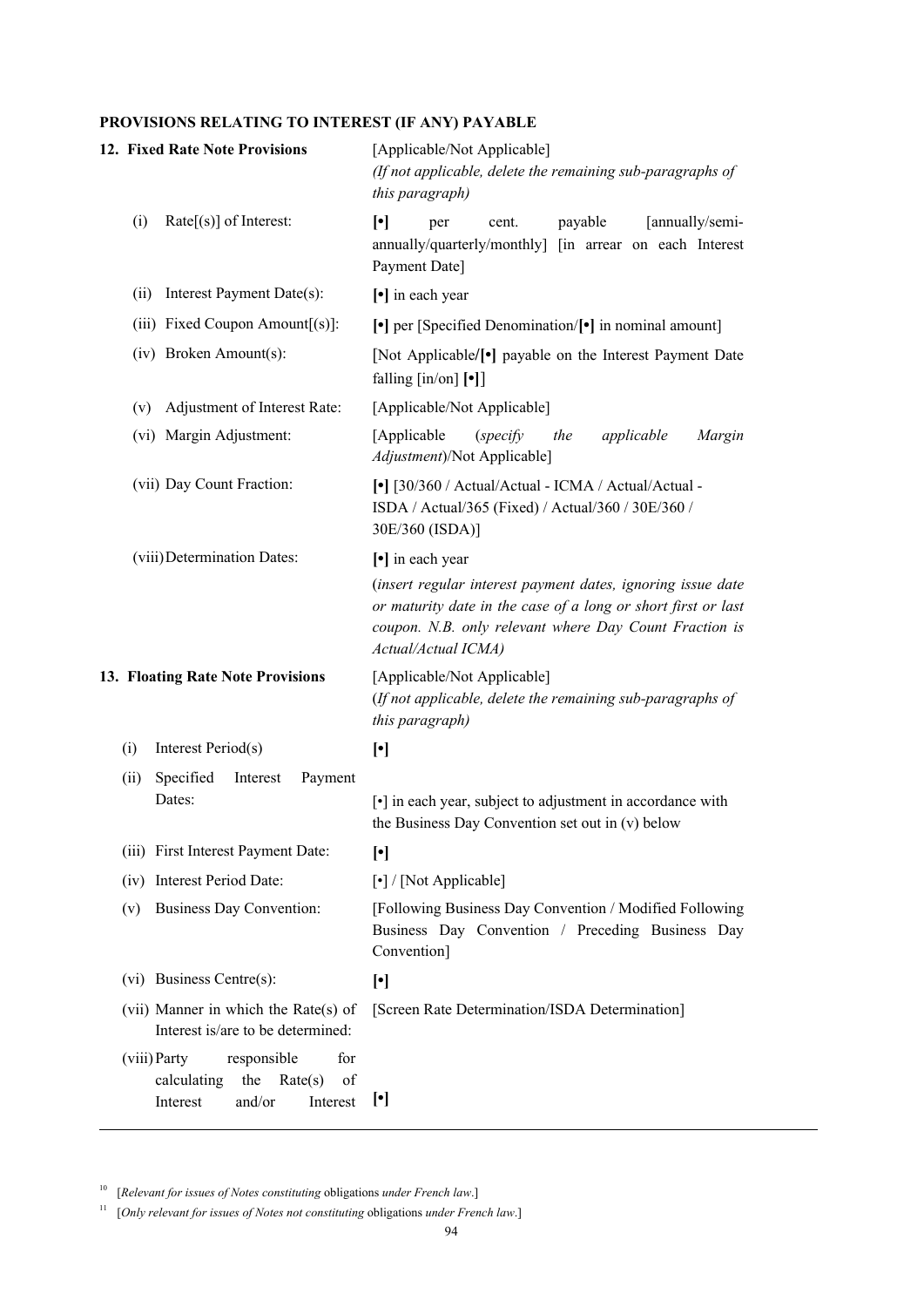**PROVISIONS RELATING TO INTEREST (IF ANY) PAYABLE**

| | |
|---|---|
| **12. Fixed Rate Note Provisions** | [Applicable/Not Applicable] *(If not applicable, delete the remaining sub-paragraphs of this paragraph)* |
| (i) Rate[(s)] of Interest: | **[•]** per cent. payable [annually/semi-annually/quarterly/monthly] [in arrear on each Interest Payment Date] |
| (ii) Interest Payment Date(s): | **[•]** in each year |
| (iii) Fixed Coupon Amount[(s)]: | **[•]** per [Specified Denomination/**[•]** in nominal amount] |
| (iv) Broken Amount(s): | [Not Applicable/**[•]** payable on the Interest Payment Date falling [in/on] **[•]**] |
| (v) Adjustment of Interest Rate: | [Applicable/Not Applicable] |
| (vi) Margin Adjustment: | [Applicable (*specify the applicable Margin Adjustment*)/Not Applicable] |
| (vii) Day Count Fraction: | **[•]** [30/360 / Actual/Actual - ICMA / Actual/Actual - ISDA / Actual/365 (Fixed) / Actual/360 / 30E/360 / 30E/360 (ISDA)] |
| (viii) Determination Dates: | **[•]** in each year (*insert regular interest payment dates, ignoring issue date or maturity date in the case of a long or short first or last coupon. N.B. only relevant where Day Count Fraction is Actual/Actual ICMA)* |
| **13. Floating Rate Note Provisions** | [Applicable/Not Applicable] (*If not applicable, delete the remaining sub-paragraphs of this paragraph)* |
| (i) Interest Period(s) | **[•]** |
| (ii) Specified Interest Payment Dates: | [•] in each year, subject to adjustment in accordance with the Business Day Convention set out in (v) below |
| (iii) First Interest Payment Date: | **[•]** |
| (iv) Interest Period Date: | [•] / [Not Applicable] |
| (v) Business Day Convention: | [Following Business Day Convention / Modified Following Business Day Convention / Preceding Business Day Convention] |
| (vi) Business Centre(s): | **[•]** |
| (vii) Manner in which the Rate(s) of Interest is/are to be determined: | [Screen Rate Determination/ISDA Determination] |
| (viii) Party responsible for calculating the Rate(s) of Interest and/or Interest | **[•]** |

[10] [*Relevant for issues of Notes constituting* obligations *under French law*.]

[11] [*Only relevant for issues of Notes not constituting* obligations *under French law*.]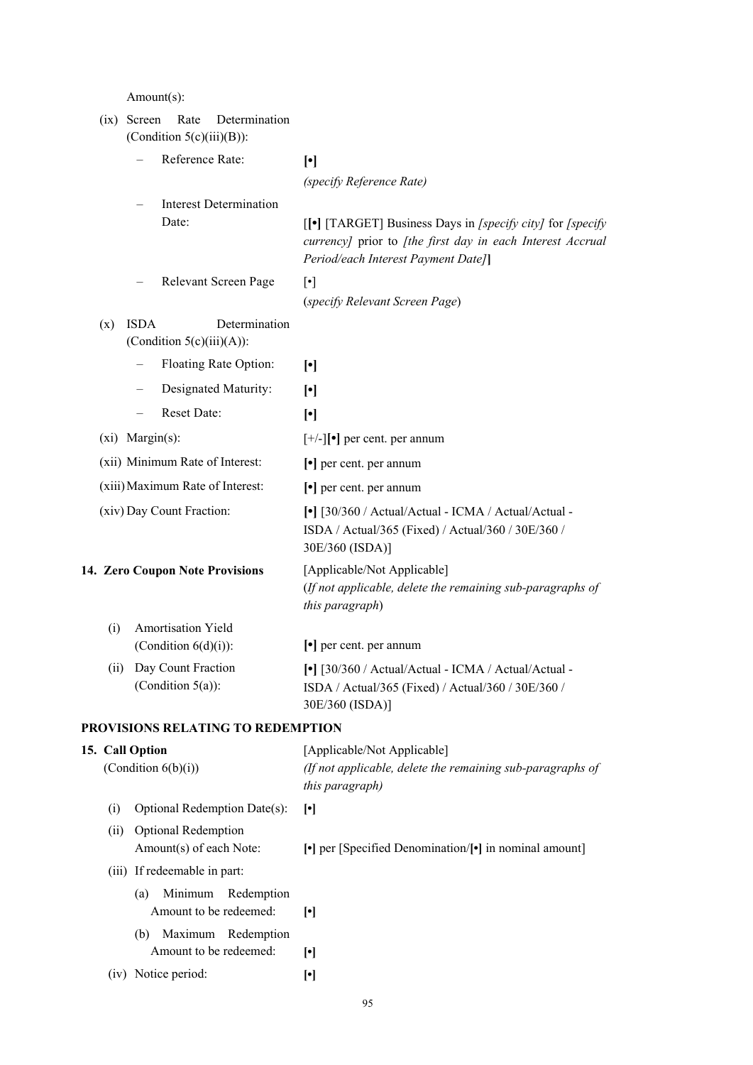Amount(s):

| | |
|---|---|
| (ix) Screen Rate Determination (Condition 5(c)(iii)(B)): | |
| – Reference Rate: | **[•]** *(specify Reference Rate)* |
| – Interest Determination Date: | [**[•]** [TARGET] Business Days in *[specify city]* for *[specify currency]* prior to *[the first day in each Interest Accrual Period/each Interest Payment Date]*] |
| – Relevant Screen Page | [•] (*specify Relevant Screen Page*) |
| (x) ISDA Determination (Condition 5(c)(iii)(A)): | |
| – Floating Rate Option: | **[•]** |
| – Designated Maturity: | **[•]** |
| – Reset Date: | **[•]** |
| (xi) Margin(s): | [+/-]**[•]** per cent. per annum |
| (xii) Minimum Rate of Interest: | **[•]** per cent. per annum |
| (xiii) Maximum Rate of Interest: | **[•]** per cent. per annum |
| (xiv) Day Count Fraction: | **[•]** [30/360 / Actual/Actual - ICMA / Actual/Actual - ISDA / Actual/365 (Fixed) / Actual/360 / 30E/360 / 30E/360 (ISDA)] |
| **14. Zero Coupon Note Provisions** | [Applicable/Not Applicable] (*If not applicable, delete the remaining sub-paragraphs of this paragraph*) |
| (i) Amortisation Yield (Condition 6(d)(i)): | **[•]** per cent. per annum |
| (ii) Day Count Fraction (Condition 5(a)): | **[•]** [30/360 / Actual/Actual - ICMA / Actual/Actual - ISDA / Actual/365 (Fixed) / Actual/360 / 30E/360 / 30E/360 (ISDA)] |

**PROVISIONS RELATING TO REDEMPTION**

| | |
|---|---|
| **15. Call Option** (Condition 6(b)(i)) | [Applicable/Not Applicable] *(If not applicable, delete the remaining sub-paragraphs of this paragraph)* |
| (i) Optional Redemption Date(s): | **[•]** |
| (ii) Optional Redemption Amount(s) of each Note: | **[•]** per [Specified Denomination/**[•]** in nominal amount] |
| (iii) If redeemable in part: | |
| (a) Minimum Redemption Amount to be redeemed: | **[•]** |
| (b) Maximum Redemption Amount to be redeemed: | **[•]** |
| (iv) Notice period: | **[•]** |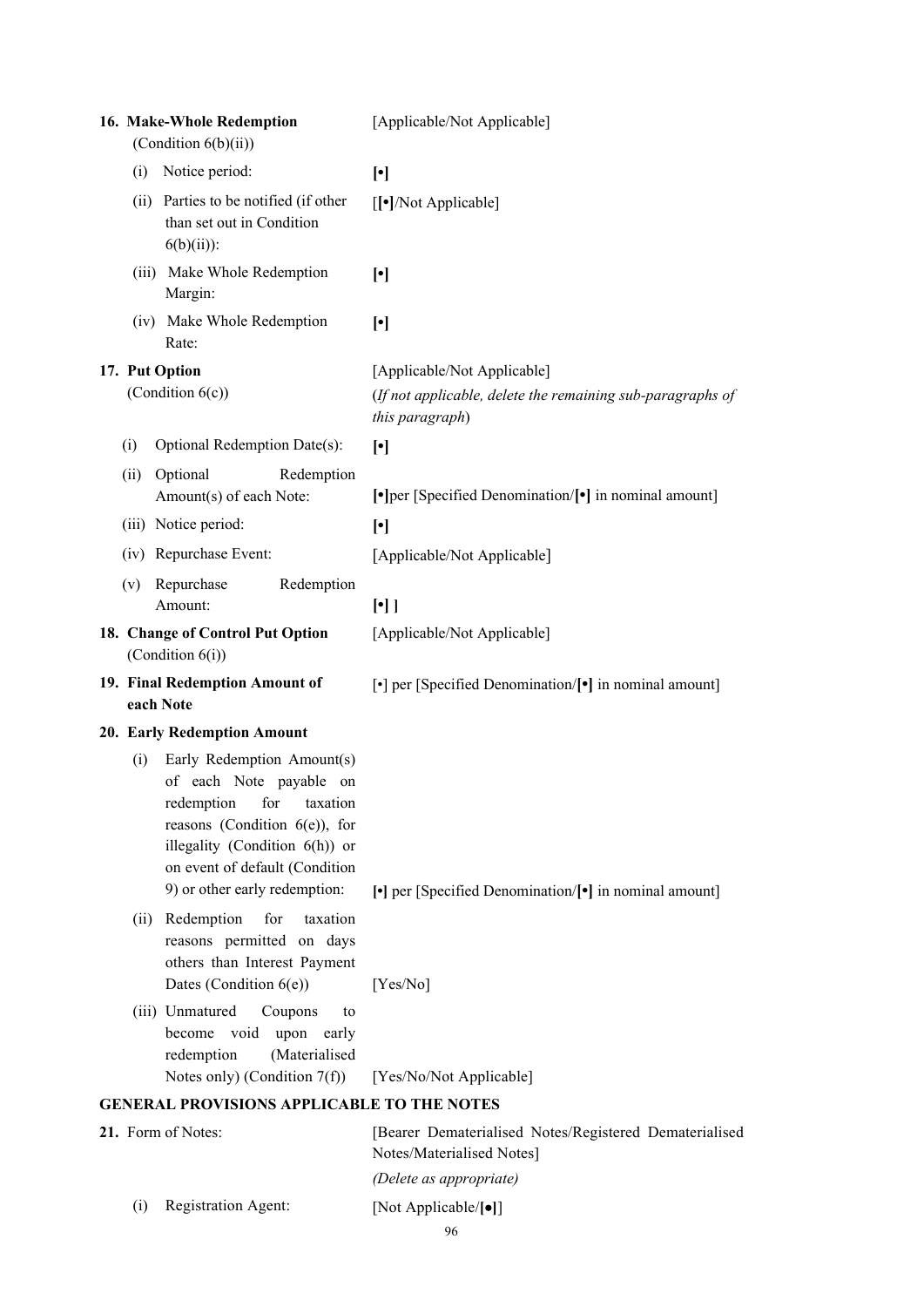| | |
|---|---|
| **16. Make-Whole Redemption** (Condition 6(b)(ii)) | [Applicable/Not Applicable] |
| (i) Notice period: | **[•]** |
| (ii) Parties to be notified (if other than set out in Condition 6(b)(ii)): | [**[•]**/Not Applicable] |
| (iii) Make Whole Redemption Margin: | **[•]** |
| (iv) Make Whole Redemption Rate: | **[•]** |
| **17. Put Option** (Condition 6(c)) | [Applicable/Not Applicable] (*If not applicable, delete the remaining sub-paragraphs of this paragraph*) |
| (i) Optional Redemption Date(s): | **[•]** |
| (ii) Optional Redemption Amount(s) of each Note: | **[•]**per [Specified Denomination/**[•]** in nominal amount] |
| (iii) Notice period: | **[•]** |
| (iv) Repurchase Event: | [Applicable/Not Applicable] |
| (v) Repurchase Redemption Amount: | **[•]** ] |
| **18. Change of Control Put Option** (Condition 6(i)) | [Applicable/Not Applicable] |
| **19. Final Redemption Amount of each Note** | [•] per [Specified Denomination/**[•]** in nominal amount] |
| **20. Early Redemption Amount** | |
| (i) Early Redemption Amount(s) of each Note payable on redemption for taxation reasons (Condition 6(e)), for illegality (Condition 6(h)) or on event of default (Condition 9) or other early redemption: | **[•]** per [Specified Denomination/**[•]** in nominal amount] |
| (ii) Redemption for taxation reasons permitted on days others than Interest Payment Dates (Condition 6(e)) | [Yes/No] |
| (iii) Unmatured Coupons to become void upon early redemption (Materialised Notes only) (Condition 7(f)) | [Yes/No/Not Applicable] |

**GENERAL PROVISIONS APPLICABLE TO THE NOTES**

| | |
|---|---|
| **21.** Form of Notes: | [Bearer Dematerialised Notes/Registered Dematerialised Notes/Materialised Notes] *(Delete as appropriate)* |
| (i) Registration Agent: | [Not Applicable/**[•]**] |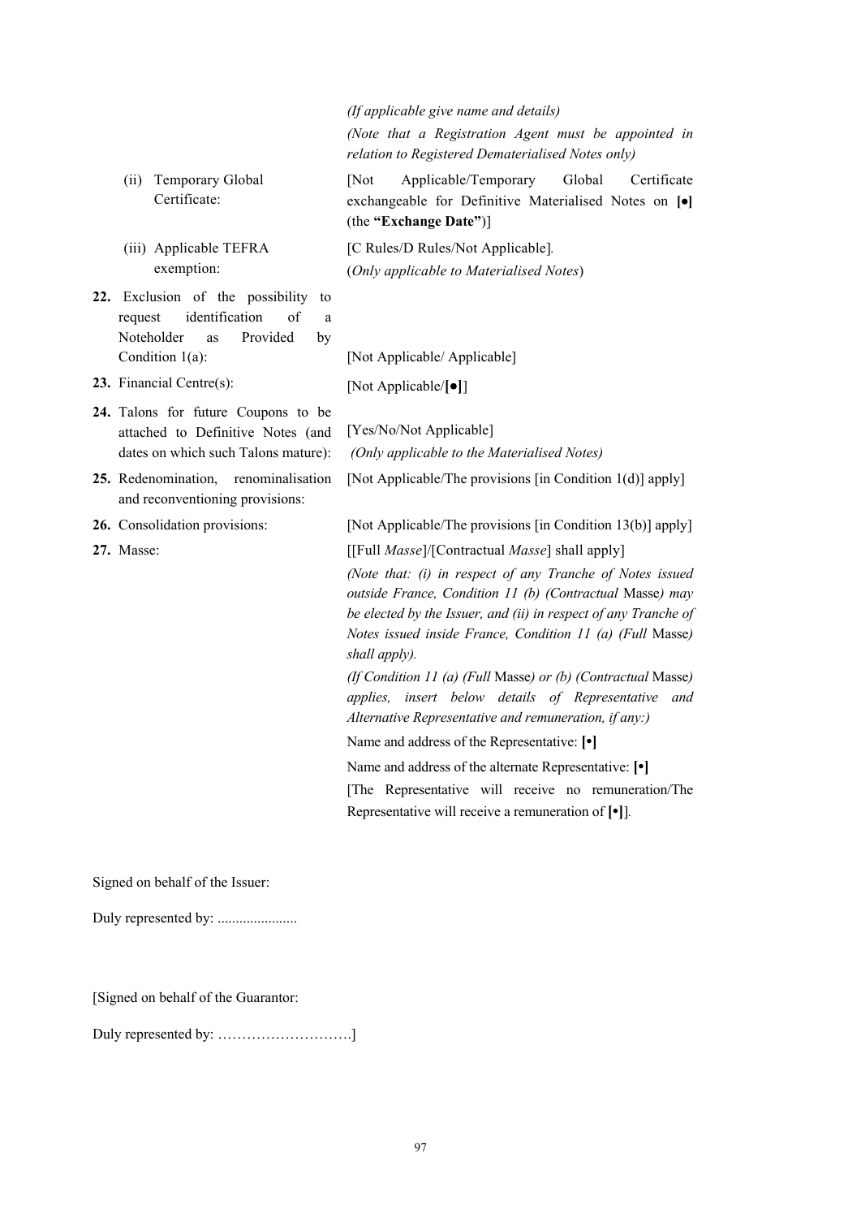| | |
|---|---|
| | *(If applicable give name and details)* |
| | *(Note that a Registration Agent must be appointed in relation to Registered Dematerialised Notes only)* |
| (ii) Temporary Global Certificate: | [Not Applicable/Temporary Global Certificate exchangeable for Definitive Materialised Notes on **[●]** (the **"Exchange Date"**)] |
| (iii) Applicable TEFRA exemption: | [C Rules/D Rules/Not Applicable]. (*Only applicable to Materialised Notes*) |
| **22.** Exclusion of the possibility to request identification of a Noteholder as Provided by Condition 1(a): | [Not Applicable/ Applicable] |
| **23.** Financial Centre(s): | [Not Applicable/**[●]**] |
| **24.** Talons for future Coupons to be attached to Definitive Notes (and dates on which such Talons mature): | [Yes/No/Not Applicable] *(Only applicable to the Materialised Notes)* |
| **25.** Redenomination, renominalisation and reconventioning provisions: | [Not Applicable/The provisions [in Condition 1(d)] apply] |
| **26.** Consolidation provisions: | [Not Applicable/The provisions [in Condition 13(b)] apply] |
| **27.** Masse: | [[Full *Masse*]/[Contractual *Masse*] shall apply] |

*(Note that: (i) in respect of any Tranche of Notes issued outside France, Condition 11 (b) (Contractual* Masse*) may be elected by the Issuer, and (ii) in respect of any Tranche of Notes issued inside France, Condition 11 (a) (Full* Masse*) shall apply).*

*(If Condition 11 (a) (Full* Masse*) or (b) (Contractual* Masse*) applies, insert below details of Representative and Alternative Representative and remuneration, if any:)*

Name and address of the Representative: **[•]**

Name and address of the alternate Representative: **[•]**

[The Representative will receive no remuneration/The Representative will receive a remuneration of **[•]**].

Signed on behalf of the Issuer:

Duly represented by: ......................

[Signed on behalf of the Guarantor:

Duly represented by: ……………………….]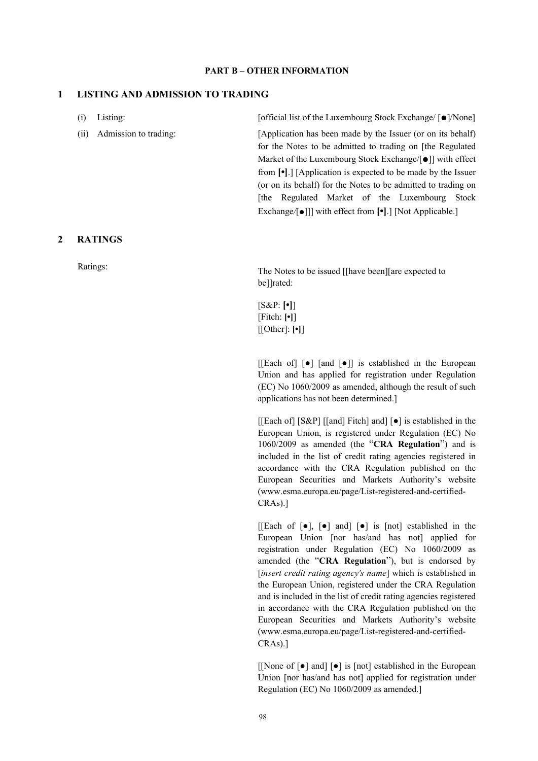**PART B – OTHER INFORMATION**

## 1 LISTING AND ADMISSION TO TRADING

| | |
|---|---|
| (i) Listing: | [official list of the Luxembourg Stock Exchange/ [●]/None] |
| (ii) Admission to trading: | [Application has been made by the Issuer (or on its behalf) for the Notes to be admitted to trading on [the Regulated Market of the Luxembourg Stock Exchange/[●]] with effect from **[•]**.] [Application is expected to be made by the Issuer (or on its behalf) for the Notes to be admitted to trading on [the Regulated Market of the Luxembourg Stock Exchange/[●]]] with effect from **[•]**.] [Not Applicable.] |

## 2 RATINGS

Ratings:

The Notes to be issued [[have been][are expected to be]]rated:

[S&P: **[•]**]
[Fitch: **[•]**]
[[Other]: **[•]**]

[[Each of] [●] [and [●]] is established in the European Union and has applied for registration under Regulation (EC) No 1060/2009 as amended, although the result of such applications has not been determined.]

[[Each of] [S&P] [[and] Fitch] and] [●] is established in the European Union, is registered under Regulation (EC) No 1060/2009 as amended (the "**CRA Regulation**") and is included in the list of credit rating agencies registered in accordance with the CRA Regulation published on the European Securities and Markets Authority's website (www.esma.europa.eu/page/List-registered-and-certified-CRAs).]

[[Each of [●], [●] and] [●] is [not] established in the European Union [nor has/and has not] applied for registration under Regulation (EC) No 1060/2009 as amended (the "**CRA Regulation**"), but is endorsed by [*insert credit rating agency's name*] which is established in the European Union, registered under the CRA Regulation and is included in the list of credit rating agencies registered in accordance with the CRA Regulation published on the European Securities and Markets Authority's website (www.esma.europa.eu/page/List-registered-and-certified-CRAs).]

[[None of [●] and] [●] is [not] established in the European Union [nor has/and has not] applied for registration under Regulation (EC) No 1060/2009 as amended.]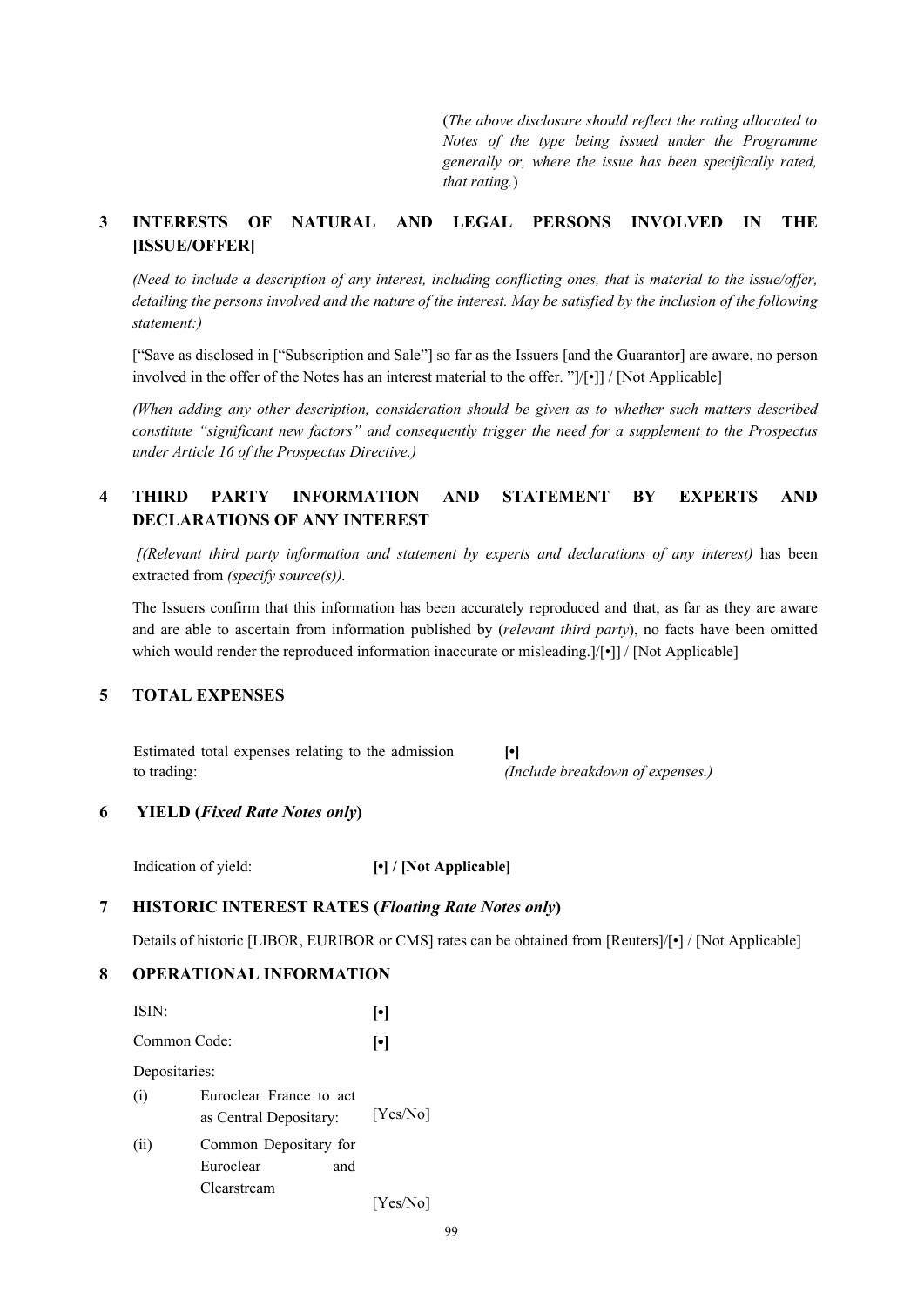(*The above disclosure should reflect the rating allocated to Notes of the type being issued under the Programme generally or, where the issue has been specifically rated, that rating.*)

## 3 INTERESTS OF NATURAL AND LEGAL PERSONS INVOLVED IN THE [ISSUE/OFFER]

*(Need to include a description of any interest, including conflicting ones, that is material to the issue/offer, detailing the persons involved and the nature of the interest. May be satisfied by the inclusion of the following statement:)*

["Save as disclosed in ["Subscription and Sale"] so far as the Issuers [and the Guarantor] are aware, no person involved in the offer of the Notes has an interest material to the offer. "]/[•]] / [Not Applicable]

*(When adding any other description, consideration should be given as to whether such matters described constitute "significant new factors" and consequently trigger the need for a supplement to the Prospectus under Article 16 of the Prospectus Directive.)*

## 4 THIRD PARTY INFORMATION AND STATEMENT BY EXPERTS AND DECLARATIONS OF ANY INTEREST

[*(Relevant third party information and statement by experts and declarations of any interest)* has been extracted from *(specify source(s))*.

The Issuers confirm that this information has been accurately reproduced and that, as far as they are aware and are able to ascertain from information published by (*relevant third party*), no facts have been omitted which would render the reproduced information inaccurate or misleading.]/[•]] / [Not Applicable]

## 5 TOTAL EXPENSES

| | |
|---|---|
| Estimated total expenses relating to the admission to trading: | **[•]** *(Include breakdown of expenses.)* |

## 6 YIELD (*Fixed Rate Notes only*)

| | |
|---|---|
| Indication of yield: | **[•] / [Not Applicable]** |

## 7 HISTORIC INTEREST RATES (*Floating Rate Notes only*)

Details of historic [LIBOR, EURIBOR or CMS] rates can be obtained from [Reuters]/[•] / [Not Applicable]

## 8 OPERATIONAL INFORMATION

| | | |
|---|---|---|
| ISIN: | | **[•]** |
| Common Code: | | **[•]** |
| Depositaries: | | |
| (i) | Euroclear France to act as Central Depositary: | [Yes/No] |
| (ii) | Common Depositary for Euroclear and Clearstream | [Yes/No] |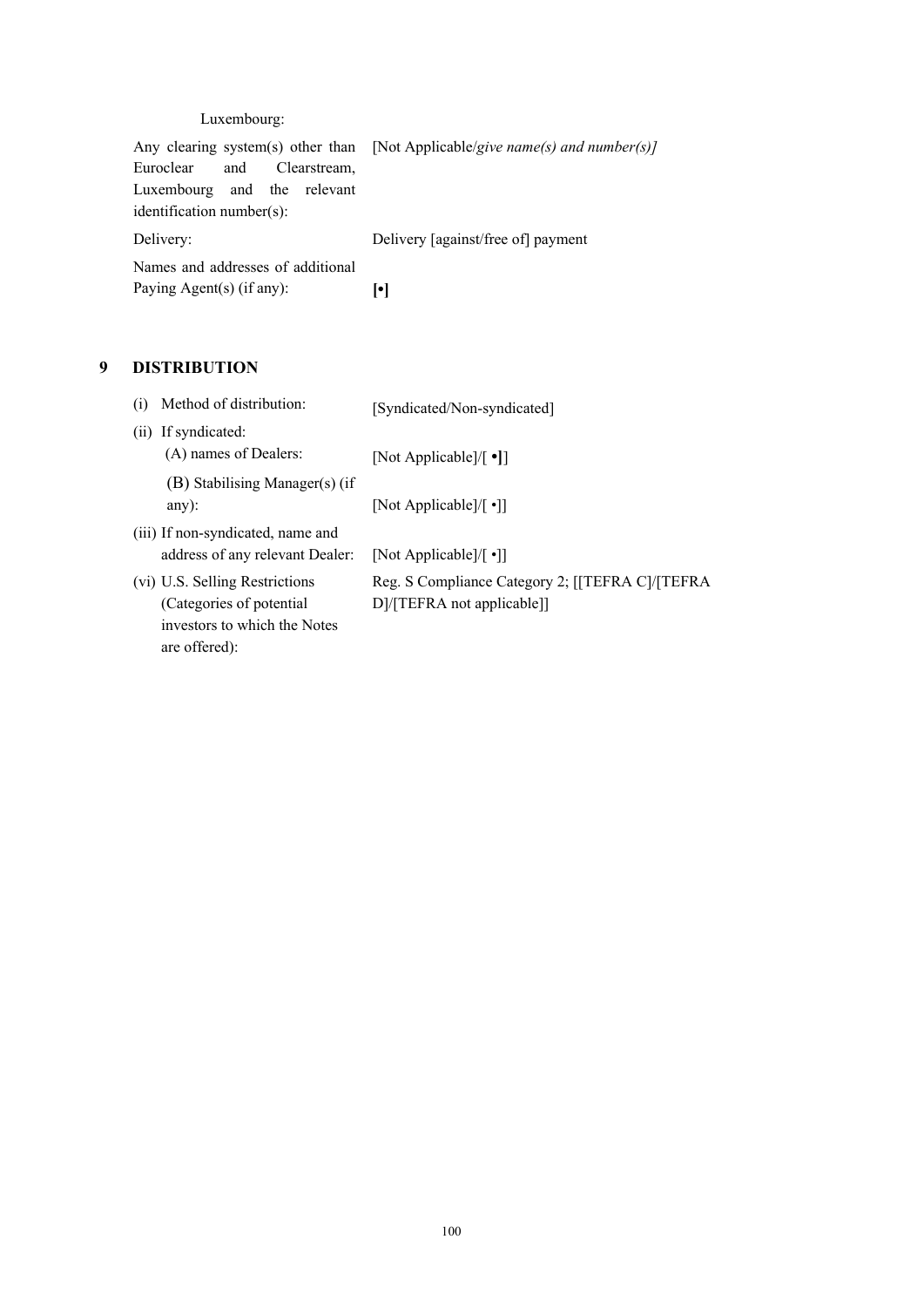| | |
|---|---|
| Luxembourg: | |
| Any clearing system(s) other than Euroclear and Clearstream, Luxembourg and the relevant identification number(s): | [Not Applicable/*give name(s) and number(s)]* |
| Delivery: | Delivery [against/free of] payment |
| Names and addresses of additional Paying Agent(s) (if any): | **[•]** |

## 9 DISTRIBUTION

| | |
|---|---|
| (i) Method of distribution: | [Syndicated/Non-syndicated] |
| (ii) If syndicated: | |
| (A) names of Dealers: | [Not Applicable]/[ •]] |
| (B) Stabilising Manager(s) (if any): | [Not Applicable]/[ •]] |
| (iii) If non-syndicated, name and address of any relevant Dealer: | [Not Applicable]/[ •]] |
| (vi) U.S. Selling Restrictions (Categories of potential investors to which the Notes are offered): | Reg. S Compliance Category 2; [[TEFRA C]/[TEFRA D]/[TEFRA not applicable]] |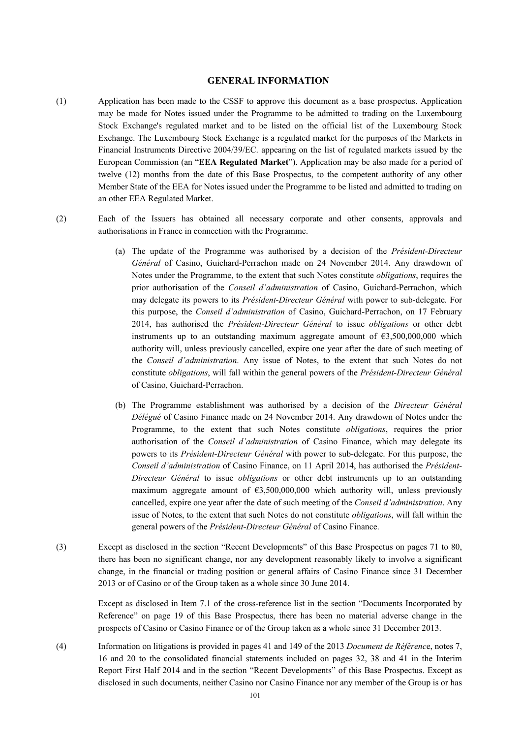## GENERAL INFORMATION

(1) Application has been made to the CSSF to approve this document as a base prospectus. Application may be made for Notes issued under the Programme to be admitted to trading on the Luxembourg Stock Exchange's regulated market and to be listed on the official list of the Luxembourg Stock Exchange. The Luxembourg Stock Exchange is a regulated market for the purposes of the Markets in Financial Instruments Directive 2004/39/EC. appearing on the list of regulated markets issued by the European Commission (an "**EEA Regulated Market**"). Application may be also made for a period of twelve (12) months from the date of this Base Prospectus, to the competent authority of any other Member State of the EEA for Notes issued under the Programme to be listed and admitted to trading on an other EEA Regulated Market.

(2) Each of the Issuers has obtained all necessary corporate and other consents, approvals and authorisations in France in connection with the Programme.

(a) The update of the Programme was authorised by a decision of the *Président-Directeur Général* of Casino, Guichard-Perrachon made on 24 November 2014. Any drawdown of Notes under the Programme, to the extent that such Notes constitute *obligations*, requires the prior authorisation of the *Conseil d'administration* of Casino, Guichard-Perrachon, which may delegate its powers to its *Président-Directeur Général* with power to sub-delegate. For this purpose, the *Conseil d'administration* of Casino, Guichard-Perrachon, on 17 February 2014, has authorised the *Président-Directeur Général* to issue *obligations* or other debt instruments up to an outstanding maximum aggregate amount of €3,500,000,000 which authority will, unless previously cancelled, expire one year after the date of such meeting of the *Conseil d'administration*. Any issue of Notes, to the extent that such Notes do not constitute *obligations*, will fall within the general powers of the *Président-Directeur Général* of Casino, Guichard-Perrachon.

(b) The Programme establishment was authorised by a decision of the *Directeur Général Délégué* of Casino Finance made on 24 November 2014. Any drawdown of Notes under the Programme, to the extent that such Notes constitute *obligations*, requires the prior authorisation of the *Conseil d'administration* of Casino Finance, which may delegate its powers to its *Président-Directeur Général* with power to sub-delegate. For this purpose, the *Conseil d'administration* of Casino Finance, on 11 April 2014, has authorised the *Président-Directeur Général* to issue *obligations* or other debt instruments up to an outstanding maximum aggregate amount of €3,500,000,000 which authority will, unless previously cancelled, expire one year after the date of such meeting of the *Conseil d'administration*. Any issue of Notes, to the extent that such Notes do not constitute *obligations*, will fall within the general powers of the *Président-Directeur Général* of Casino Finance.

(3) Except as disclosed in the section "Recent Developments" of this Base Prospectus on pages 71 to 80, there has been no significant change, nor any development reasonably likely to involve a significant change, in the financial or trading position or general affairs of Casino Finance since 31 December 2013 or of Casino or of the Group taken as a whole since 30 June 2014.

Except as disclosed in Item 7.1 of the cross-reference list in the section "Documents Incorporated by Reference" on page 19 of this Base Prospectus, there has been no material adverse change in the prospects of Casino or Casino Finance or of the Group taken as a whole since 31 December 2013.

(4) Information on litigations is provided in pages 41 and 149 of the 2013 *Document de Référenc*e, notes 7, 16 and 20 to the consolidated financial statements included on pages 32, 38 and 41 in the Interim Report First Half 2014 and in the section "Recent Developments" of this Base Prospectus. Except as disclosed in such documents, neither Casino nor Casino Finance nor any member of the Group is or has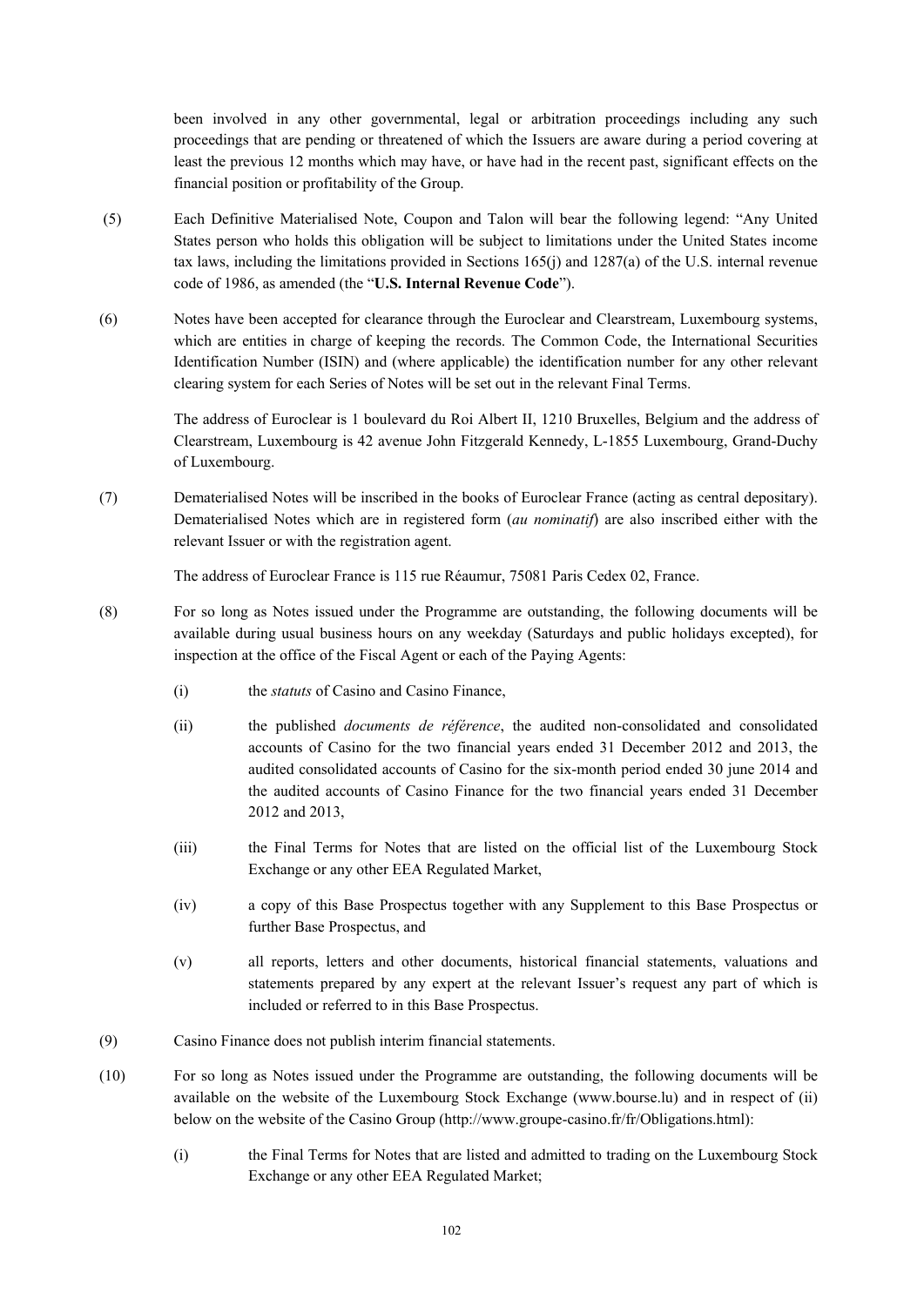been involved in any other governmental, legal or arbitration proceedings including any such proceedings that are pending or threatened of which the Issuers are aware during a period covering at least the previous 12 months which may have, or have had in the recent past, significant effects on the financial position or profitability of the Group.

(5) Each Definitive Materialised Note, Coupon and Talon will bear the following legend: "Any United States person who holds this obligation will be subject to limitations under the United States income tax laws, including the limitations provided in Sections 165(j) and 1287(a) of the U.S. internal revenue code of 1986, as amended (the "**U.S. Internal Revenue Code**").

(6) Notes have been accepted for clearance through the Euroclear and Clearstream, Luxembourg systems, which are entities in charge of keeping the records. The Common Code, the International Securities Identification Number (ISIN) and (where applicable) the identification number for any other relevant clearing system for each Series of Notes will be set out in the relevant Final Terms.

The address of Euroclear is 1 boulevard du Roi Albert II, 1210 Bruxelles, Belgium and the address of Clearstream, Luxembourg is 42 avenue John Fitzgerald Kennedy, L-1855 Luxembourg, Grand-Duchy of Luxembourg.

(7) Dematerialised Notes will be inscribed in the books of Euroclear France (acting as central depositary). Dematerialised Notes which are in registered form (*au nominatif*) are also inscribed either with the relevant Issuer or with the registration agent.

The address of Euroclear France is 115 rue Réaumur, 75081 Paris Cedex 02, France.

(8) For so long as Notes issued under the Programme are outstanding, the following documents will be available during usual business hours on any weekday (Saturdays and public holidays excepted), for inspection at the office of the Fiscal Agent or each of the Paying Agents:

(i) the *statuts* of Casino and Casino Finance,

(ii) the published *documents de référence*, the audited non-consolidated and consolidated accounts of Casino for the two financial years ended 31 December 2012 and 2013, the audited consolidated accounts of Casino for the six-month period ended 30 june 2014 and the audited accounts of Casino Finance for the two financial years ended 31 December 2012 and 2013,

(iii) the Final Terms for Notes that are listed on the official list of the Luxembourg Stock Exchange or any other EEA Regulated Market,

(iv) a copy of this Base Prospectus together with any Supplement to this Base Prospectus or further Base Prospectus, and

(v) all reports, letters and other documents, historical financial statements, valuations and statements prepared by any expert at the relevant Issuer's request any part of which is included or referred to in this Base Prospectus.

(9) Casino Finance does not publish interim financial statements.

(10) For so long as Notes issued under the Programme are outstanding, the following documents will be available on the website of the Luxembourg Stock Exchange (www.bourse.lu) and in respect of (ii) below on the website of the Casino Group (http://www.groupe-casino.fr/fr/Obligations.html):

(i) the Final Terms for Notes that are listed and admitted to trading on the Luxembourg Stock Exchange or any other EEA Regulated Market;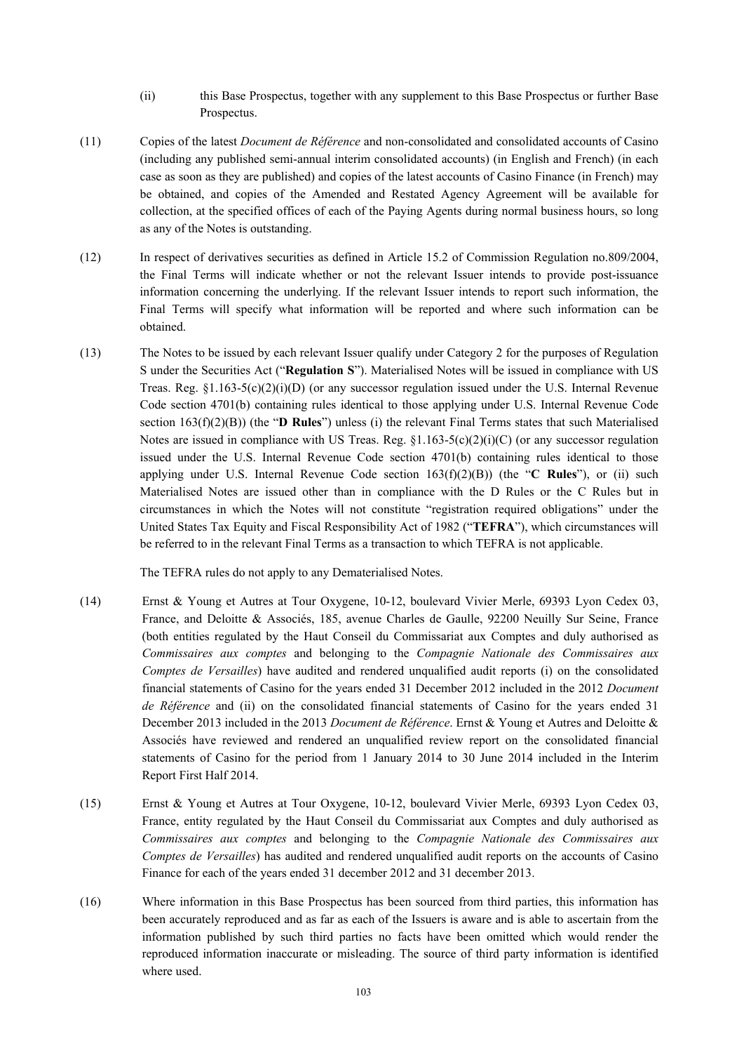(ii) this Base Prospectus, together with any supplement to this Base Prospectus or further Base Prospectus.

(11) Copies of the latest *Document de Référence* and non-consolidated and consolidated accounts of Casino (including any published semi-annual interim consolidated accounts) (in English and French) (in each case as soon as they are published) and copies of the latest accounts of Casino Finance (in French) may be obtained, and copies of the Amended and Restated Agency Agreement will be available for collection, at the specified offices of each of the Paying Agents during normal business hours, so long as any of the Notes is outstanding.

(12) In respect of derivatives securities as defined in Article 15.2 of Commission Regulation no.809/2004, the Final Terms will indicate whether or not the relevant Issuer intends to provide post-issuance information concerning the underlying. If the relevant Issuer intends to report such information, the Final Terms will specify what information will be reported and where such information can be obtained.

(13) The Notes to be issued by each relevant Issuer qualify under Category 2 for the purposes of Regulation S under the Securities Act ("**Regulation S**"). Materialised Notes will be issued in compliance with US Treas. Reg. §1.163-5(c)(2)(i)(D) (or any successor regulation issued under the U.S. Internal Revenue Code section 4701(b) containing rules identical to those applying under U.S. Internal Revenue Code section 163(f)(2)(B)) (the "**D Rules**") unless (i) the relevant Final Terms states that such Materialised Notes are issued in compliance with US Treas. Reg. §1.163-5(c)(2)(i)(C) (or any successor regulation issued under the U.S. Internal Revenue Code section 4701(b) containing rules identical to those applying under U.S. Internal Revenue Code section 163(f)(2)(B)) (the "**C Rules**"), or (ii) such Materialised Notes are issued other than in compliance with the D Rules or the C Rules but in circumstances in which the Notes will not constitute "registration required obligations" under the United States Tax Equity and Fiscal Responsibility Act of 1982 ("**TEFRA**"), which circumstances will be referred to in the relevant Final Terms as a transaction to which TEFRA is not applicable.

The TEFRA rules do not apply to any Dematerialised Notes.

(14) Ernst & Young et Autres at Tour Oxygene, 10-12, boulevard Vivier Merle, 69393 Lyon Cedex 03, France, and Deloitte & Associés, 185, avenue Charles de Gaulle, 92200 Neuilly Sur Seine, France (both entities regulated by the Haut Conseil du Commissariat aux Comptes and duly authorised as *Commissaires aux comptes* and belonging to the *Compagnie Nationale des Commissaires aux Comptes de Versailles*) have audited and rendered unqualified audit reports (i) on the consolidated financial statements of Casino for the years ended 31 December 2012 included in the 2012 *Document de Référence* and (ii) on the consolidated financial statements of Casino for the years ended 31 December 2013 included in the 2013 *Document de Référence*. Ernst & Young et Autres and Deloitte & Associés have reviewed and rendered an unqualified review report on the consolidated financial statements of Casino for the period from 1 January 2014 to 30 June 2014 included in the Interim Report First Half 2014.

(15) Ernst & Young et Autres at Tour Oxygene, 10-12, boulevard Vivier Merle, 69393 Lyon Cedex 03, France, entity regulated by the Haut Conseil du Commissariat aux Comptes and duly authorised as *Commissaires aux comptes* and belonging to the *Compagnie Nationale des Commissaires aux Comptes de Versailles*) has audited and rendered unqualified audit reports on the accounts of Casino Finance for each of the years ended 31 december 2012 and 31 december 2013.

(16) Where information in this Base Prospectus has been sourced from third parties, this information has been accurately reproduced and as far as each of the Issuers is aware and is able to ascertain from the information published by such third parties no facts have been omitted which would render the reproduced information inaccurate or misleading. The source of third party information is identified where used.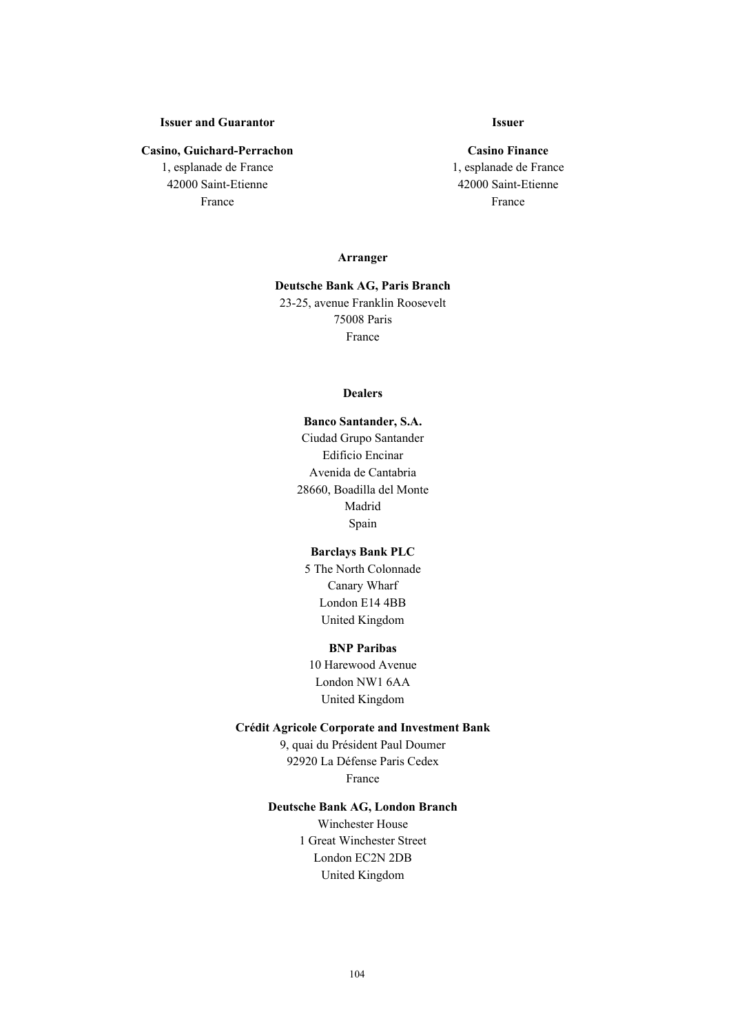**Issuer and Guarantor**

**Casino, Guichard-Perrachon**
1, esplanade de France
42000 Saint-Etienne
France

**Issuer**

**Casino Finance**
1, esplanade de France
42000 Saint-Etienne
France

**Arranger**

**Deutsche Bank AG, Paris Branch**
23-25, avenue Franklin Roosevelt
75008 Paris
France

**Dealers**

**Banco Santander, S.A.**
Ciudad Grupo Santander
Edificio Encinar
Avenida de Cantabria
28660, Boadilla del Monte
Madrid
Spain

**Barclays Bank PLC**
5 The North Colonnade
Canary Wharf
London E14 4BB
United Kingdom

**BNP Paribas**
10 Harewood Avenue
London NW1 6AA
United Kingdom

**Crédit Agricole Corporate and Investment Bank**
9, quai du Président Paul Doumer
92920 La Défense Paris Cedex
France

**Deutsche Bank AG, London Branch**
Winchester House
1 Great Winchester Street
London EC2N 2DB
United Kingdom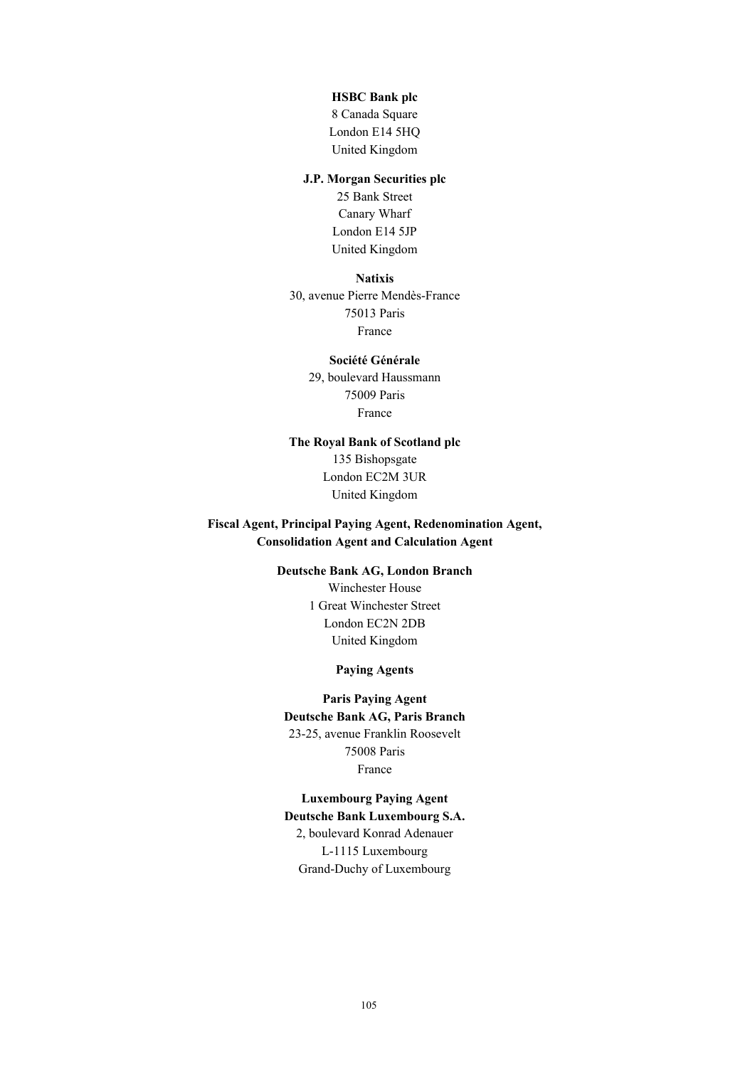**HSBC Bank plc**
8 Canada Square
London E14 5HQ
United Kingdom

**J.P. Morgan Securities plc**
25 Bank Street
Canary Wharf
London E14 5JP
United Kingdom

**Natixis**
30, avenue Pierre Mendès-France
75013 Paris
France

**Société Générale**
29, boulevard Haussmann
75009 Paris
France

**The Royal Bank of Scotland plc**
135 Bishopsgate
London EC2M 3UR
United Kingdom

**Fiscal Agent, Principal Paying Agent, Redenomination Agent, Consolidation Agent and Calculation Agent**

**Deutsche Bank AG, London Branch**
Winchester House
1 Great Winchester Street
London EC2N 2DB
United Kingdom

**Paying Agents**

**Paris Paying Agent**
**Deutsche Bank AG, Paris Branch**
23-25, avenue Franklin Roosevelt
75008 Paris
France

**Luxembourg Paying Agent**
**Deutsche Bank Luxembourg S.A.**
2, boulevard Konrad Adenauer
L-1115 Luxembourg
Grand-Duchy of Luxembourg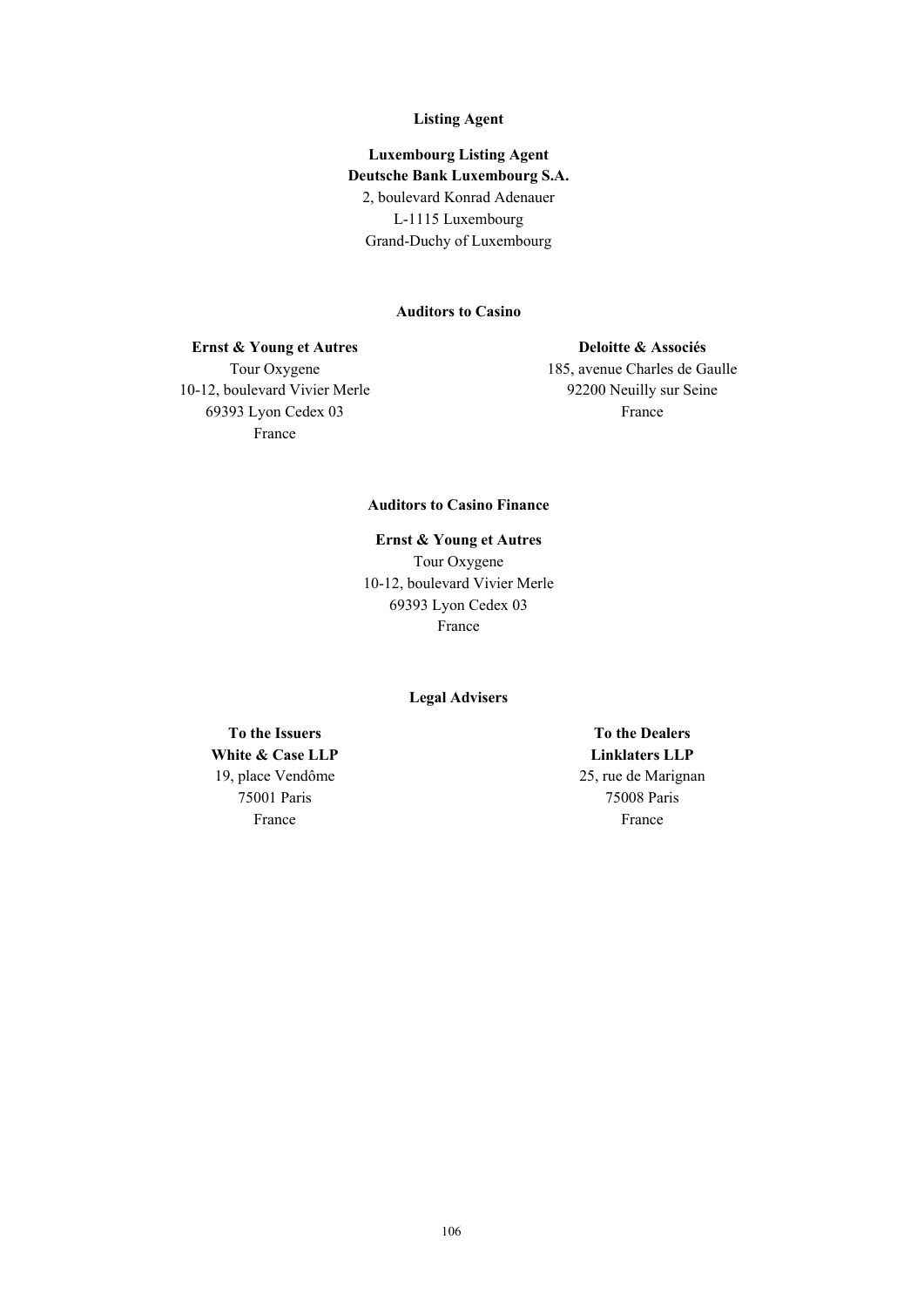## Listing Agent

**Luxembourg Listing Agent**
**Deutsche Bank Luxembourg S.A.**
2, boulevard Konrad Adenauer
L-1115 Luxembourg
Grand-Duchy of Luxembourg

## Auditors to Casino

**Ernst & Young et Autres**
Tour Oxygene
10-12, boulevard Vivier Merle
69393 Lyon Cedex 03
France

**Deloitte & Associés**
185, avenue Charles de Gaulle
92200 Neuilly sur Seine
France

## Auditors to Casino Finance

**Ernst & Young et Autres**
Tour Oxygene
10-12, boulevard Vivier Merle
69393 Lyon Cedex 03
France

## Legal Advisers

**To the Issuers**
**White & Case LLP**
19, place Vendôme
75001 Paris
France

**To the Dealers**
**Linklaters LLP**
25, rue de Marignan
75008 Paris
France